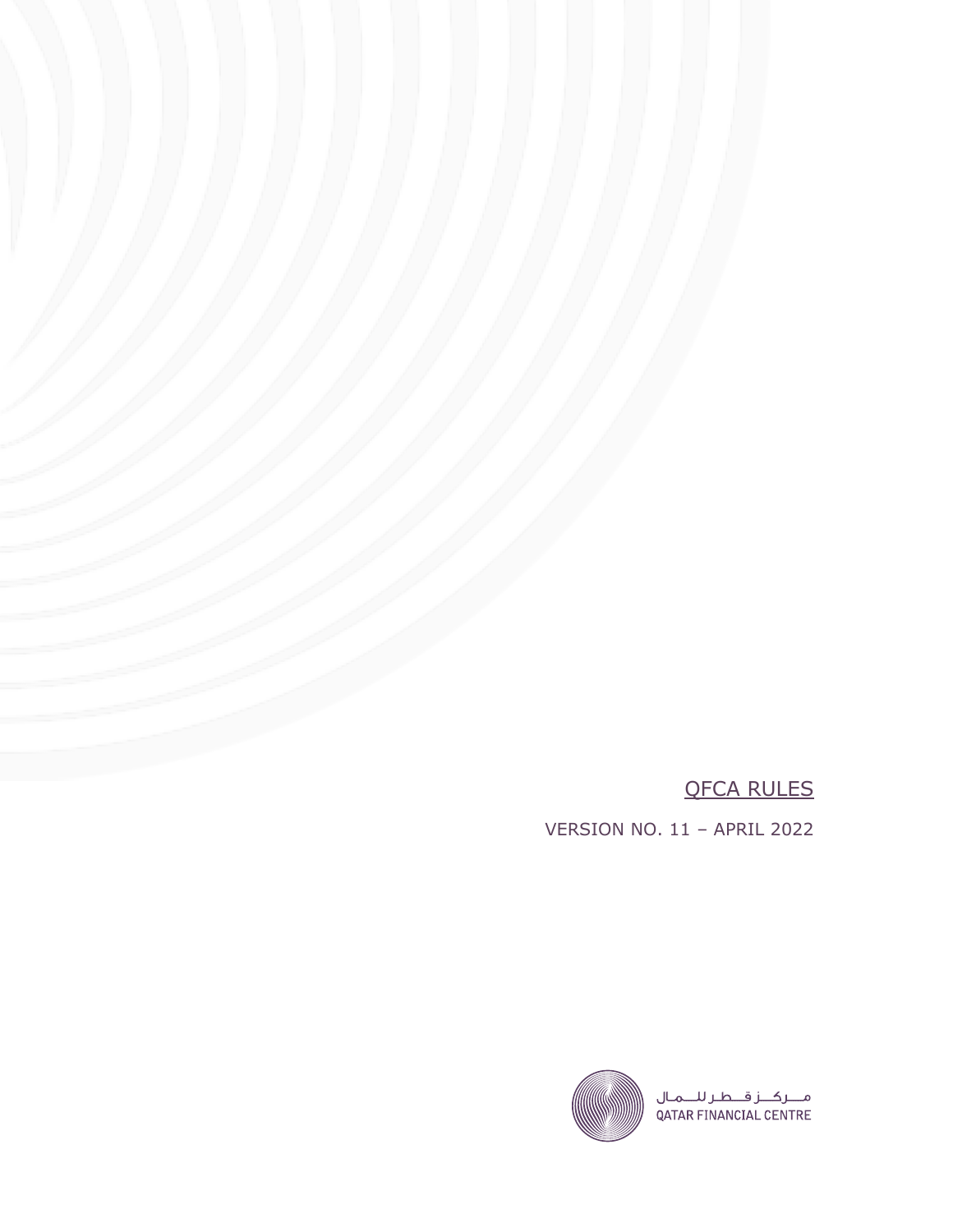# QFCA RULES

VERSION NO. 11 – APRIL 2022

مــركــز قــطــر للــمــال
QATAR FINANCIAL CENTRE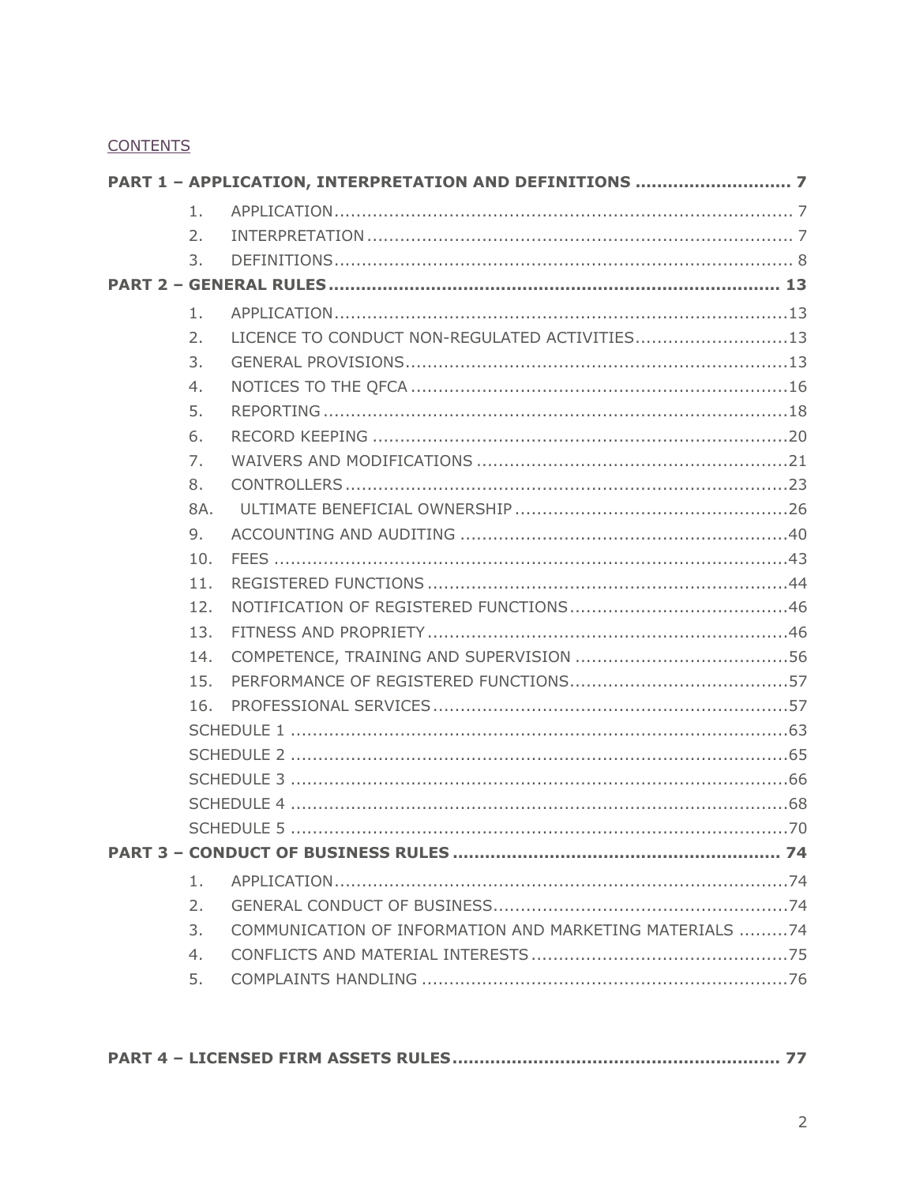CONTENTS

**PART 1 – APPLICATION, INTERPRETATION AND DEFINITIONS ............................ 7**

1. APPLICATION ................................................................................ 7
2. INTERPRETATION ........................................................................... 7
3. DEFINITIONS ................................................................................. 8

**PART 2 – GENERAL RULES ................................................................................ 13**

1. APPLICATION ................................................................................ 13
2. LICENCE TO CONDUCT NON-REGULATED ACTIVITIES ........................... 13
3. GENERAL PROVISIONS ..................................................................... 13
4. NOTICES TO THE QFCA ................................................................... 16
5. REPORTING ................................................................................... 18
6. RECORD KEEPING .......................................................................... 20
7. WAIVERS AND MODIFICATIONS ........................................................ 21
8. CONTROLLERS ............................................................................... 23

8A. ULTIMATE BENEFICIAL OWNERSHIP ................................................. 26

9. ACCOUNTING AND AUDITING .......................................................... 40
10. FEES ............................................................................................ 43
11. REGISTERED FUNCTIONS ................................................................ 44
12. NOTIFICATION OF REGISTERED FUNCTIONS ...................................... 46
13. FITNESS AND PROPRIETY ................................................................ 46
14. COMPETENCE, TRAINING AND SUPERVISION ...................................... 56
15. PERFORMANCE OF REGISTERED FUNCTIONS ....................................... 57
16. PROFESSIONAL SERVICES ................................................................ 57

SCHEDULE 1 ........................................................................................ 63
SCHEDULE 2 ........................................................................................ 65
SCHEDULE 3 ........................................................................................ 66
SCHEDULE 4 ........................................................................................ 68
SCHEDULE 5 ........................................................................................ 70

**PART 3 – CONDUCT OF BUSINESS RULES ........................................................... 74**

1. APPLICATION ................................................................................ 74
2. GENERAL CONDUCT OF BUSINESS ..................................................... 74
3. COMMUNICATION OF INFORMATION AND MARKETING MATERIALS ......... 74
4. CONFLICTS AND MATERIAL INTERESTS .............................................. 75
5. COMPLAINTS HANDLING .................................................................. 76

**PART 4 – LICENSED FIRM ASSETS RULES .......................................................... 77**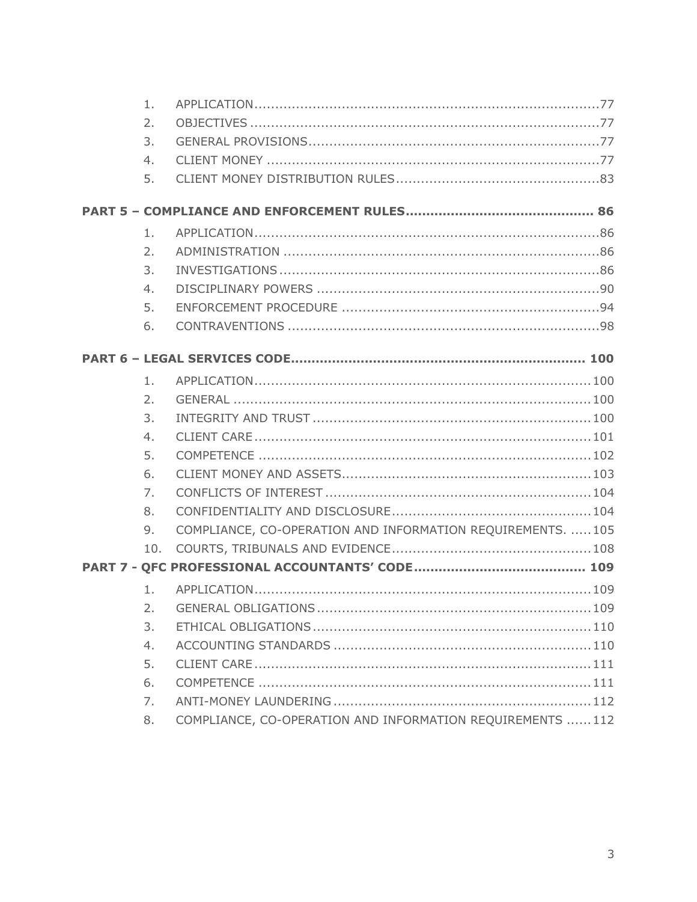1. APPLICATION ........................................................................................77
2. OBJECTIVES .........................................................................................77
3. GENERAL PROVISIONS ...........................................................................77
4. CLIENT MONEY .....................................................................................77
5. CLIENT MONEY DISTRIBUTION RULES ......................................................83

**PART 5 – COMPLIANCE AND ENFORCEMENT RULES ............................................ 86**

1. APPLICATION ........................................................................................86
2. ADMINISTRATION .................................................................................86
3. INVESTIGATIONS ..................................................................................86
4. DISCIPLINARY POWERS .........................................................................90
5. ENFORCEMENT PROCEDURE ...................................................................94
6. CONTRAVENTIONS ................................................................................98

**PART 6 – LEGAL SERVICES CODE ................................................................... 100**

1. APPLICATION ......................................................................................100
2. GENERAL ............................................................................................100
3. INTEGRITY AND TRUST ........................................................................100
4. CLIENT CARE ......................................................................................101
5. COMPETENCE .....................................................................................102
6. CLIENT MONEY AND ASSETS .................................................................103
7. CONFLICTS OF INTEREST .....................................................................104
8. CONFIDENTIALITY AND DISCLOSURE .....................................................104
9. COMPLIANCE, CO-OPERATION AND INFORMATION REQUIREMENTS. ......105
10. COURTS, TRIBUNALS AND EVIDENCE .....................................................108

**PART 7 - QFC PROFESSIONAL ACCOUNTANTS' CODE ......................................... 109**

1. APPLICATION ......................................................................................109
2. GENERAL OBLIGATIONS ........................................................................109
3. ETHICAL OBLIGATIONS .........................................................................110
4. ACCOUNTING STANDARDS ....................................................................110
5. CLIENT CARE ......................................................................................111
6. COMPETENCE .....................................................................................111
7. ANTI-MONEY LAUNDERING ....................................................................112
8. COMPLIANCE, CO-OPERATION AND INFORMATION REQUIREMENTS ......112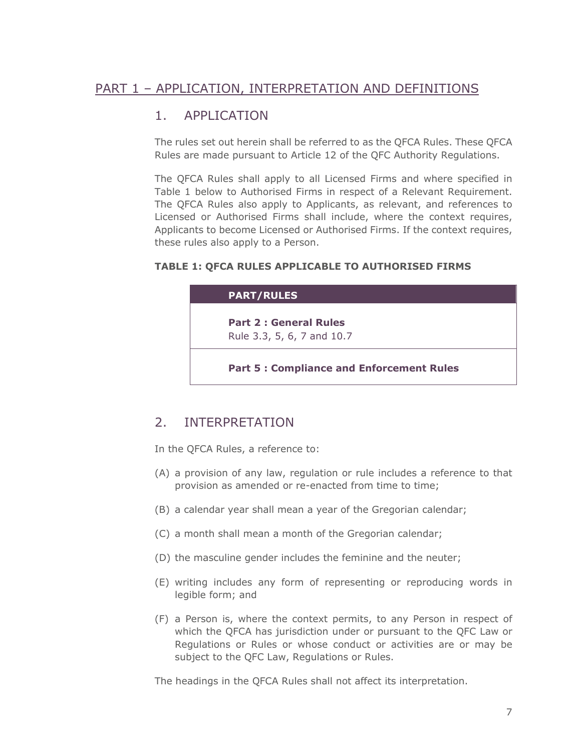# PART 1 – APPLICATION, INTERPRETATION AND DEFINITIONS

## 1. APPLICATION

The rules set out herein shall be referred to as the QFCA Rules. These QFCA Rules are made pursuant to Article 12 of the QFC Authority Regulations.

The QFCA Rules shall apply to all Licensed Firms and where specified in Table 1 below to Authorised Firms in respect of a Relevant Requirement. The QFCA Rules also apply to Applicants, as relevant, and references to Licensed or Authorised Firms shall include, where the context requires, Applicants to become Licensed or Authorised Firms. If the context requires, these rules also apply to a Person.

**TABLE 1: QFCA RULES APPLICABLE TO AUTHORISED FIRMS**

| PART/RULES |
|---|
| **Part 2 : General Rules** Rule 3.3, 5, 6, 7 and 10.7 |
| **Part 5 : Compliance and Enforcement Rules** |

## 2. INTERPRETATION

In the QFCA Rules, a reference to:

(A) a provision of any law, regulation or rule includes a reference to that provision as amended or re-enacted from time to time;

(B) a calendar year shall mean a year of the Gregorian calendar;

(C) a month shall mean a month of the Gregorian calendar;

(D) the masculine gender includes the feminine and the neuter;

(E) writing includes any form of representing or reproducing words in legible form; and

(F) a Person is, where the context permits, to any Person in respect of which the QFCA has jurisdiction under or pursuant to the QFC Law or Regulations or Rules or whose conduct or activities are or may be subject to the QFC Law, Regulations or Rules.

The headings in the QFCA Rules shall not affect its interpretation.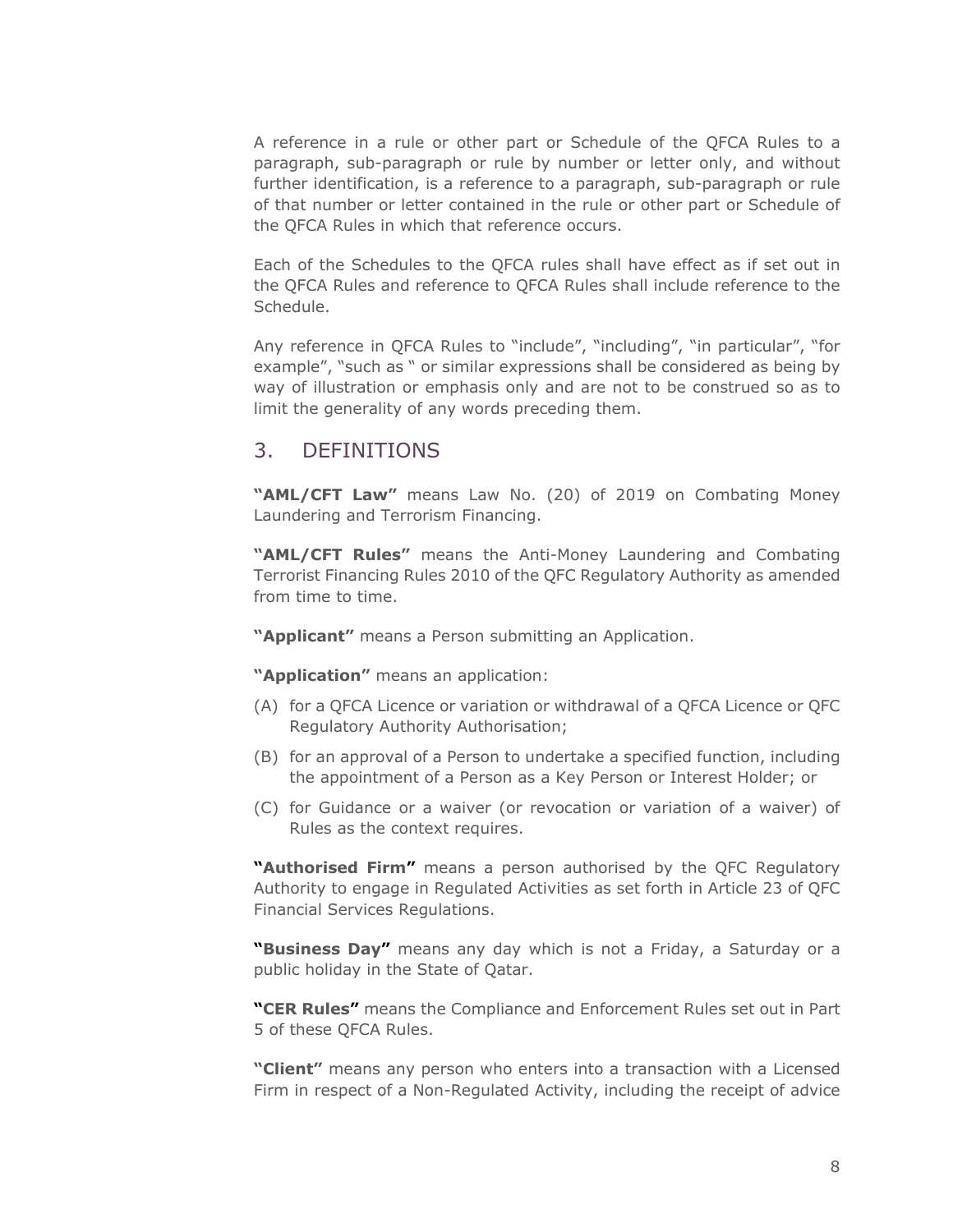A reference in a rule or other part or Schedule of the QFCA Rules to a paragraph, sub-paragraph or rule by number or letter only, and without further identification, is a reference to a paragraph, sub-paragraph or rule of that number or letter contained in the rule or other part or Schedule of the QFCA Rules in which that reference occurs.

Each of the Schedules to the QFCA rules shall have effect as if set out in the QFCA Rules and reference to QFCA Rules shall include reference to the Schedule.

Any reference in QFCA Rules to "include", "including", "in particular", "for example", "such as " or similar expressions shall be considered as being by way of illustration or emphasis only and are not to be construed so as to limit the generality of any words preceding them.

## 3. DEFINITIONS

**"AML/CFT Law"** means Law No. (20) of 2019 on Combating Money Laundering and Terrorism Financing.

**"AML/CFT Rules"** means the Anti-Money Laundering and Combating Terrorist Financing Rules 2010 of the QFC Regulatory Authority as amended from time to time.

**"Applicant"** means a Person submitting an Application.

**"Application"** means an application:

(A) for a QFCA Licence or variation or withdrawal of a QFCA Licence or QFC Regulatory Authority Authorisation;

(B) for an approval of a Person to undertake a specified function, including the appointment of a Person as a Key Person or Interest Holder; or

(C) for Guidance or a waiver (or revocation or variation of a waiver) of Rules as the context requires.

**"Authorised Firm"** means a person authorised by the QFC Regulatory Authority to engage in Regulated Activities as set forth in Article 23 of QFC Financial Services Regulations.

**"Business Day"** means any day which is not a Friday, a Saturday or a public holiday in the State of Qatar.

**"CER Rules"** means the Compliance and Enforcement Rules set out in Part 5 of these QFCA Rules.

**"Client"** means any person who enters into a transaction with a Licensed Firm in respect of a Non-Regulated Activity, including the receipt of advice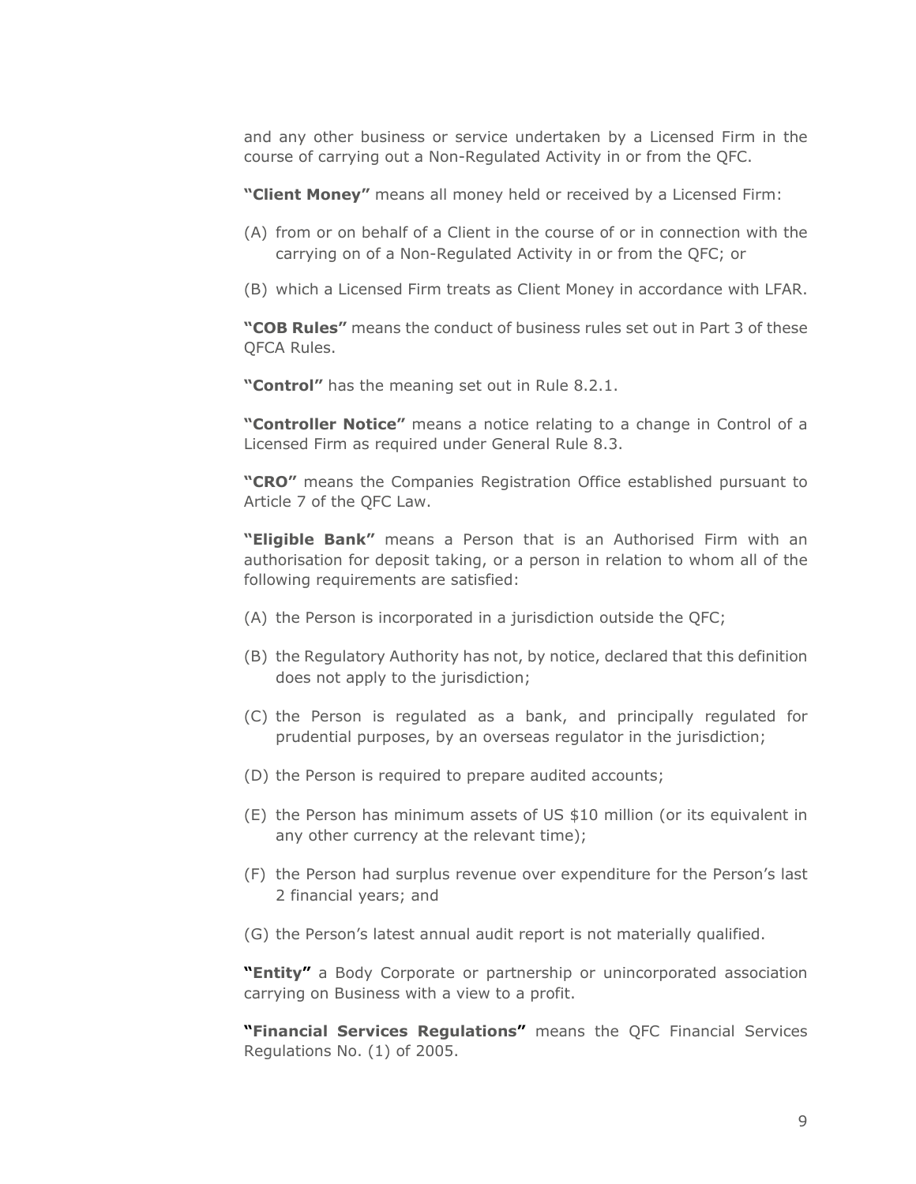and any other business or service undertaken by a Licensed Firm in the course of carrying out a Non-Regulated Activity in or from the QFC.

**"Client Money"** means all money held or received by a Licensed Firm:

(A) from or on behalf of a Client in the course of or in connection with the carrying on of a Non-Regulated Activity in or from the QFC; or

(B) which a Licensed Firm treats as Client Money in accordance with LFAR.

**"COB Rules"** means the conduct of business rules set out in Part 3 of these QFCA Rules.

**"Control"** has the meaning set out in Rule 8.2.1.

**"Controller Notice"** means a notice relating to a change in Control of a Licensed Firm as required under General Rule 8.3.

**"CRO"** means the Companies Registration Office established pursuant to Article 7 of the QFC Law.

**"Eligible Bank"** means a Person that is an Authorised Firm with an authorisation for deposit taking, or a person in relation to whom all of the following requirements are satisfied:

(A) the Person is incorporated in a jurisdiction outside the QFC;

(B) the Regulatory Authority has not, by notice, declared that this definition does not apply to the jurisdiction;

(C) the Person is regulated as a bank, and principally regulated for prudential purposes, by an overseas regulator in the jurisdiction;

(D) the Person is required to prepare audited accounts;

(E) the Person has minimum assets of US $10 million (or its equivalent in any other currency at the relevant time);

(F) the Person had surplus revenue over expenditure for the Person's last 2 financial years; and

(G) the Person's latest annual audit report is not materially qualified.

**"Entity"** a Body Corporate or partnership or unincorporated association carrying on Business with a view to a profit.

**"Financial Services Regulations"** means the QFC Financial Services Regulations No. (1) of 2005.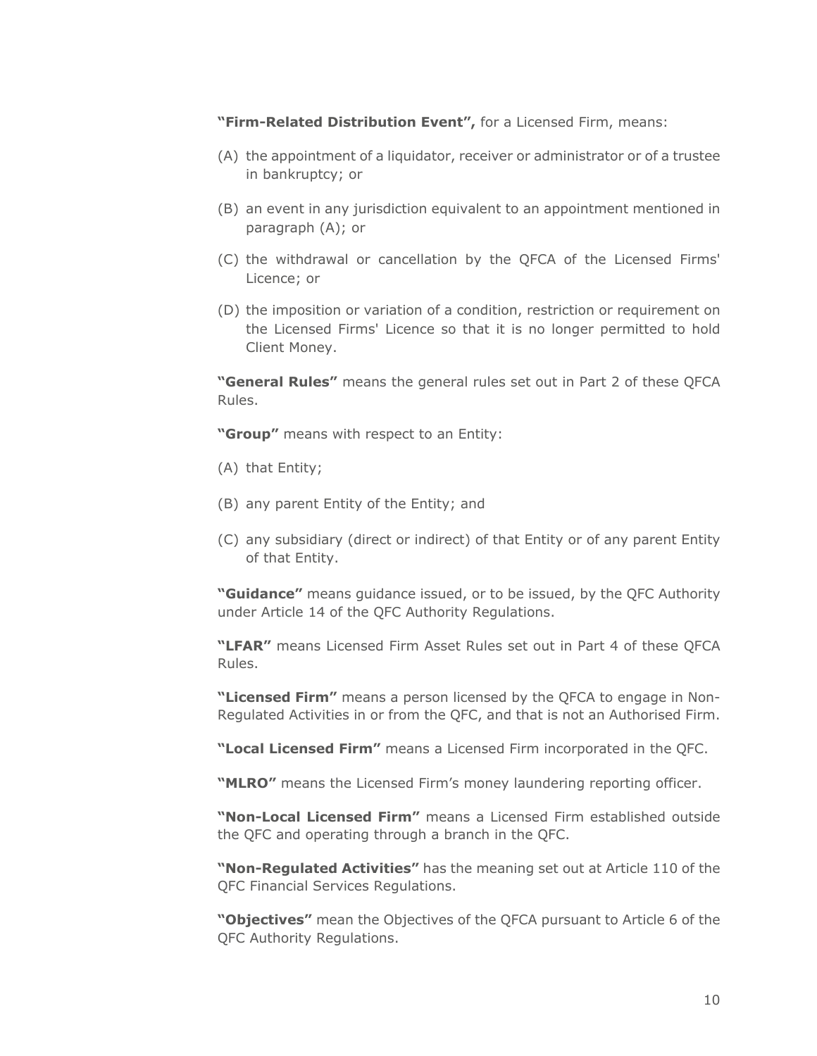**"Firm-Related Distribution Event",** for a Licensed Firm, means:

(A) the appointment of a liquidator, receiver or administrator or of a trustee in bankruptcy; or

(B) an event in any jurisdiction equivalent to an appointment mentioned in paragraph (A); or

(C) the withdrawal or cancellation by the QFCA of the Licensed Firms' Licence; or

(D) the imposition or variation of a condition, restriction or requirement on the Licensed Firms' Licence so that it is no longer permitted to hold Client Money.

**"General Rules"** means the general rules set out in Part 2 of these QFCA Rules.

**"Group"** means with respect to an Entity:

(A) that Entity;

(B) any parent Entity of the Entity; and

(C) any subsidiary (direct or indirect) of that Entity or of any parent Entity of that Entity.

**"Guidance"** means guidance issued, or to be issued, by the QFC Authority under Article 14 of the QFC Authority Regulations.

**"LFAR"** means Licensed Firm Asset Rules set out in Part 4 of these QFCA Rules.

**"Licensed Firm"** means a person licensed by the QFCA to engage in Non-Regulated Activities in or from the QFC, and that is not an Authorised Firm.

**"Local Licensed Firm"** means a Licensed Firm incorporated in the QFC.

**"MLRO"** means the Licensed Firm's money laundering reporting officer.

**"Non-Local Licensed Firm"** means a Licensed Firm established outside the QFC and operating through a branch in the QFC.

**"Non-Regulated Activities"** has the meaning set out at Article 110 of the QFC Financial Services Regulations.

**"Objectives"** mean the Objectives of the QFCA pursuant to Article 6 of the QFC Authority Regulations.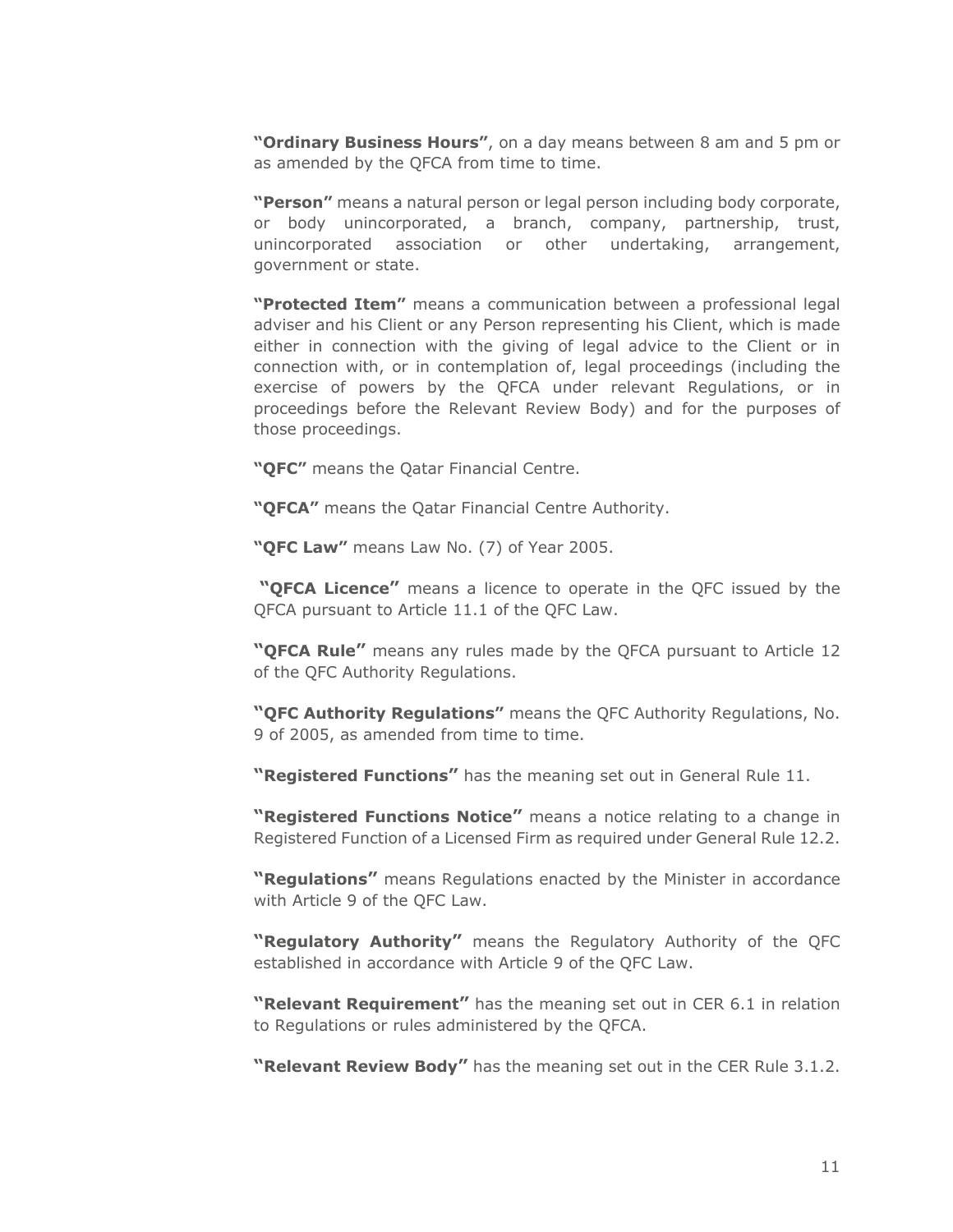**"Ordinary Business Hours"**, on a day means between 8 am and 5 pm or as amended by the QFCA from time to time.

**"Person"** means a natural person or legal person including body corporate, or body unincorporated, a branch, company, partnership, trust, unincorporated association or other undertaking, arrangement, government or state.

**"Protected Item"** means a communication between a professional legal adviser and his Client or any Person representing his Client, which is made either in connection with the giving of legal advice to the Client or in connection with, or in contemplation of, legal proceedings (including the exercise of powers by the QFCA under relevant Regulations, or in proceedings before the Relevant Review Body) and for the purposes of those proceedings.

**"QFC"** means the Qatar Financial Centre.

**"QFCA"** means the Qatar Financial Centre Authority.

**"QFC Law"** means Law No. (7) of Year 2005.

**"QFCA Licence"** means a licence to operate in the QFC issued by the QFCA pursuant to Article 11.1 of the QFC Law.

**"QFCA Rule"** means any rules made by the QFCA pursuant to Article 12 of the QFC Authority Regulations.

**"QFC Authority Regulations"** means the QFC Authority Regulations, No. 9 of 2005, as amended from time to time.

**"Registered Functions"** has the meaning set out in General Rule 11.

**"Registered Functions Notice"** means a notice relating to a change in Registered Function of a Licensed Firm as required under General Rule 12.2.

**"Regulations"** means Regulations enacted by the Minister in accordance with Article 9 of the QFC Law.

**"Regulatory Authority"** means the Regulatory Authority of the QFC established in accordance with Article 9 of the QFC Law.

**"Relevant Requirement"** has the meaning set out in CER 6.1 in relation to Regulations or rules administered by the QFCA.

**"Relevant Review Body"** has the meaning set out in the CER Rule 3.1.2.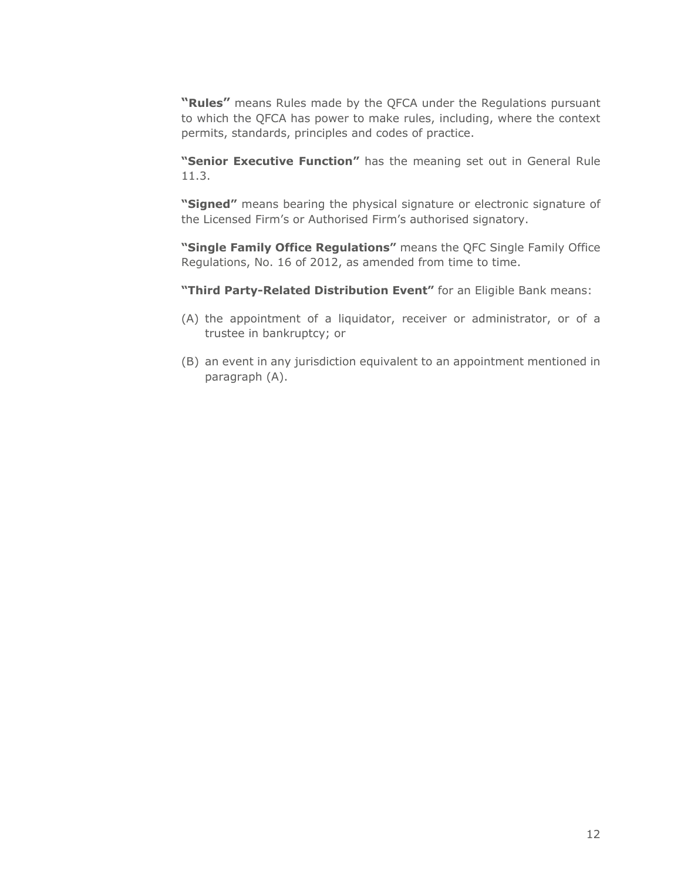**"Rules"** means Rules made by the QFCA under the Regulations pursuant to which the QFCA has power to make rules, including, where the context permits, standards, principles and codes of practice.

**"Senior Executive Function"** has the meaning set out in General Rule 11.3.

**"Signed"** means bearing the physical signature or electronic signature of the Licensed Firm's or Authorised Firm's authorised signatory.

**"Single Family Office Regulations"** means the QFC Single Family Office Regulations, No. 16 of 2012, as amended from time to time.

**"Third Party-Related Distribution Event"** for an Eligible Bank means:

(A) the appointment of a liquidator, receiver or administrator, or of a trustee in bankruptcy; or

(B) an event in any jurisdiction equivalent to an appointment mentioned in paragraph (A).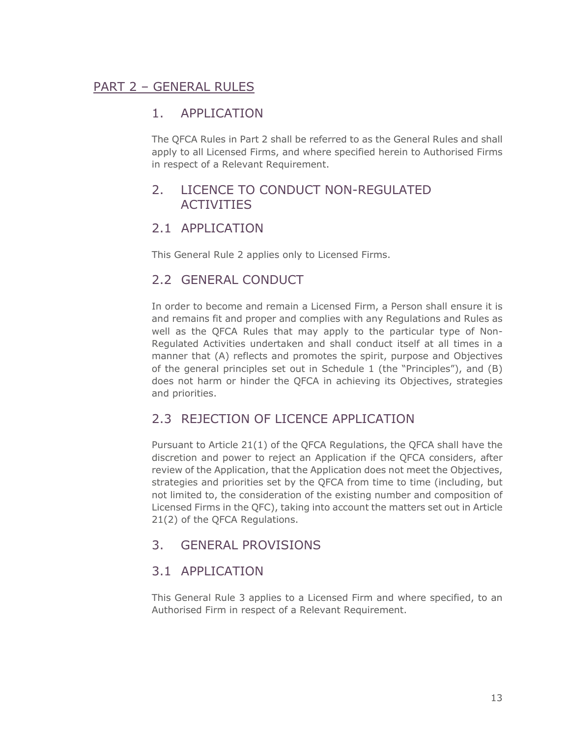# PART 2 – GENERAL RULES

## 1. APPLICATION

The QFCA Rules in Part 2 shall be referred to as the General Rules and shall apply to all Licensed Firms, and where specified herein to Authorised Firms in respect of a Relevant Requirement.

## 2. LICENCE TO CONDUCT NON-REGULATED ACTIVITIES

### 2.1 APPLICATION

This General Rule 2 applies only to Licensed Firms.

### 2.2 GENERAL CONDUCT

In order to become and remain a Licensed Firm, a Person shall ensure it is and remains fit and proper and complies with any Regulations and Rules as well as the QFCA Rules that may apply to the particular type of Non-Regulated Activities undertaken and shall conduct itself at all times in a manner that (A) reflects and promotes the spirit, purpose and Objectives of the general principles set out in Schedule 1 (the "Principles"), and (B) does not harm or hinder the QFCA in achieving its Objectives, strategies and priorities.

### 2.3 REJECTION OF LICENCE APPLICATION

Pursuant to Article 21(1) of the QFCA Regulations, the QFCA shall have the discretion and power to reject an Application if the QFCA considers, after review of the Application, that the Application does not meet the Objectives, strategies and priorities set by the QFCA from time to time (including, but not limited to, the consideration of the existing number and composition of Licensed Firms in the QFC), taking into account the matters set out in Article 21(2) of the QFCA Regulations.

## 3. GENERAL PROVISIONS

### 3.1 APPLICATION

This General Rule 3 applies to a Licensed Firm and where specified, to an Authorised Firm in respect of a Relevant Requirement.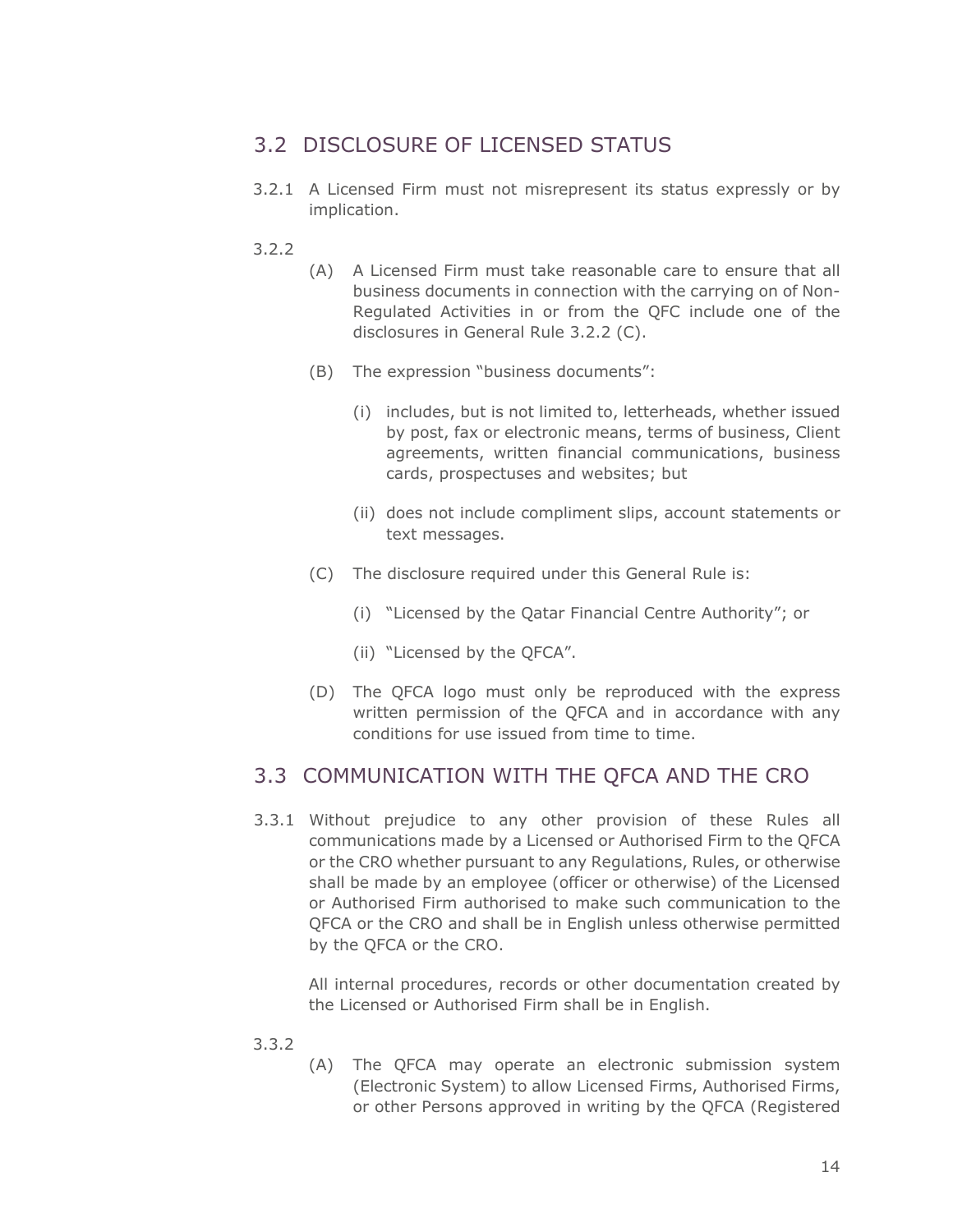## 3.2 DISCLOSURE OF LICENSED STATUS

3.2.1 A Licensed Firm must not misrepresent its status expressly or by implication.

3.2.2

(A) A Licensed Firm must take reasonable care to ensure that all business documents in connection with the carrying on of Non-Regulated Activities in or from the QFC include one of the disclosures in General Rule 3.2.2 (C).

(B) The expression "business documents":

(i) includes, but is not limited to, letterheads, whether issued by post, fax or electronic means, terms of business, Client agreements, written financial communications, business cards, prospectuses and websites; but

(ii) does not include compliment slips, account statements or text messages.

(C) The disclosure required under this General Rule is:

(i) "Licensed by the Qatar Financial Centre Authority"; or

(ii) "Licensed by the QFCA".

(D) The QFCA logo must only be reproduced with the express written permission of the QFCA and in accordance with any conditions for use issued from time to time.

## 3.3 COMMUNICATION WITH THE QFCA AND THE CRO

3.3.1 Without prejudice to any other provision of these Rules all communications made by a Licensed or Authorised Firm to the QFCA or the CRO whether pursuant to any Regulations, Rules, or otherwise shall be made by an employee (officer or otherwise) of the Licensed or Authorised Firm authorised to make such communication to the QFCA or the CRO and shall be in English unless otherwise permitted by the QFCA or the CRO.

All internal procedures, records or other documentation created by the Licensed or Authorised Firm shall be in English.

3.3.2

(A) The QFCA may operate an electronic submission system (Electronic System) to allow Licensed Firms, Authorised Firms, or other Persons approved in writing by the QFCA (Registered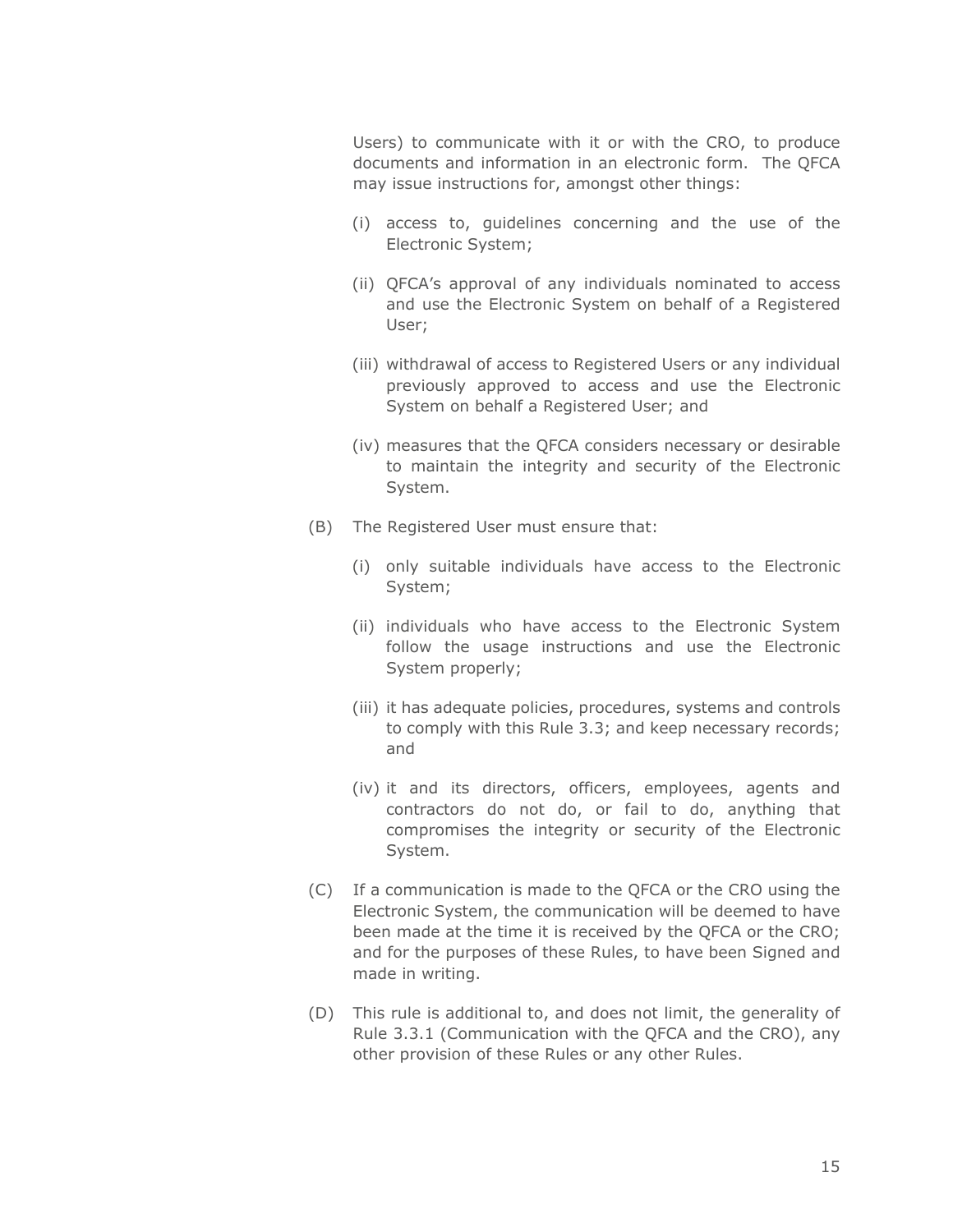Users) to communicate with it or with the CRO, to produce documents and information in an electronic form. The QFCA may issue instructions for, amongst other things:

(i) access to, guidelines concerning and the use of the Electronic System;

(ii) QFCA's approval of any individuals nominated to access and use the Electronic System on behalf of a Registered User;

(iii) withdrawal of access to Registered Users or any individual previously approved to access and use the Electronic System on behalf a Registered User; and

(iv) measures that the QFCA considers necessary or desirable to maintain the integrity and security of the Electronic System.

(B) The Registered User must ensure that:

(i) only suitable individuals have access to the Electronic System;

(ii) individuals who have access to the Electronic System follow the usage instructions and use the Electronic System properly;

(iii) it has adequate policies, procedures, systems and controls to comply with this Rule 3.3; and keep necessary records; and

(iv) it and its directors, officers, employees, agents and contractors do not do, or fail to do, anything that compromises the integrity or security of the Electronic System.

(C) If a communication is made to the QFCA or the CRO using the Electronic System, the communication will be deemed to have been made at the time it is received by the QFCA or the CRO; and for the purposes of these Rules, to have been Signed and made in writing.

(D) This rule is additional to, and does not limit, the generality of Rule 3.3.1 (Communication with the QFCA and the CRO), any other provision of these Rules or any other Rules.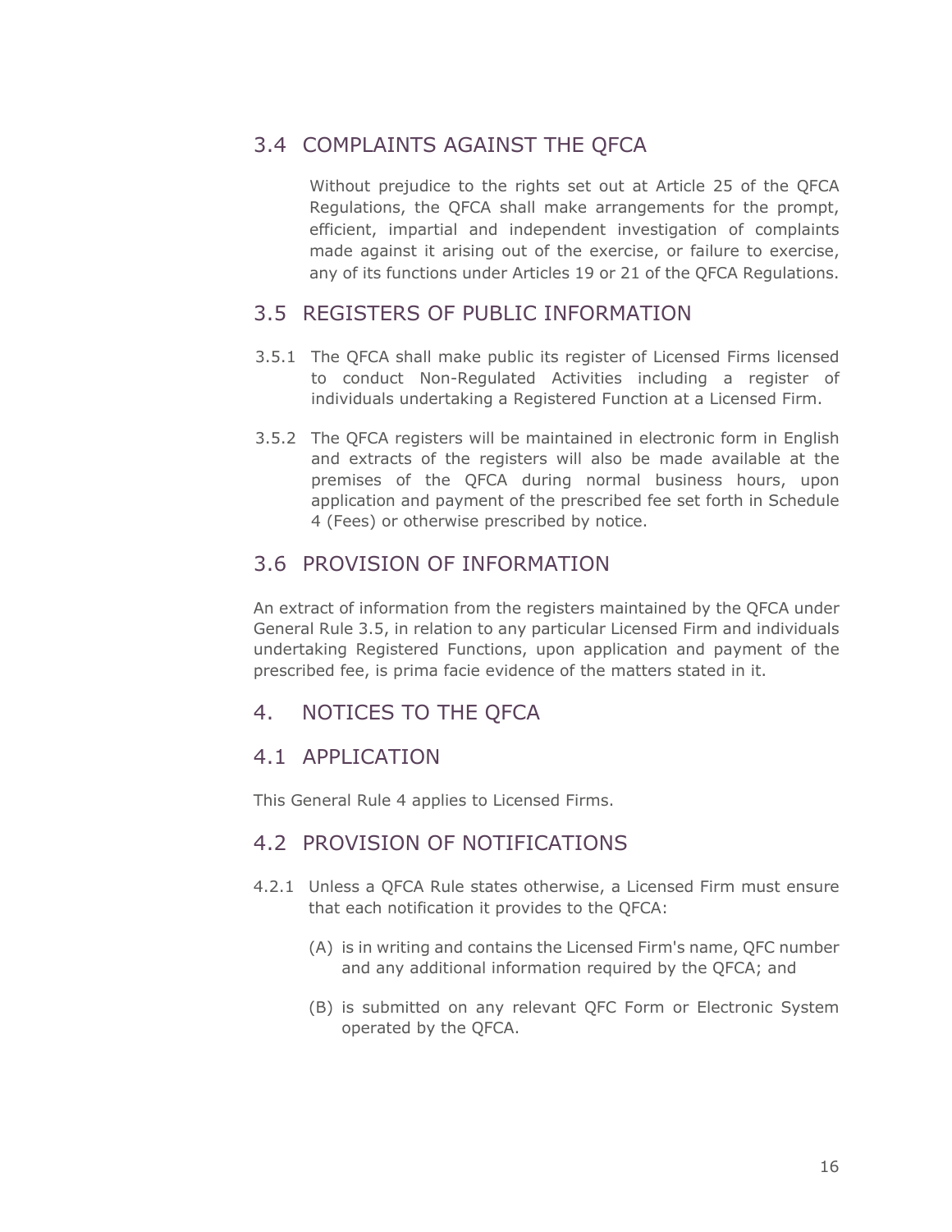## 3.4 COMPLAINTS AGAINST THE QFCA

Without prejudice to the rights set out at Article 25 of the QFCA Regulations, the QFCA shall make arrangements for the prompt, efficient, impartial and independent investigation of complaints made against it arising out of the exercise, or failure to exercise, any of its functions under Articles 19 or 21 of the QFCA Regulations.

## 3.5 REGISTERS OF PUBLIC INFORMATION

3.5.1 The QFCA shall make public its register of Licensed Firms licensed to conduct Non-Regulated Activities including a register of individuals undertaking a Registered Function at a Licensed Firm.

3.5.2 The QFCA registers will be maintained in electronic form in English and extracts of the registers will also be made available at the premises of the QFCA during normal business hours, upon application and payment of the prescribed fee set forth in Schedule 4 (Fees) or otherwise prescribed by notice.

## 3.6 PROVISION OF INFORMATION

An extract of information from the registers maintained by the QFCA under General Rule 3.5, in relation to any particular Licensed Firm and individuals undertaking Registered Functions, upon application and payment of the prescribed fee, is prima facie evidence of the matters stated in it.

# 4. NOTICES TO THE QFCA

## 4.1 APPLICATION

This General Rule 4 applies to Licensed Firms.

## 4.2 PROVISION OF NOTIFICATIONS

4.2.1 Unless a QFCA Rule states otherwise, a Licensed Firm must ensure that each notification it provides to the QFCA:

(A) is in writing and contains the Licensed Firm's name, QFC number and any additional information required by the QFCA; and

(B) is submitted on any relevant QFC Form or Electronic System operated by the QFCA.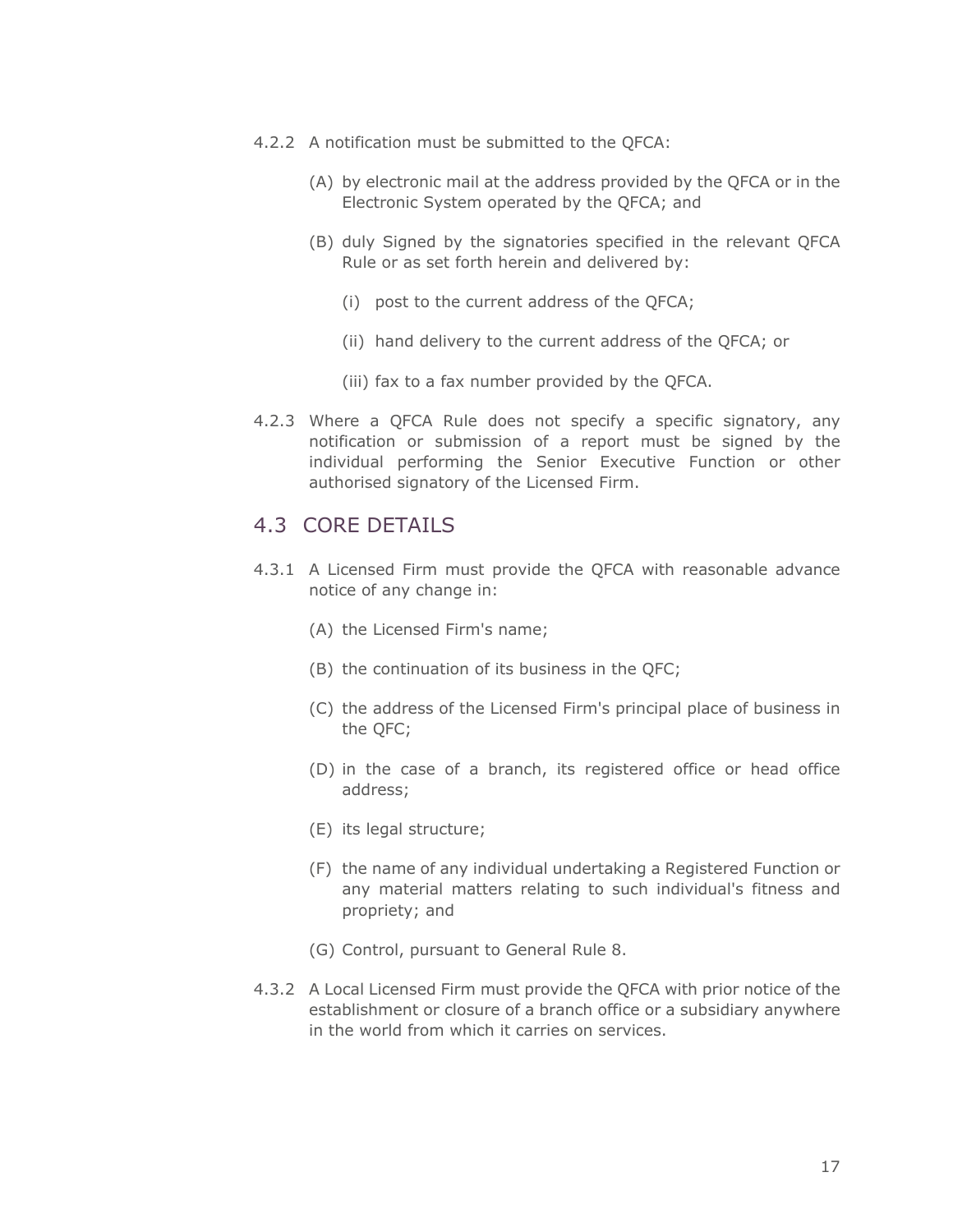4.2.2 A notification must be submitted to the QFCA:

(A) by electronic mail at the address provided by the QFCA or in the Electronic System operated by the QFCA; and

(B) duly Signed by the signatories specified in the relevant QFCA Rule or as set forth herein and delivered by:

(i) post to the current address of the QFCA;

(ii) hand delivery to the current address of the QFCA; or

(iii) fax to a fax number provided by the QFCA.

4.2.3 Where a QFCA Rule does not specify a specific signatory, any notification or submission of a report must be signed by the individual performing the Senior Executive Function or other authorised signatory of the Licensed Firm.

## 4.3 CORE DETAILS

4.3.1 A Licensed Firm must provide the QFCA with reasonable advance notice of any change in:

(A) the Licensed Firm's name;

(B) the continuation of its business in the QFC;

(C) the address of the Licensed Firm's principal place of business in the QFC;

(D) in the case of a branch, its registered office or head office address;

(E) its legal structure;

(F) the name of any individual undertaking a Registered Function or any material matters relating to such individual's fitness and propriety; and

(G) Control, pursuant to General Rule 8.

4.3.2 A Local Licensed Firm must provide the QFCA with prior notice of the establishment or closure of a branch office or a subsidiary anywhere in the world from which it carries on services.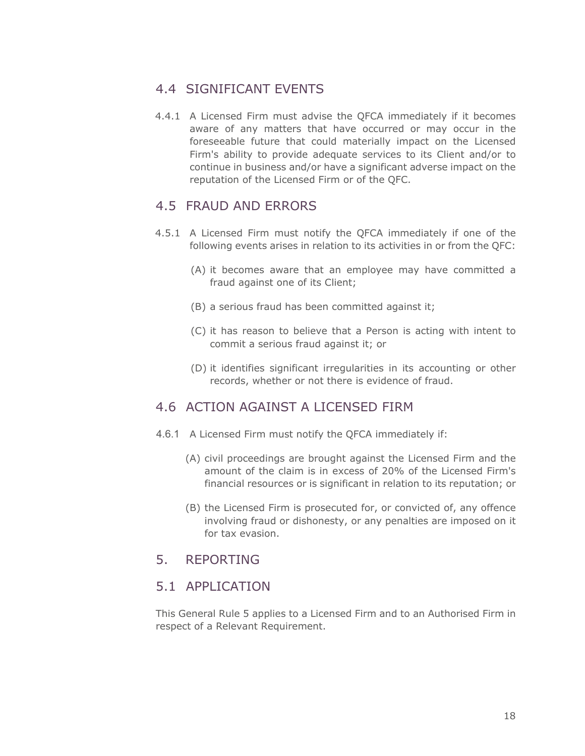## 4.4 SIGNIFICANT EVENTS

4.4.1 A Licensed Firm must advise the QFCA immediately if it becomes aware of any matters that have occurred or may occur in the foreseeable future that could materially impact on the Licensed Firm's ability to provide adequate services to its Client and/or to continue in business and/or have a significant adverse impact on the reputation of the Licensed Firm or of the QFC.

## 4.5 FRAUD AND ERRORS

4.5.1 A Licensed Firm must notify the QFCA immediately if one of the following events arises in relation to its activities in or from the QFC:

(A) it becomes aware that an employee may have committed a fraud against one of its Client;

(B) a serious fraud has been committed against it;

(C) it has reason to believe that a Person is acting with intent to commit a serious fraud against it; or

(D) it identifies significant irregularities in its accounting or other records, whether or not there is evidence of fraud.

## 4.6 ACTION AGAINST A LICENSED FIRM

4.6.1 A Licensed Firm must notify the QFCA immediately if:

(A) civil proceedings are brought against the Licensed Firm and the amount of the claim is in excess of 20% of the Licensed Firm's financial resources or is significant in relation to its reputation; or

(B) the Licensed Firm is prosecuted for, or convicted of, any offence involving fraud or dishonesty, or any penalties are imposed on it for tax evasion.

# 5. REPORTING

## 5.1 APPLICATION

This General Rule 5 applies to a Licensed Firm and to an Authorised Firm in respect of a Relevant Requirement.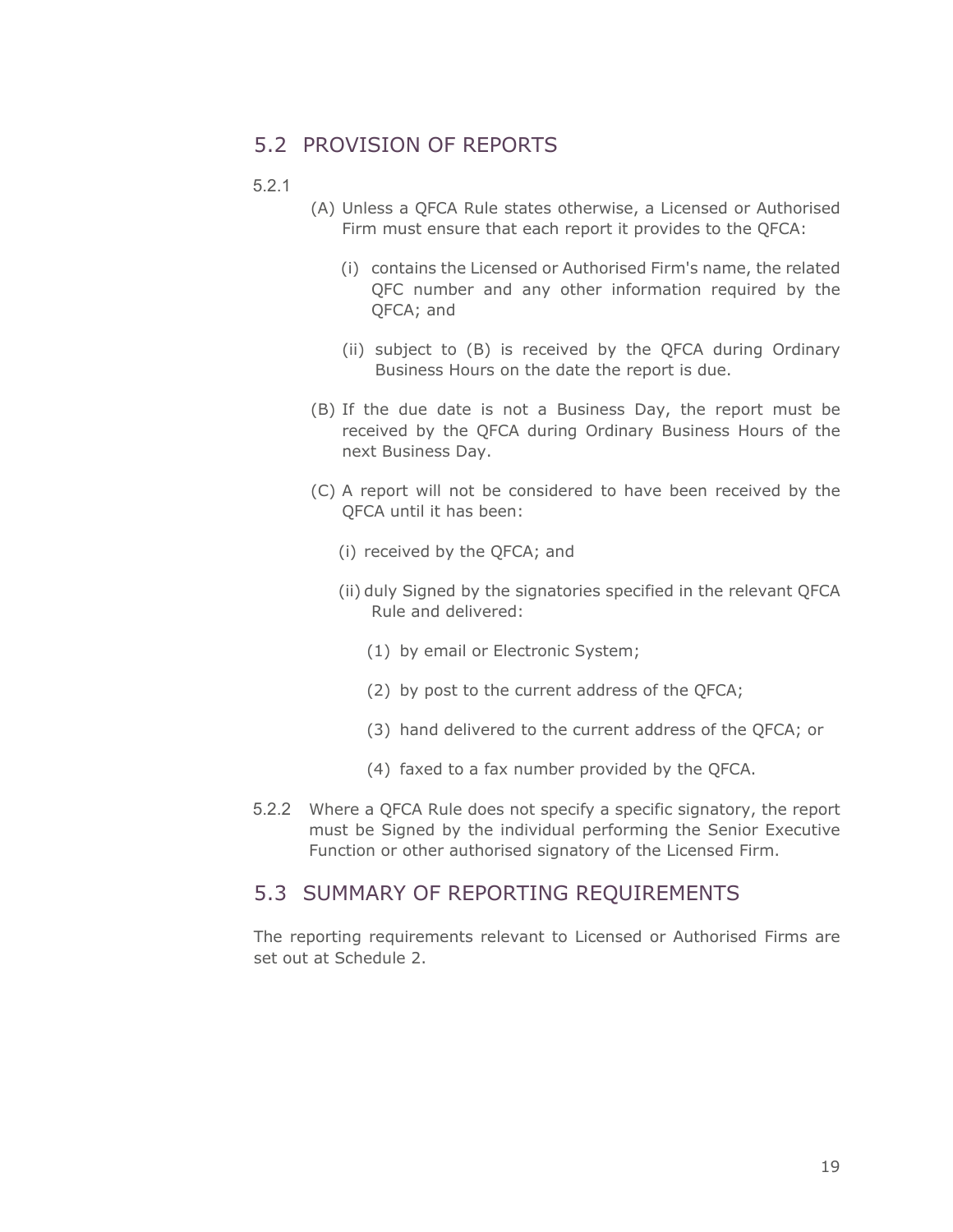## 5.2 PROVISION OF REPORTS

5.2.1

(A) Unless a QFCA Rule states otherwise, a Licensed or Authorised Firm must ensure that each report it provides to the QFCA:

(i) contains the Licensed or Authorised Firm's name, the related QFC number and any other information required by the QFCA; and

(ii) subject to (B) is received by the QFCA during Ordinary Business Hours on the date the report is due.

(B) If the due date is not a Business Day, the report must be received by the QFCA during Ordinary Business Hours of the next Business Day.

(C) A report will not be considered to have been received by the QFCA until it has been:

(i) received by the QFCA; and

(ii) duly Signed by the signatories specified in the relevant QFCA Rule and delivered:

(1) by email or Electronic System;

(2) by post to the current address of the QFCA;

(3) hand delivered to the current address of the QFCA; or

(4) faxed to a fax number provided by the QFCA.

5.2.2 Where a QFCA Rule does not specify a specific signatory, the report must be Signed by the individual performing the Senior Executive Function or other authorised signatory of the Licensed Firm.

## 5.3 SUMMARY OF REPORTING REQUIREMENTS

The reporting requirements relevant to Licensed or Authorised Firms are set out at Schedule 2.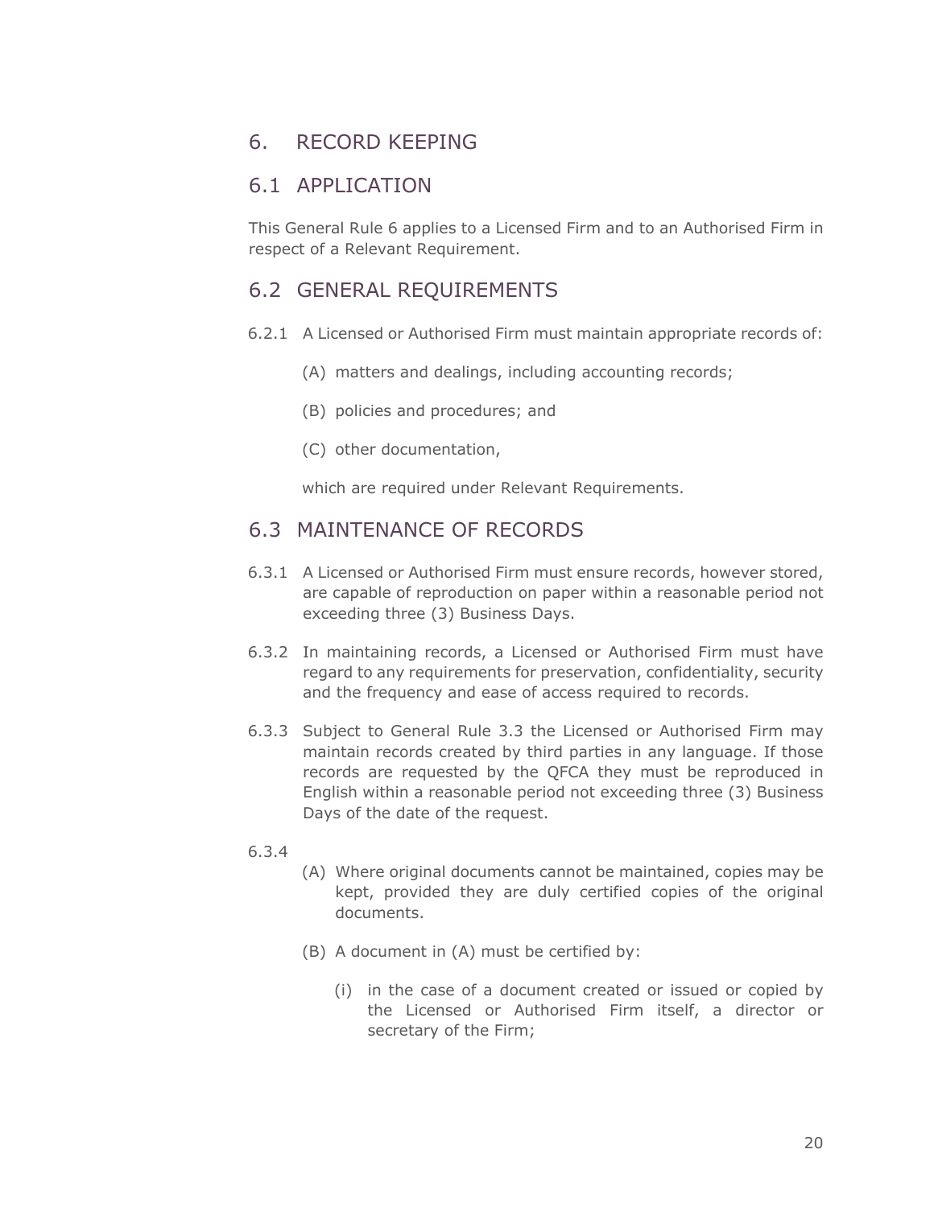# 6. RECORD KEEPING

## 6.1 APPLICATION

This General Rule 6 applies to a Licensed Firm and to an Authorised Firm in respect of a Relevant Requirement.

## 6.2 GENERAL REQUIREMENTS

6.2.1 A Licensed or Authorised Firm must maintain appropriate records of:

(A) matters and dealings, including accounting records;

(B) policies and procedures; and

(C) other documentation,

which are required under Relevant Requirements.

## 6.3 MAINTENANCE OF RECORDS

6.3.1 A Licensed or Authorised Firm must ensure records, however stored, are capable of reproduction on paper within a reasonable period not exceeding three (3) Business Days.

6.3.2 In maintaining records, a Licensed or Authorised Firm must have regard to any requirements for preservation, confidentiality, security and the frequency and ease of access required to records.

6.3.3 Subject to General Rule 3.3 the Licensed or Authorised Firm may maintain records created by third parties in any language. If those records are requested by the QFCA they must be reproduced in English within a reasonable period not exceeding three (3) Business Days of the date of the request.

6.3.4

(A) Where original documents cannot be maintained, copies may be kept, provided they are duly certified copies of the original documents.

(B) A document in (A) must be certified by:

(i) in the case of a document created or issued or copied by the Licensed or Authorised Firm itself, a director or secretary of the Firm;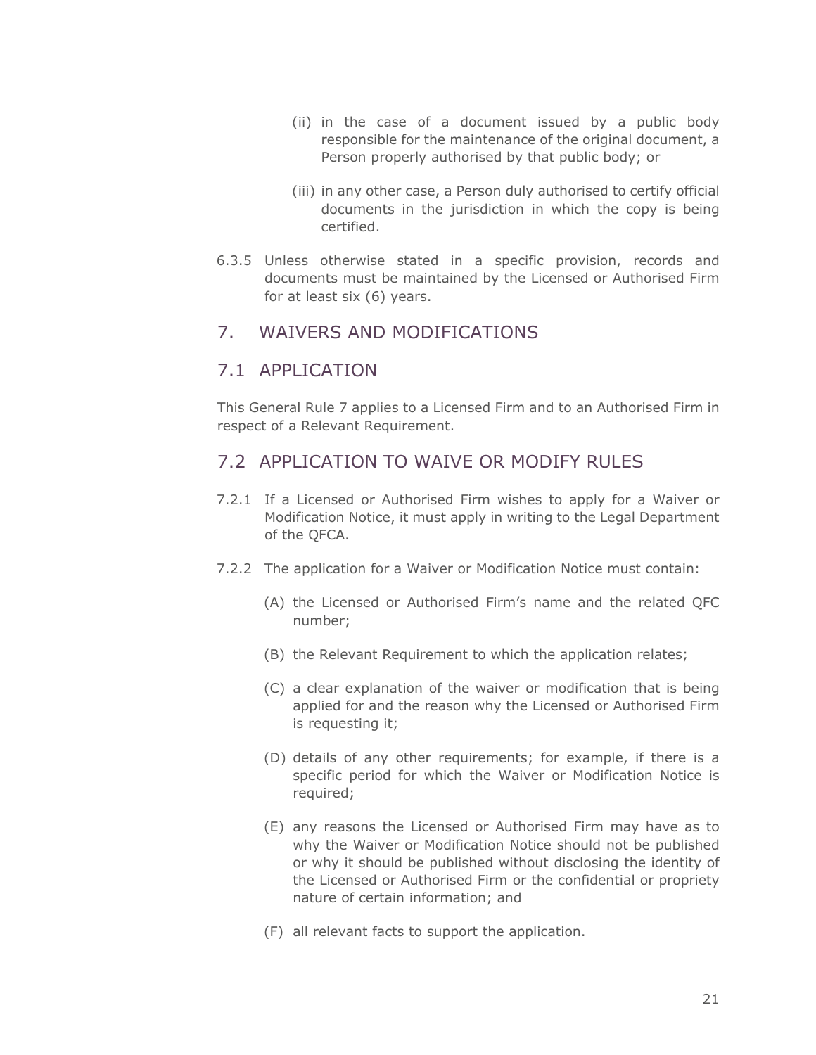(ii) in the case of a document issued by a public body responsible for the maintenance of the original document, a Person properly authorised by that public body; or

(iii) in any other case, a Person duly authorised to certify official documents in the jurisdiction in which the copy is being certified.

6.3.5 Unless otherwise stated in a specific provision, records and documents must be maintained by the Licensed or Authorised Firm for at least six (6) years.

# 7. WAIVERS AND MODIFICATIONS

## 7.1 APPLICATION

This General Rule 7 applies to a Licensed Firm and to an Authorised Firm in respect of a Relevant Requirement.

## 7.2 APPLICATION TO WAIVE OR MODIFY RULES

7.2.1 If a Licensed or Authorised Firm wishes to apply for a Waiver or Modification Notice, it must apply in writing to the Legal Department of the QFCA.

7.2.2 The application for a Waiver or Modification Notice must contain:

(A) the Licensed or Authorised Firm's name and the related QFC number;

(B) the Relevant Requirement to which the application relates;

(C) a clear explanation of the waiver or modification that is being applied for and the reason why the Licensed or Authorised Firm is requesting it;

(D) details of any other requirements; for example, if there is a specific period for which the Waiver or Modification Notice is required;

(E) any reasons the Licensed or Authorised Firm may have as to why the Waiver or Modification Notice should not be published or why it should be published without disclosing the identity of the Licensed or Authorised Firm or the confidential or propriety nature of certain information; and

(F) all relevant facts to support the application.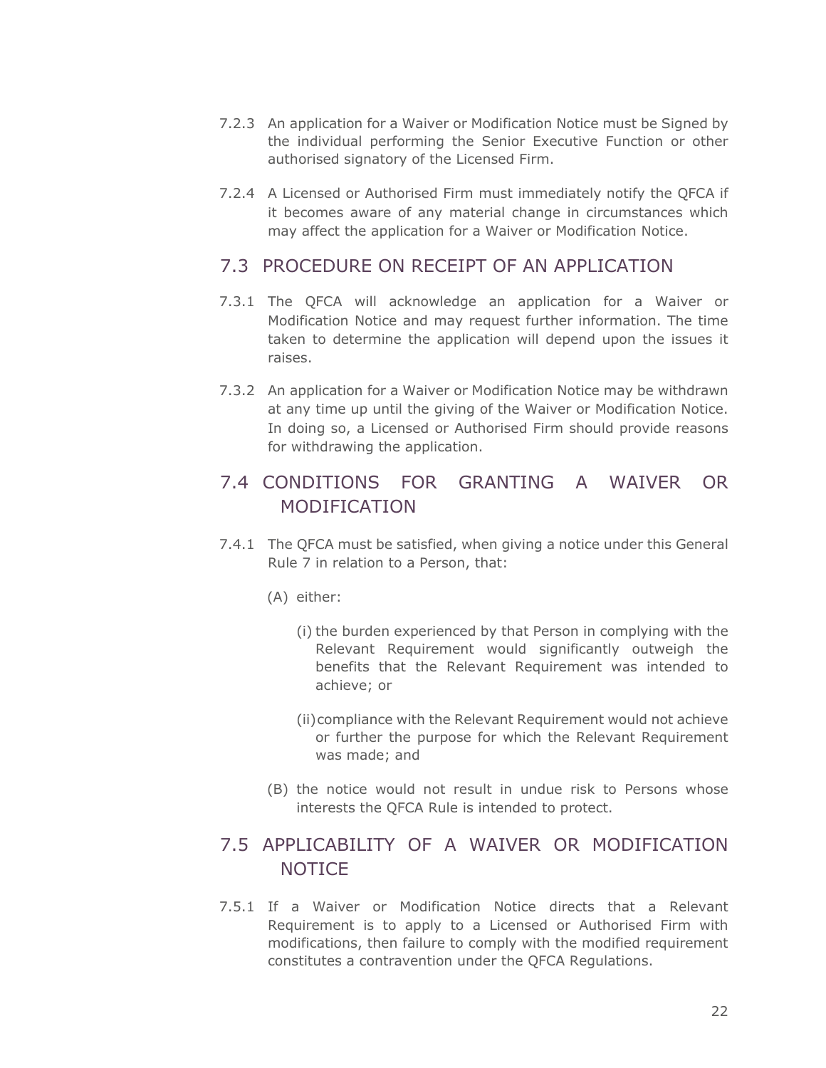7.2.3 An application for a Waiver or Modification Notice must be Signed by the individual performing the Senior Executive Function or other authorised signatory of the Licensed Firm.

7.2.4 A Licensed or Authorised Firm must immediately notify the QFCA if it becomes aware of any material change in circumstances which may affect the application for a Waiver or Modification Notice.

## 7.3 PROCEDURE ON RECEIPT OF AN APPLICATION

7.3.1 The QFCA will acknowledge an application for a Waiver or Modification Notice and may request further information. The time taken to determine the application will depend upon the issues it raises.

7.3.2 An application for a Waiver or Modification Notice may be withdrawn at any time up until the giving of the Waiver or Modification Notice. In doing so, a Licensed or Authorised Firm should provide reasons for withdrawing the application.

## 7.4 CONDITIONS FOR GRANTING A WAIVER OR MODIFICATION

7.4.1 The QFCA must be satisfied, when giving a notice under this General Rule 7 in relation to a Person, that:

(A) either:

(i) the burden experienced by that Person in complying with the Relevant Requirement would significantly outweigh the benefits that the Relevant Requirement was intended to achieve; or

(ii) compliance with the Relevant Requirement would not achieve or further the purpose for which the Relevant Requirement was made; and

(B) the notice would not result in undue risk to Persons whose interests the QFCA Rule is intended to protect.

## 7.5 APPLICABILITY OF A WAIVER OR MODIFICATION NOTICE

7.5.1 If a Waiver or Modification Notice directs that a Relevant Requirement is to apply to a Licensed or Authorised Firm with modifications, then failure to comply with the modified requirement constitutes a contravention under the QFCA Regulations.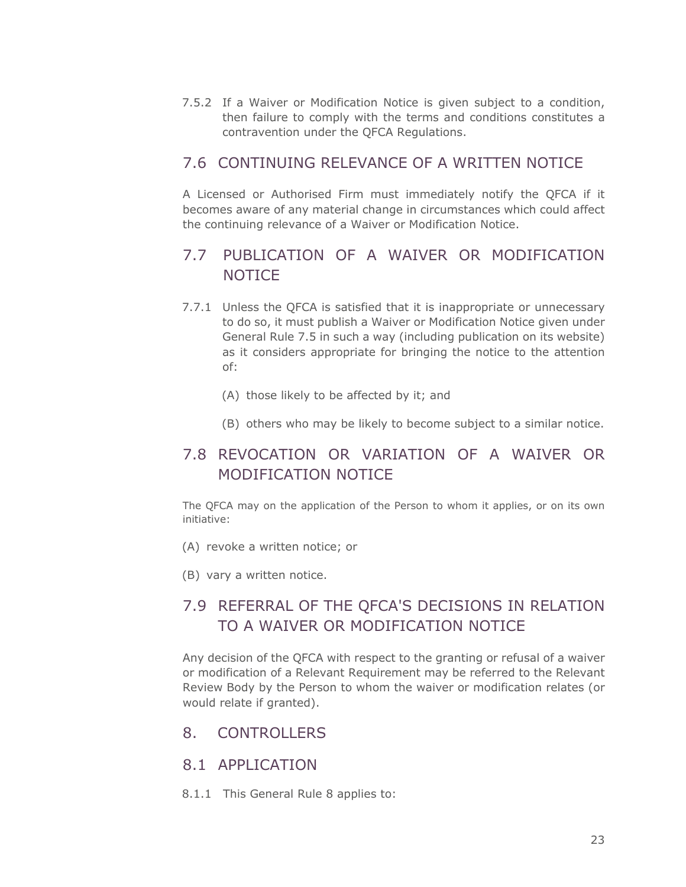7.5.2 If a Waiver or Modification Notice is given subject to a condition, then failure to comply with the terms and conditions constitutes a contravention under the QFCA Regulations.

## 7.6 CONTINUING RELEVANCE OF A WRITTEN NOTICE

A Licensed or Authorised Firm must immediately notify the QFCA if it becomes aware of any material change in circumstances which could affect the continuing relevance of a Waiver or Modification Notice.

## 7.7 PUBLICATION OF A WAIVER OR MODIFICATION NOTICE

7.7.1 Unless the QFCA is satisfied that it is inappropriate or unnecessary to do so, it must publish a Waiver or Modification Notice given under General Rule 7.5 in such a way (including publication on its website) as it considers appropriate for bringing the notice to the attention of:

(A) those likely to be affected by it; and

(B) others who may be likely to become subject to a similar notice.

## 7.8 REVOCATION OR VARIATION OF A WAIVER OR MODIFICATION NOTICE

The QFCA may on the application of the Person to whom it applies, or on its own initiative:

(A) revoke a written notice; or

(B) vary a written notice.

## 7.9 REFERRAL OF THE QFCA'S DECISIONS IN RELATION TO A WAIVER OR MODIFICATION NOTICE

Any decision of the QFCA with respect to the granting or refusal of a waiver or modification of a Relevant Requirement may be referred to the Relevant Review Body by the Person to whom the waiver or modification relates (or would relate if granted).

# 8. CONTROLLERS

## 8.1 APPLICATION

8.1.1 This General Rule 8 applies to: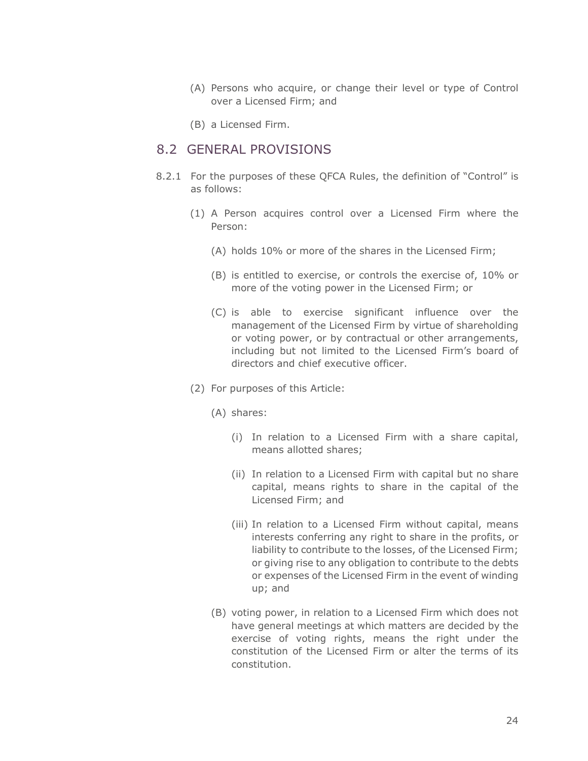(A) Persons who acquire, or change their level or type of Control over a Licensed Firm; and

(B) a Licensed Firm.

## 8.2 GENERAL PROVISIONS

8.2.1 For the purposes of these QFCA Rules, the definition of "Control" is as follows:

(1) A Person acquires control over a Licensed Firm where the Person:

(A) holds 10% or more of the shares in the Licensed Firm;

(B) is entitled to exercise, or controls the exercise of, 10% or more of the voting power in the Licensed Firm; or

(C) is able to exercise significant influence over the management of the Licensed Firm by virtue of shareholding or voting power, or by contractual or other arrangements, including but not limited to the Licensed Firm's board of directors and chief executive officer.

(2) For purposes of this Article:

(A) shares:

(i) In relation to a Licensed Firm with a share capital, means allotted shares;

(ii) In relation to a Licensed Firm with capital but no share capital, means rights to share in the capital of the Licensed Firm; and

(iii) In relation to a Licensed Firm without capital, means interests conferring any right to share in the profits, or liability to contribute to the losses, of the Licensed Firm; or giving rise to any obligation to contribute to the debts or expenses of the Licensed Firm in the event of winding up; and

(B) voting power, in relation to a Licensed Firm which does not have general meetings at which matters are decided by the exercise of voting rights, means the right under the constitution of the Licensed Firm or alter the terms of its constitution.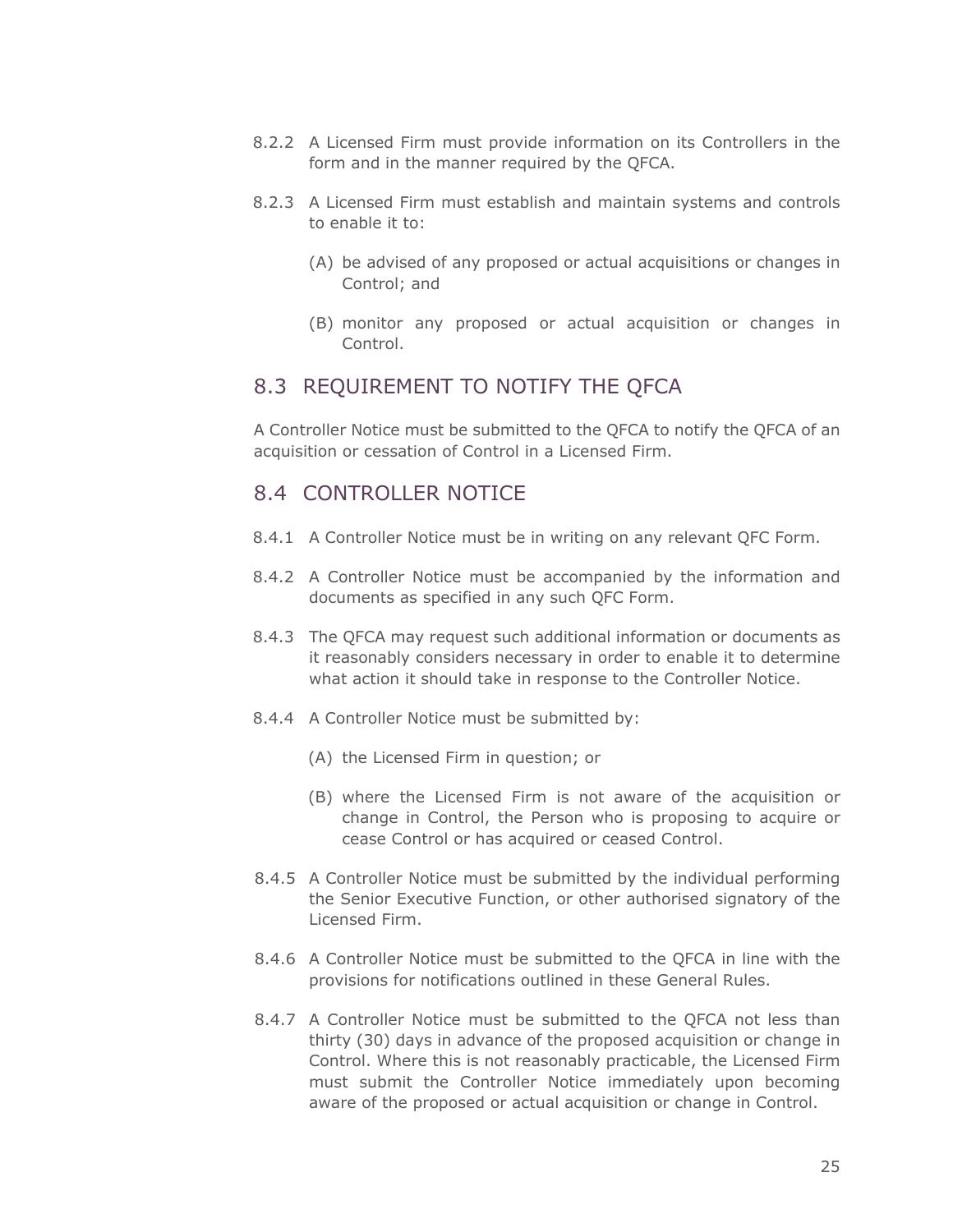8.2.2 A Licensed Firm must provide information on its Controllers in the form and in the manner required by the QFCA.

8.2.3 A Licensed Firm must establish and maintain systems and controls to enable it to:

(A) be advised of any proposed or actual acquisitions or changes in Control; and

(B) monitor any proposed or actual acquisition or changes in Control.

## 8.3 REQUIREMENT TO NOTIFY THE QFCA

A Controller Notice must be submitted to the QFCA to notify the QFCA of an acquisition or cessation of Control in a Licensed Firm.

## 8.4 CONTROLLER NOTICE

8.4.1 A Controller Notice must be in writing on any relevant QFC Form.

8.4.2 A Controller Notice must be accompanied by the information and documents as specified in any such QFC Form.

8.4.3 The QFCA may request such additional information or documents as it reasonably considers necessary in order to enable it to determine what action it should take in response to the Controller Notice.

8.4.4 A Controller Notice must be submitted by:

(A) the Licensed Firm in question; or

(B) where the Licensed Firm is not aware of the acquisition or change in Control, the Person who is proposing to acquire or cease Control or has acquired or ceased Control.

8.4.5 A Controller Notice must be submitted by the individual performing the Senior Executive Function, or other authorised signatory of the Licensed Firm.

8.4.6 A Controller Notice must be submitted to the QFCA in line with the provisions for notifications outlined in these General Rules.

8.4.7 A Controller Notice must be submitted to the QFCA not less than thirty (30) days in advance of the proposed acquisition or change in Control. Where this is not reasonably practicable, the Licensed Firm must submit the Controller Notice immediately upon becoming aware of the proposed or actual acquisition or change in Control.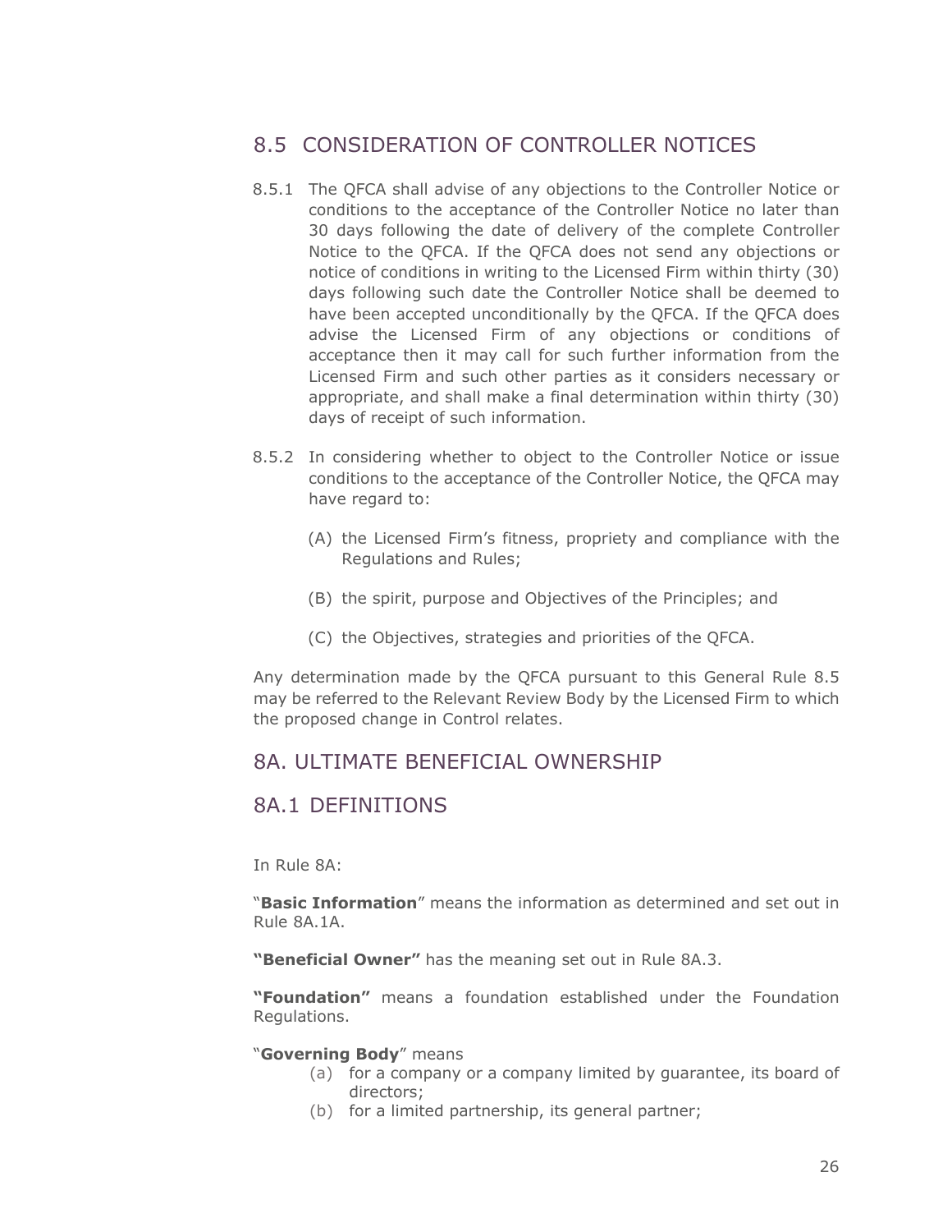## 8.5 CONSIDERATION OF CONTROLLER NOTICES

8.5.1 The QFCA shall advise of any objections to the Controller Notice or conditions to the acceptance of the Controller Notice no later than 30 days following the date of delivery of the complete Controller Notice to the QFCA. If the QFCA does not send any objections or notice of conditions in writing to the Licensed Firm within thirty (30) days following such date the Controller Notice shall be deemed to have been accepted unconditionally by the QFCA. If the QFCA does advise the Licensed Firm of any objections or conditions of acceptance then it may call for such further information from the Licensed Firm and such other parties as it considers necessary or appropriate, and shall make a final determination within thirty (30) days of receipt of such information.

8.5.2 In considering whether to object to the Controller Notice or issue conditions to the acceptance of the Controller Notice, the QFCA may have regard to:

(A) the Licensed Firm's fitness, propriety and compliance with the Regulations and Rules;

(B) the spirit, purpose and Objectives of the Principles; and

(C) the Objectives, strategies and priorities of the QFCA.

Any determination made by the QFCA pursuant to this General Rule 8.5 may be referred to the Relevant Review Body by the Licensed Firm to which the proposed change in Control relates.

## 8A. ULTIMATE BENEFICIAL OWNERSHIP

## 8A.1 DEFINITIONS

In Rule 8A:

"**Basic Information**" means the information as determined and set out in Rule 8A.1A.

**"Beneficial Owner"** has the meaning set out in Rule 8A.3.

**"Foundation"** means a foundation established under the Foundation Regulations.

"**Governing Body**" means

(a) for a company or a company limited by guarantee, its board of directors;

(b) for a limited partnership, its general partner;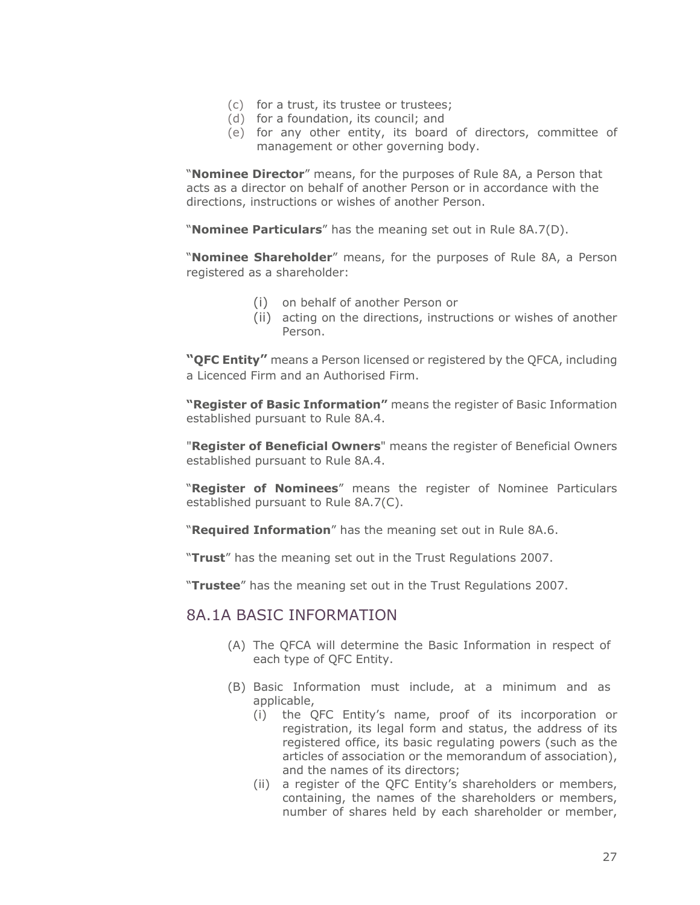(c) for a trust, its trustee or trustees;
(d) for a foundation, its council; and
(e) for any other entity, its board of directors, committee of management or other governing body.

"**Nominee Director**" means, for the purposes of Rule 8A, a Person that acts as a director on behalf of another Person or in accordance with the directions, instructions or wishes of another Person.

"**Nominee Particulars**" has the meaning set out in Rule 8A.7(D).

"**Nominee Shareholder**" means, for the purposes of Rule 8A, a Person registered as a shareholder:

(i) on behalf of another Person or
(ii) acting on the directions, instructions or wishes of another Person.

**"QFC Entity"** means a Person licensed or registered by the QFCA, including a Licenced Firm and an Authorised Firm.

**"Register of Basic Information"** means the register of Basic Information established pursuant to Rule 8A.4.

"**Register of Beneficial Owners**" means the register of Beneficial Owners established pursuant to Rule 8A.4.

"**Register of Nominees**" means the register of Nominee Particulars established pursuant to Rule 8A.7(C).

"**Required Information**" has the meaning set out in Rule 8A.6.

"**Trust**" has the meaning set out in the Trust Regulations 2007.

"**Trustee**" has the meaning set out in the Trust Regulations 2007.

## 8A.1A BASIC INFORMATION

(A) The QFCA will determine the Basic Information in respect of each type of QFC Entity.

(B) Basic Information must include, at a minimum and as applicable,
   (i) the QFC Entity's name, proof of its incorporation or registration, its legal form and status, the address of its registered office, its basic regulating powers (such as the articles of association or the memorandum of association), and the names of its directors;
   (ii) a register of the QFC Entity's shareholders or members, containing, the names of the shareholders or members, number of shares held by each shareholder or member,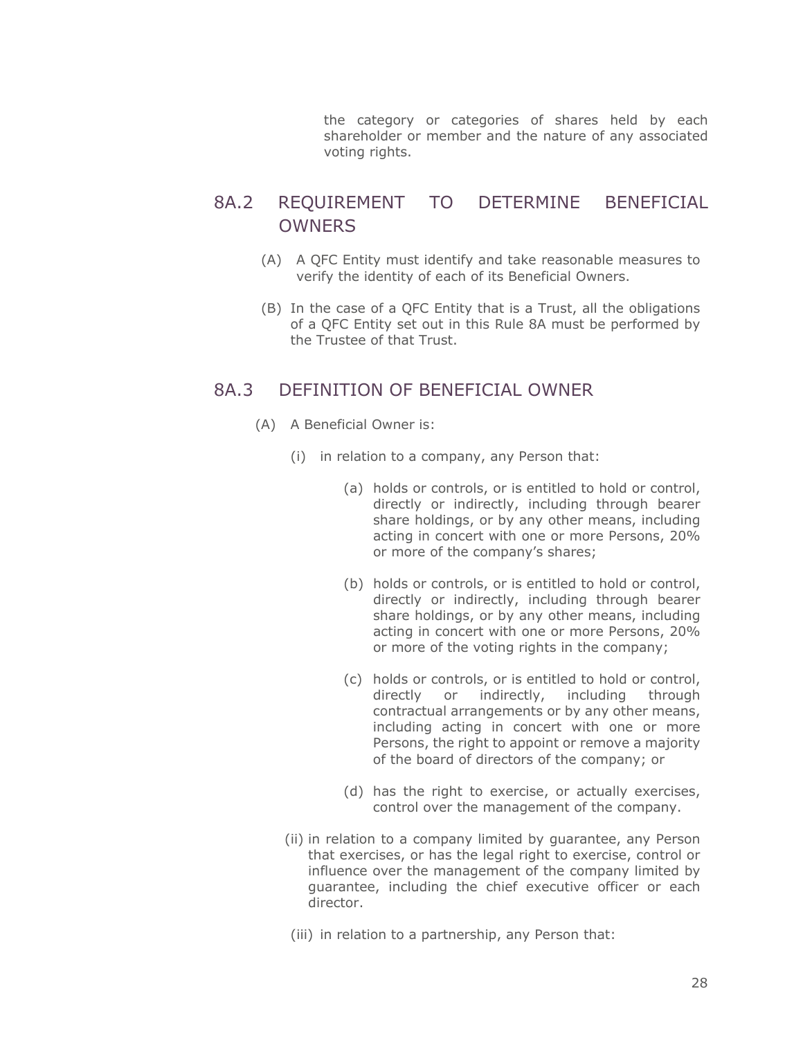the category or categories of shares held by each shareholder or member and the nature of any associated voting rights.

## 8A.2 REQUIREMENT TO DETERMINE BENEFICIAL OWNERS

(A) A QFC Entity must identify and take reasonable measures to verify the identity of each of its Beneficial Owners.

(B) In the case of a QFC Entity that is a Trust, all the obligations of a QFC Entity set out in this Rule 8A must be performed by the Trustee of that Trust.

## 8A.3 DEFINITION OF BENEFICIAL OWNER

(A) A Beneficial Owner is:

(i) in relation to a company, any Person that:

(a) holds or controls, or is entitled to hold or control, directly or indirectly, including through bearer share holdings, or by any other means, including acting in concert with one or more Persons, 20% or more of the company's shares;

(b) holds or controls, or is entitled to hold or control, directly or indirectly, including through bearer share holdings, or by any other means, including acting in concert with one or more Persons, 20% or more of the voting rights in the company;

(c) holds or controls, or is entitled to hold or control, directly or indirectly, including through contractual arrangements or by any other means, including acting in concert with one or more Persons, the right to appoint or remove a majority of the board of directors of the company; or

(d) has the right to exercise, or actually exercises, control over the management of the company.

(ii) in relation to a company limited by guarantee, any Person that exercises, or has the legal right to exercise, control or influence over the management of the company limited by guarantee, including the chief executive officer or each director.

(iii) in relation to a partnership, any Person that: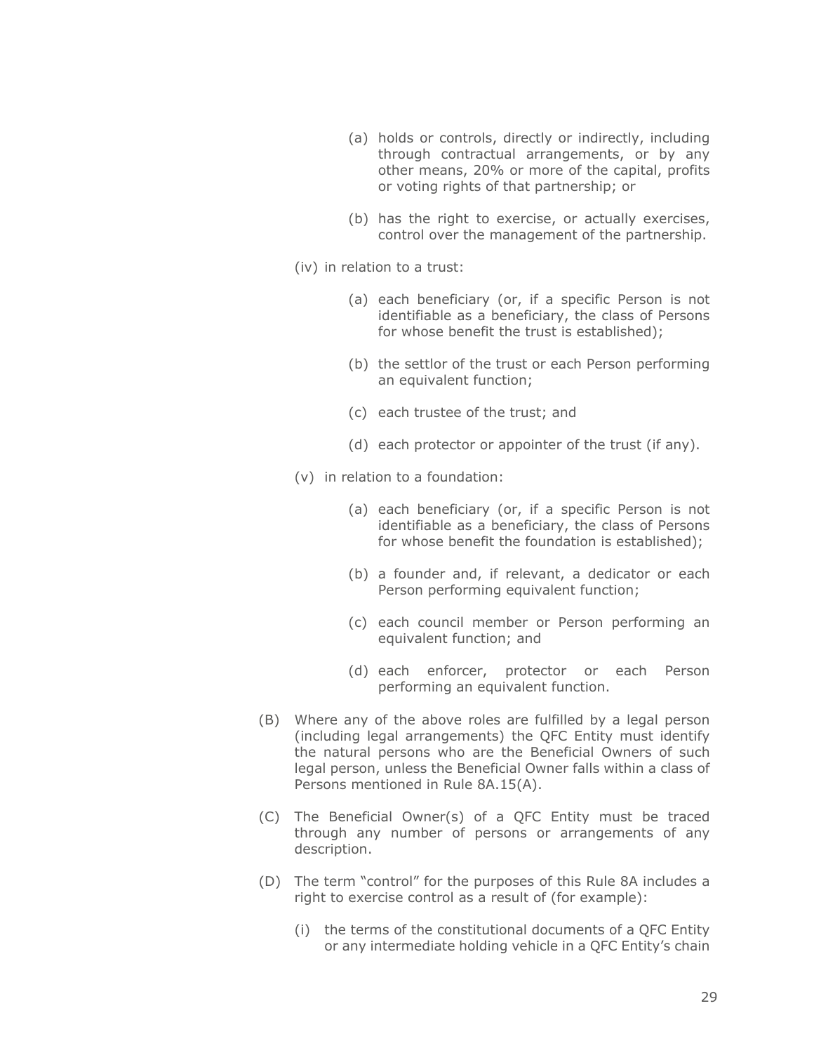(a) holds or controls, directly or indirectly, including through contractual arrangements, or by any other means, 20% or more of the capital, profits or voting rights of that partnership; or

(b) has the right to exercise, or actually exercises, control over the management of the partnership.

(iv) in relation to a trust:

(a) each beneficiary (or, if a specific Person is not identifiable as a beneficiary, the class of Persons for whose benefit the trust is established);

(b) the settlor of the trust or each Person performing an equivalent function;

(c) each trustee of the trust; and

(d) each protector or appointer of the trust (if any).

(v) in relation to a foundation:

(a) each beneficiary (or, if a specific Person is not identifiable as a beneficiary, the class of Persons for whose benefit the foundation is established);

(b) a founder and, if relevant, a dedicator or each Person performing equivalent function;

(c) each council member or Person performing an equivalent function; and

(d) each enforcer, protector or each Person performing an equivalent function.

(B) Where any of the above roles are fulfilled by a legal person (including legal arrangements) the QFC Entity must identify the natural persons who are the Beneficial Owners of such legal person, unless the Beneficial Owner falls within a class of Persons mentioned in Rule 8A.15(A).

(C) The Beneficial Owner(s) of a QFC Entity must be traced through any number of persons or arrangements of any description.

(D) The term "control" for the purposes of this Rule 8A includes a right to exercise control as a result of (for example):

(i) the terms of the constitutional documents of a QFC Entity or any intermediate holding vehicle in a QFC Entity's chain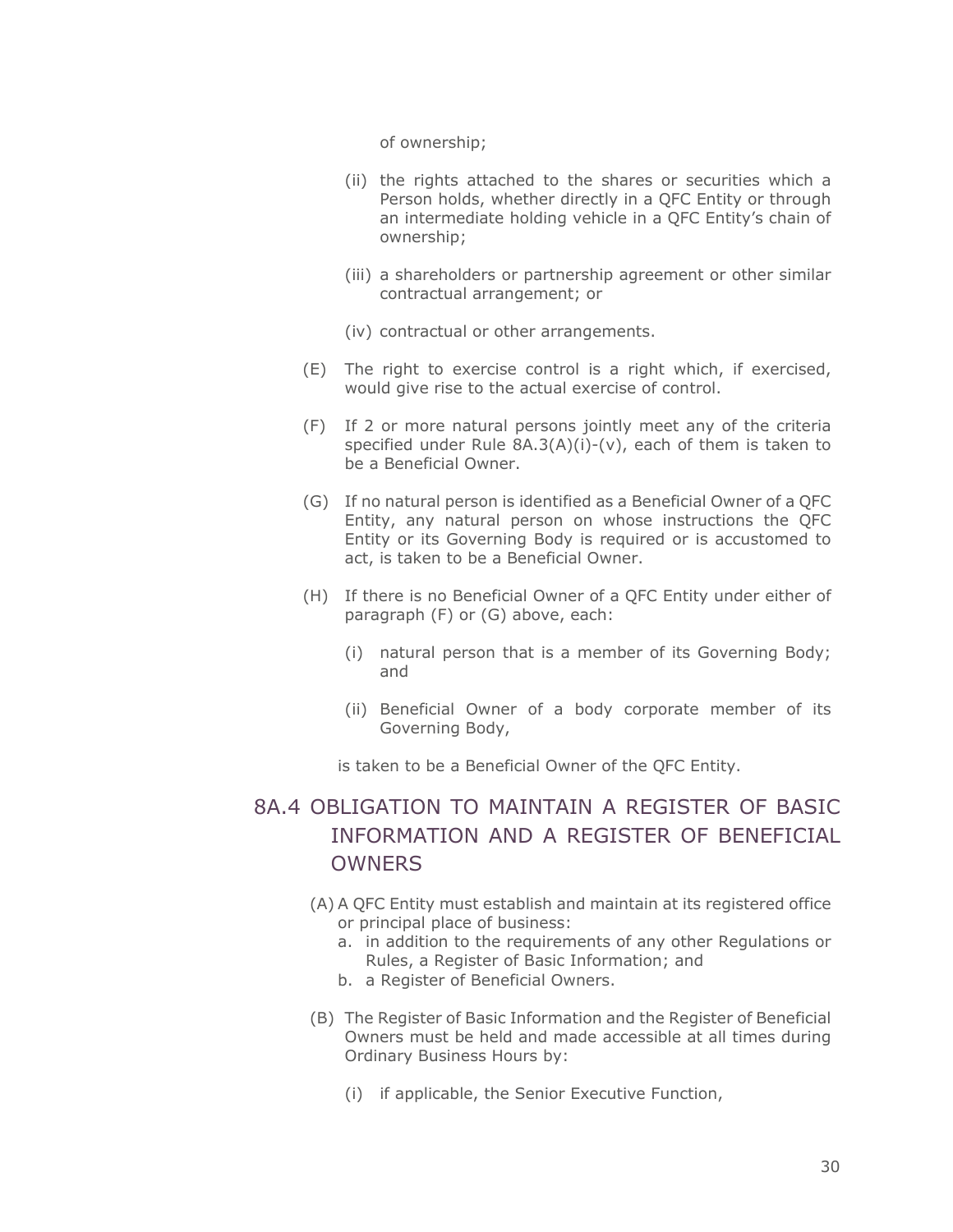of ownership;

(ii) the rights attached to the shares or securities which a Person holds, whether directly in a QFC Entity or through an intermediate holding vehicle in a QFC Entity's chain of ownership;

(iii) a shareholders or partnership agreement or other similar contractual arrangement; or

(iv) contractual or other arrangements.

(E) The right to exercise control is a right which, if exercised, would give rise to the actual exercise of control.

(F) If 2 or more natural persons jointly meet any of the criteria specified under Rule 8A.3(A)(i)-(v), each of them is taken to be a Beneficial Owner.

(G) If no natural person is identified as a Beneficial Owner of a QFC Entity, any natural person on whose instructions the QFC Entity or its Governing Body is required or is accustomed to act, is taken to be a Beneficial Owner.

(H) If there is no Beneficial Owner of a QFC Entity under either of paragraph (F) or (G) above, each:

(i) natural person that is a member of its Governing Body; and

(ii) Beneficial Owner of a body corporate member of its Governing Body,

is taken to be a Beneficial Owner of the QFC Entity.

## 8A.4 OBLIGATION TO MAINTAIN A REGISTER OF BASIC INFORMATION AND A REGISTER OF BENEFICIAL OWNERS

(A) A QFC Entity must establish and maintain at its registered office or principal place of business:

a. in addition to the requirements of any other Regulations or Rules, a Register of Basic Information; and
b. a Register of Beneficial Owners.

(B) The Register of Basic Information and the Register of Beneficial Owners must be held and made accessible at all times during Ordinary Business Hours by:

(i) if applicable, the Senior Executive Function,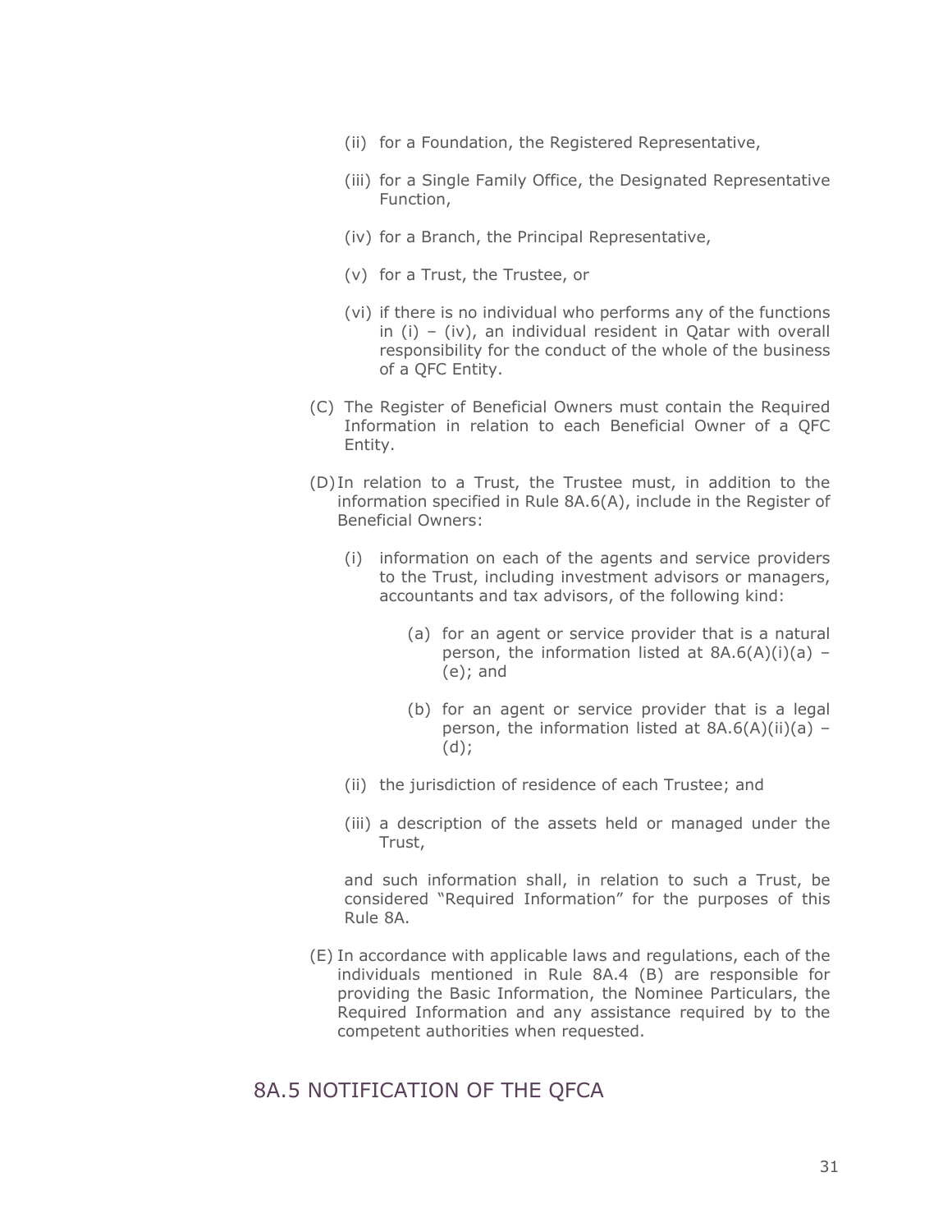(ii) for a Foundation, the Registered Representative,

(iii) for a Single Family Office, the Designated Representative Function,

(iv) for a Branch, the Principal Representative,

(v) for a Trust, the Trustee, or

(vi) if there is no individual who performs any of the functions in (i) – (iv), an individual resident in Qatar with overall responsibility for the conduct of the whole of the business of a QFC Entity.

(C) The Register of Beneficial Owners must contain the Required Information in relation to each Beneficial Owner of a QFC Entity.

(D) In relation to a Trust, the Trustee must, in addition to the information specified in Rule 8A.6(A), include in the Register of Beneficial Owners:

(i) information on each of the agents and service providers to the Trust, including investment advisors or managers, accountants and tax advisors, of the following kind:

(a) for an agent or service provider that is a natural person, the information listed at 8A.6(A)(i)(a) – (e); and

(b) for an agent or service provider that is a legal person, the information listed at 8A.6(A)(ii)(a) – (d);

(ii) the jurisdiction of residence of each Trustee; and

(iii) a description of the assets held or managed under the Trust,

and such information shall, in relation to such a Trust, be considered "Required Information" for the purposes of this Rule 8A.

(E) In accordance with applicable laws and regulations, each of the individuals mentioned in Rule 8A.4 (B) are responsible for providing the Basic Information, the Nominee Particulars, the Required Information and any assistance required by to the competent authorities when requested.

## 8A.5 NOTIFICATION OF THE QFCA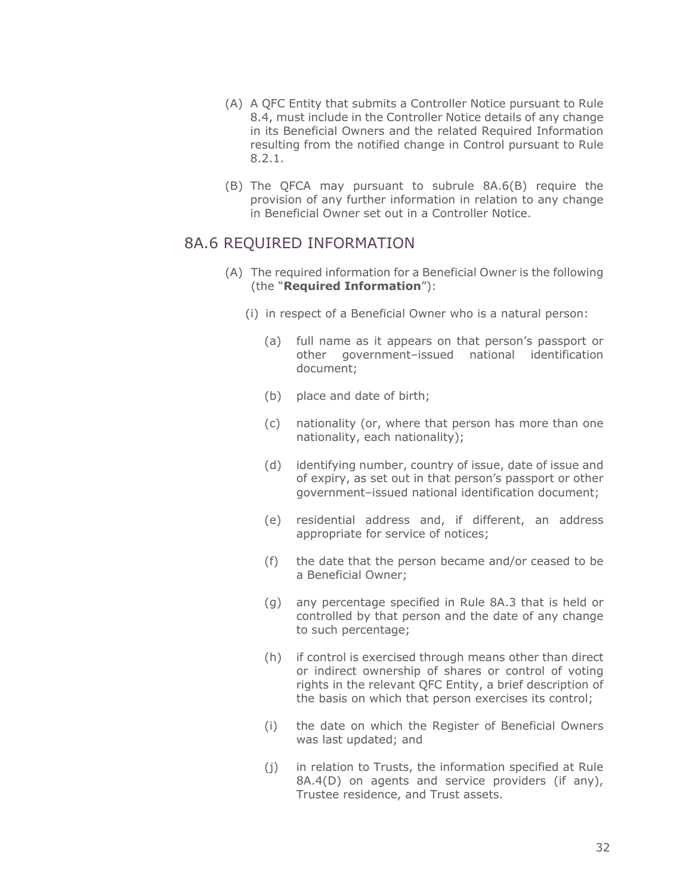(A) A QFC Entity that submits a Controller Notice pursuant to Rule 8.4, must include in the Controller Notice details of any change in its Beneficial Owners and the related Required Information resulting from the notified change in Control pursuant to Rule 8.2.1.

(B) The QFCA may pursuant to subrule 8A.6(B) require the provision of any further information in relation to any change in Beneficial Owner set out in a Controller Notice.

## 8A.6 REQUIRED INFORMATION

(A) The required information for a Beneficial Owner is the following (the "**Required Information**"):

(i) in respect of a Beneficial Owner who is a natural person:

(a) full name as it appears on that person's passport or other government–issued national identification document;

(b) place and date of birth;

(c) nationality (or, where that person has more than one nationality, each nationality);

(d) identifying number, country of issue, date of issue and of expiry, as set out in that person's passport or other government–issued national identification document;

(e) residential address and, if different, an address appropriate for service of notices;

(f) the date that the person became and/or ceased to be a Beneficial Owner;

(g) any percentage specified in Rule 8A.3 that is held or controlled by that person and the date of any change to such percentage;

(h) if control is exercised through means other than direct or indirect ownership of shares or control of voting rights in the relevant QFC Entity, a brief description of the basis on which that person exercises its control;

(i) the date on which the Register of Beneficial Owners was last updated; and

(j) in relation to Trusts, the information specified at Rule 8A.4(D) on agents and service providers (if any), Trustee residence, and Trust assets.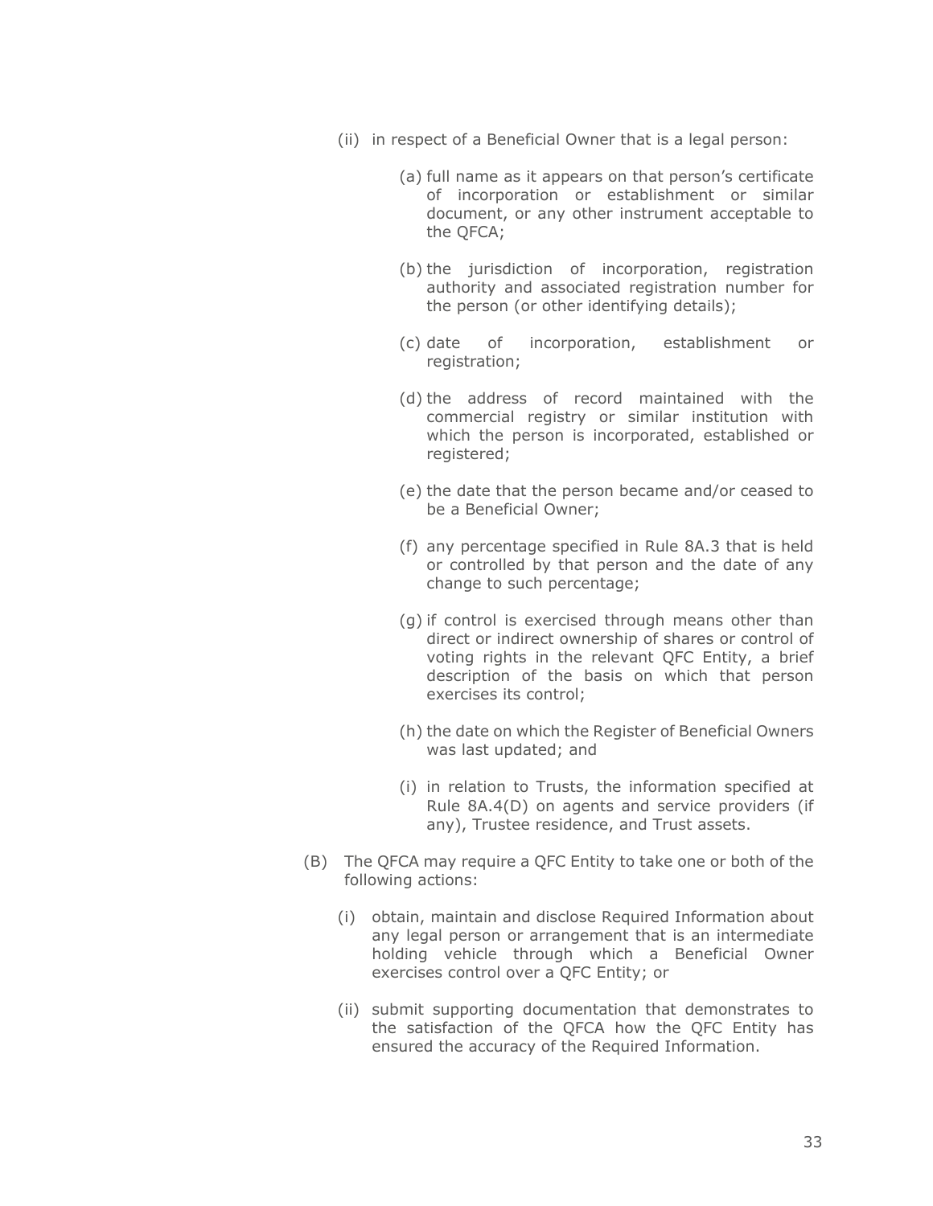(ii) in respect of a Beneficial Owner that is a legal person:

   (a) full name as it appears on that person's certificate of incorporation or establishment or similar document, or any other instrument acceptable to the QFCA;

   (b) the jurisdiction of incorporation, registration authority and associated registration number for the person (or other identifying details);

   (c) date of incorporation, establishment or registration;

   (d) the address of record maintained with the commercial registry or similar institution with which the person is incorporated, established or registered;

   (e) the date that the person became and/or ceased to be a Beneficial Owner;

   (f) any percentage specified in Rule 8A.3 that is held or controlled by that person and the date of any change to such percentage;

   (g) if control is exercised through means other than direct or indirect ownership of shares or control of voting rights in the relevant QFC Entity, a brief description of the basis on which that person exercises its control;

   (h) the date on which the Register of Beneficial Owners was last updated; and

   (i) in relation to Trusts, the information specified at Rule 8A.4(D) on agents and service providers (if any), Trustee residence, and Trust assets.

(B) The QFCA may require a QFC Entity to take one or both of the following actions:

   (i) obtain, maintain and disclose Required Information about any legal person or arrangement that is an intermediate holding vehicle through which a Beneficial Owner exercises control over a QFC Entity; or

   (ii) submit supporting documentation that demonstrates to the satisfaction of the QFCA how the QFC Entity has ensured the accuracy of the Required Information.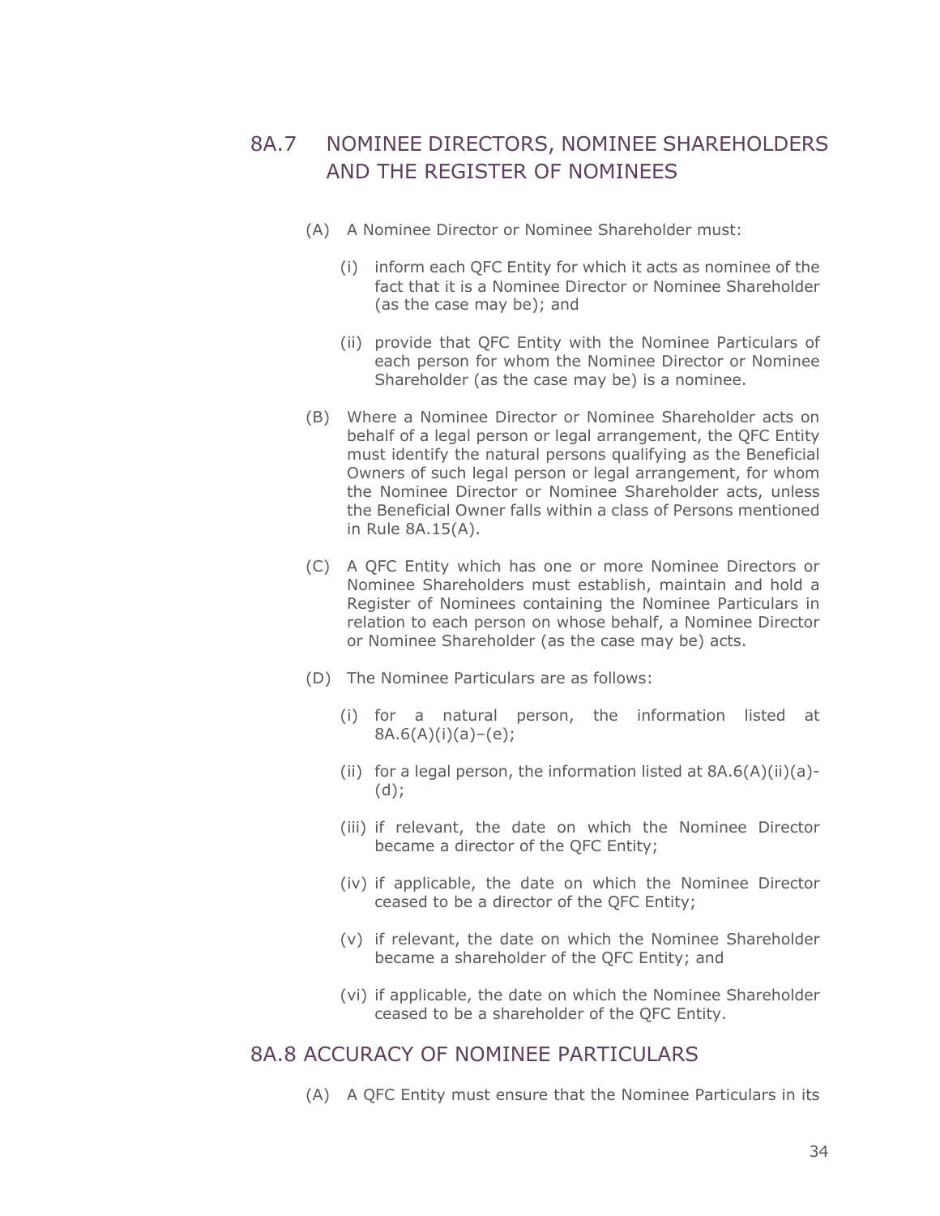## 8A.7 NOMINEE DIRECTORS, NOMINEE SHAREHOLDERS AND THE REGISTER OF NOMINEES

(A) A Nominee Director or Nominee Shareholder must:

(i) inform each QFC Entity for which it acts as nominee of the fact that it is a Nominee Director or Nominee Shareholder (as the case may be); and

(ii) provide that QFC Entity with the Nominee Particulars of each person for whom the Nominee Director or Nominee Shareholder (as the case may be) is a nominee.

(B) Where a Nominee Director or Nominee Shareholder acts on behalf of a legal person or legal arrangement, the QFC Entity must identify the natural persons qualifying as the Beneficial Owners of such legal person or legal arrangement, for whom the Nominee Director or Nominee Shareholder acts, unless the Beneficial Owner falls within a class of Persons mentioned in Rule 8A.15(A).

(C) A QFC Entity which has one or more Nominee Directors or Nominee Shareholders must establish, maintain and hold a Register of Nominees containing the Nominee Particulars in relation to each person on whose behalf, a Nominee Director or Nominee Shareholder (as the case may be) acts.

(D) The Nominee Particulars are as follows:

(i) for a natural person, the information listed at 8A.6(A)(i)(a)–(e);

(ii) for a legal person, the information listed at 8A.6(A)(ii)(a)-(d);

(iii) if relevant, the date on which the Nominee Director became a director of the QFC Entity;

(iv) if applicable, the date on which the Nominee Director ceased to be a director of the QFC Entity;

(v) if relevant, the date on which the Nominee Shareholder became a shareholder of the QFC Entity; and

(vi) if applicable, the date on which the Nominee Shareholder ceased to be a shareholder of the QFC Entity.

## 8A.8 ACCURACY OF NOMINEE PARTICULARS

(A) A QFC Entity must ensure that the Nominee Particulars in its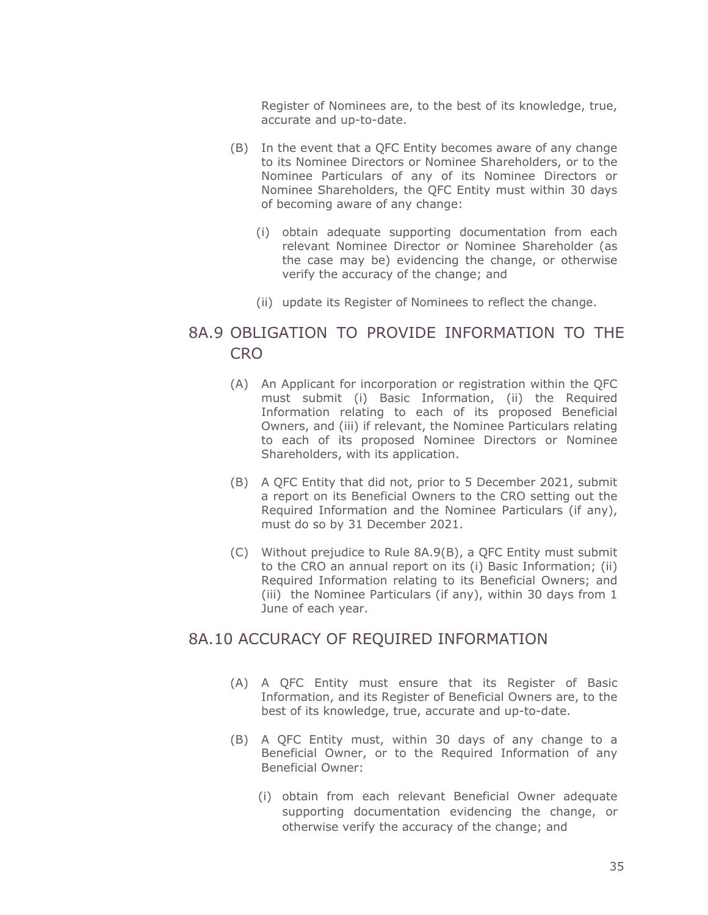Register of Nominees are, to the best of its knowledge, true, accurate and up-to-date.

(B) In the event that a QFC Entity becomes aware of any change to its Nominee Directors or Nominee Shareholders, or to the Nominee Particulars of any of its Nominee Directors or Nominee Shareholders, the QFC Entity must within 30 days of becoming aware of any change:

(i) obtain adequate supporting documentation from each relevant Nominee Director or Nominee Shareholder (as the case may be) evidencing the change, or otherwise verify the accuracy of the change; and

(ii) update its Register of Nominees to reflect the change.

## 8A.9 OBLIGATION TO PROVIDE INFORMATION TO THE CRO

(A) An Applicant for incorporation or registration within the QFC must submit (i) Basic Information, (ii) the Required Information relating to each of its proposed Beneficial Owners, and (iii) if relevant, the Nominee Particulars relating to each of its proposed Nominee Directors or Nominee Shareholders, with its application.

(B) A QFC Entity that did not, prior to 5 December 2021, submit a report on its Beneficial Owners to the CRO setting out the Required Information and the Nominee Particulars (if any), must do so by 31 December 2021.

(C) Without prejudice to Rule 8A.9(B), a QFC Entity must submit to the CRO an annual report on its (i) Basic Information; (ii) Required Information relating to its Beneficial Owners; and (iii) the Nominee Particulars (if any), within 30 days from 1 June of each year.

## 8A.10 ACCURACY OF REQUIRED INFORMATION

(A) A QFC Entity must ensure that its Register of Basic Information, and its Register of Beneficial Owners are, to the best of its knowledge, true, accurate and up-to-date.

(B) A QFC Entity must, within 30 days of any change to a Beneficial Owner, or to the Required Information of any Beneficial Owner:

(i) obtain from each relevant Beneficial Owner adequate supporting documentation evidencing the change, or otherwise verify the accuracy of the change; and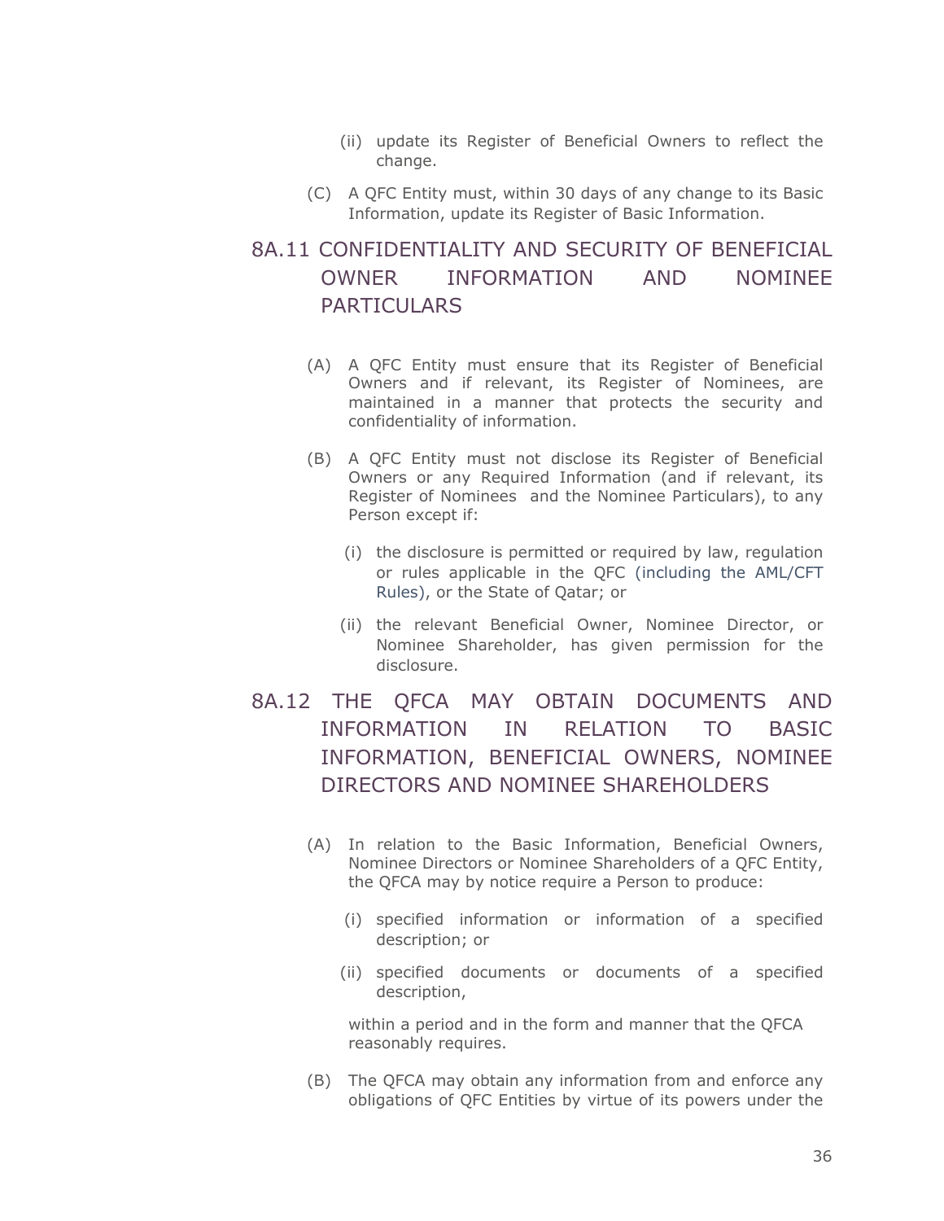(ii) update its Register of Beneficial Owners to reflect the change.

(C) A QFC Entity must, within 30 days of any change to its Basic Information, update its Register of Basic Information.

## 8A.11 CONFIDENTIALITY AND SECURITY OF BENEFICIAL OWNER INFORMATION AND NOMINEE PARTICULARS

(A) A QFC Entity must ensure that its Register of Beneficial Owners and if relevant, its Register of Nominees, are maintained in a manner that protects the security and confidentiality of information.

(B) A QFC Entity must not disclose its Register of Beneficial Owners or any Required Information (and if relevant, its Register of Nominees and the Nominee Particulars), to any Person except if:

(i) the disclosure is permitted or required by law, regulation or rules applicable in the QFC (including the AML/CFT Rules), or the State of Qatar; or

(ii) the relevant Beneficial Owner, Nominee Director, or Nominee Shareholder, has given permission for the disclosure.

## 8A.12 THE QFCA MAY OBTAIN DOCUMENTS AND INFORMATION IN RELATION TO BASIC INFORMATION, BENEFICIAL OWNERS, NOMINEE DIRECTORS AND NOMINEE SHAREHOLDERS

(A) In relation to the Basic Information, Beneficial Owners, Nominee Directors or Nominee Shareholders of a QFC Entity, the QFCA may by notice require a Person to produce:

(i) specified information or information of a specified description; or

(ii) specified documents or documents of a specified description,

within a period and in the form and manner that the QFCA reasonably requires.

(B) The QFCA may obtain any information from and enforce any obligations of QFC Entities by virtue of its powers under the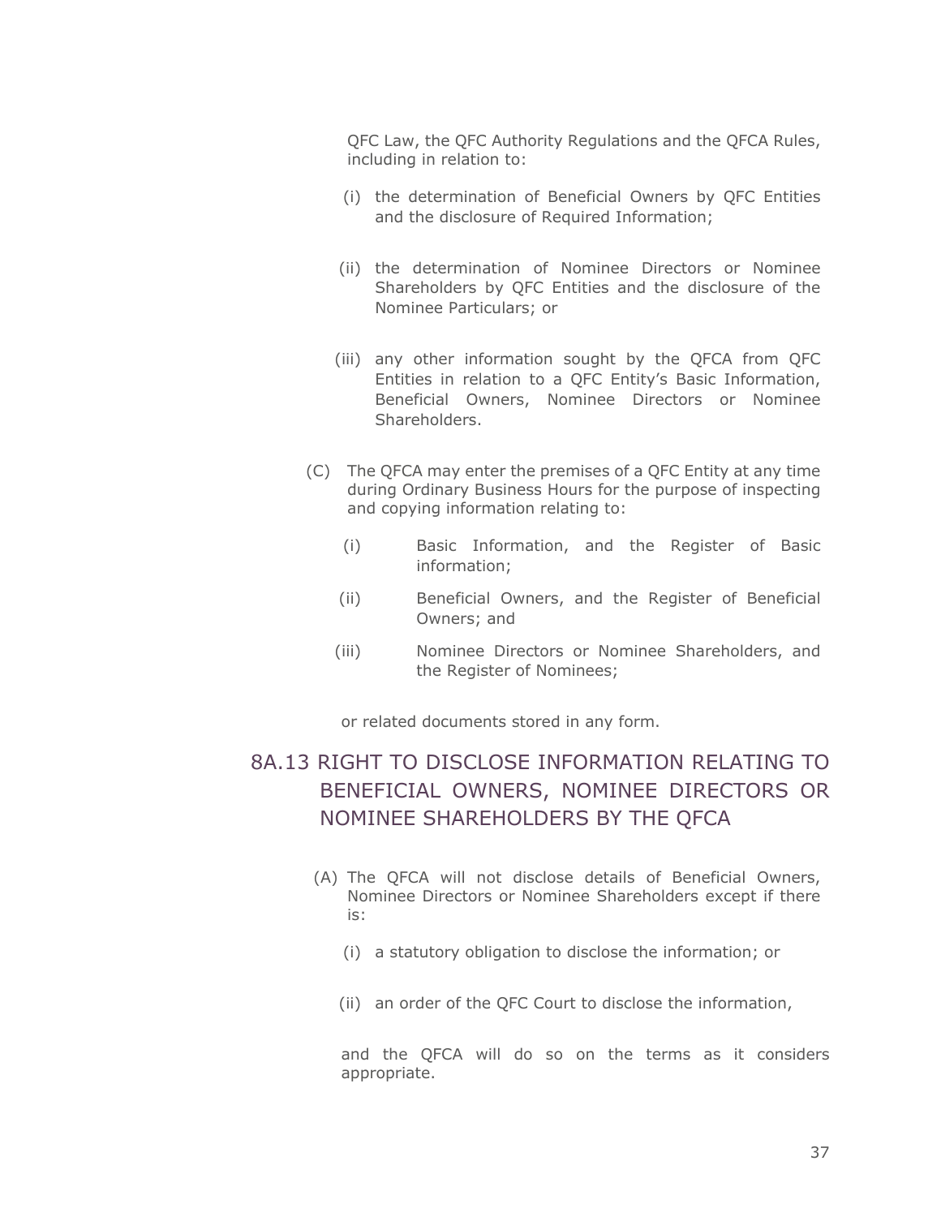QFC Law, the QFC Authority Regulations and the QFCA Rules, including in relation to:

(i) the determination of Beneficial Owners by QFC Entities and the disclosure of Required Information;

(ii) the determination of Nominee Directors or Nominee Shareholders by QFC Entities and the disclosure of the Nominee Particulars; or

(iii) any other information sought by the QFCA from QFC Entities in relation to a QFC Entity's Basic Information, Beneficial Owners, Nominee Directors or Nominee Shareholders.

(C) The QFCA may enter the premises of a QFC Entity at any time during Ordinary Business Hours for the purpose of inspecting and copying information relating to:

(i) Basic Information, and the Register of Basic information;

(ii) Beneficial Owners, and the Register of Beneficial Owners; and

(iii) Nominee Directors or Nominee Shareholders, and the Register of Nominees;

or related documents stored in any form.

## 8A.13 RIGHT TO DISCLOSE INFORMATION RELATING TO BENEFICIAL OWNERS, NOMINEE DIRECTORS OR NOMINEE SHAREHOLDERS BY THE QFCA

(A) The QFCA will not disclose details of Beneficial Owners, Nominee Directors or Nominee Shareholders except if there is:

(i) a statutory obligation to disclose the information; or

(ii) an order of the QFC Court to disclose the information,

and the QFCA will do so on the terms as it considers appropriate.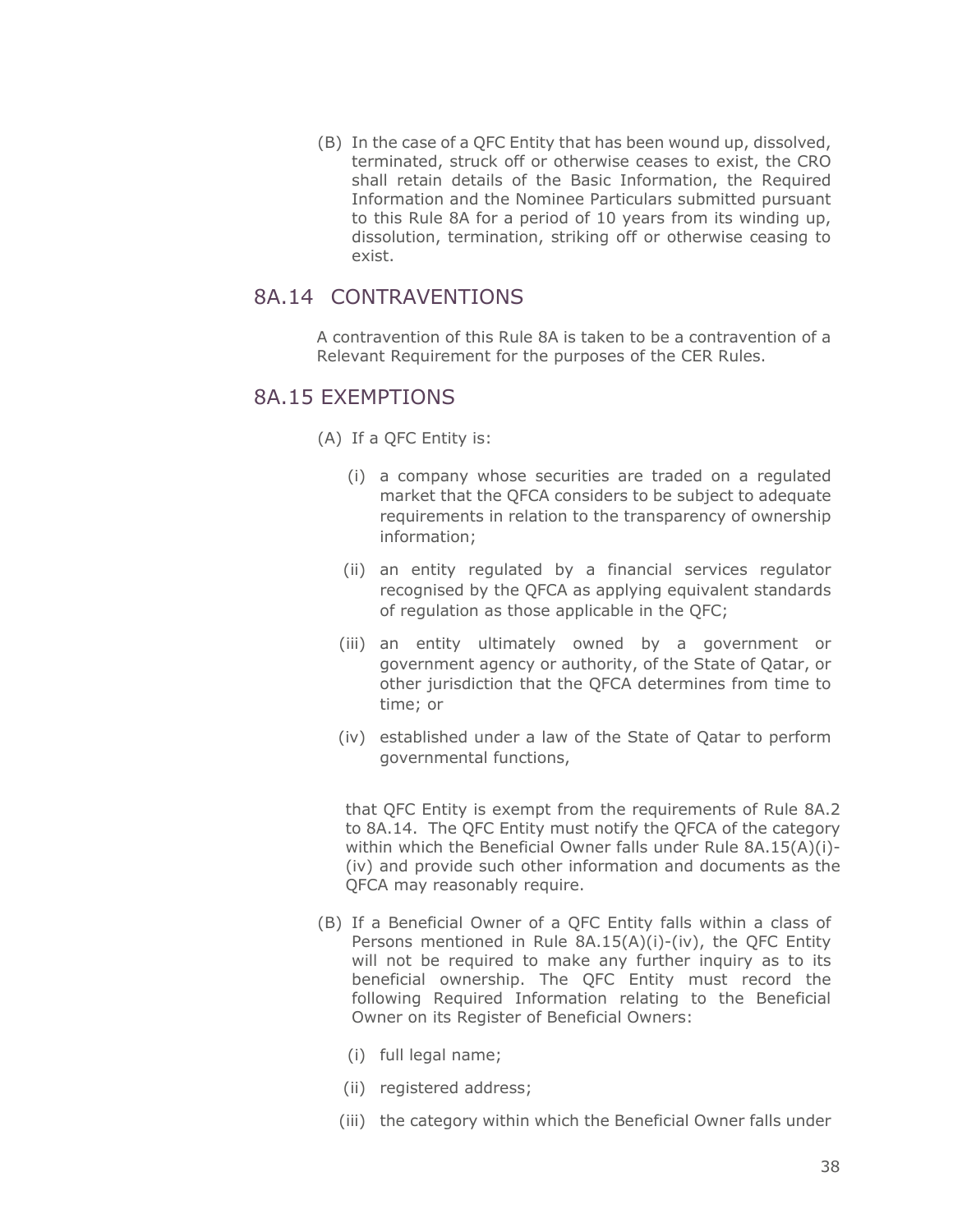(B) In the case of a QFC Entity that has been wound up, dissolved, terminated, struck off or otherwise ceases to exist, the CRO shall retain details of the Basic Information, the Required Information and the Nominee Particulars submitted pursuant to this Rule 8A for a period of 10 years from its winding up, dissolution, termination, striking off or otherwise ceasing to exist.

## 8A.14 CONTRAVENTIONS

A contravention of this Rule 8A is taken to be a contravention of a Relevant Requirement for the purposes of the CER Rules.

## 8A.15 EXEMPTIONS

(A) If a QFC Entity is:

(i) a company whose securities are traded on a regulated market that the QFCA considers to be subject to adequate requirements in relation to the transparency of ownership information;

(ii) an entity regulated by a financial services regulator recognised by the QFCA as applying equivalent standards of regulation as those applicable in the QFC;

(iii) an entity ultimately owned by a government or government agency or authority, of the State of Qatar, or other jurisdiction that the QFCA determines from time to time; or

(iv) established under a law of the State of Qatar to perform governmental functions,

that QFC Entity is exempt from the requirements of Rule 8A.2 to 8A.14. The QFC Entity must notify the QFCA of the category within which the Beneficial Owner falls under Rule 8A.15(A)(i)-(iv) and provide such other information and documents as the QFCA may reasonably require.

(B) If a Beneficial Owner of a QFC Entity falls within a class of Persons mentioned in Rule 8A.15(A)(i)-(iv), the QFC Entity will not be required to make any further inquiry as to its beneficial ownership. The QFC Entity must record the following Required Information relating to the Beneficial Owner on its Register of Beneficial Owners:

(i) full legal name;

(ii) registered address;

(iii) the category within which the Beneficial Owner falls under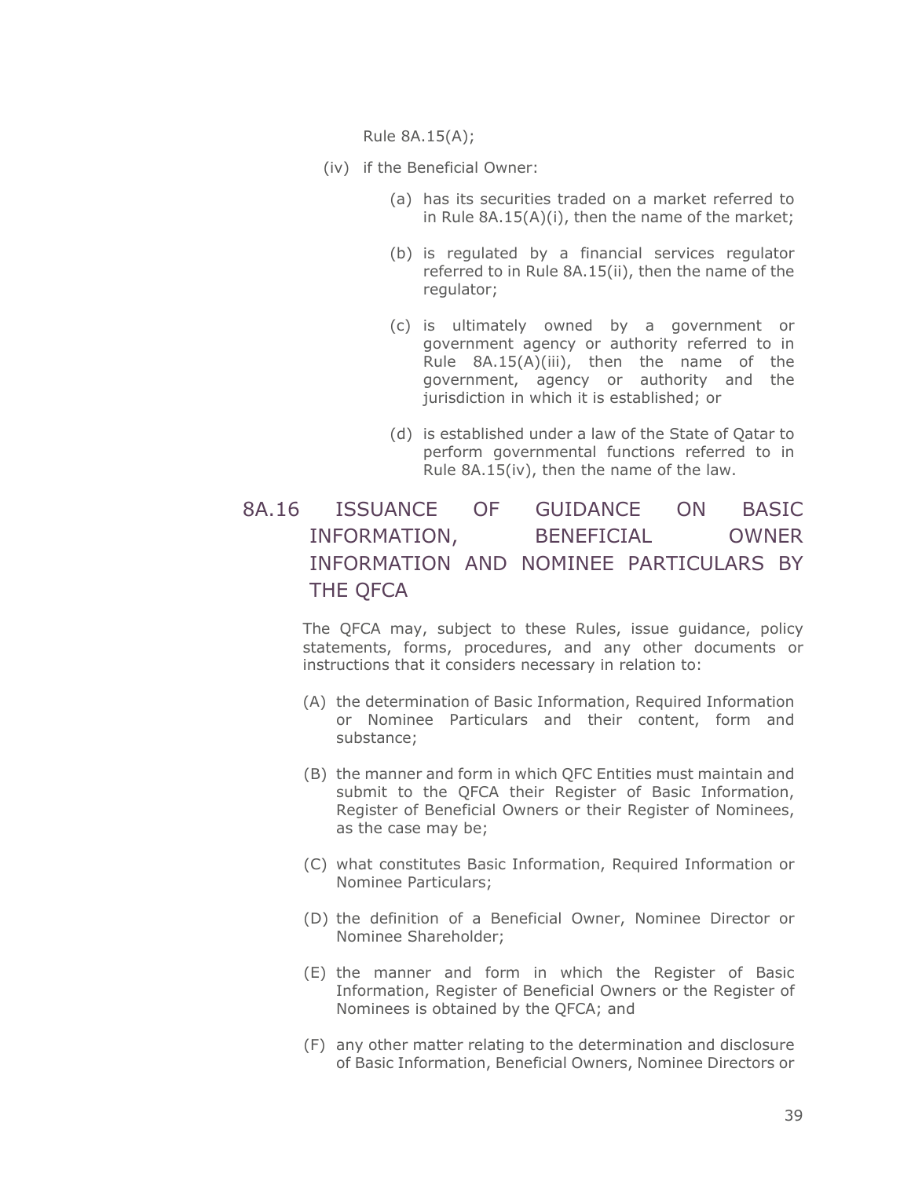Rule 8A.15(A);

(iv) if the Beneficial Owner:

(a) has its securities traded on a market referred to in Rule 8A.15(A)(i), then the name of the market;

(b) is regulated by a financial services regulator referred to in Rule 8A.15(ii), then the name of the regulator;

(c) is ultimately owned by a government or government agency or authority referred to in Rule 8A.15(A)(iii), then the name of the government, agency or authority and the jurisdiction in which it is established; or

(d) is established under a law of the State of Qatar to perform governmental functions referred to in Rule 8A.15(iv), then the name of the law.

## 8A.16 ISSUANCE OF GUIDANCE ON BASIC INFORMATION, BENEFICIAL OWNER INFORMATION AND NOMINEE PARTICULARS BY THE QFCA

The QFCA may, subject to these Rules, issue guidance, policy statements, forms, procedures, and any other documents or instructions that it considers necessary in relation to:

(A) the determination of Basic Information, Required Information or Nominee Particulars and their content, form and substance;

(B) the manner and form in which QFC Entities must maintain and submit to the QFCA their Register of Basic Information, Register of Beneficial Owners or their Register of Nominees, as the case may be;

(C) what constitutes Basic Information, Required Information or Nominee Particulars;

(D) the definition of a Beneficial Owner, Nominee Director or Nominee Shareholder;

(E) the manner and form in which the Register of Basic Information, Register of Beneficial Owners or the Register of Nominees is obtained by the QFCA; and

(F) any other matter relating to the determination and disclosure of Basic Information, Beneficial Owners, Nominee Directors or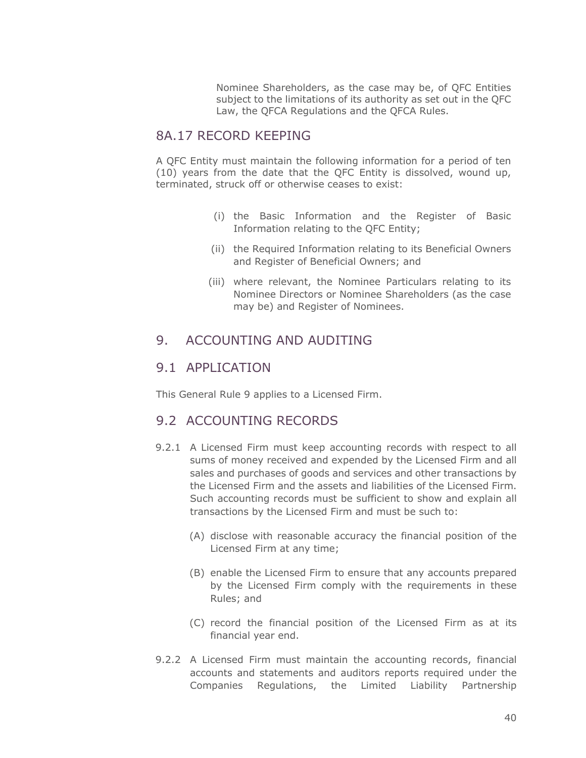Nominee Shareholders, as the case may be, of QFC Entities subject to the limitations of its authority as set out in the QFC Law, the QFCA Regulations and the QFCA Rules.

## 8A.17 RECORD KEEPING

A QFC Entity must maintain the following information for a period of ten (10) years from the date that the QFC Entity is dissolved, wound up, terminated, struck off or otherwise ceases to exist:

(i) the Basic Information and the Register of Basic Information relating to the QFC Entity;

(ii) the Required Information relating to its Beneficial Owners and Register of Beneficial Owners; and

(iii) where relevant, the Nominee Particulars relating to its Nominee Directors or Nominee Shareholders (as the case may be) and Register of Nominees.

# 9. ACCOUNTING AND AUDITING

## 9.1 APPLICATION

This General Rule 9 applies to a Licensed Firm.

## 9.2 ACCOUNTING RECORDS

9.2.1 A Licensed Firm must keep accounting records with respect to all sums of money received and expended by the Licensed Firm and all sales and purchases of goods and services and other transactions by the Licensed Firm and the assets and liabilities of the Licensed Firm. Such accounting records must be sufficient to show and explain all transactions by the Licensed Firm and must be such to:

(A) disclose with reasonable accuracy the financial position of the Licensed Firm at any time;

(B) enable the Licensed Firm to ensure that any accounts prepared by the Licensed Firm comply with the requirements in these Rules; and

(C) record the financial position of the Licensed Firm as at its financial year end.

9.2.2 A Licensed Firm must maintain the accounting records, financial accounts and statements and auditors reports required under the Companies Regulations, the Limited Liability Partnership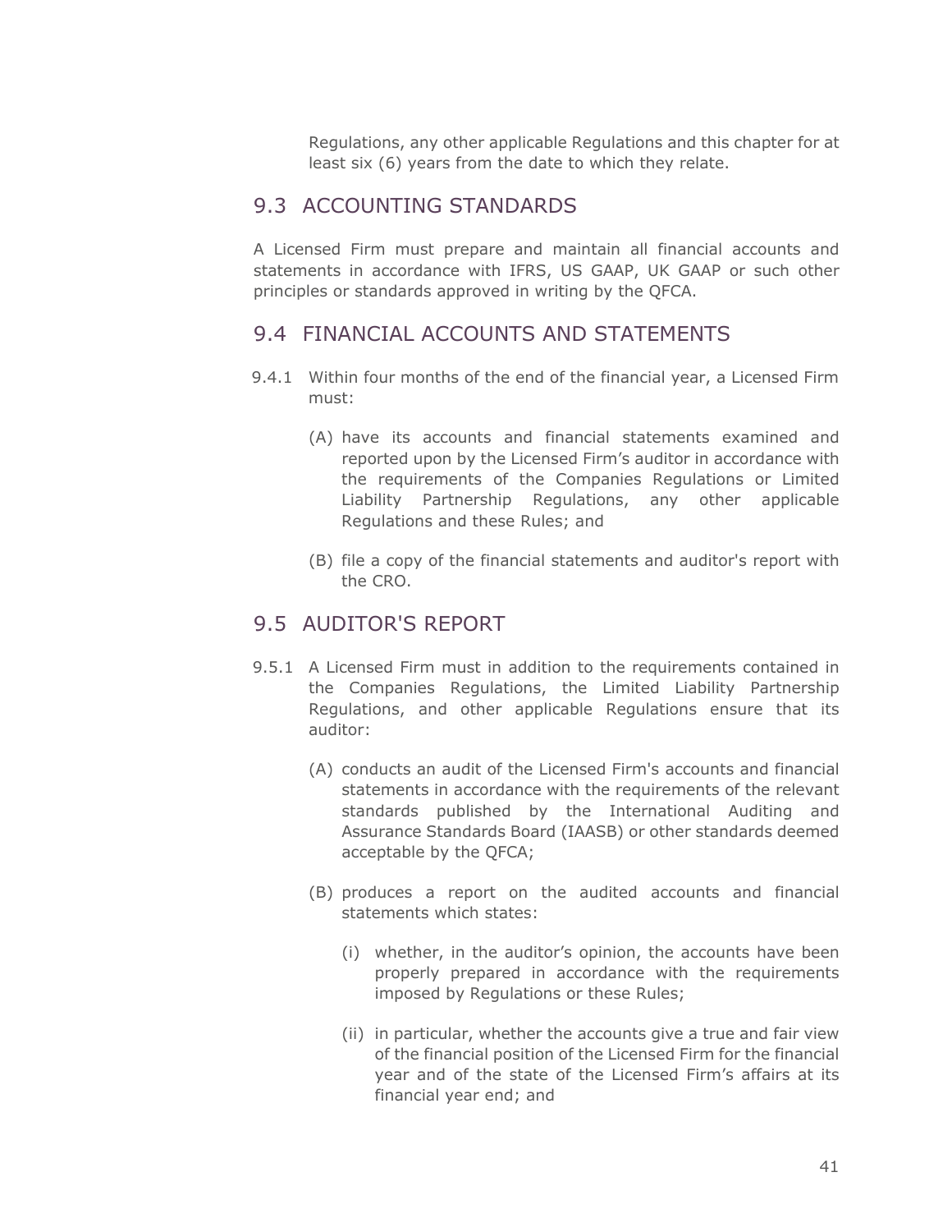Regulations, any other applicable Regulations and this chapter for at least six (6) years from the date to which they relate.

## 9.3 ACCOUNTING STANDARDS

A Licensed Firm must prepare and maintain all financial accounts and statements in accordance with IFRS, US GAAP, UK GAAP or such other principles or standards approved in writing by the QFCA.

## 9.4 FINANCIAL ACCOUNTS AND STATEMENTS

9.4.1 Within four months of the end of the financial year, a Licensed Firm must:

(A) have its accounts and financial statements examined and reported upon by the Licensed Firm's auditor in accordance with the requirements of the Companies Regulations or Limited Liability Partnership Regulations, any other applicable Regulations and these Rules; and

(B) file a copy of the financial statements and auditor's report with the CRO.

## 9.5 AUDITOR'S REPORT

9.5.1 A Licensed Firm must in addition to the requirements contained in the Companies Regulations, the Limited Liability Partnership Regulations, and other applicable Regulations ensure that its auditor:

(A) conducts an audit of the Licensed Firm's accounts and financial statements in accordance with the requirements of the relevant standards published by the International Auditing and Assurance Standards Board (IAASB) or other standards deemed acceptable by the QFCA;

(B) produces a report on the audited accounts and financial statements which states:

(i) whether, in the auditor's opinion, the accounts have been properly prepared in accordance with the requirements imposed by Regulations or these Rules;

(ii) in particular, whether the accounts give a true and fair view of the financial position of the Licensed Firm for the financial year and of the state of the Licensed Firm's affairs at its financial year end; and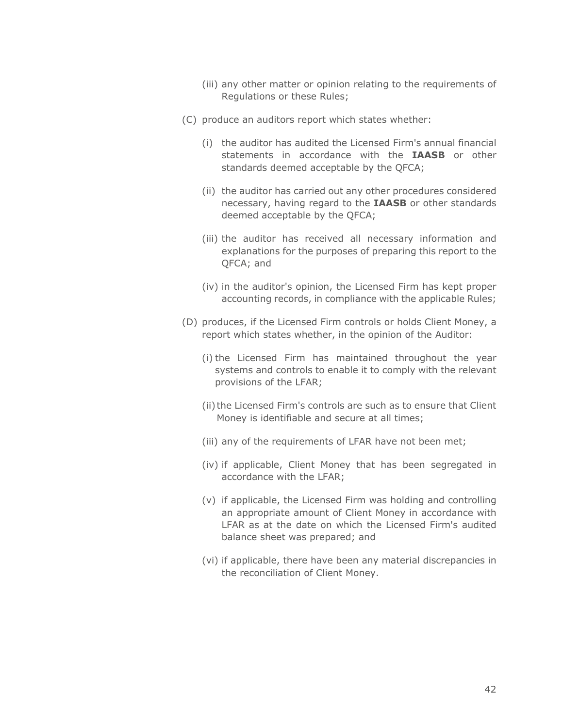(iii) any other matter or opinion relating to the requirements of Regulations or these Rules;

(C) produce an auditors report which states whether:

(i) the auditor has audited the Licensed Firm's annual financial statements in accordance with the **IAASB** or other standards deemed acceptable by the QFCA;

(ii) the auditor has carried out any other procedures considered necessary, having regard to the **IAASB** or other standards deemed acceptable by the QFCA;

(iii) the auditor has received all necessary information and explanations for the purposes of preparing this report to the QFCA; and

(iv) in the auditor's opinion, the Licensed Firm has kept proper accounting records, in compliance with the applicable Rules;

(D) produces, if the Licensed Firm controls or holds Client Money, a report which states whether, in the opinion of the Auditor:

(i) the Licensed Firm has maintained throughout the year systems and controls to enable it to comply with the relevant provisions of the LFAR;

(ii) the Licensed Firm's controls are such as to ensure that Client Money is identifiable and secure at all times;

(iii) any of the requirements of LFAR have not been met;

(iv) if applicable, Client Money that has been segregated in accordance with the LFAR;

(v) if applicable, the Licensed Firm was holding and controlling an appropriate amount of Client Money in accordance with LFAR as at the date on which the Licensed Firm's audited balance sheet was prepared; and

(vi) if applicable, there have been any material discrepancies in the reconciliation of Client Money.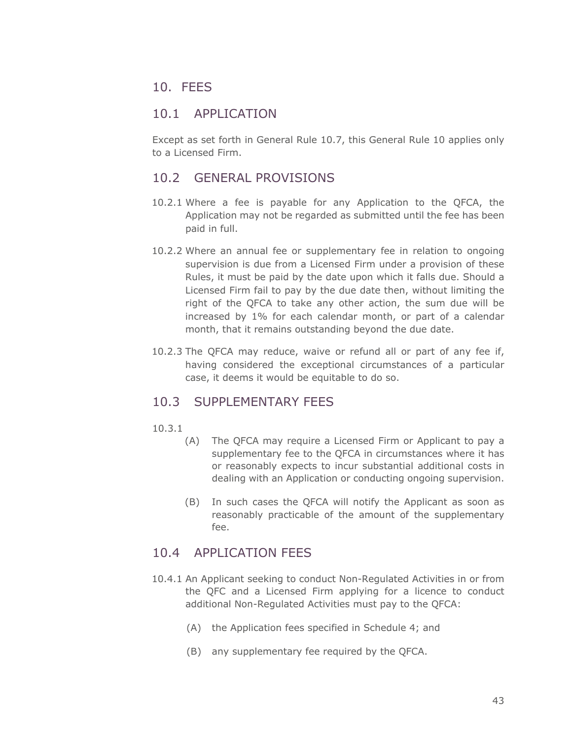# 10. FEES

## 10.1 APPLICATION

Except as set forth in General Rule 10.7, this General Rule 10 applies only to a Licensed Firm.

## 10.2 GENERAL PROVISIONS

10.2.1 Where a fee is payable for any Application to the QFCA, the Application may not be regarded as submitted until the fee has been paid in full.

10.2.2 Where an annual fee or supplementary fee in relation to ongoing supervision is due from a Licensed Firm under a provision of these Rules, it must be paid by the date upon which it falls due. Should a Licensed Firm fail to pay by the due date then, without limiting the right of the QFCA to take any other action, the sum due will be increased by 1% for each calendar month, or part of a calendar month, that it remains outstanding beyond the due date.

10.2.3 The QFCA may reduce, waive or refund all or part of any fee if, having considered the exceptional circumstances of a particular case, it deems it would be equitable to do so.

## 10.3 SUPPLEMENTARY FEES

10.3.1

(A) The QFCA may require a Licensed Firm or Applicant to pay a supplementary fee to the QFCA in circumstances where it has or reasonably expects to incur substantial additional costs in dealing with an Application or conducting ongoing supervision.

(B) In such cases the QFCA will notify the Applicant as soon as reasonably practicable of the amount of the supplementary fee.

## 10.4 APPLICATION FEES

10.4.1 An Applicant seeking to conduct Non-Regulated Activities in or from the QFC and a Licensed Firm applying for a licence to conduct additional Non-Regulated Activities must pay to the QFCA:

(A) the Application fees specified in Schedule 4; and

(B) any supplementary fee required by the QFCA.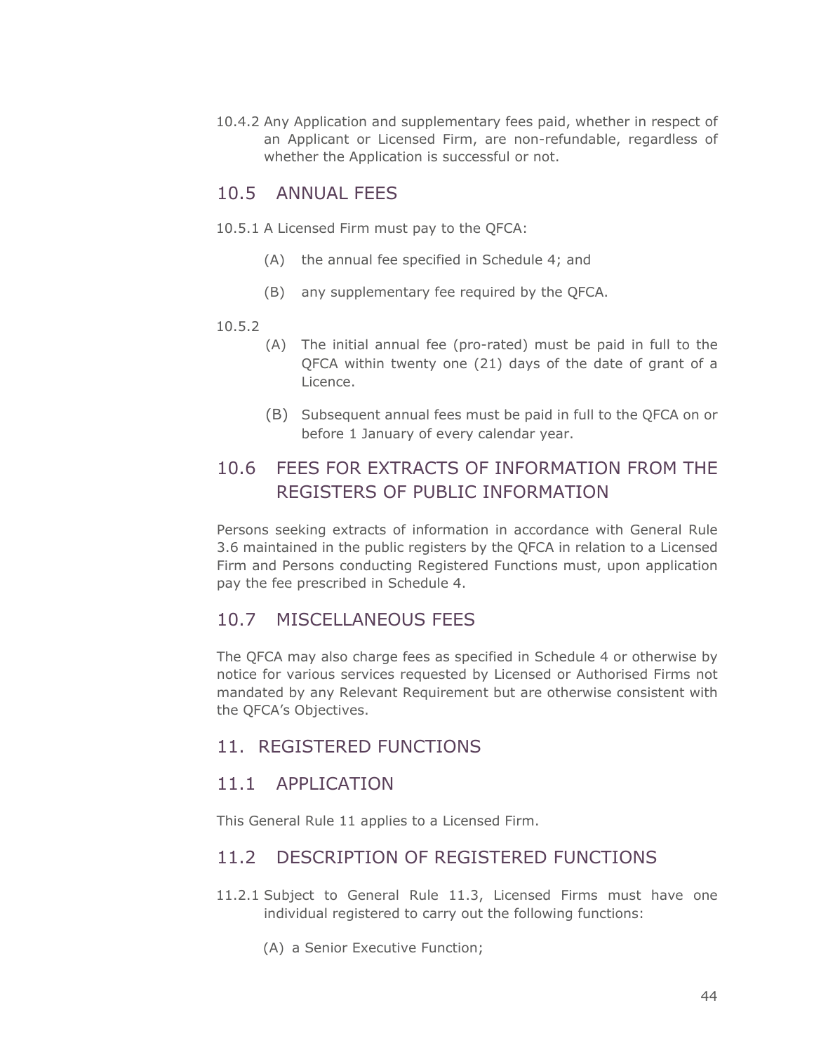10.4.2 Any Application and supplementary fees paid, whether in respect of an Applicant or Licensed Firm, are non-refundable, regardless of whether the Application is successful or not.

## 10.5 ANNUAL FEES

10.5.1 A Licensed Firm must pay to the QFCA:

- (A) the annual fee specified in Schedule 4; and
- (B) any supplementary fee required by the QFCA.

10.5.2

- (A) The initial annual fee (pro-rated) must be paid in full to the QFCA within twenty one (21) days of the date of grant of a Licence.
- (B) Subsequent annual fees must be paid in full to the QFCA on or before 1 January of every calendar year.

## 10.6 FEES FOR EXTRACTS OF INFORMATION FROM THE REGISTERS OF PUBLIC INFORMATION

Persons seeking extracts of information in accordance with General Rule 3.6 maintained in the public registers by the QFCA in relation to a Licensed Firm and Persons conducting Registered Functions must, upon application pay the fee prescribed in Schedule 4.

## 10.7 MISCELLANEOUS FEES

The QFCA may also charge fees as specified in Schedule 4 or otherwise by notice for various services requested by Licensed or Authorised Firms not mandated by any Relevant Requirement but are otherwise consistent with the QFCA's Objectives.

# 11. REGISTERED FUNCTIONS

## 11.1 APPLICATION

This General Rule 11 applies to a Licensed Firm.

## 11.2 DESCRIPTION OF REGISTERED FUNCTIONS

11.2.1 Subject to General Rule 11.3, Licensed Firms must have one individual registered to carry out the following functions:

- (A) a Senior Executive Function;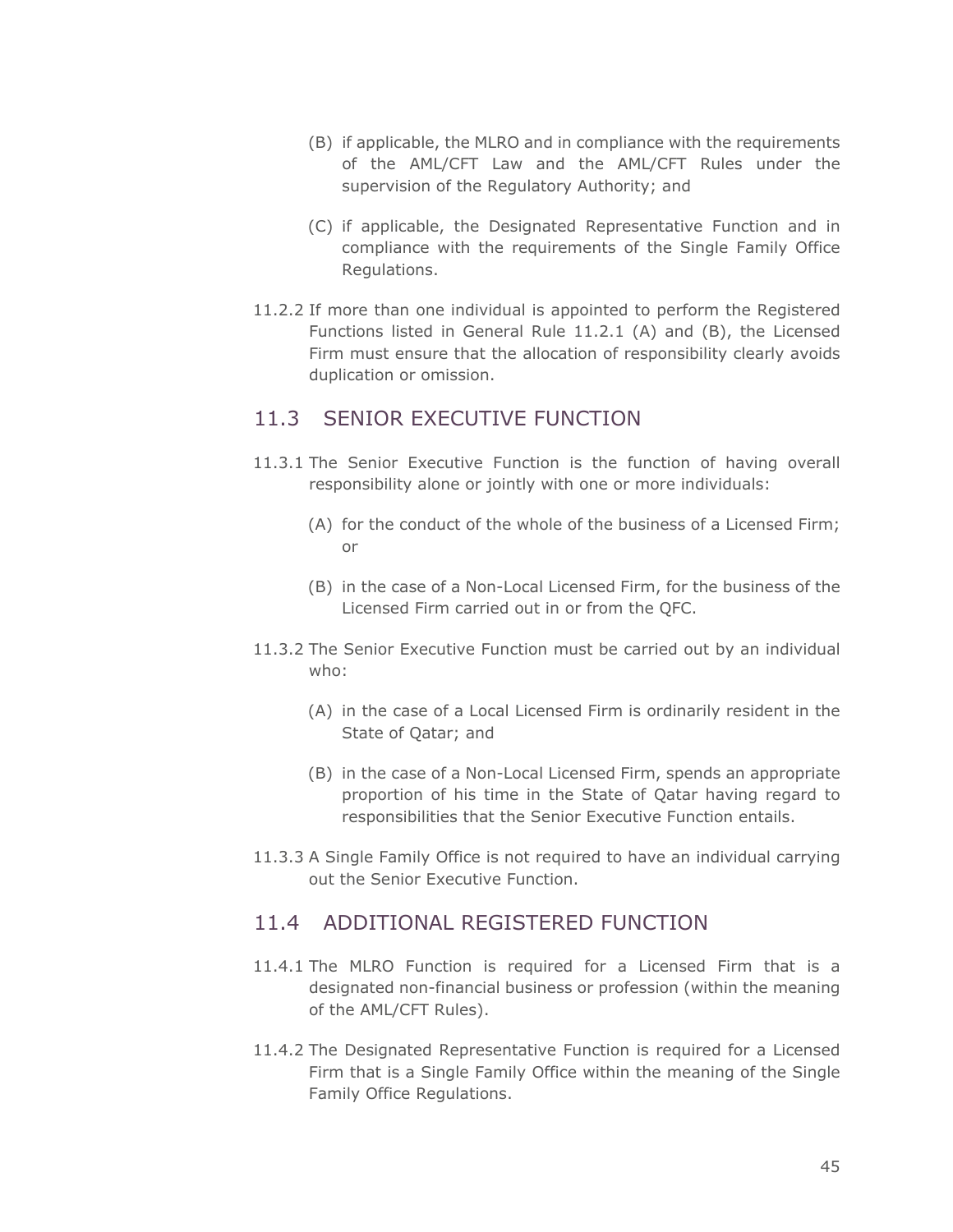(B) if applicable, the MLRO and in compliance with the requirements of the AML/CFT Law and the AML/CFT Rules under the supervision of the Regulatory Authority; and

(C) if applicable, the Designated Representative Function and in compliance with the requirements of the Single Family Office Regulations.

11.2.2 If more than one individual is appointed to perform the Registered Functions listed in General Rule 11.2.1 (A) and (B), the Licensed Firm must ensure that the allocation of responsibility clearly avoids duplication or omission.

## 11.3 SENIOR EXECUTIVE FUNCTION

11.3.1 The Senior Executive Function is the function of having overall responsibility alone or jointly with one or more individuals:

(A) for the conduct of the whole of the business of a Licensed Firm; or

(B) in the case of a Non-Local Licensed Firm, for the business of the Licensed Firm carried out in or from the QFC.

11.3.2 The Senior Executive Function must be carried out by an individual who:

(A) in the case of a Local Licensed Firm is ordinarily resident in the State of Qatar; and

(B) in the case of a Non-Local Licensed Firm, spends an appropriate proportion of his time in the State of Qatar having regard to responsibilities that the Senior Executive Function entails.

11.3.3 A Single Family Office is not required to have an individual carrying out the Senior Executive Function.

## 11.4 ADDITIONAL REGISTERED FUNCTION

11.4.1 The MLRO Function is required for a Licensed Firm that is a designated non-financial business or profession (within the meaning of the AML/CFT Rules).

11.4.2 The Designated Representative Function is required for a Licensed Firm that is a Single Family Office within the meaning of the Single Family Office Regulations.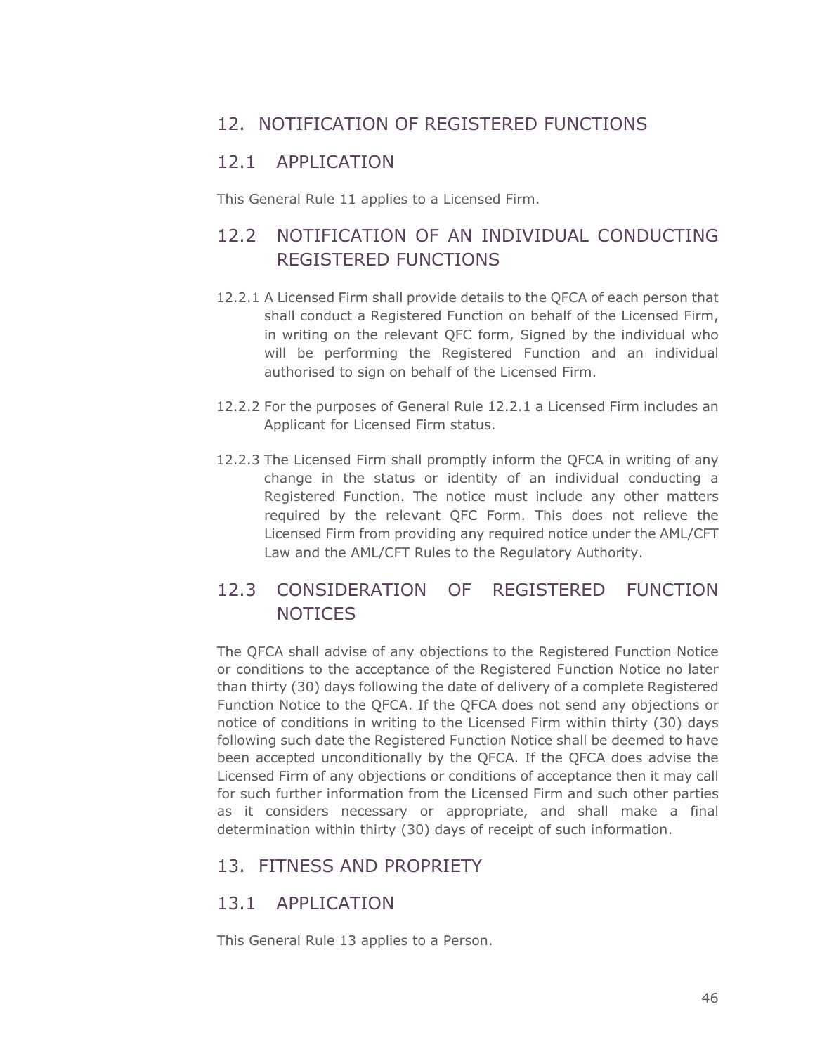# 12. NOTIFICATION OF REGISTERED FUNCTIONS

## 12.1 APPLICATION

This General Rule 11 applies to a Licensed Firm.

## 12.2 NOTIFICATION OF AN INDIVIDUAL CONDUCTING REGISTERED FUNCTIONS

12.2.1 A Licensed Firm shall provide details to the QFCA of each person that shall conduct a Registered Function on behalf of the Licensed Firm, in writing on the relevant QFC form, Signed by the individual who will be performing the Registered Function and an individual authorised to sign on behalf of the Licensed Firm.

12.2.2 For the purposes of General Rule 12.2.1 a Licensed Firm includes an Applicant for Licensed Firm status.

12.2.3 The Licensed Firm shall promptly inform the QFCA in writing of any change in the status or identity of an individual conducting a Registered Function. The notice must include any other matters required by the relevant QFC Form. This does not relieve the Licensed Firm from providing any required notice under the AML/CFT Law and the AML/CFT Rules to the Regulatory Authority.

## 12.3 CONSIDERATION OF REGISTERED FUNCTION NOTICES

The QFCA shall advise of any objections to the Registered Function Notice or conditions to the acceptance of the Registered Function Notice no later than thirty (30) days following the date of delivery of a complete Registered Function Notice to the QFCA. If the QFCA does not send any objections or notice of conditions in writing to the Licensed Firm within thirty (30) days following such date the Registered Function Notice shall be deemed to have been accepted unconditionally by the QFCA. If the QFCA does advise the Licensed Firm of any objections or conditions of acceptance then it may call for such further information from the Licensed Firm and such other parties as it considers necessary or appropriate, and shall make a final determination within thirty (30) days of receipt of such information.

# 13. FITNESS AND PROPRIETY

## 13.1 APPLICATION

This General Rule 13 applies to a Person.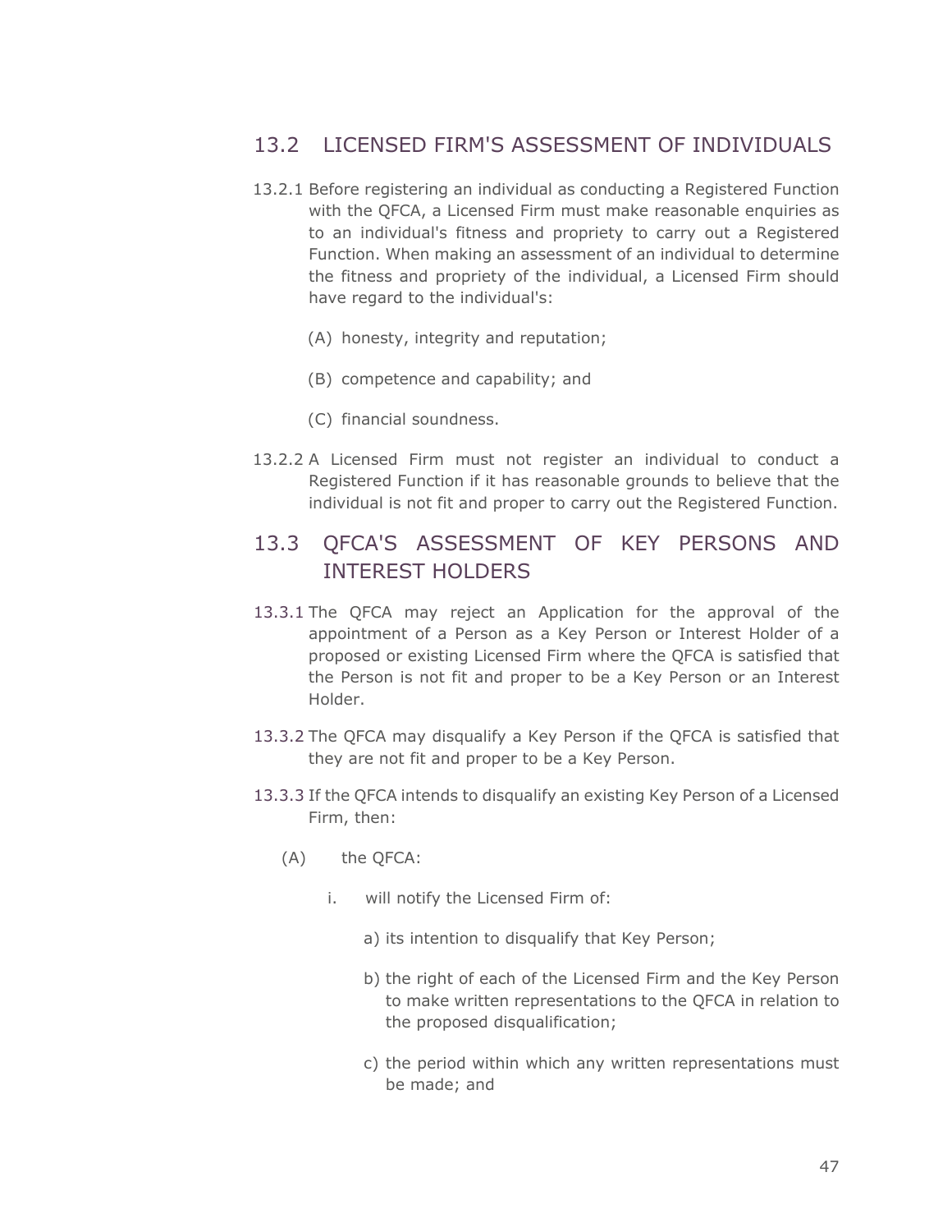## 13.2 LICENSED FIRM'S ASSESSMENT OF INDIVIDUALS

13.2.1 Before registering an individual as conducting a Registered Function with the QFCA, a Licensed Firm must make reasonable enquiries as to an individual's fitness and propriety to carry out a Registered Function. When making an assessment of an individual to determine the fitness and propriety of the individual, a Licensed Firm should have regard to the individual's:

(A) honesty, integrity and reputation;

(B) competence and capability; and

(C) financial soundness.

13.2.2 A Licensed Firm must not register an individual to conduct a Registered Function if it has reasonable grounds to believe that the individual is not fit and proper to carry out the Registered Function.

## 13.3 QFCA'S ASSESSMENT OF KEY PERSONS AND INTEREST HOLDERS

13.3.1 The QFCA may reject an Application for the approval of the appointment of a Person as a Key Person or Interest Holder of a proposed or existing Licensed Firm where the QFCA is satisfied that the Person is not fit and proper to be a Key Person or an Interest Holder.

13.3.2 The QFCA may disqualify a Key Person if the QFCA is satisfied that they are not fit and proper to be a Key Person.

13.3.3 If the QFCA intends to disqualify an existing Key Person of a Licensed Firm, then:

(A) the QFCA:

i. will notify the Licensed Firm of:

a) its intention to disqualify that Key Person;

b) the right of each of the Licensed Firm and the Key Person to make written representations to the QFCA in relation to the proposed disqualification;

c) the period within which any written representations must be made; and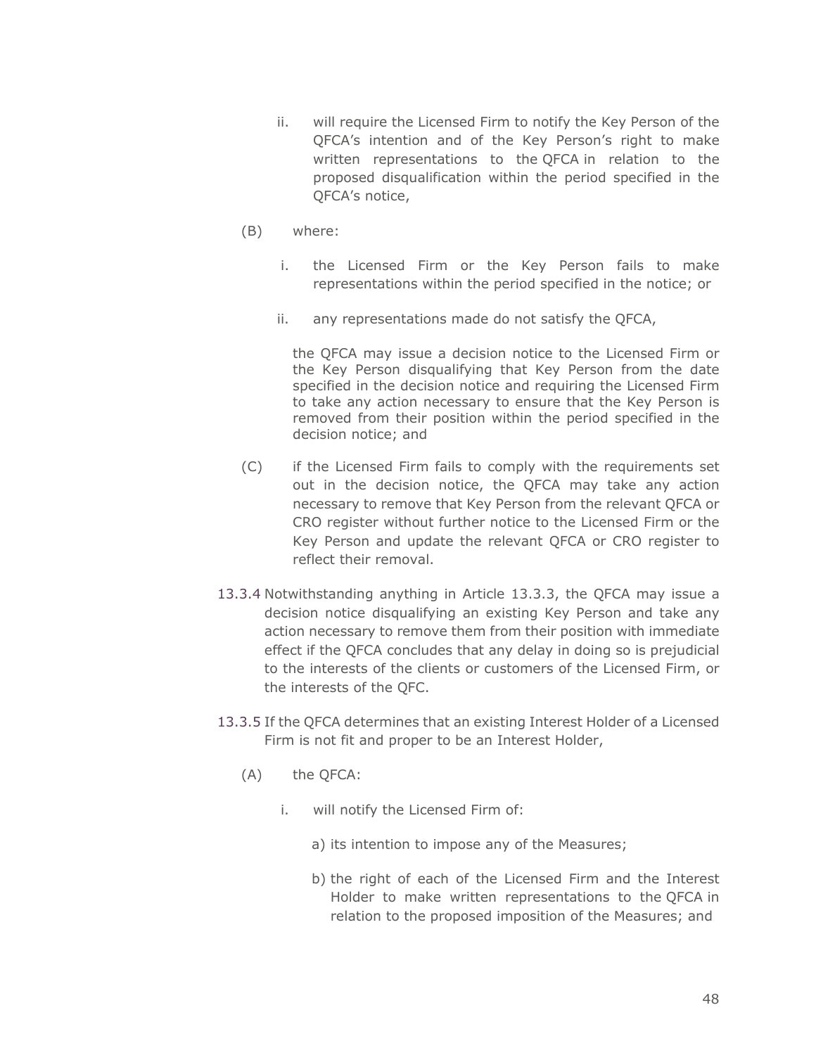ii. will require the Licensed Firm to notify the Key Person of the QFCA's intention and of the Key Person's right to make written representations to the QFCA in relation to the proposed disqualification within the period specified in the QFCA's notice,

(B) where:

i. the Licensed Firm or the Key Person fails to make representations within the period specified in the notice; or

ii. any representations made do not satisfy the QFCA,

the QFCA may issue a decision notice to the Licensed Firm or the Key Person disqualifying that Key Person from the date specified in the decision notice and requiring the Licensed Firm to take any action necessary to ensure that the Key Person is removed from their position within the period specified in the decision notice; and

(C) if the Licensed Firm fails to comply with the requirements set out in the decision notice, the QFCA may take any action necessary to remove that Key Person from the relevant QFCA or CRO register without further notice to the Licensed Firm or the Key Person and update the relevant QFCA or CRO register to reflect their removal.

13.3.4 Notwithstanding anything in Article 13.3.3, the QFCA may issue a decision notice disqualifying an existing Key Person and take any action necessary to remove them from their position with immediate effect if the QFCA concludes that any delay in doing so is prejudicial to the interests of the clients or customers of the Licensed Firm, or the interests of the QFC.

13.3.5 If the QFCA determines that an existing Interest Holder of a Licensed Firm is not fit and proper to be an Interest Holder,

(A) the QFCA:

i. will notify the Licensed Firm of:

a) its intention to impose any of the Measures;

b) the right of each of the Licensed Firm and the Interest Holder to make written representations to the QFCA in relation to the proposed imposition of the Measures; and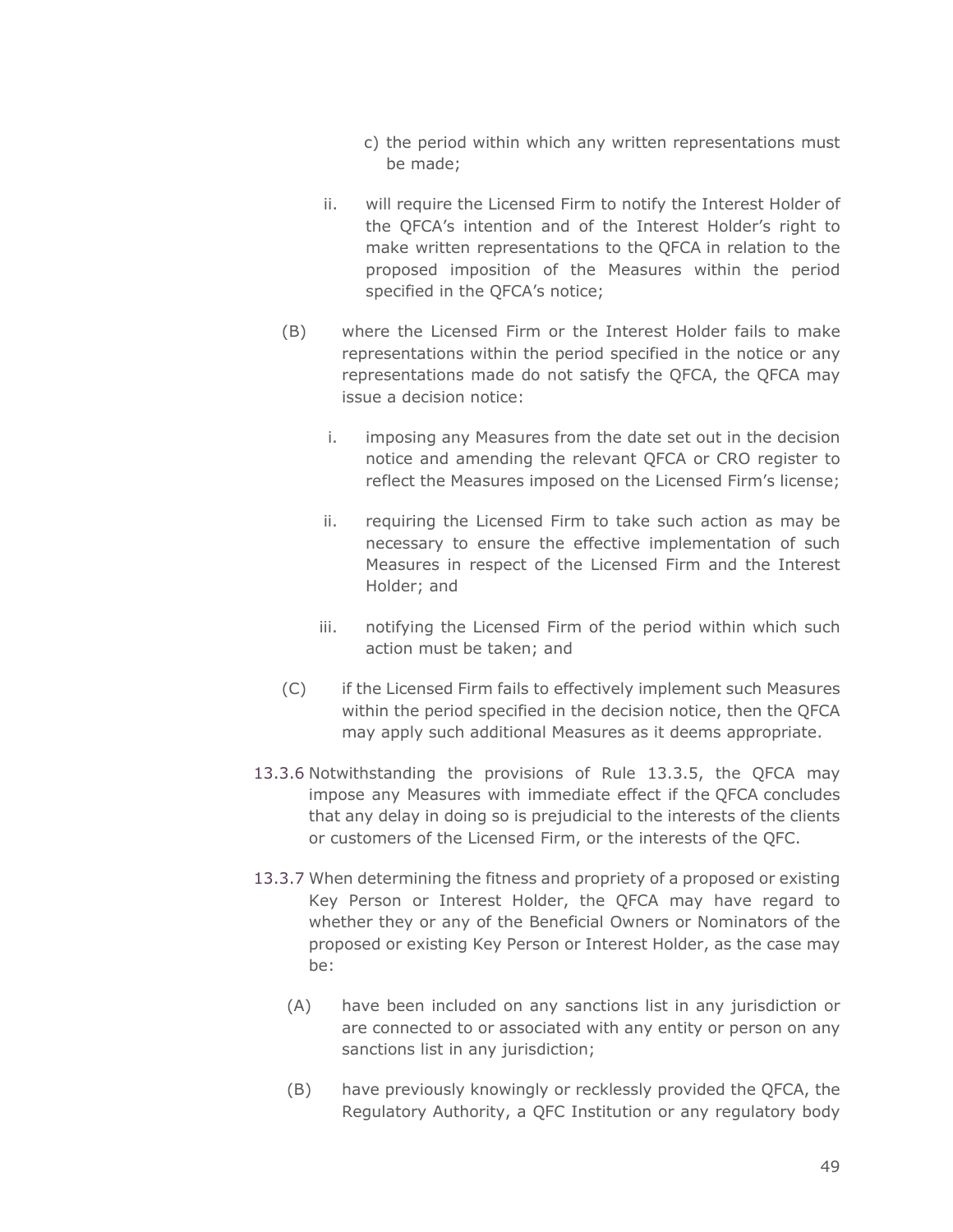c) the period within which any written representations must be made;

ii. will require the Licensed Firm to notify the Interest Holder of the QFCA's intention and of the Interest Holder's right to make written representations to the QFCA in relation to the proposed imposition of the Measures within the period specified in the QFCA's notice;

(B) where the Licensed Firm or the Interest Holder fails to make representations within the period specified in the notice or any representations made do not satisfy the QFCA, the QFCA may issue a decision notice:

i. imposing any Measures from the date set out in the decision notice and amending the relevant QFCA or CRO register to reflect the Measures imposed on the Licensed Firm's license;

ii. requiring the Licensed Firm to take such action as may be necessary to ensure the effective implementation of such Measures in respect of the Licensed Firm and the Interest Holder; and

iii. notifying the Licensed Firm of the period within which such action must be taken; and

(C) if the Licensed Firm fails to effectively implement such Measures within the period specified in the decision notice, then the QFCA may apply such additional Measures as it deems appropriate.

13.3.6 Notwithstanding the provisions of Rule 13.3.5, the QFCA may impose any Measures with immediate effect if the QFCA concludes that any delay in doing so is prejudicial to the interests of the clients or customers of the Licensed Firm, or the interests of the QFC.

13.3.7 When determining the fitness and propriety of a proposed or existing Key Person or Interest Holder, the QFCA may have regard to whether they or any of the Beneficial Owners or Nominators of the proposed or existing Key Person or Interest Holder, as the case may be:

(A) have been included on any sanctions list in any jurisdiction or are connected to or associated with any entity or person on any sanctions list in any jurisdiction;

(B) have previously knowingly or recklessly provided the QFCA, the Regulatory Authority, a QFC Institution or any regulatory body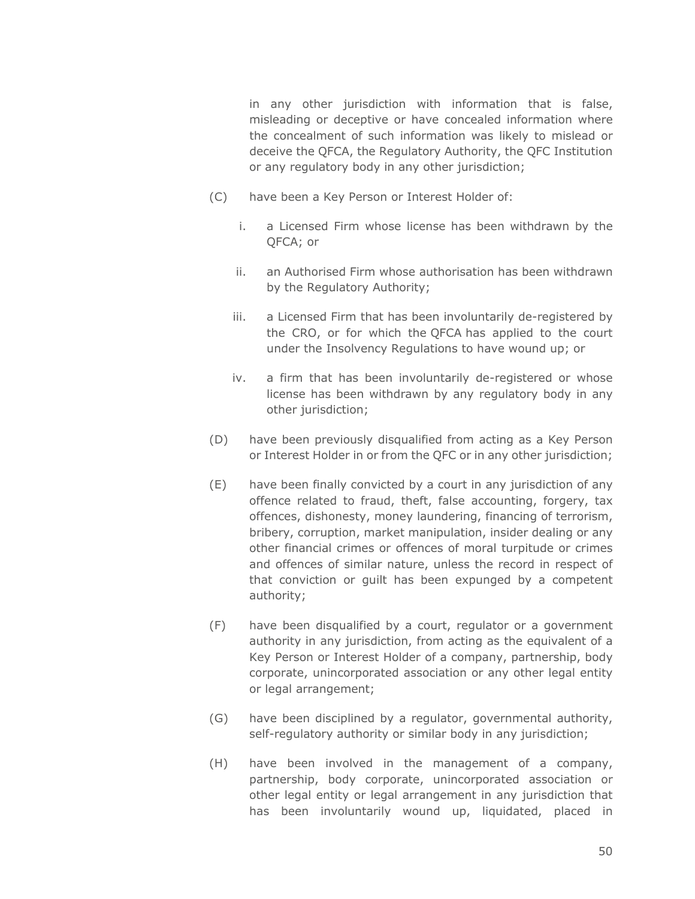in any other jurisdiction with information that is false, misleading or deceptive or have concealed information where the concealment of such information was likely to mislead or deceive the QFCA, the Regulatory Authority, the QFC Institution or any regulatory body in any other jurisdiction;

(C) have been a Key Person or Interest Holder of:

i. a Licensed Firm whose license has been withdrawn by the QFCA; or

ii. an Authorised Firm whose authorisation has been withdrawn by the Regulatory Authority;

iii. a Licensed Firm that has been involuntarily de-registered by the CRO, or for which the QFCA has applied to the court under the Insolvency Regulations to have wound up; or

iv. a firm that has been involuntarily de-registered or whose license has been withdrawn by any regulatory body in any other jurisdiction;

(D) have been previously disqualified from acting as a Key Person or Interest Holder in or from the QFC or in any other jurisdiction;

(E) have been finally convicted by a court in any jurisdiction of any offence related to fraud, theft, false accounting, forgery, tax offences, dishonesty, money laundering, financing of terrorism, bribery, corruption, market manipulation, insider dealing or any other financial crimes or offences of moral turpitude or crimes and offences of similar nature, unless the record in respect of that conviction or guilt has been expunged by a competent authority;

(F) have been disqualified by a court, regulator or a government authority in any jurisdiction, from acting as the equivalent of a Key Person or Interest Holder of a company, partnership, body corporate, unincorporated association or any other legal entity or legal arrangement;

(G) have been disciplined by a regulator, governmental authority, self-regulatory authority or similar body in any jurisdiction;

(H) have been involved in the management of a company, partnership, body corporate, unincorporated association or other legal entity or legal arrangement in any jurisdiction that has been involuntarily wound up, liquidated, placed in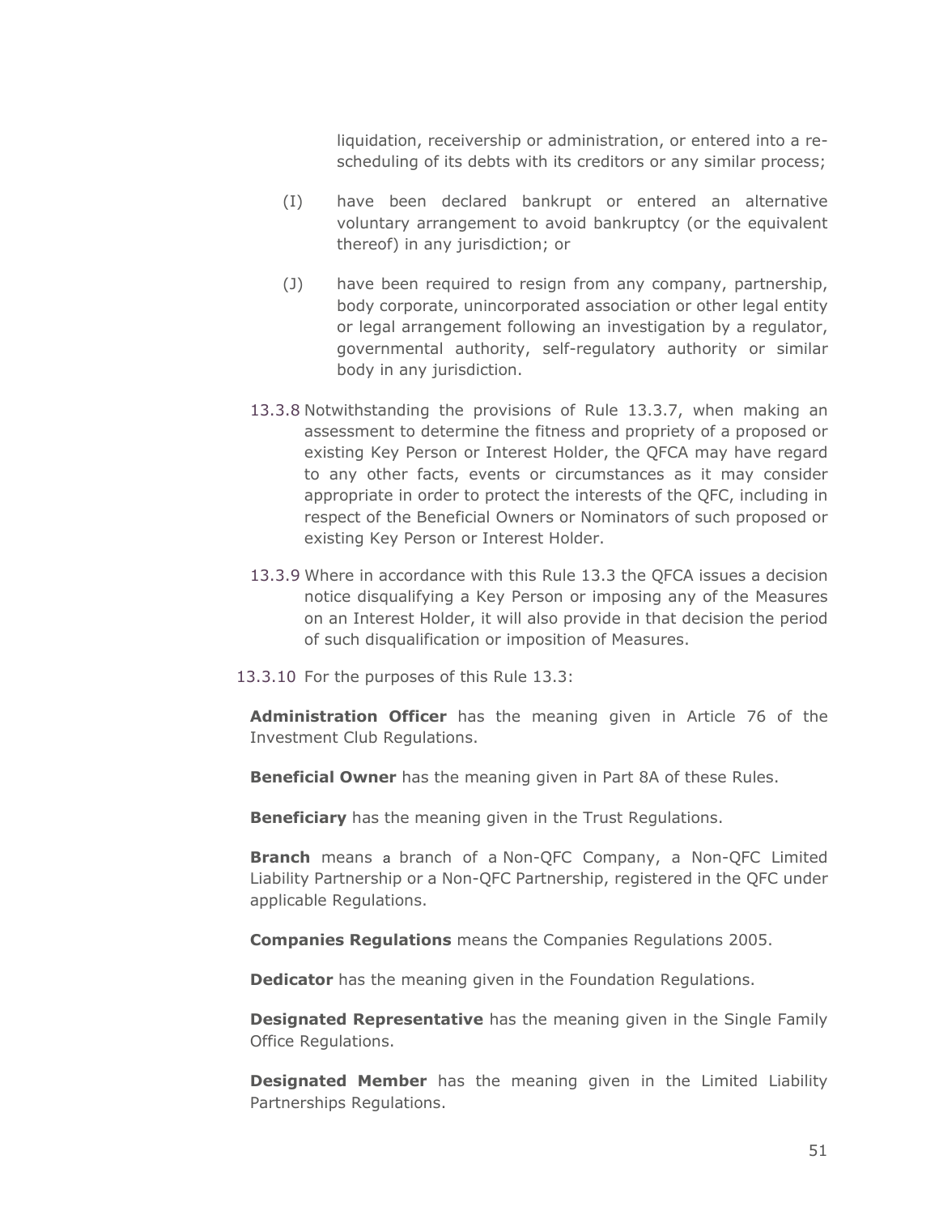liquidation, receivership or administration, or entered into a re-scheduling of its debts with its creditors or any similar process;

(I) have been declared bankrupt or entered an alternative voluntary arrangement to avoid bankruptcy (or the equivalent thereof) in any jurisdiction; or

(J) have been required to resign from any company, partnership, body corporate, unincorporated association or other legal entity or legal arrangement following an investigation by a regulator, governmental authority, self-regulatory authority or similar body in any jurisdiction.

13.3.8 Notwithstanding the provisions of Rule 13.3.7, when making an assessment to determine the fitness and propriety of a proposed or existing Key Person or Interest Holder, the QFCA may have regard to any other facts, events or circumstances as it may consider appropriate in order to protect the interests of the QFC, including in respect of the Beneficial Owners or Nominators of such proposed or existing Key Person or Interest Holder.

13.3.9 Where in accordance with this Rule 13.3 the QFCA issues a decision notice disqualifying a Key Person or imposing any of the Measures on an Interest Holder, it will also provide in that decision the period of such disqualification or imposition of Measures.

13.3.10 For the purposes of this Rule 13.3:

**Administration Officer** has the meaning given in Article 76 of the Investment Club Regulations.

**Beneficial Owner** has the meaning given in Part 8A of these Rules.

**Beneficiary** has the meaning given in the Trust Regulations.

**Branch** means a branch of a Non-QFC Company, a Non-QFC Limited Liability Partnership or a Non-QFC Partnership, registered in the QFC under applicable Regulations.

**Companies Regulations** means the Companies Regulations 2005.

**Dedicator** has the meaning given in the Foundation Regulations.

**Designated Representative** has the meaning given in the Single Family Office Regulations.

**Designated Member** has the meaning given in the Limited Liability Partnerships Regulations.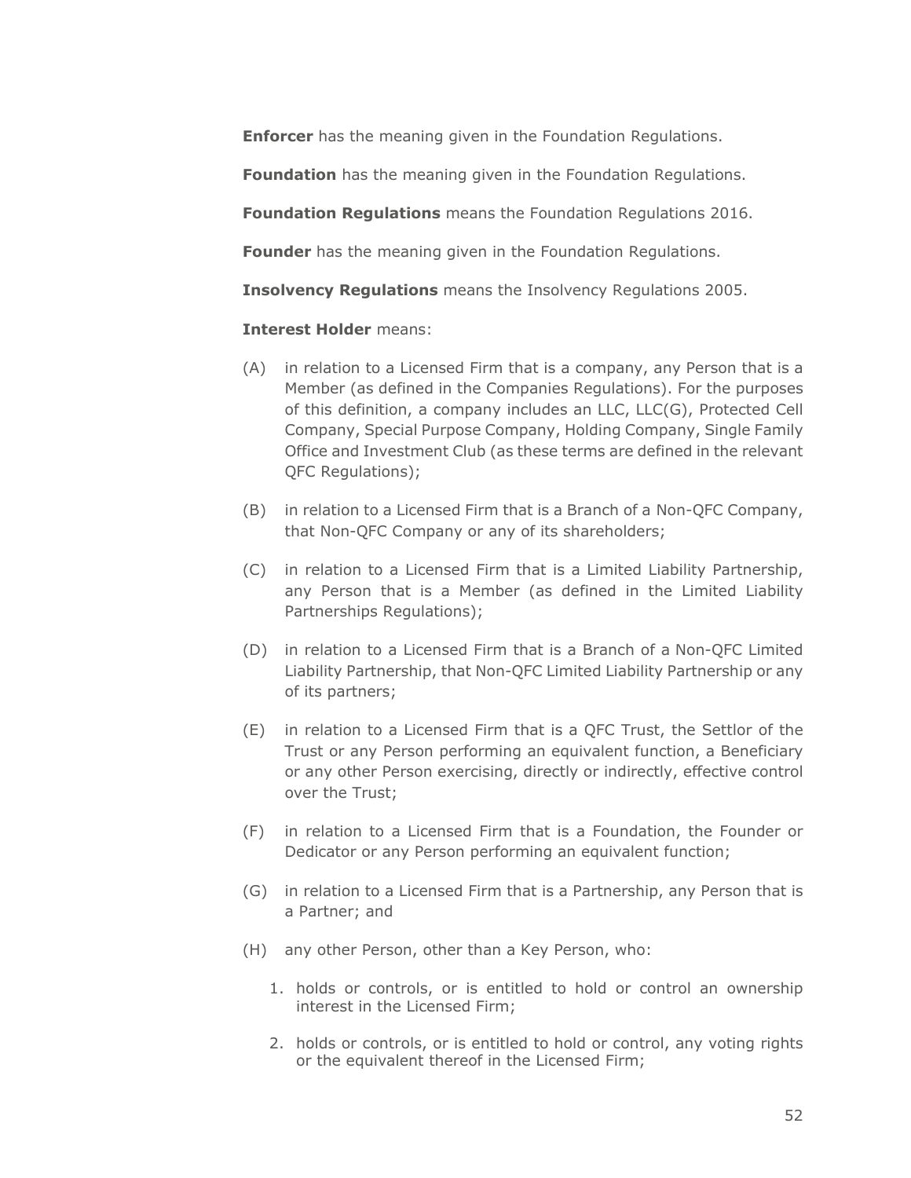**Enforcer** has the meaning given in the Foundation Regulations.

**Foundation** has the meaning given in the Foundation Regulations.

**Foundation Regulations** means the Foundation Regulations 2016.

**Founder** has the meaning given in the Foundation Regulations.

**Insolvency Regulations** means the Insolvency Regulations 2005.

**Interest Holder** means:

(A) in relation to a Licensed Firm that is a company, any Person that is a Member (as defined in the Companies Regulations). For the purposes of this definition, a company includes an LLC, LLC(G), Protected Cell Company, Special Purpose Company, Holding Company, Single Family Office and Investment Club (as these terms are defined in the relevant QFC Regulations);

(B) in relation to a Licensed Firm that is a Branch of a Non-QFC Company, that Non-QFC Company or any of its shareholders;

(C) in relation to a Licensed Firm that is a Limited Liability Partnership, any Person that is a Member (as defined in the Limited Liability Partnerships Regulations);

(D) in relation to a Licensed Firm that is a Branch of a Non-QFC Limited Liability Partnership, that Non-QFC Limited Liability Partnership or any of its partners;

(E) in relation to a Licensed Firm that is a QFC Trust, the Settlor of the Trust or any Person performing an equivalent function, a Beneficiary or any other Person exercising, directly or indirectly, effective control over the Trust;

(F) in relation to a Licensed Firm that is a Foundation, the Founder or Dedicator or any Person performing an equivalent function;

(G) in relation to a Licensed Firm that is a Partnership, any Person that is a Partner; and

(H) any other Person, other than a Key Person, who:

1. holds or controls, or is entitled to hold or control an ownership interest in the Licensed Firm;
2. holds or controls, or is entitled to hold or control, any voting rights or the equivalent thereof in the Licensed Firm;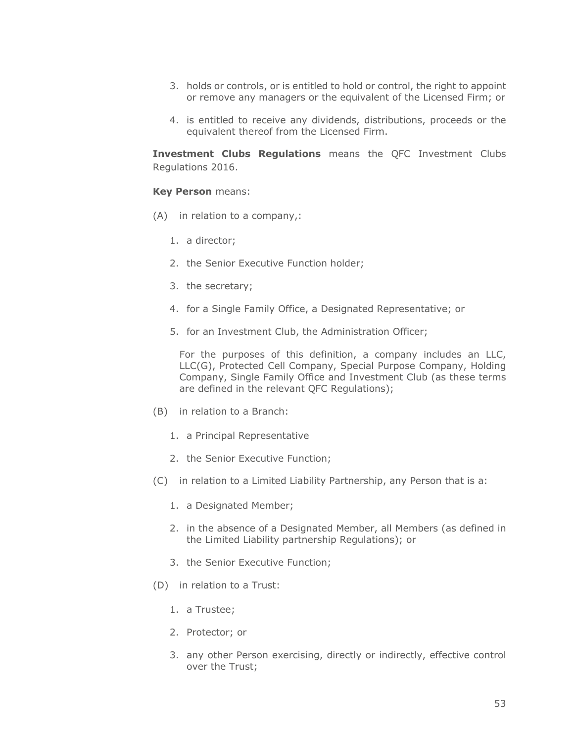3. holds or controls, or is entitled to hold or control, the right to appoint or remove any managers or the equivalent of the Licensed Firm; or

4. is entitled to receive any dividends, distributions, proceeds or the equivalent thereof from the Licensed Firm.

**Investment Clubs Regulations** means the QFC Investment Clubs Regulations 2016.

**Key Person** means:

(A) in relation to a company,:

1. a director;

2. the Senior Executive Function holder;

3. the secretary;

4. for a Single Family Office, a Designated Representative; or

5. for an Investment Club, the Administration Officer;

For the purposes of this definition, a company includes an LLC, LLC(G), Protected Cell Company, Special Purpose Company, Holding Company, Single Family Office and Investment Club (as these terms are defined in the relevant QFC Regulations);

(B) in relation to a Branch:

1. a Principal Representative

2. the Senior Executive Function;

(C) in relation to a Limited Liability Partnership, any Person that is a:

1. a Designated Member;

2. in the absence of a Designated Member, all Members (as defined in the Limited Liability partnership Regulations); or

3. the Senior Executive Function;

(D) in relation to a Trust:

1. a Trustee;

2. Protector; or

3. any other Person exercising, directly or indirectly, effective control over the Trust;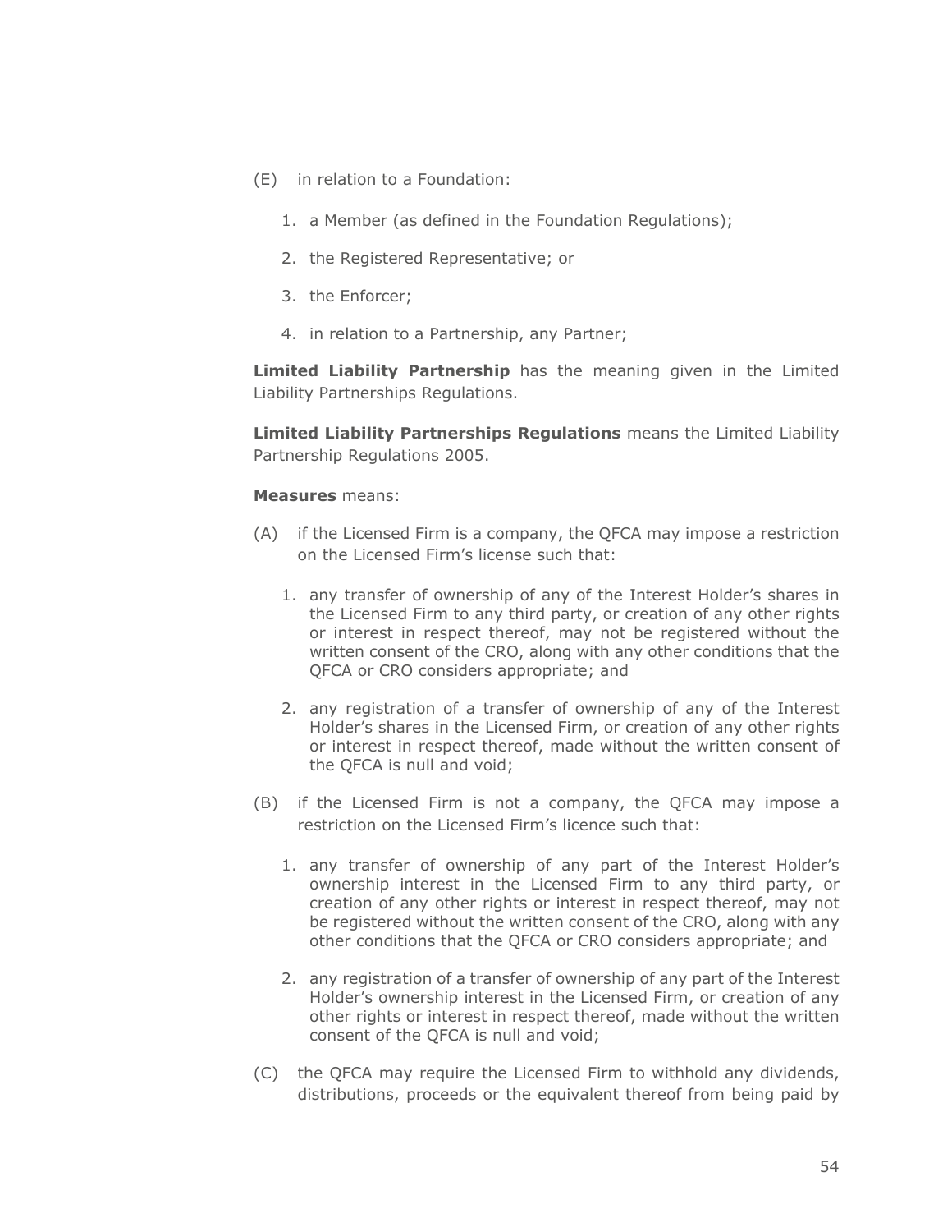(E) in relation to a Foundation:

1. a Member (as defined in the Foundation Regulations);
2. the Registered Representative; or
3. the Enforcer;
4. in relation to a Partnership, any Partner;

**Limited Liability Partnership** has the meaning given in the Limited Liability Partnerships Regulations.

**Limited Liability Partnerships Regulations** means the Limited Liability Partnership Regulations 2005.

**Measures** means:

(A) if the Licensed Firm is a company, the QFCA may impose a restriction on the Licensed Firm's license such that:

1. any transfer of ownership of any of the Interest Holder's shares in the Licensed Firm to any third party, or creation of any other rights or interest in respect thereof, may not be registered without the written consent of the CRO, along with any other conditions that the QFCA or CRO considers appropriate; and
2. any registration of a transfer of ownership of any of the Interest Holder's shares in the Licensed Firm, or creation of any other rights or interest in respect thereof, made without the written consent of the QFCA is null and void;

(B) if the Licensed Firm is not a company, the QFCA may impose a restriction on the Licensed Firm's licence such that:

1. any transfer of ownership of any part of the Interest Holder's ownership interest in the Licensed Firm to any third party, or creation of any other rights or interest in respect thereof, may not be registered without the written consent of the CRO, along with any other conditions that the QFCA or CRO considers appropriate; and
2. any registration of a transfer of ownership of any part of the Interest Holder's ownership interest in the Licensed Firm, or creation of any other rights or interest in respect thereof, made without the written consent of the QFCA is null and void;

(C) the QFCA may require the Licensed Firm to withhold any dividends, distributions, proceeds or the equivalent thereof from being paid by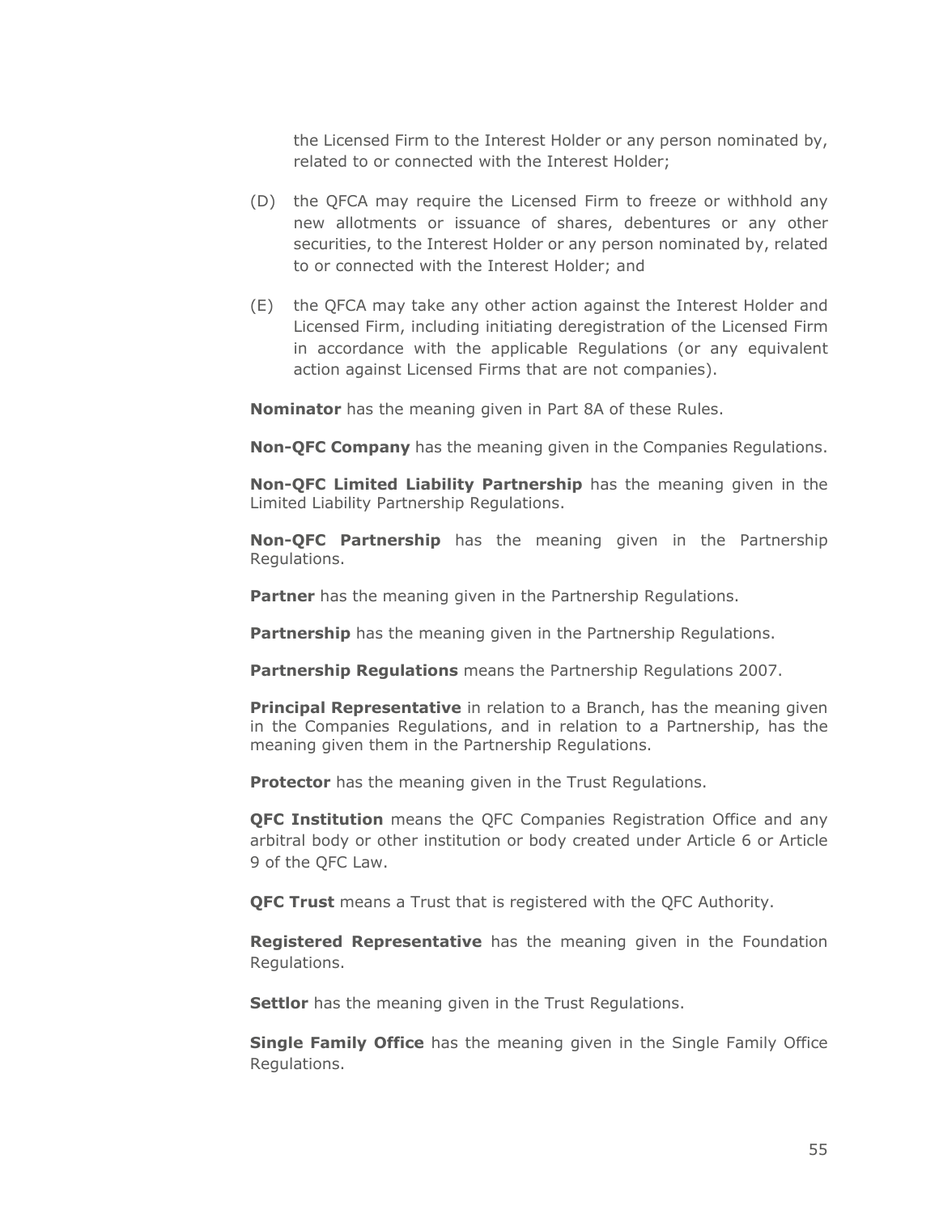the Licensed Firm to the Interest Holder or any person nominated by, related to or connected with the Interest Holder;

(D) the QFCA may require the Licensed Firm to freeze or withhold any new allotments or issuance of shares, debentures or any other securities, to the Interest Holder or any person nominated by, related to or connected with the Interest Holder; and

(E) the QFCA may take any other action against the Interest Holder and Licensed Firm, including initiating deregistration of the Licensed Firm in accordance with the applicable Regulations (or any equivalent action against Licensed Firms that are not companies).

**Nominator** has the meaning given in Part 8A of these Rules.

**Non-QFC Company** has the meaning given in the Companies Regulations.

**Non-QFC Limited Liability Partnership** has the meaning given in the Limited Liability Partnership Regulations.

**Non-QFC Partnership** has the meaning given in the Partnership Regulations.

**Partner** has the meaning given in the Partnership Regulations.

**Partnership** has the meaning given in the Partnership Regulations.

**Partnership Regulations** means the Partnership Regulations 2007.

**Principal Representative** in relation to a Branch, has the meaning given in the Companies Regulations, and in relation to a Partnership, has the meaning given them in the Partnership Regulations.

**Protector** has the meaning given in the Trust Regulations.

**QFC Institution** means the QFC Companies Registration Office and any arbitral body or other institution or body created under Article 6 or Article 9 of the QFC Law.

**QFC Trust** means a Trust that is registered with the QFC Authority.

**Registered Representative** has the meaning given in the Foundation Regulations.

**Settlor** has the meaning given in the Trust Regulations.

**Single Family Office** has the meaning given in the Single Family Office Regulations.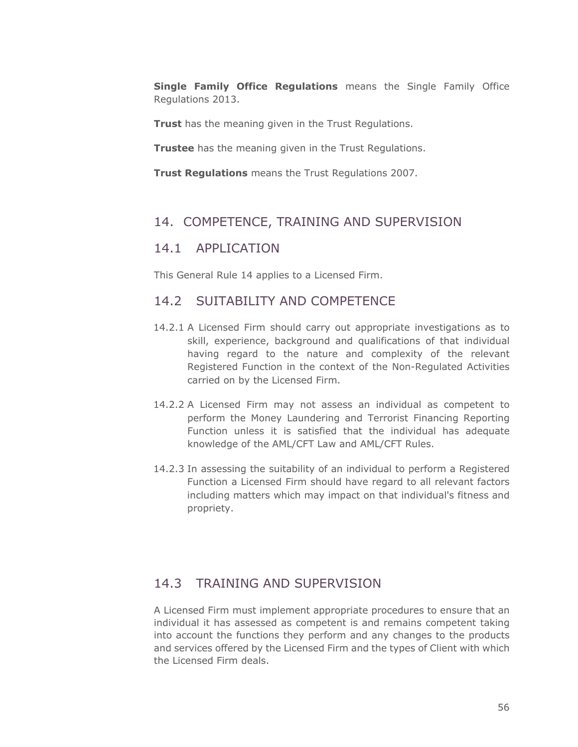**Single Family Office Regulations** means the Single Family Office Regulations 2013.

**Trust** has the meaning given in the Trust Regulations.

**Trustee** has the meaning given in the Trust Regulations.

**Trust Regulations** means the Trust Regulations 2007.

## 14. COMPETENCE, TRAINING AND SUPERVISION

### 14.1 APPLICATION

This General Rule 14 applies to a Licensed Firm.

### 14.2 SUITABILITY AND COMPETENCE

14.2.1 A Licensed Firm should carry out appropriate investigations as to skill, experience, background and qualifications of that individual having regard to the nature and complexity of the relevant Registered Function in the context of the Non-Regulated Activities carried on by the Licensed Firm.

14.2.2 A Licensed Firm may not assess an individual as competent to perform the Money Laundering and Terrorist Financing Reporting Function unless it is satisfied that the individual has adequate knowledge of the AML/CFT Law and AML/CFT Rules.

14.2.3 In assessing the suitability of an individual to perform a Registered Function a Licensed Firm should have regard to all relevant factors including matters which may impact on that individual's fitness and propriety.

### 14.3 TRAINING AND SUPERVISION

A Licensed Firm must implement appropriate procedures to ensure that an individual it has assessed as competent is and remains competent taking into account the functions they perform and any changes to the products and services offered by the Licensed Firm and the types of Client with which the Licensed Firm deals.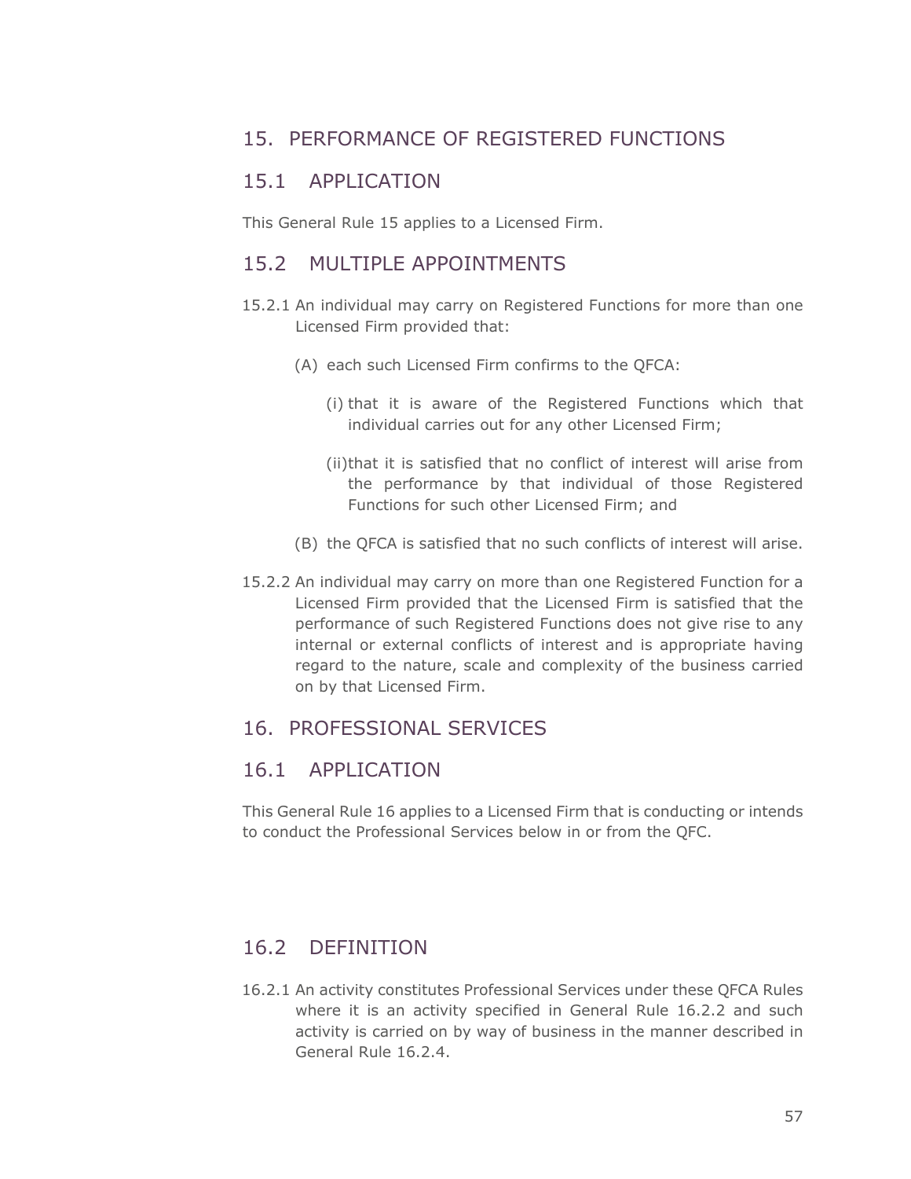# 15. PERFORMANCE OF REGISTERED FUNCTIONS

## 15.1 APPLICATION

This General Rule 15 applies to a Licensed Firm.

## 15.2 MULTIPLE APPOINTMENTS

15.2.1 An individual may carry on Registered Functions for more than one Licensed Firm provided that:

(A) each such Licensed Firm confirms to the QFCA:

(i) that it is aware of the Registered Functions which that individual carries out for any other Licensed Firm;

(ii) that it is satisfied that no conflict of interest will arise from the performance by that individual of those Registered Functions for such other Licensed Firm; and

(B) the QFCA is satisfied that no such conflicts of interest will arise.

15.2.2 An individual may carry on more than one Registered Function for a Licensed Firm provided that the Licensed Firm is satisfied that the performance of such Registered Functions does not give rise to any internal or external conflicts of interest and is appropriate having regard to the nature, scale and complexity of the business carried on by that Licensed Firm.

# 16. PROFESSIONAL SERVICES

## 16.1 APPLICATION

This General Rule 16 applies to a Licensed Firm that is conducting or intends to conduct the Professional Services below in or from the QFC.

## 16.2 DEFINITION

16.2.1 An activity constitutes Professional Services under these QFCA Rules where it is an activity specified in General Rule 16.2.2 and such activity is carried on by way of business in the manner described in General Rule 16.2.4.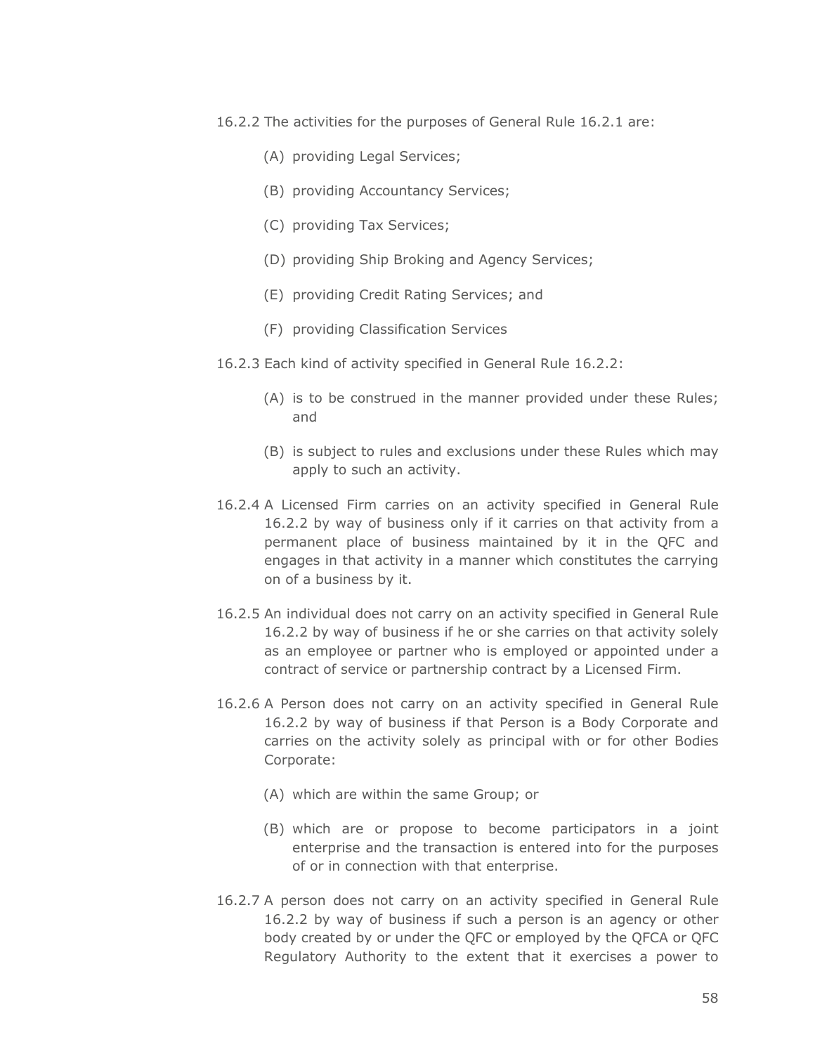16.2.2 The activities for the purposes of General Rule 16.2.1 are:

(A) providing Legal Services;

(B) providing Accountancy Services;

(C) providing Tax Services;

(D) providing Ship Broking and Agency Services;

(E) providing Credit Rating Services; and

(F) providing Classification Services

16.2.3 Each kind of activity specified in General Rule 16.2.2:

(A) is to be construed in the manner provided under these Rules; and

(B) is subject to rules and exclusions under these Rules which may apply to such an activity.

16.2.4 A Licensed Firm carries on an activity specified in General Rule 16.2.2 by way of business only if it carries on that activity from a permanent place of business maintained by it in the QFC and engages in that activity in a manner which constitutes the carrying on of a business by it.

16.2.5 An individual does not carry on an activity specified in General Rule 16.2.2 by way of business if he or she carries on that activity solely as an employee or partner who is employed or appointed under a contract of service or partnership contract by a Licensed Firm.

16.2.6 A Person does not carry on an activity specified in General Rule 16.2.2 by way of business if that Person is a Body Corporate and carries on the activity solely as principal with or for other Bodies Corporate:

(A) which are within the same Group; or

(B) which are or propose to become participators in a joint enterprise and the transaction is entered into for the purposes of or in connection with that enterprise.

16.2.7 A person does not carry on an activity specified in General Rule 16.2.2 by way of business if such a person is an agency or other body created by or under the QFC or employed by the QFCA or QFC Regulatory Authority to the extent that it exercises a power to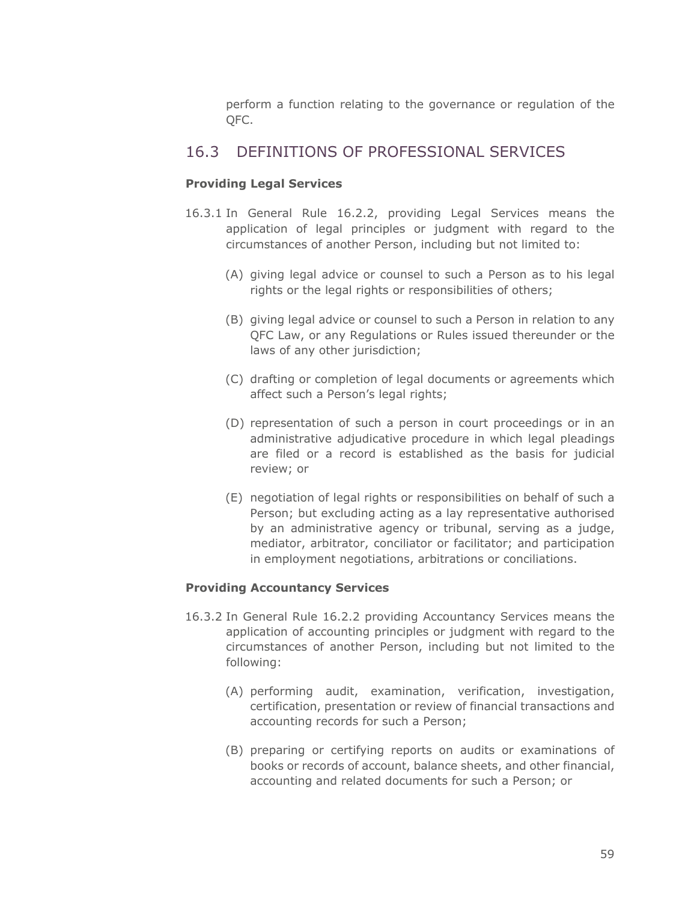perform a function relating to the governance or regulation of the QFC.

## 16.3 DEFINITIONS OF PROFESSIONAL SERVICES

**Providing Legal Services**

16.3.1 In General Rule 16.2.2, providing Legal Services means the application of legal principles or judgment with regard to the circumstances of another Person, including but not limited to:

(A) giving legal advice or counsel to such a Person as to his legal rights or the legal rights or responsibilities of others;

(B) giving legal advice or counsel to such a Person in relation to any QFC Law, or any Regulations or Rules issued thereunder or the laws of any other jurisdiction;

(C) drafting or completion of legal documents or agreements which affect such a Person's legal rights;

(D) representation of such a person in court proceedings or in an administrative adjudicative procedure in which legal pleadings are filed or a record is established as the basis for judicial review; or

(E) negotiation of legal rights or responsibilities on behalf of such a Person; but excluding acting as a lay representative authorised by an administrative agency or tribunal, serving as a judge, mediator, arbitrator, conciliator or facilitator; and participation in employment negotiations, arbitrations or conciliations.

**Providing Accountancy Services**

16.3.2 In General Rule 16.2.2 providing Accountancy Services means the application of accounting principles or judgment with regard to the circumstances of another Person, including but not limited to the following:

(A) performing audit, examination, verification, investigation, certification, presentation or review of financial transactions and accounting records for such a Person;

(B) preparing or certifying reports on audits or examinations of books or records of account, balance sheets, and other financial, accounting and related documents for such a Person; or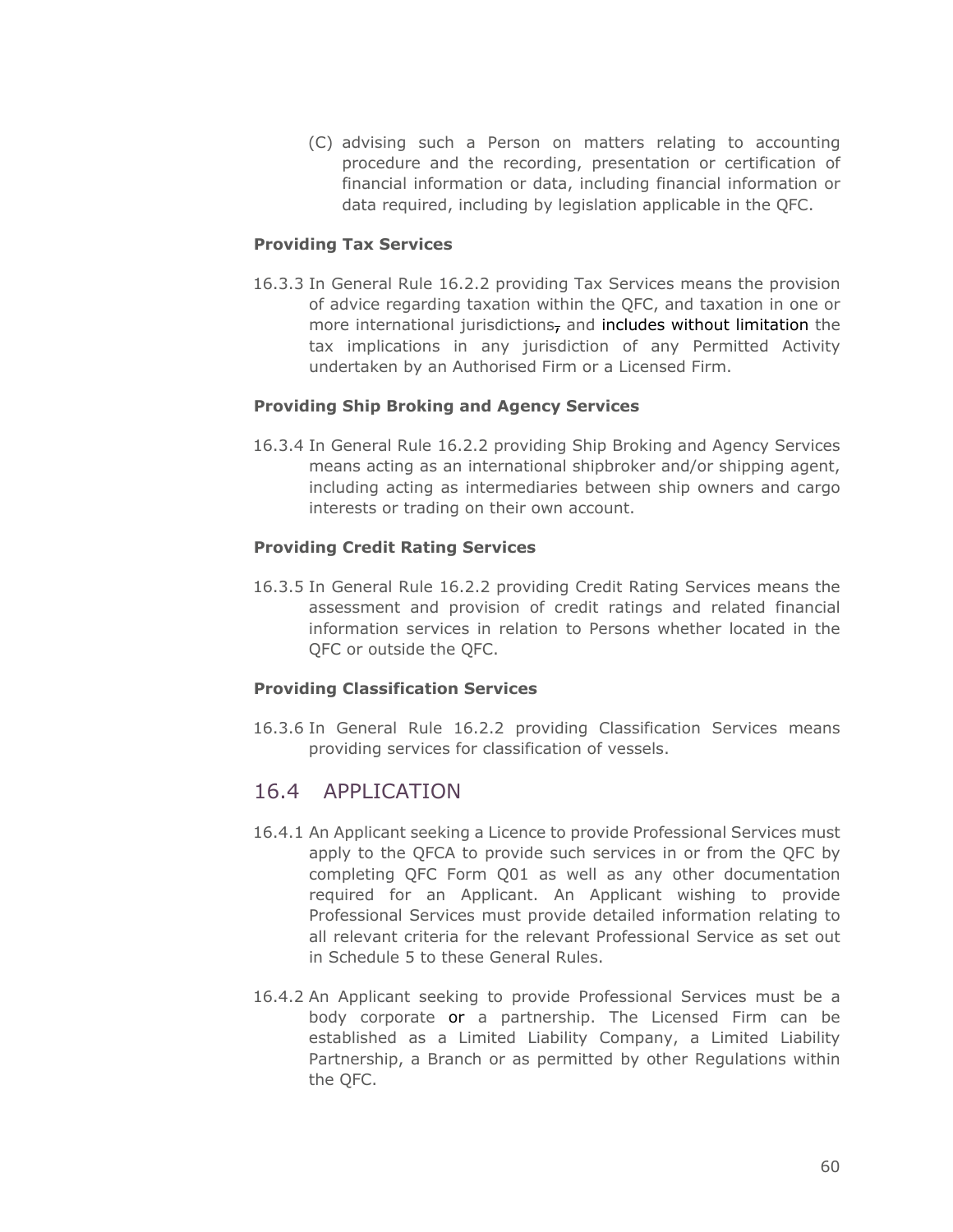(C) advising such a Person on matters relating to accounting procedure and the recording, presentation or certification of financial information or data, including financial information or data required, including by legislation applicable in the QFC.

**Providing Tax Services**

16.3.3 In General Rule 16.2.2 providing Tax Services means the provision of advice regarding taxation within the QFC, and taxation in one or more international jurisdictions, and includes without limitation the tax implications in any jurisdiction of any Permitted Activity undertaken by an Authorised Firm or a Licensed Firm.

**Providing Ship Broking and Agency Services**

16.3.4 In General Rule 16.2.2 providing Ship Broking and Agency Services means acting as an international shipbroker and/or shipping agent, including acting as intermediaries between ship owners and cargo interests or trading on their own account.

**Providing Credit Rating Services**

16.3.5 In General Rule 16.2.2 providing Credit Rating Services means the assessment and provision of credit ratings and related financial information services in relation to Persons whether located in the QFC or outside the QFC.

**Providing Classification Services**

16.3.6 In General Rule 16.2.2 providing Classification Services means providing services for classification of vessels.

## 16.4 APPLICATION

16.4.1 An Applicant seeking a Licence to provide Professional Services must apply to the QFCA to provide such services in or from the QFC by completing QFC Form Q01 as well as any other documentation required for an Applicant. An Applicant wishing to provide Professional Services must provide detailed information relating to all relevant criteria for the relevant Professional Service as set out in Schedule 5 to these General Rules.

16.4.2 An Applicant seeking to provide Professional Services must be a body corporate or a partnership. The Licensed Firm can be established as a Limited Liability Company, a Limited Liability Partnership, a Branch or as permitted by other Regulations within the QFC.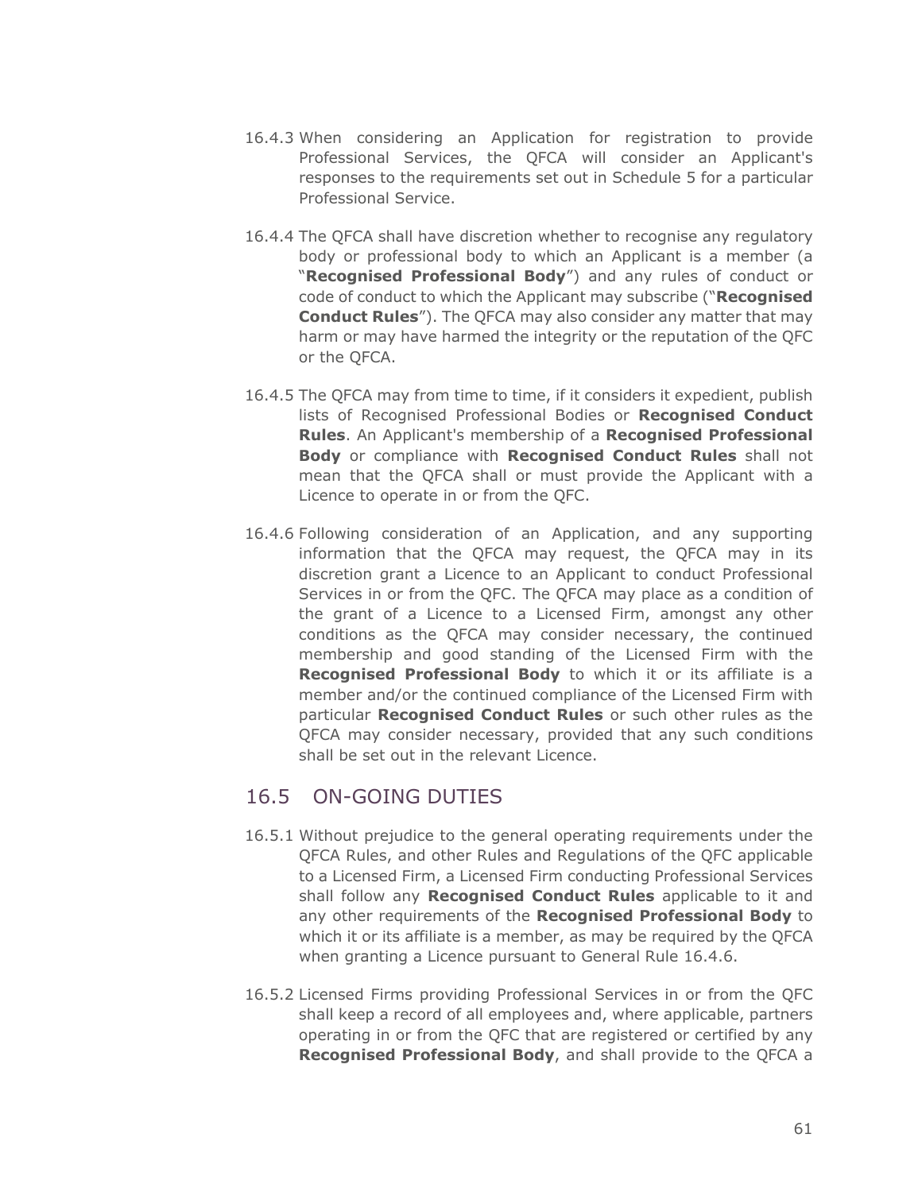16.4.3 When considering an Application for registration to provide Professional Services, the QFCA will consider an Applicant's responses to the requirements set out in Schedule 5 for a particular Professional Service.

16.4.4 The QFCA shall have discretion whether to recognise any regulatory body or professional body to which an Applicant is a member (a "**Recognised Professional Body**") and any rules of conduct or code of conduct to which the Applicant may subscribe ("**Recognised Conduct Rules**"). The QFCA may also consider any matter that may harm or may have harmed the integrity or the reputation of the QFC or the QFCA.

16.4.5 The QFCA may from time to time, if it considers it expedient, publish lists of Recognised Professional Bodies or **Recognised Conduct Rules**. An Applicant's membership of a **Recognised Professional Body** or compliance with **Recognised Conduct Rules** shall not mean that the QFCA shall or must provide the Applicant with a Licence to operate in or from the QFC.

16.4.6 Following consideration of an Application, and any supporting information that the QFCA may request, the QFCA may in its discretion grant a Licence to an Applicant to conduct Professional Services in or from the QFC. The QFCA may place as a condition of the grant of a Licence to a Licensed Firm, amongst any other conditions as the QFCA may consider necessary, the continued membership and good standing of the Licensed Firm with the **Recognised Professional Body** to which it or its affiliate is a member and/or the continued compliance of the Licensed Firm with particular **Recognised Conduct Rules** or such other rules as the QFCA may consider necessary, provided that any such conditions shall be set out in the relevant Licence.

## 16.5 ON-GOING DUTIES

16.5.1 Without prejudice to the general operating requirements under the QFCA Rules, and other Rules and Regulations of the QFC applicable to a Licensed Firm, a Licensed Firm conducting Professional Services shall follow any **Recognised Conduct Rules** applicable to it and any other requirements of the **Recognised Professional Body** to which it or its affiliate is a member, as may be required by the QFCA when granting a Licence pursuant to General Rule 16.4.6.

16.5.2 Licensed Firms providing Professional Services in or from the QFC shall keep a record of all employees and, where applicable, partners operating in or from the QFC that are registered or certified by any **Recognised Professional Body**, and shall provide to the QFCA a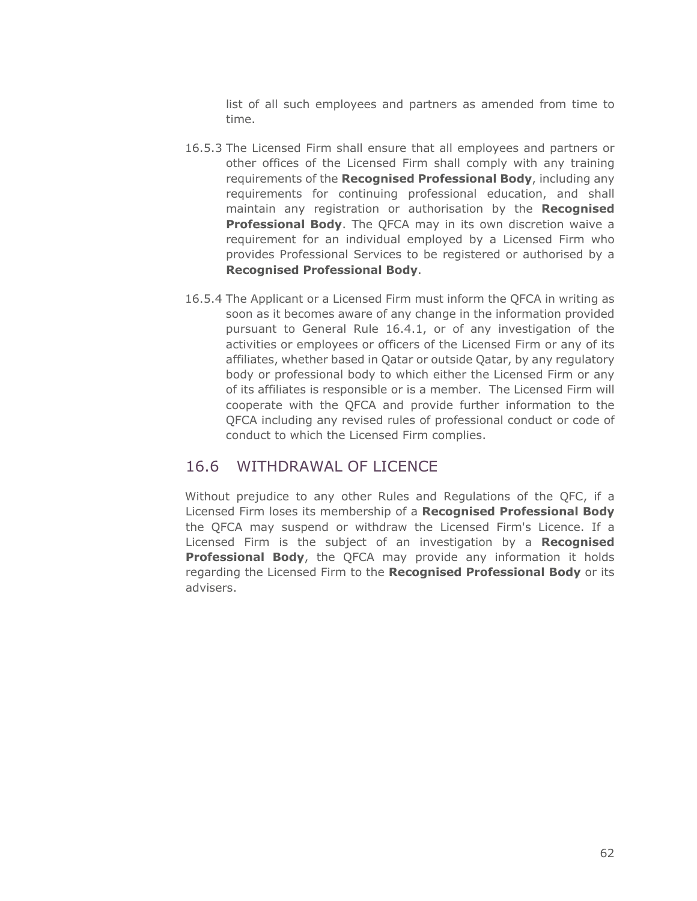list of all such employees and partners as amended from time to time.

16.5.3 The Licensed Firm shall ensure that all employees and partners or other offices of the Licensed Firm shall comply with any training requirements of the **Recognised Professional Body**, including any requirements for continuing professional education, and shall maintain any registration or authorisation by the **Recognised Professional Body**. The QFCA may in its own discretion waive a requirement for an individual employed by a Licensed Firm who provides Professional Services to be registered or authorised by a **Recognised Professional Body**.

16.5.4 The Applicant or a Licensed Firm must inform the QFCA in writing as soon as it becomes aware of any change in the information provided pursuant to General Rule 16.4.1, or of any investigation of the activities or employees or officers of the Licensed Firm or any of its affiliates, whether based in Qatar or outside Qatar, by any regulatory body or professional body to which either the Licensed Firm or any of its affiliates is responsible or is a member. The Licensed Firm will cooperate with the QFCA and provide further information to the QFCA including any revised rules of professional conduct or code of conduct to which the Licensed Firm complies.

## 16.6 WITHDRAWAL OF LICENCE

Without prejudice to any other Rules and Regulations of the QFC, if a Licensed Firm loses its membership of a **Recognised Professional Body** the QFCA may suspend or withdraw the Licensed Firm's Licence. If a Licensed Firm is the subject of an investigation by a **Recognised Professional Body**, the QFCA may provide any information it holds regarding the Licensed Firm to the **Recognised Professional Body** or its advisers.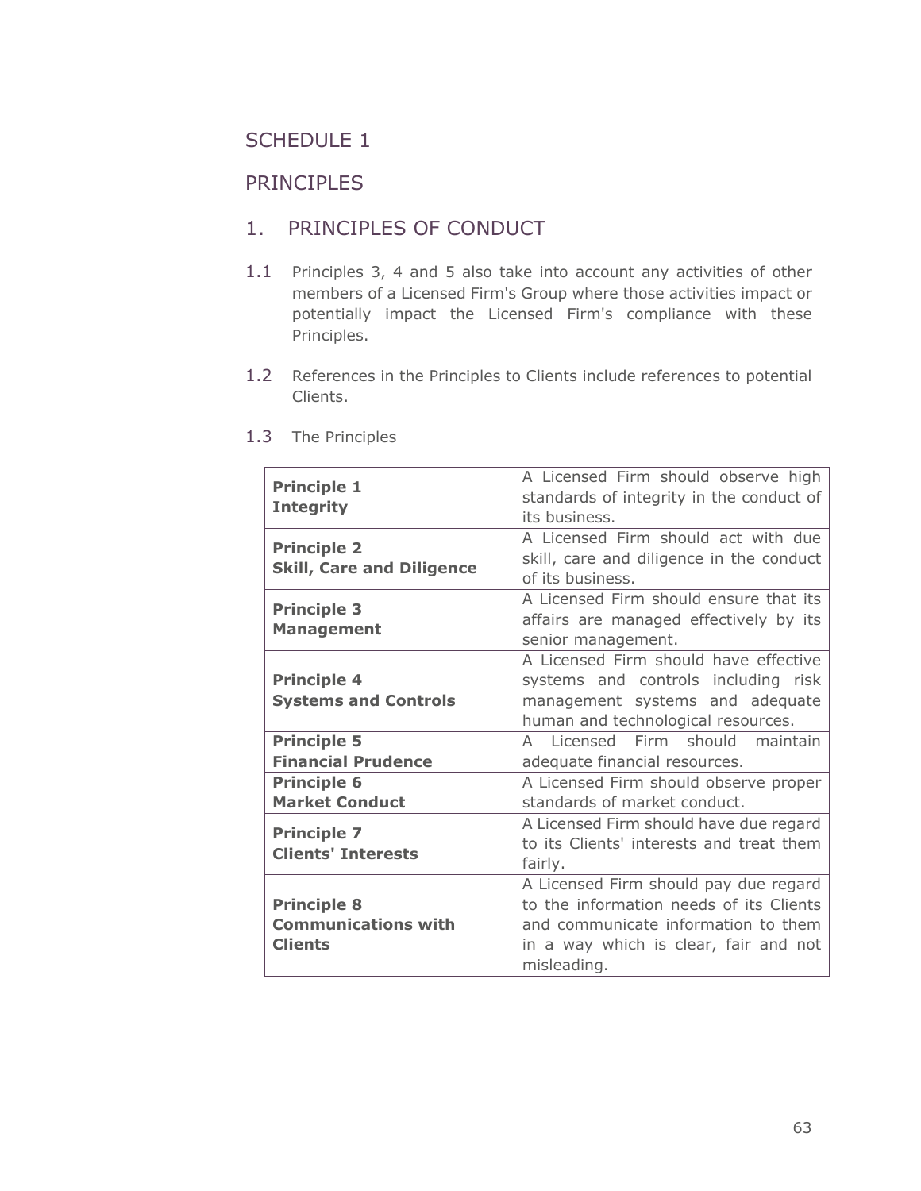# SCHEDULE 1

# PRINCIPLES

## 1. PRINCIPLES OF CONDUCT

1.1 Principles 3, 4 and 5 also take into account any activities of other members of a Licensed Firm's Group where those activities impact or potentially impact the Licensed Firm's compliance with these Principles.

1.2 References in the Principles to Clients include references to potential Clients.

1.3 The Principles

| | |
|---|---|
| **Principle 1**<br>**Integrity** | A Licensed Firm should observe high standards of integrity in the conduct of its business. |
| **Principle 2**<br>**Skill, Care and Diligence** | A Licensed Firm should act with due skill, care and diligence in the conduct of its business. |
| **Principle 3**<br>**Management** | A Licensed Firm should ensure that its affairs are managed effectively by its senior management. |
| **Principle 4**<br>**Systems and Controls** | A Licensed Firm should have effective systems and controls including risk management systems and adequate human and technological resources. |
| **Principle 5**<br>**Financial Prudence** | A Licensed Firm should maintain adequate financial resources. |
| **Principle 6**<br>**Market Conduct** | A Licensed Firm should observe proper standards of market conduct. |
| **Principle 7**<br>**Clients' Interests** | A Licensed Firm should have due regard to its Clients' interests and treat them fairly. |
| **Principle 8**<br>**Communications with Clients** | A Licensed Firm should pay due regard to the information needs of its Clients and communicate information to them in a way which is clear, fair and not misleading. |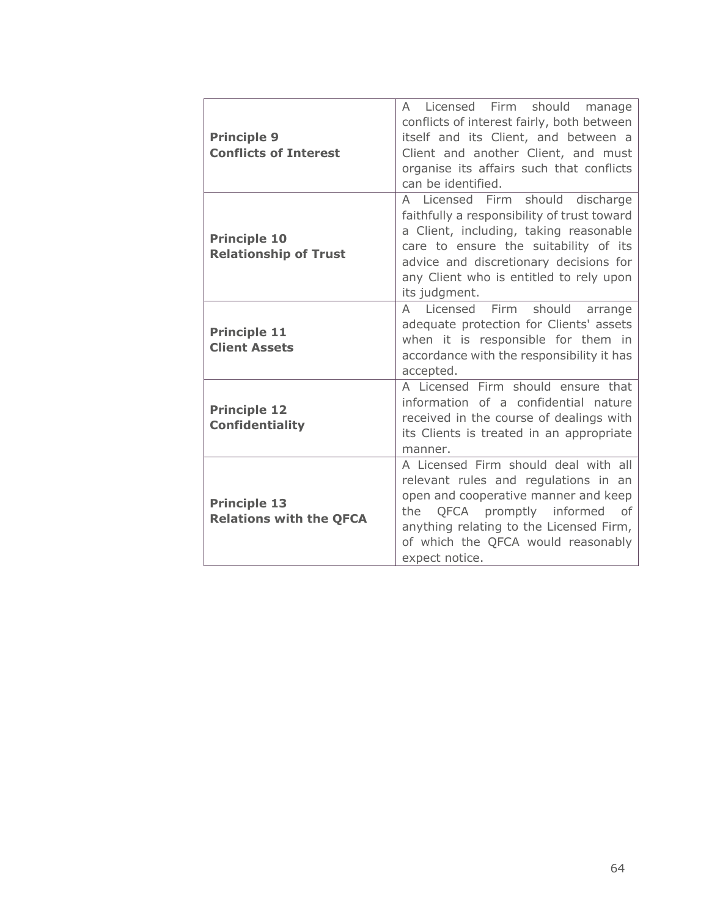| | |
|---|---|
| **Principle 9**<br>**Conflicts of Interest** | A Licensed Firm should manage conflicts of interest fairly, both between itself and its Client, and between a Client and another Client, and must organise its affairs such that conflicts can be identified. |
| **Principle 10**<br>**Relationship of Trust** | A Licensed Firm should discharge faithfully a responsibility of trust toward a Client, including, taking reasonable care to ensure the suitability of its advice and discretionary decisions for any Client who is entitled to rely upon its judgment. |
| **Principle 11**<br>**Client Assets** | A Licensed Firm should arrange adequate protection for Clients' assets when it is responsible for them in accordance with the responsibility it has accepted. |
| **Principle 12**<br>**Confidentiality** | A Licensed Firm should ensure that information of a confidential nature received in the course of dealings with its Clients is treated in an appropriate manner. |
| **Principle 13**<br>**Relations with the QFCA** | A Licensed Firm should deal with all relevant rules and regulations in an open and cooperative manner and keep the QFCA promptly informed of anything relating to the Licensed Firm, of which the QFCA would reasonably expect notice. |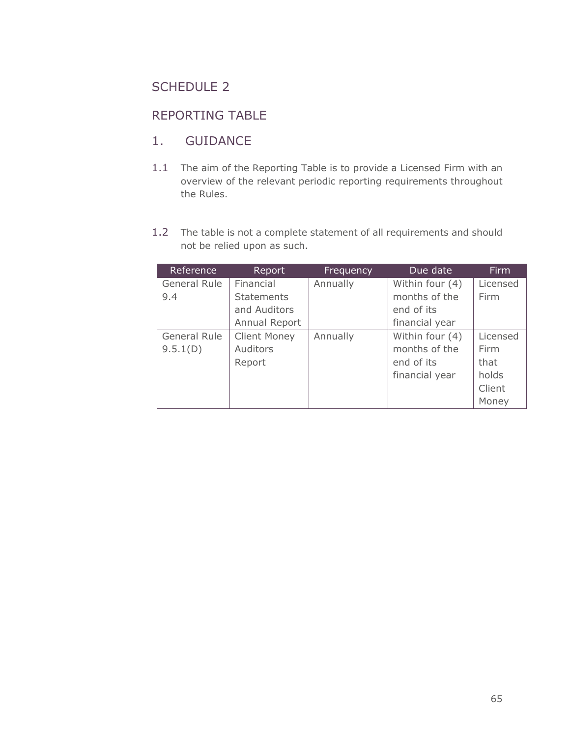# SCHEDULE 2

## REPORTING TABLE

## 1. GUIDANCE

1.1 The aim of the Reporting Table is to provide a Licensed Firm with an overview of the relevant periodic reporting requirements throughout the Rules.

1.2 The table is not a complete statement of all requirements and should not be relied upon as such.

| Reference | Report | Frequency | Due date | Firm |
|---|---|---|---|---|
| General Rule 9.4 | Financial Statements and Auditors Annual Report | Annually | Within four (4) months of the end of its financial year | Licensed Firm |
| General Rule 9.5.1(D) | Client Money Auditors Report | Annually | Within four (4) months of the end of its financial year | Licensed Firm that holds Client Money |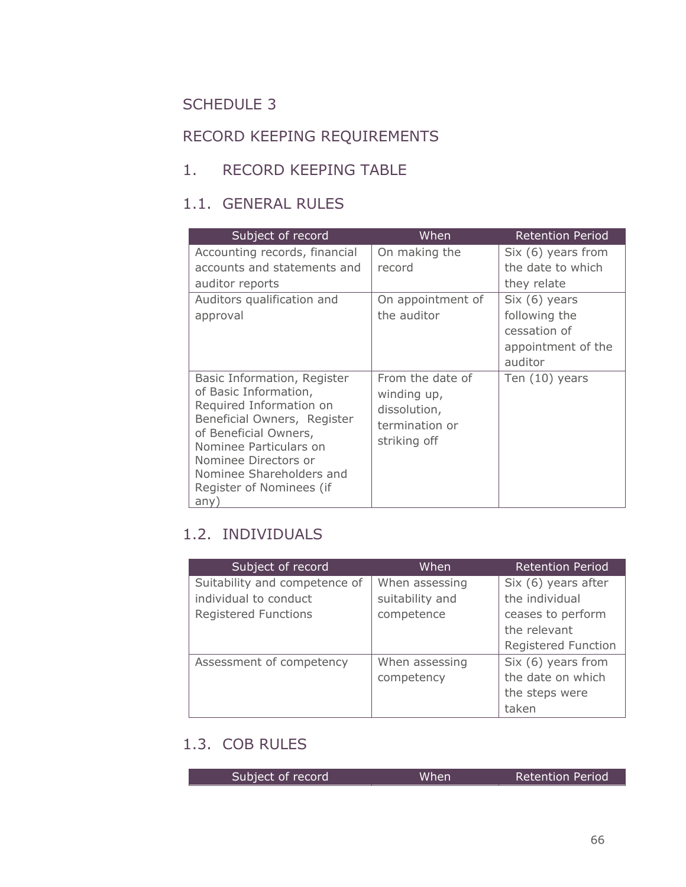# SCHEDULE 3

# RECORD KEEPING REQUIREMENTS

## 1. RECORD KEEPING TABLE

### 1.1. GENERAL RULES

| Subject of record | When | Retention Period |
| --- | --- | --- |
| Accounting records, financial accounts and statements and auditor reports | On making the record | Six (6) years from the date to which they relate |
| Auditors qualification and approval | On appointment of the auditor | Six (6) years following the cessation of appointment of the auditor |
| Basic Information, Register of Basic Information, Required Information on Beneficial Owners, Register of Beneficial Owners, Nominee Particulars on Nominee Directors or Nominee Shareholders and Register of Nominees (if any) | From the date of winding up, dissolution, termination or striking off | Ten (10) years |

### 1.2. INDIVIDUALS

| Subject of record | When | Retention Period |
| --- | --- | --- |
| Suitability and competence of individual to conduct Registered Functions | When assessing suitability and competence | Six (6) years after the individual ceases to perform the relevant Registered Function |
| Assessment of competency | When assessing competency | Six (6) years from the date on which the steps were taken |

### 1.3. COB RULES

| Subject of record | When | Retention Period |
| --- | --- | --- |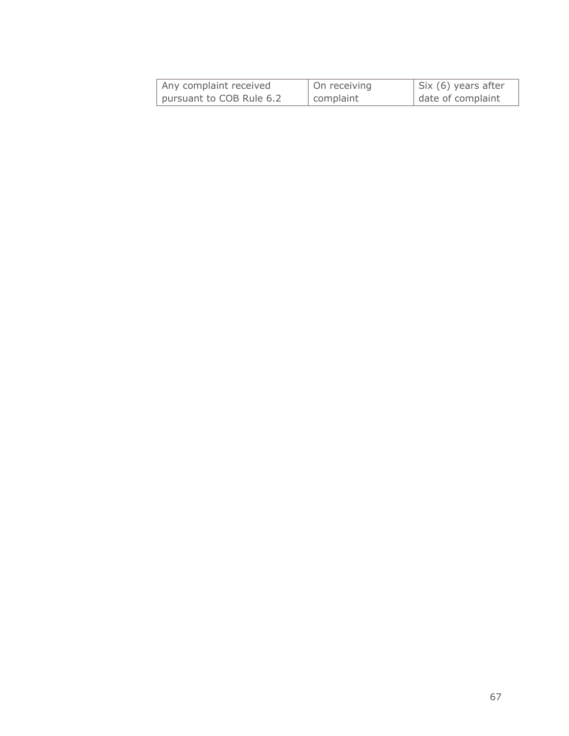| | | |
|---|---|---|
| Any complaint received pursuant to COB Rule 6.2 | On receiving complaint | Six (6) years after date of complaint |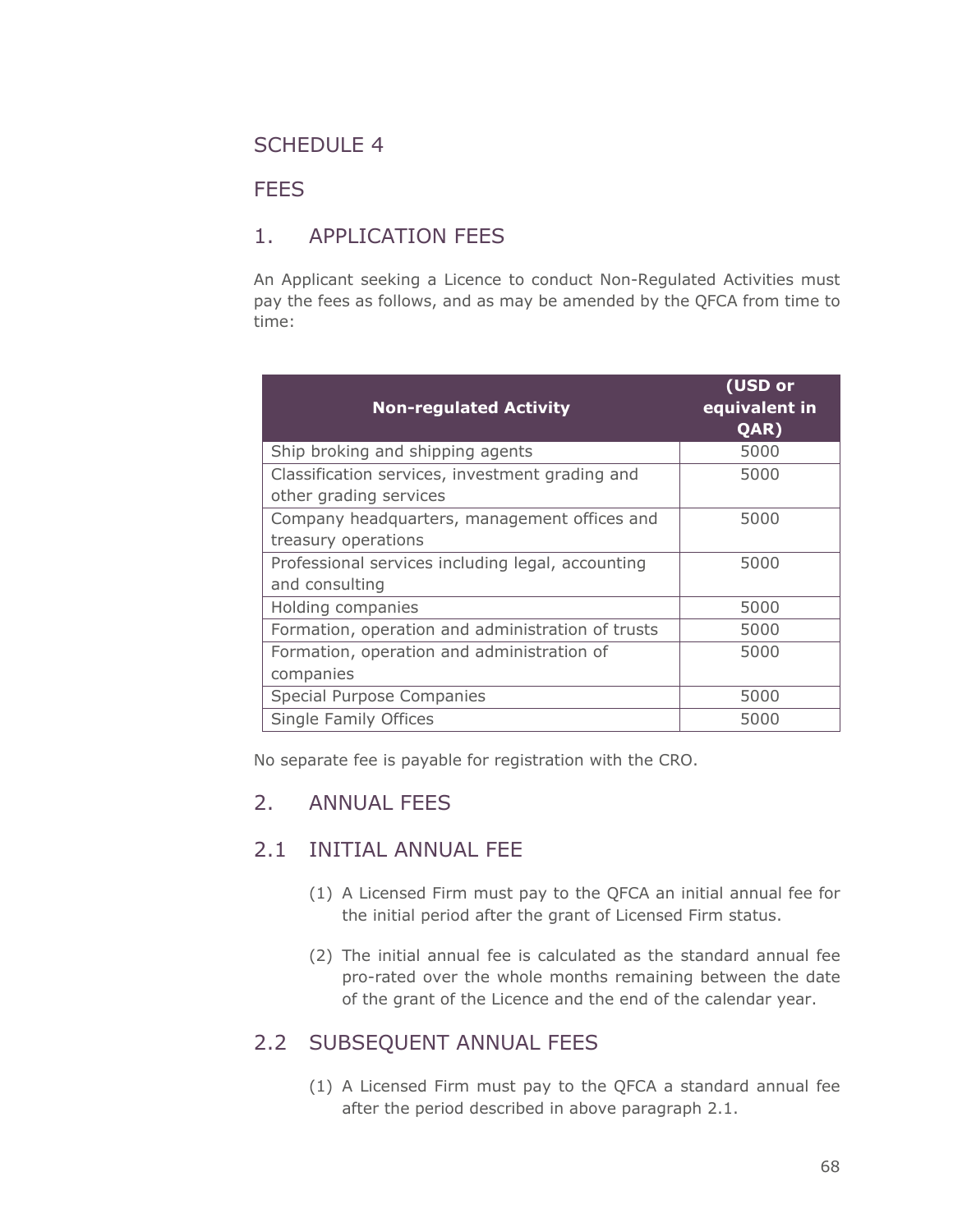# SCHEDULE 4

# FEES

## 1. APPLICATION FEES

An Applicant seeking a Licence to conduct Non-Regulated Activities must pay the fees as follows, and as may be amended by the QFCA from time to time:

| Non-regulated Activity | (USD or equivalent in QAR) |
|---|---|
| Ship broking and shipping agents | 5000 |
| Classification services, investment grading and other grading services | 5000 |
| Company headquarters, management offices and treasury operations | 5000 |
| Professional services including legal, accounting and consulting | 5000 |
| Holding companies | 5000 |
| Formation, operation and administration of trusts | 5000 |
| Formation, operation and administration of companies | 5000 |
| Special Purpose Companies | 5000 |
| Single Family Offices | 5000 |

No separate fee is payable for registration with the CRO.

## 2. ANNUAL FEES

### 2.1 INITIAL ANNUAL FEE

(1) A Licensed Firm must pay to the QFCA an initial annual fee for the initial period after the grant of Licensed Firm status.

(2) The initial annual fee is calculated as the standard annual fee pro-rated over the whole months remaining between the date of the grant of the Licence and the end of the calendar year.

### 2.2 SUBSEQUENT ANNUAL FEES

(1) A Licensed Firm must pay to the QFCA a standard annual fee after the period described in above paragraph 2.1.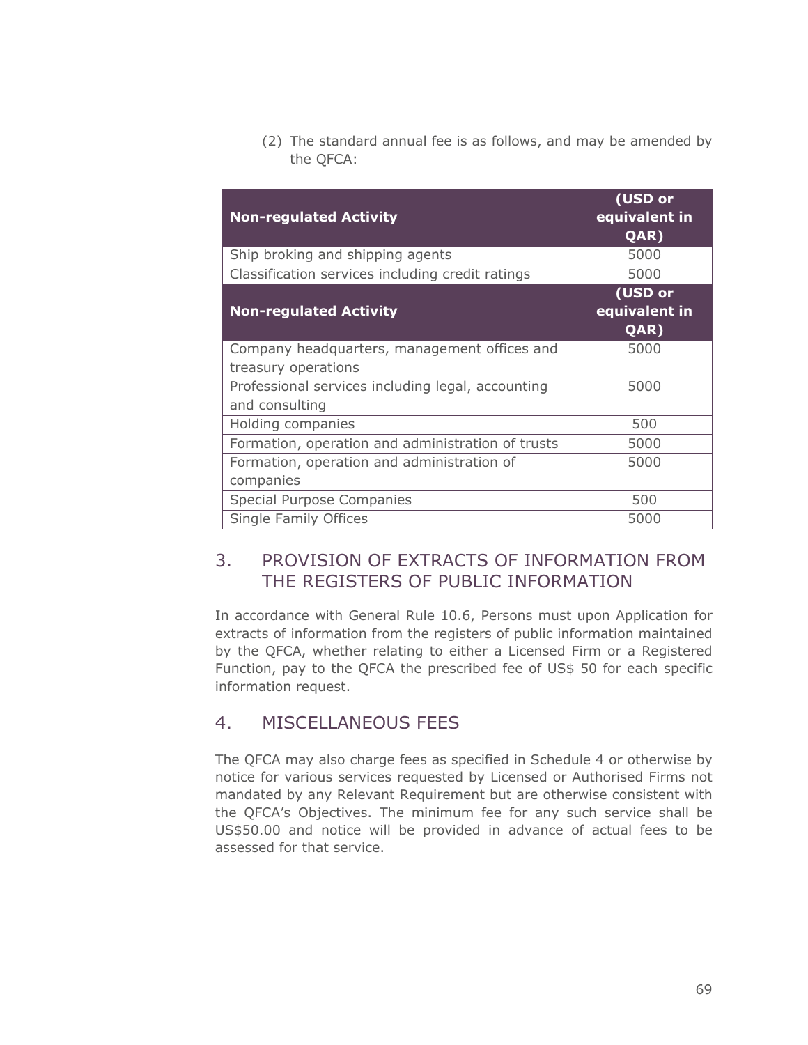(2) The standard annual fee is as follows, and may be amended by the QFCA:

| Non-regulated Activity | (USD or equivalent in QAR) |
| --- | --- |
| Ship broking and shipping agents | 5000 |
| Classification services including credit ratings | 5000 |
| **Non-regulated Activity** | **(USD or equivalent in QAR)** |
| Company headquarters, management offices and treasury operations | 5000 |
| Professional services including legal, accounting and consulting | 5000 |
| Holding companies | 500 |
| Formation, operation and administration of trusts | 5000 |
| Formation, operation and administration of companies | 5000 |
| Special Purpose Companies | 500 |
| Single Family Offices | 5000 |

## 3. PROVISION OF EXTRACTS OF INFORMATION FROM THE REGISTERS OF PUBLIC INFORMATION

In accordance with General Rule 10.6, Persons must upon Application for extracts of information from the registers of public information maintained by the QFCA, whether relating to either a Licensed Firm or a Registered Function, pay to the QFCA the prescribed fee of US$ 50 for each specific information request.

## 4. MISCELLANEOUS FEES

The QFCA may also charge fees as specified in Schedule 4 or otherwise by notice for various services requested by Licensed or Authorised Firms not mandated by any Relevant Requirement but are otherwise consistent with the QFCA's Objectives. The minimum fee for any such service shall be US$50.00 and notice will be provided in advance of actual fees to be assessed for that service.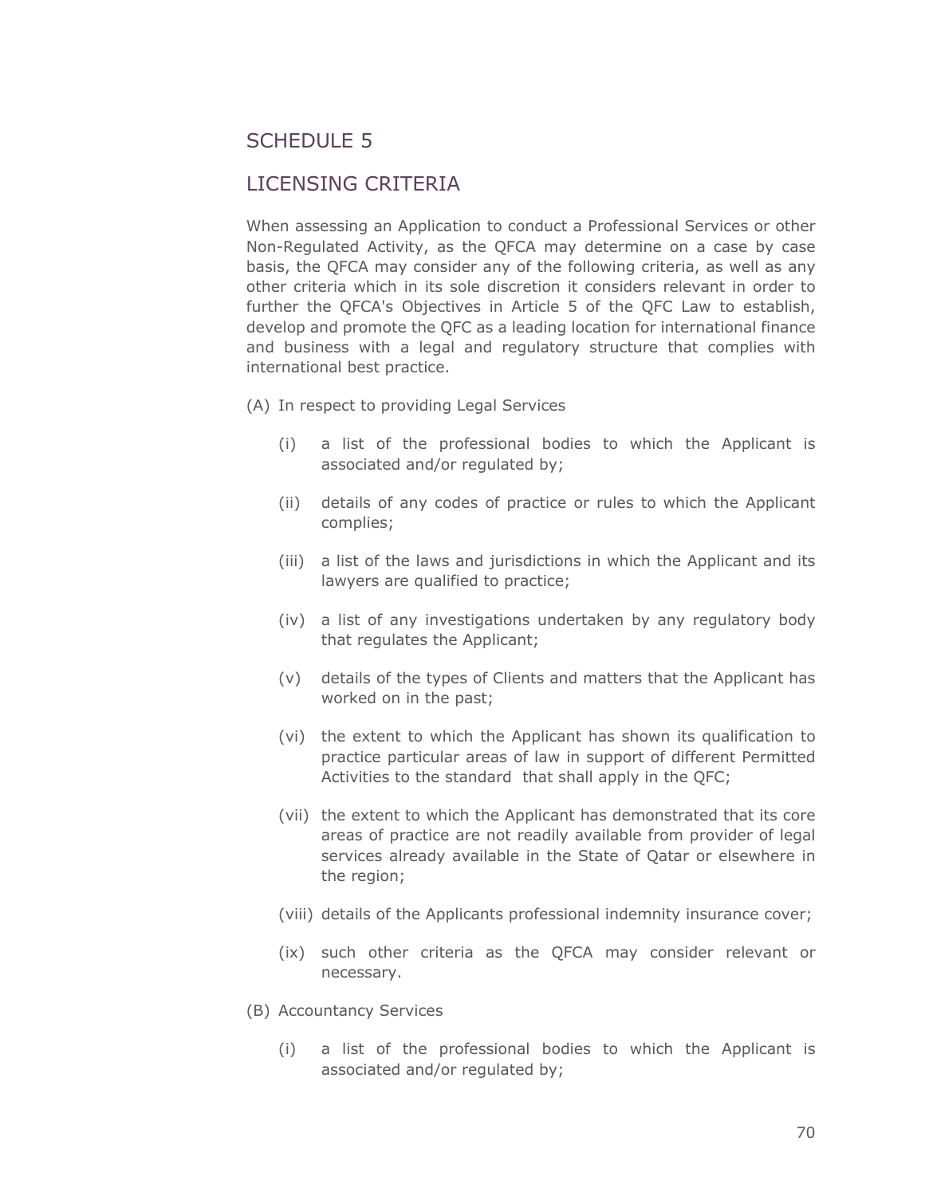# SCHEDULE 5

## LICENSING CRITERIA

When assessing an Application to conduct a Professional Services or other Non-Regulated Activity, as the QFCA may determine on a case by case basis, the QFCA may consider any of the following criteria, as well as any other criteria which in its sole discretion it considers relevant in order to further the QFCA's Objectives in Article 5 of the QFC Law to establish, develop and promote the QFC as a leading location for international finance and business with a legal and regulatory structure that complies with international best practice.

(A) In respect to providing Legal Services

- (i) a list of the professional bodies to which the Applicant is associated and/or regulated by;
- (ii) details of any codes of practice or rules to which the Applicant complies;
- (iii) a list of the laws and jurisdictions in which the Applicant and its lawyers are qualified to practice;
- (iv) a list of any investigations undertaken by any regulatory body that regulates the Applicant;
- (v) details of the types of Clients and matters that the Applicant has worked on in the past;
- (vi) the extent to which the Applicant has shown its qualification to practice particular areas of law in support of different Permitted Activities to the standard that shall apply in the QFC;
- (vii) the extent to which the Applicant has demonstrated that its core areas of practice are not readily available from provider of legal services already available in the State of Qatar or elsewhere in the region;
- (viii) details of the Applicants professional indemnity insurance cover;
- (ix) such other criteria as the QFCA may consider relevant or necessary.

(B) Accountancy Services

- (i) a list of the professional bodies to which the Applicant is associated and/or regulated by;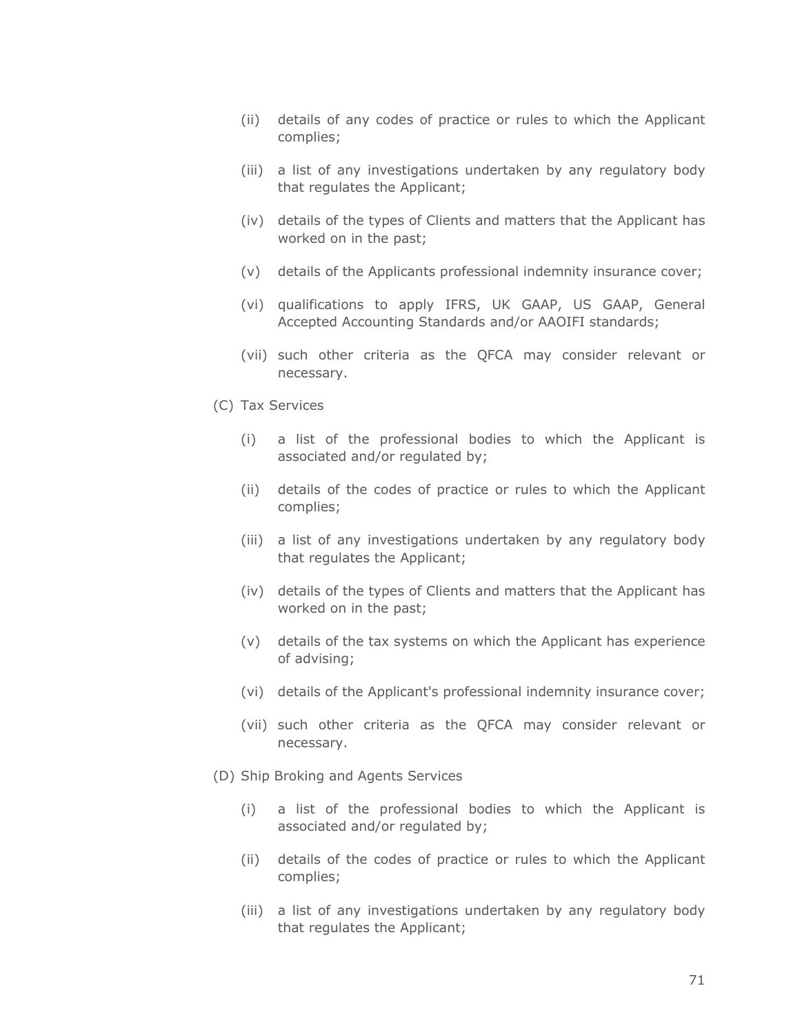(ii) details of any codes of practice or rules to which the Applicant complies;

(iii) a list of any investigations undertaken by any regulatory body that regulates the Applicant;

(iv) details of the types of Clients and matters that the Applicant has worked on in the past;

(v) details of the Applicants professional indemnity insurance cover;

(vi) qualifications to apply IFRS, UK GAAP, US GAAP, General Accepted Accounting Standards and/or AAOIFI standards;

(vii) such other criteria as the QFCA may consider relevant or necessary.

(C) Tax Services

(i) a list of the professional bodies to which the Applicant is associated and/or regulated by;

(ii) details of the codes of practice or rules to which the Applicant complies;

(iii) a list of any investigations undertaken by any regulatory body that regulates the Applicant;

(iv) details of the types of Clients and matters that the Applicant has worked on in the past;

(v) details of the tax systems on which the Applicant has experience of advising;

(vi) details of the Applicant's professional indemnity insurance cover;

(vii) such other criteria as the QFCA may consider relevant or necessary.

(D) Ship Broking and Agents Services

(i) a list of the professional bodies to which the Applicant is associated and/or regulated by;

(ii) details of the codes of practice or rules to which the Applicant complies;

(iii) a list of any investigations undertaken by any regulatory body that regulates the Applicant;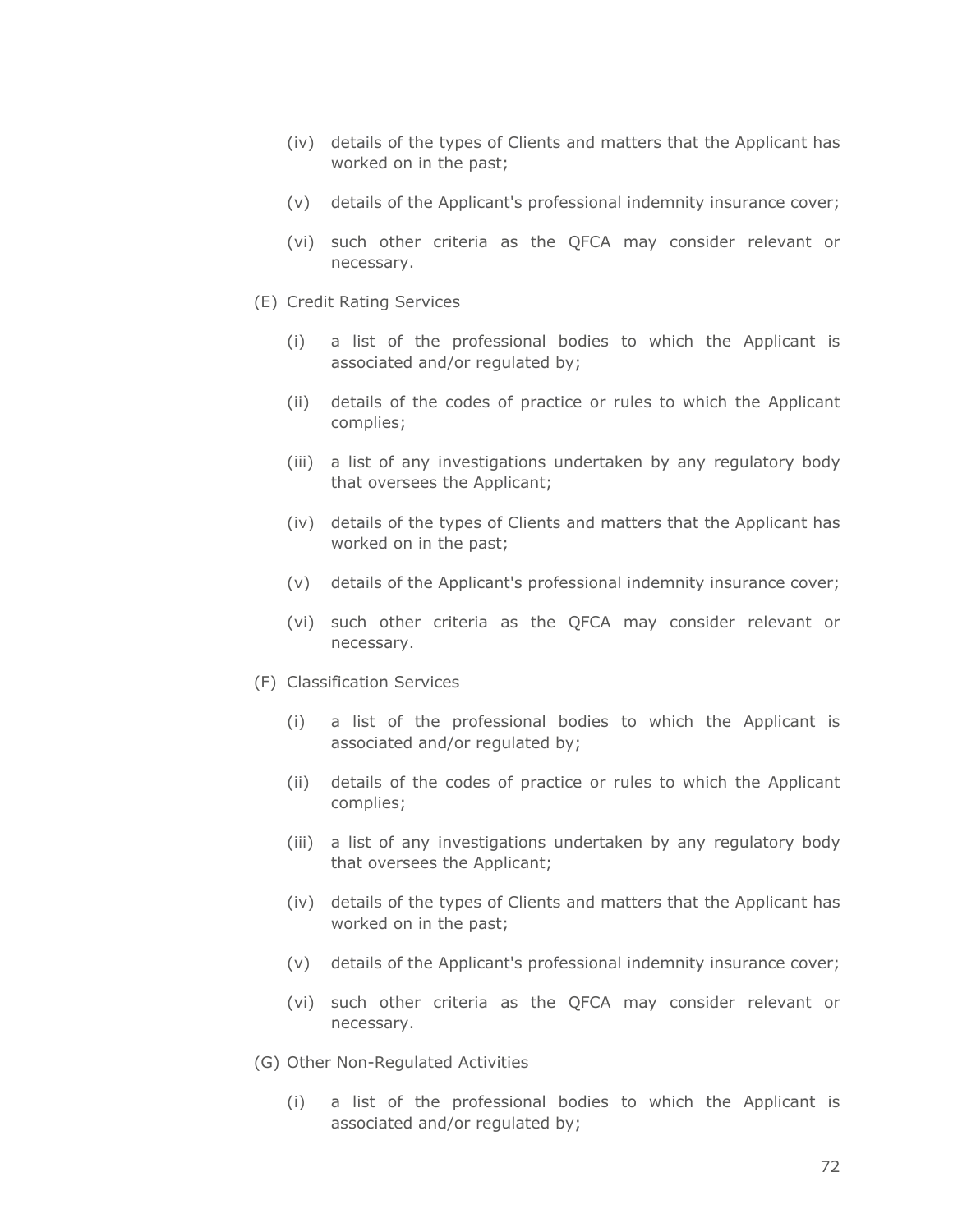(iv) details of the types of Clients and matters that the Applicant has worked on in the past;

(v) details of the Applicant's professional indemnity insurance cover;

(vi) such other criteria as the QFCA may consider relevant or necessary.

(E) Credit Rating Services

(i) a list of the professional bodies to which the Applicant is associated and/or regulated by;

(ii) details of the codes of practice or rules to which the Applicant complies;

(iii) a list of any investigations undertaken by any regulatory body that oversees the Applicant;

(iv) details of the types of Clients and matters that the Applicant has worked on in the past;

(v) details of the Applicant's professional indemnity insurance cover;

(vi) such other criteria as the QFCA may consider relevant or necessary.

(F) Classification Services

(i) a list of the professional bodies to which the Applicant is associated and/or regulated by;

(ii) details of the codes of practice or rules to which the Applicant complies;

(iii) a list of any investigations undertaken by any regulatory body that oversees the Applicant;

(iv) details of the types of Clients and matters that the Applicant has worked on in the past;

(v) details of the Applicant's professional indemnity insurance cover;

(vi) such other criteria as the QFCA may consider relevant or necessary.

(G) Other Non-Regulated Activities

(i) a list of the professional bodies to which the Applicant is associated and/or regulated by;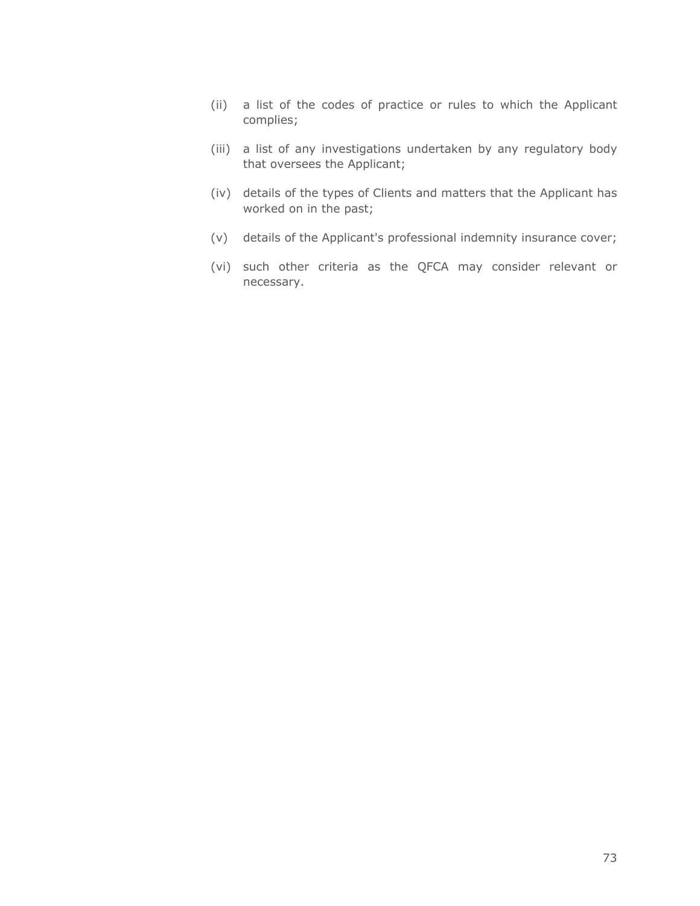(ii) a list of the codes of practice or rules to which the Applicant complies;

(iii) a list of any investigations undertaken by any regulatory body that oversees the Applicant;

(iv) details of the types of Clients and matters that the Applicant has worked on in the past;

(v) details of the Applicant's professional indemnity insurance cover;

(vi) such other criteria as the QFCA may consider relevant or necessary.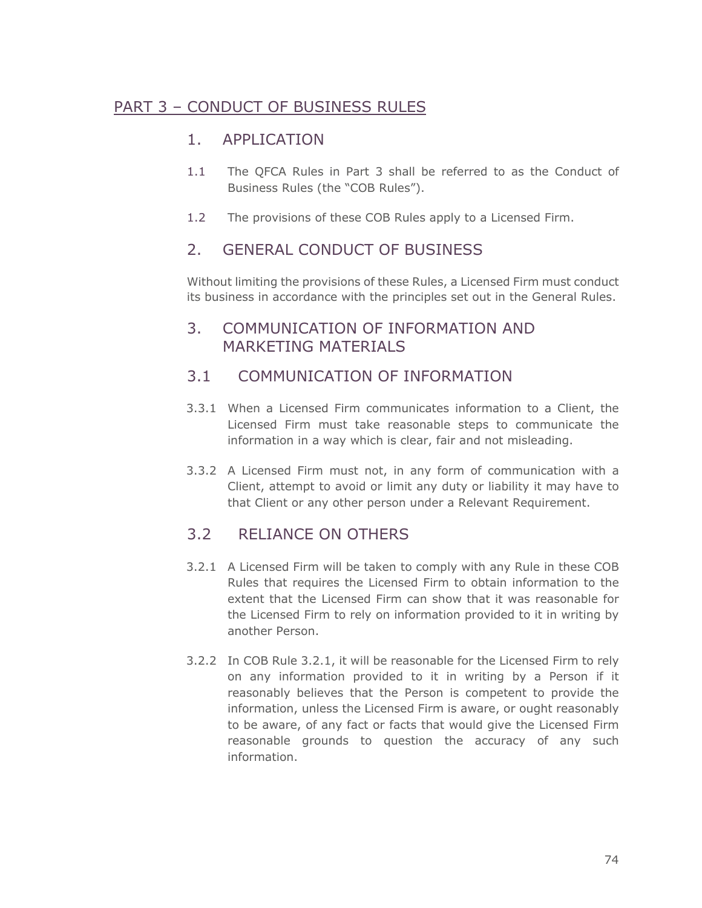## PART 3 – CONDUCT OF BUSINESS RULES

### 1. APPLICATION

1.1 The QFCA Rules in Part 3 shall be referred to as the Conduct of Business Rules (the "COB Rules").

1.2 The provisions of these COB Rules apply to a Licensed Firm.

### 2. GENERAL CONDUCT OF BUSINESS

Without limiting the provisions of these Rules, a Licensed Firm must conduct its business in accordance with the principles set out in the General Rules.

### 3. COMMUNICATION OF INFORMATION AND MARKETING MATERIALS

### 3.1 COMMUNICATION OF INFORMATION

3.3.1 When a Licensed Firm communicates information to a Client, the Licensed Firm must take reasonable steps to communicate the information in a way which is clear, fair and not misleading.

3.3.2 A Licensed Firm must not, in any form of communication with a Client, attempt to avoid or limit any duty or liability it may have to that Client or any other person under a Relevant Requirement.

### 3.2 RELIANCE ON OTHERS

3.2.1 A Licensed Firm will be taken to comply with any Rule in these COB Rules that requires the Licensed Firm to obtain information to the extent that the Licensed Firm can show that it was reasonable for the Licensed Firm to rely on information provided to it in writing by another Person.

3.2.2 In COB Rule 3.2.1, it will be reasonable for the Licensed Firm to rely on any information provided to it in writing by a Person if it reasonably believes that the Person is competent to provide the information, unless the Licensed Firm is aware, or ought reasonably to be aware, of any fact or facts that would give the Licensed Firm reasonable grounds to question the accuracy of any such information.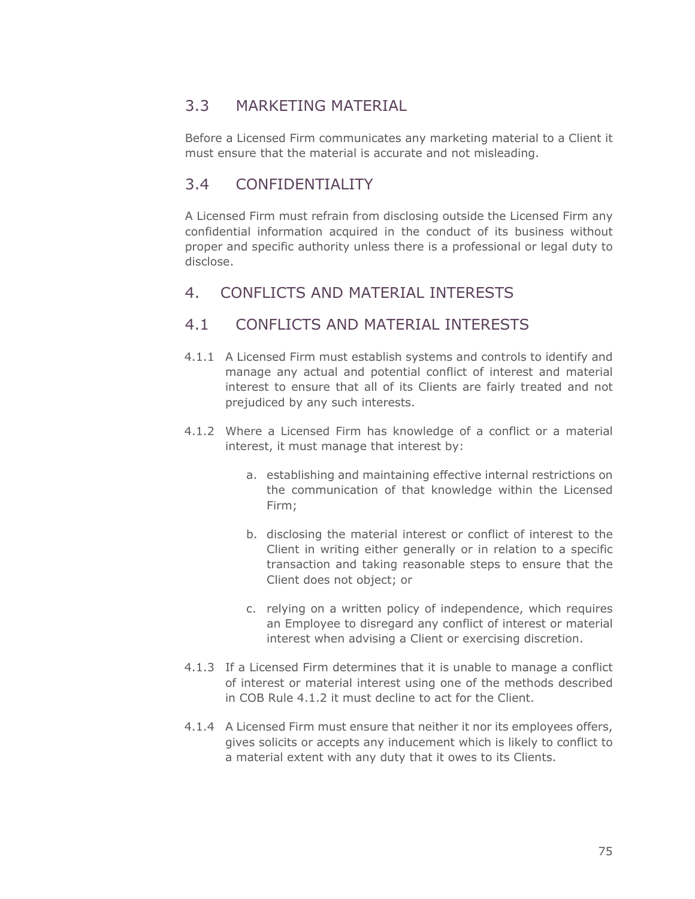## 3.3 MARKETING MATERIAL

Before a Licensed Firm communicates any marketing material to a Client it must ensure that the material is accurate and not misleading.

## 3.4 CONFIDENTIALITY

A Licensed Firm must refrain from disclosing outside the Licensed Firm any confidential information acquired in the conduct of its business without proper and specific authority unless there is a professional or legal duty to disclose.

# 4. CONFLICTS AND MATERIAL INTERESTS

## 4.1 CONFLICTS AND MATERIAL INTERESTS

4.1.1 A Licensed Firm must establish systems and controls to identify and manage any actual and potential conflict of interest and material interest to ensure that all of its Clients are fairly treated and not prejudiced by any such interests.

4.1.2 Where a Licensed Firm has knowledge of a conflict or a material interest, it must manage that interest by:

a. establishing and maintaining effective internal restrictions on the communication of that knowledge within the Licensed Firm;

b. disclosing the material interest or conflict of interest to the Client in writing either generally or in relation to a specific transaction and taking reasonable steps to ensure that the Client does not object; or

c. relying on a written policy of independence, which requires an Employee to disregard any conflict of interest or material interest when advising a Client or exercising discretion.

4.1.3 If a Licensed Firm determines that it is unable to manage a conflict of interest or material interest using one of the methods described in COB Rule 4.1.2 it must decline to act for the Client.

4.1.4 A Licensed Firm must ensure that neither it nor its employees offers, gives solicits or accepts any inducement which is likely to conflict to a material extent with any duty that it owes to its Clients.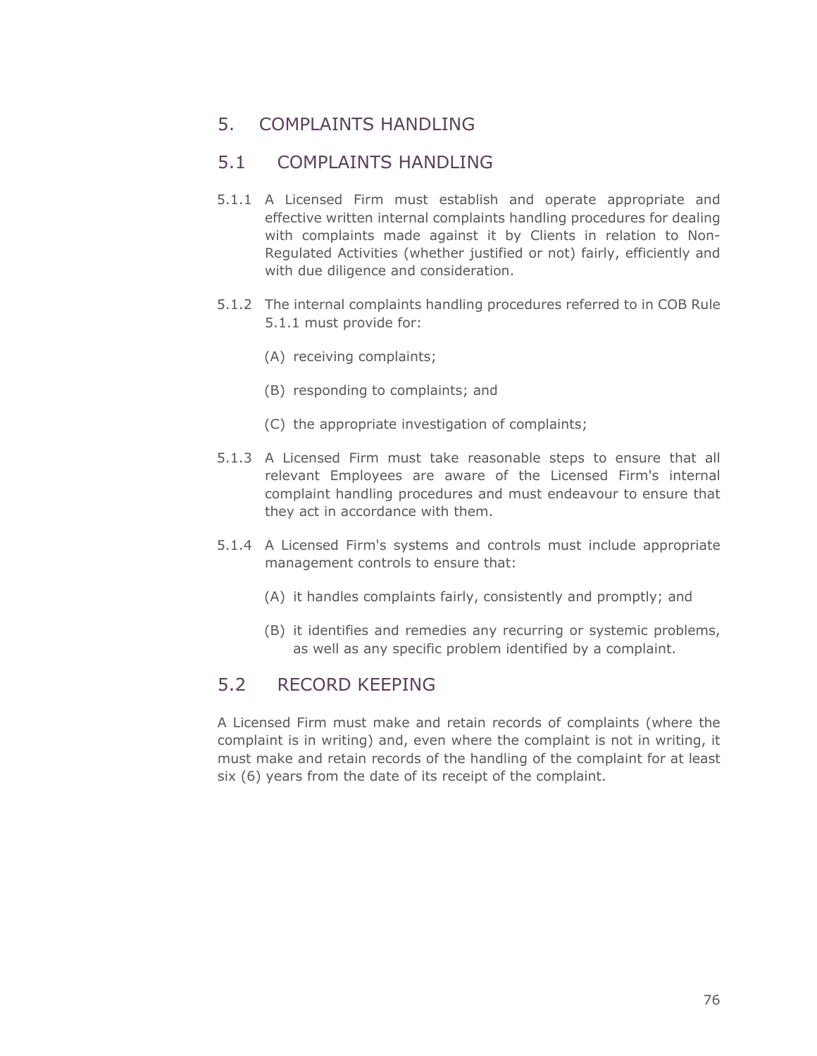# 5. COMPLAINTS HANDLING

## 5.1 COMPLAINTS HANDLING

5.1.1 A Licensed Firm must establish and operate appropriate and effective written internal complaints handling procedures for dealing with complaints made against it by Clients in relation to Non-Regulated Activities (whether justified or not) fairly, efficiently and with due diligence and consideration.

5.1.2 The internal complaints handling procedures referred to in COB Rule 5.1.1 must provide for:

(A) receiving complaints;

(B) responding to complaints; and

(C) the appropriate investigation of complaints;

5.1.3 A Licensed Firm must take reasonable steps to ensure that all relevant Employees are aware of the Licensed Firm's internal complaint handling procedures and must endeavour to ensure that they act in accordance with them.

5.1.4 A Licensed Firm's systems and controls must include appropriate management controls to ensure that:

(A) it handles complaints fairly, consistently and promptly; and

(B) it identifies and remedies any recurring or systemic problems, as well as any specific problem identified by a complaint.

## 5.2 RECORD KEEPING

A Licensed Firm must make and retain records of complaints (where the complaint is in writing) and, even where the complaint is not in writing, it must make and retain records of the handling of the complaint for at least six (6) years from the date of its receipt of the complaint.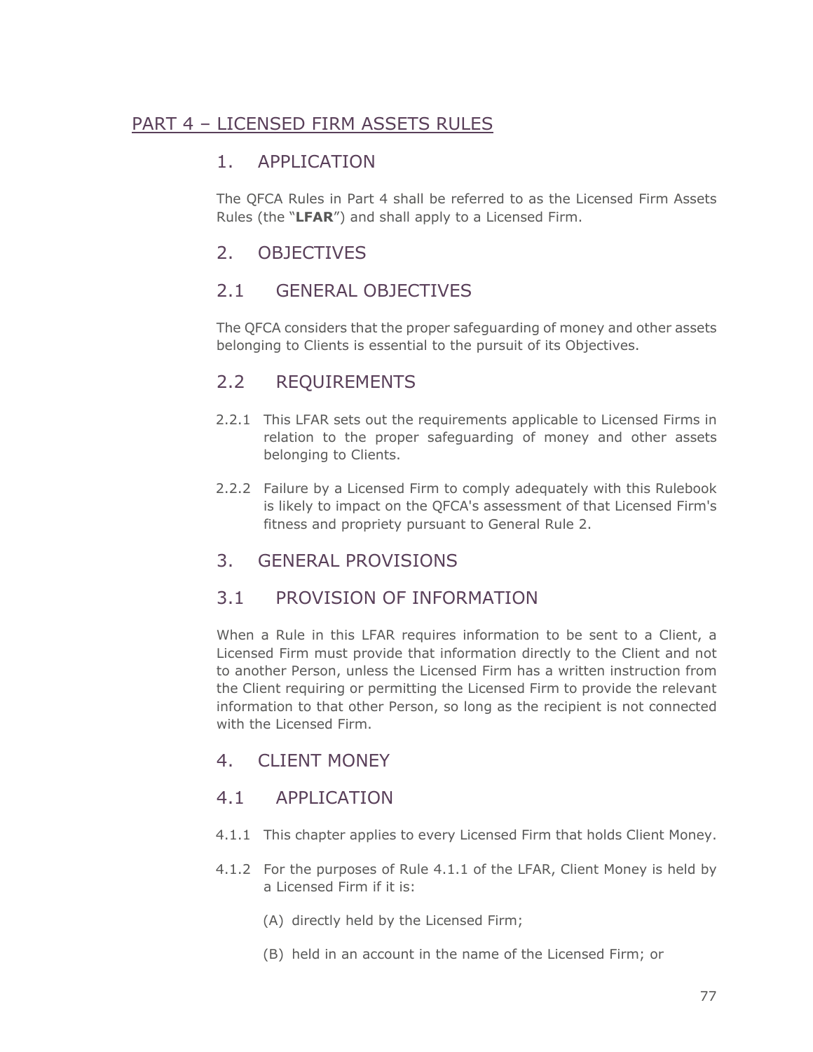# PART 4 – LICENSED FIRM ASSETS RULES

## 1. APPLICATION

The QFCA Rules in Part 4 shall be referred to as the Licensed Firm Assets Rules (the "**LFAR**") and shall apply to a Licensed Firm.

## 2. OBJECTIVES

## 2.1 GENERAL OBJECTIVES

The QFCA considers that the proper safeguarding of money and other assets belonging to Clients is essential to the pursuit of its Objectives.

## 2.2 REQUIREMENTS

2.2.1 This LFAR sets out the requirements applicable to Licensed Firms in relation to the proper safeguarding of money and other assets belonging to Clients.

2.2.2 Failure by a Licensed Firm to comply adequately with this Rulebook is likely to impact on the QFCA's assessment of that Licensed Firm's fitness and propriety pursuant to General Rule 2.

## 3. GENERAL PROVISIONS

## 3.1 PROVISION OF INFORMATION

When a Rule in this LFAR requires information to be sent to a Client, a Licensed Firm must provide that information directly to the Client and not to another Person, unless the Licensed Firm has a written instruction from the Client requiring or permitting the Licensed Firm to provide the relevant information to that other Person, so long as the recipient is not connected with the Licensed Firm.

## 4. CLIENT MONEY

## 4.1 APPLICATION

4.1.1 This chapter applies to every Licensed Firm that holds Client Money.

4.1.2 For the purposes of Rule 4.1.1 of the LFAR, Client Money is held by a Licensed Firm if it is:

(A) directly held by the Licensed Firm;

(B) held in an account in the name of the Licensed Firm; or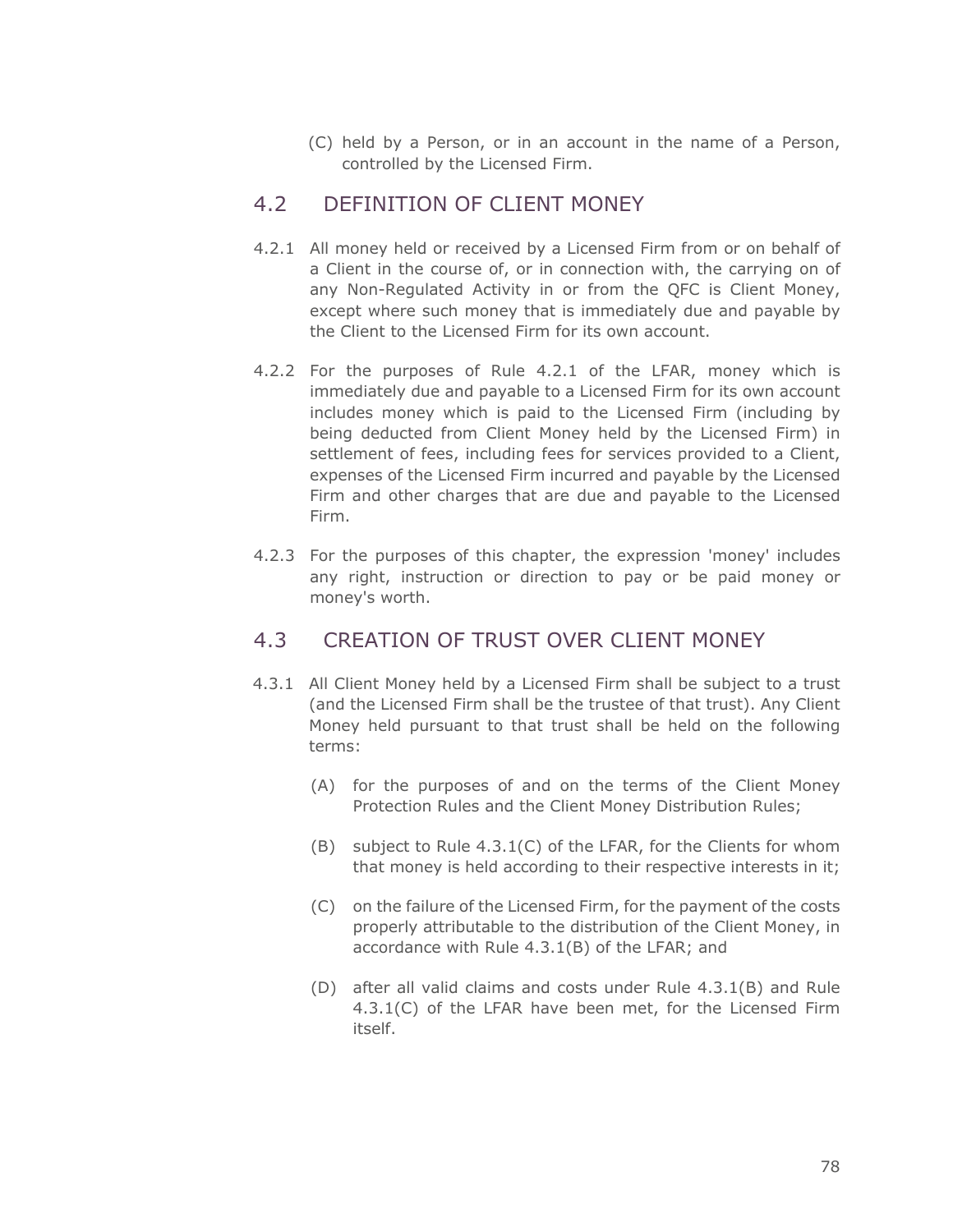(C) held by a Person, or in an account in the name of a Person, controlled by the Licensed Firm.

## 4.2 DEFINITION OF CLIENT MONEY

4.2.1 All money held or received by a Licensed Firm from or on behalf of a Client in the course of, or in connection with, the carrying on of any Non-Regulated Activity in or from the QFC is Client Money, except where such money that is immediately due and payable by the Client to the Licensed Firm for its own account.

4.2.2 For the purposes of Rule 4.2.1 of the LFAR, money which is immediately due and payable to a Licensed Firm for its own account includes money which is paid to the Licensed Firm (including by being deducted from Client Money held by the Licensed Firm) in settlement of fees, including fees for services provided to a Client, expenses of the Licensed Firm incurred and payable by the Licensed Firm and other charges that are due and payable to the Licensed Firm.

4.2.3 For the purposes of this chapter, the expression 'money' includes any right, instruction or direction to pay or be paid money or money's worth.

## 4.3 CREATION OF TRUST OVER CLIENT MONEY

4.3.1 All Client Money held by a Licensed Firm shall be subject to a trust (and the Licensed Firm shall be the trustee of that trust). Any Client Money held pursuant to that trust shall be held on the following terms:

(A) for the purposes of and on the terms of the Client Money Protection Rules and the Client Money Distribution Rules;

(B) subject to Rule 4.3.1(C) of the LFAR, for the Clients for whom that money is held according to their respective interests in it;

(C) on the failure of the Licensed Firm, for the payment of the costs properly attributable to the distribution of the Client Money, in accordance with Rule 4.3.1(B) of the LFAR; and

(D) after all valid claims and costs under Rule 4.3.1(B) and Rule 4.3.1(C) of the LFAR have been met, for the Licensed Firm itself.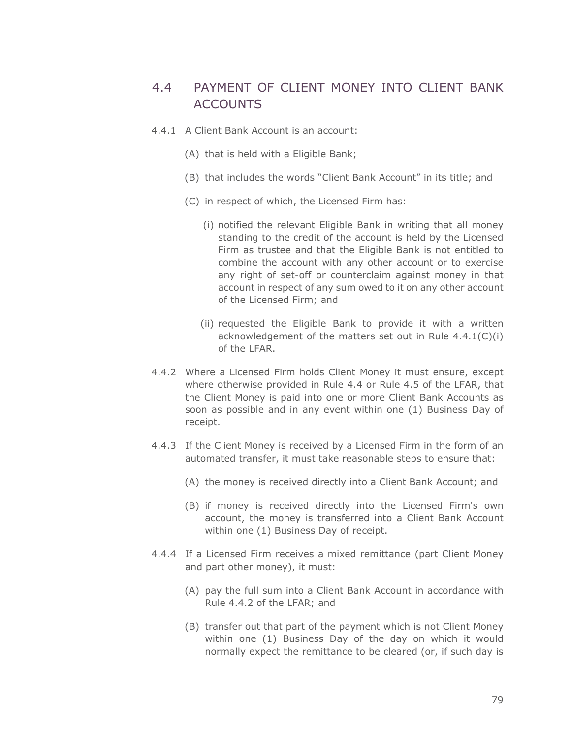## 4.4 PAYMENT OF CLIENT MONEY INTO CLIENT BANK ACCOUNTS

4.4.1 A Client Bank Account is an account:

(A) that is held with a Eligible Bank;

(B) that includes the words "Client Bank Account" in its title; and

(C) in respect of which, the Licensed Firm has:

(i) notified the relevant Eligible Bank in writing that all money standing to the credit of the account is held by the Licensed Firm as trustee and that the Eligible Bank is not entitled to combine the account with any other account or to exercise any right of set-off or counterclaim against money in that account in respect of any sum owed to it on any other account of the Licensed Firm; and

(ii) requested the Eligible Bank to provide it with a written acknowledgement of the matters set out in Rule 4.4.1(C)(i) of the LFAR.

4.4.2 Where a Licensed Firm holds Client Money it must ensure, except where otherwise provided in Rule 4.4 or Rule 4.5 of the LFAR, that the Client Money is paid into one or more Client Bank Accounts as soon as possible and in any event within one (1) Business Day of receipt.

4.4.3 If the Client Money is received by a Licensed Firm in the form of an automated transfer, it must take reasonable steps to ensure that:

(A) the money is received directly into a Client Bank Account; and

(B) if money is received directly into the Licensed Firm's own account, the money is transferred into a Client Bank Account within one (1) Business Day of receipt.

4.4.4 If a Licensed Firm receives a mixed remittance (part Client Money and part other money), it must:

(A) pay the full sum into a Client Bank Account in accordance with Rule 4.4.2 of the LFAR; and

(B) transfer out that part of the payment which is not Client Money within one (1) Business Day of the day on which it would normally expect the remittance to be cleared (or, if such day is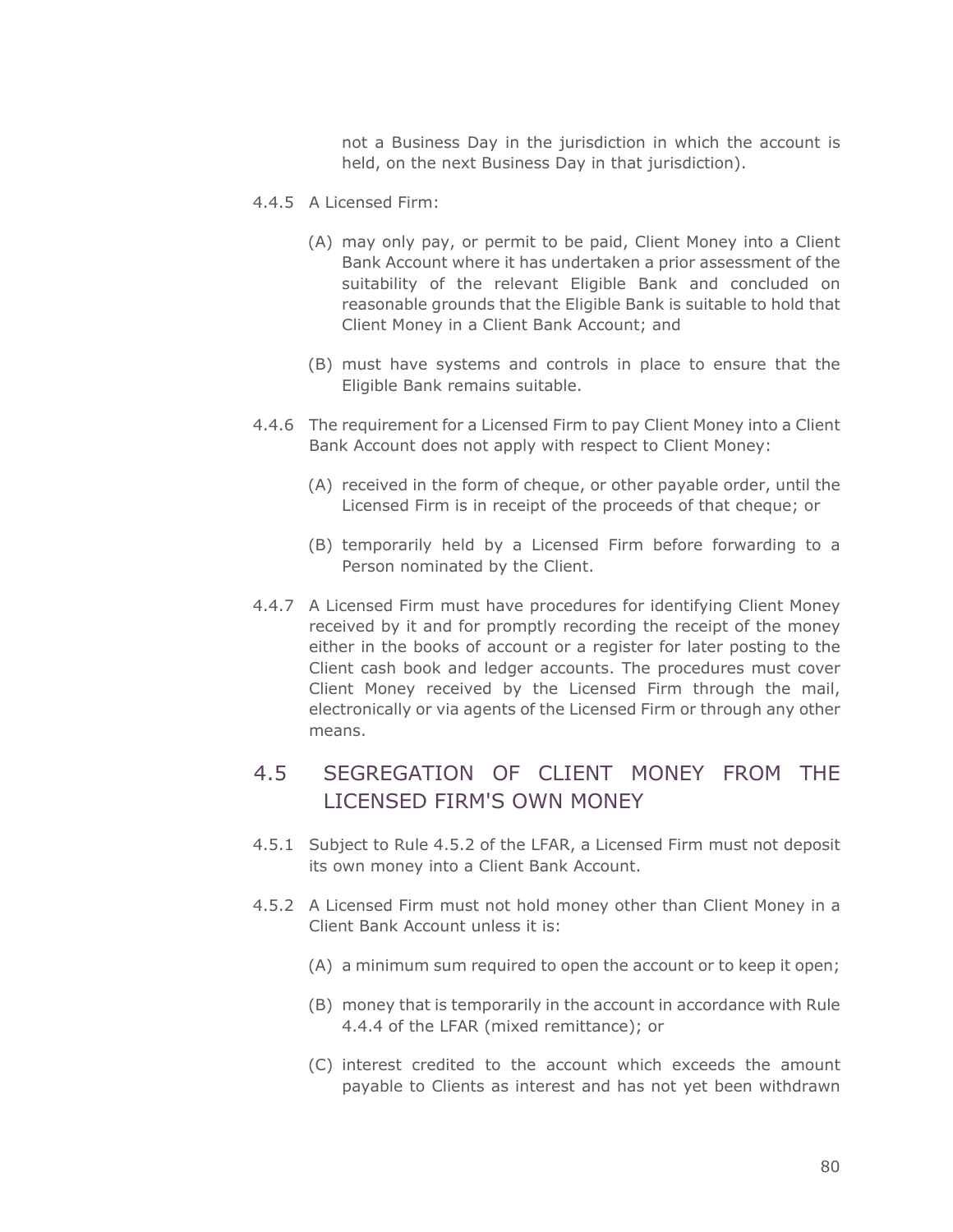not a Business Day in the jurisdiction in which the account is held, on the next Business Day in that jurisdiction).

4.4.5 A Licensed Firm:

(A) may only pay, or permit to be paid, Client Money into a Client Bank Account where it has undertaken a prior assessment of the suitability of the relevant Eligible Bank and concluded on reasonable grounds that the Eligible Bank is suitable to hold that Client Money in a Client Bank Account; and

(B) must have systems and controls in place to ensure that the Eligible Bank remains suitable.

4.4.6 The requirement for a Licensed Firm to pay Client Money into a Client Bank Account does not apply with respect to Client Money:

(A) received in the form of cheque, or other payable order, until the Licensed Firm is in receipt of the proceeds of that cheque; or

(B) temporarily held by a Licensed Firm before forwarding to a Person nominated by the Client.

4.4.7 A Licensed Firm must have procedures for identifying Client Money received by it and for promptly recording the receipt of the money either in the books of account or a register for later posting to the Client cash book and ledger accounts. The procedures must cover Client Money received by the Licensed Firm through the mail, electronically or via agents of the Licensed Firm or through any other means.

## 4.5 SEGREGATION OF CLIENT MONEY FROM THE LICENSED FIRM'S OWN MONEY

4.5.1 Subject to Rule 4.5.2 of the LFAR, a Licensed Firm must not deposit its own money into a Client Bank Account.

4.5.2 A Licensed Firm must not hold money other than Client Money in a Client Bank Account unless it is:

(A) a minimum sum required to open the account or to keep it open;

(B) money that is temporarily in the account in accordance with Rule 4.4.4 of the LFAR (mixed remittance); or

(C) interest credited to the account which exceeds the amount payable to Clients as interest and has not yet been withdrawn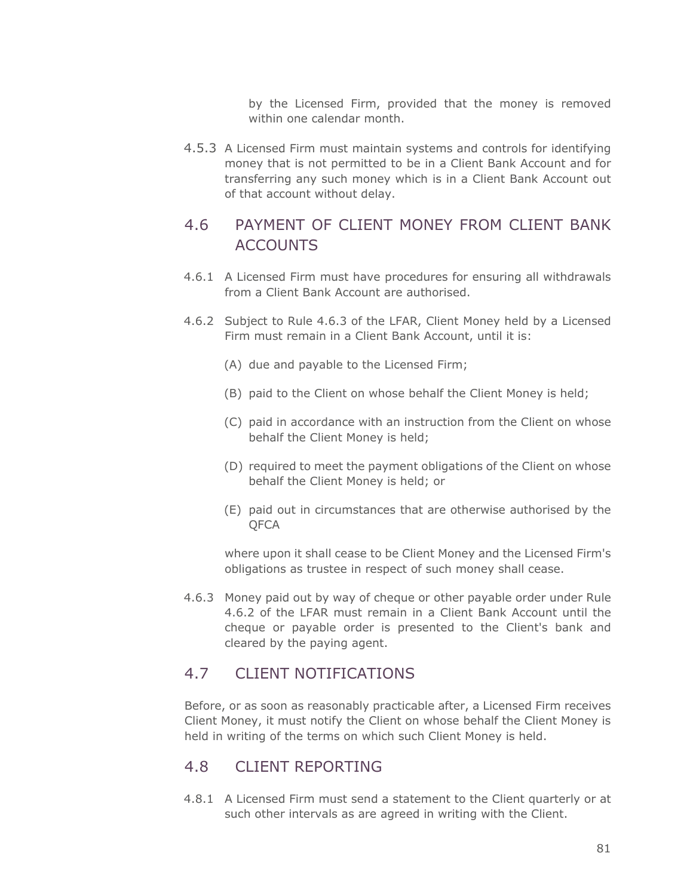by the Licensed Firm, provided that the money is removed within one calendar month.

4.5.3 A Licensed Firm must maintain systems and controls for identifying money that is not permitted to be in a Client Bank Account and for transferring any such money which is in a Client Bank Account out of that account without delay.

## 4.6 PAYMENT OF CLIENT MONEY FROM CLIENT BANK ACCOUNTS

4.6.1 A Licensed Firm must have procedures for ensuring all withdrawals from a Client Bank Account are authorised.

4.6.2 Subject to Rule 4.6.3 of the LFAR, Client Money held by a Licensed Firm must remain in a Client Bank Account, until it is:

(A) due and payable to the Licensed Firm;

(B) paid to the Client on whose behalf the Client Money is held;

(C) paid in accordance with an instruction from the Client on whose behalf the Client Money is held;

(D) required to meet the payment obligations of the Client on whose behalf the Client Money is held; or

(E) paid out in circumstances that are otherwise authorised by the QFCA

where upon it shall cease to be Client Money and the Licensed Firm's obligations as trustee in respect of such money shall cease.

4.6.3 Money paid out by way of cheque or other payable order under Rule 4.6.2 of the LFAR must remain in a Client Bank Account until the cheque or payable order is presented to the Client's bank and cleared by the paying agent.

## 4.7 CLIENT NOTIFICATIONS

Before, or as soon as reasonably practicable after, a Licensed Firm receives Client Money, it must notify the Client on whose behalf the Client Money is held in writing of the terms on which such Client Money is held.

## 4.8 CLIENT REPORTING

4.8.1 A Licensed Firm must send a statement to the Client quarterly or at such other intervals as are agreed in writing with the Client.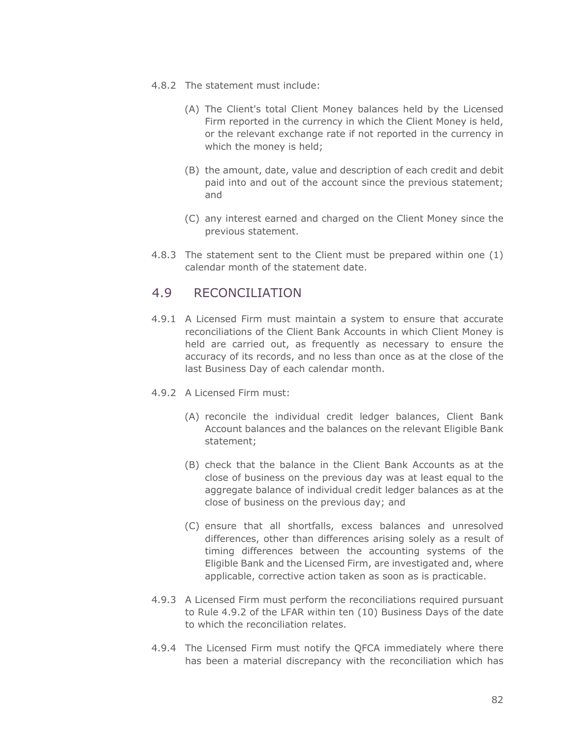4.8.2 The statement must include:

(A) The Client's total Client Money balances held by the Licensed Firm reported in the currency in which the Client Money is held, or the relevant exchange rate if not reported in the currency in which the money is held;

(B) the amount, date, value and description of each credit and debit paid into and out of the account since the previous statement; and

(C) any interest earned and charged on the Client Money since the previous statement.

4.8.3 The statement sent to the Client must be prepared within one (1) calendar month of the statement date.

## 4.9 RECONCILIATION

4.9.1 A Licensed Firm must maintain a system to ensure that accurate reconciliations of the Client Bank Accounts in which Client Money is held are carried out, as frequently as necessary to ensure the accuracy of its records, and no less than once as at the close of the last Business Day of each calendar month.

4.9.2 A Licensed Firm must:

(A) reconcile the individual credit ledger balances, Client Bank Account balances and the balances on the relevant Eligible Bank statement;

(B) check that the balance in the Client Bank Accounts as at the close of business on the previous day was at least equal to the aggregate balance of individual credit ledger balances as at the close of business on the previous day; and

(C) ensure that all shortfalls, excess balances and unresolved differences, other than differences arising solely as a result of timing differences between the accounting systems of the Eligible Bank and the Licensed Firm, are investigated and, where applicable, corrective action taken as soon as is practicable.

4.9.3 A Licensed Firm must perform the reconciliations required pursuant to Rule 4.9.2 of the LFAR within ten (10) Business Days of the date to which the reconciliation relates.

4.9.4 The Licensed Firm must notify the QFCA immediately where there has been a material discrepancy with the reconciliation which has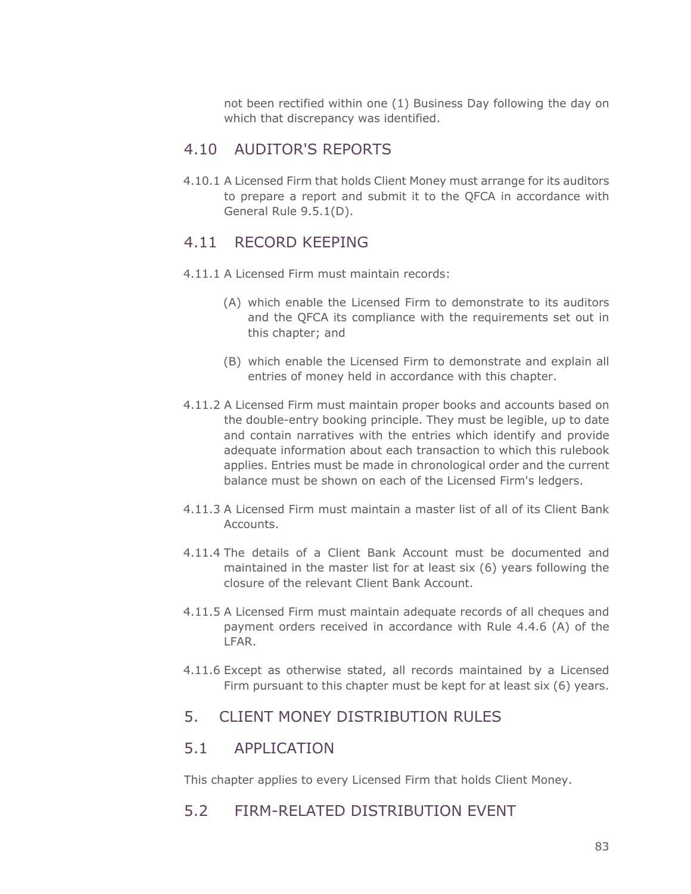not been rectified within one (1) Business Day following the day on which that discrepancy was identified.

## 4.10 AUDITOR'S REPORTS

4.10.1 A Licensed Firm that holds Client Money must arrange for its auditors to prepare a report and submit it to the QFCA in accordance with General Rule 9.5.1(D).

## 4.11 RECORD KEEPING

4.11.1 A Licensed Firm must maintain records:

(A) which enable the Licensed Firm to demonstrate to its auditors and the QFCA its compliance with the requirements set out in this chapter; and

(B) which enable the Licensed Firm to demonstrate and explain all entries of money held in accordance with this chapter.

4.11.2 A Licensed Firm must maintain proper books and accounts based on the double-entry booking principle. They must be legible, up to date and contain narratives with the entries which identify and provide adequate information about each transaction to which this rulebook applies. Entries must be made in chronological order and the current balance must be shown on each of the Licensed Firm's ledgers.

4.11.3 A Licensed Firm must maintain a master list of all of its Client Bank Accounts.

4.11.4 The details of a Client Bank Account must be documented and maintained in the master list for at least six (6) years following the closure of the relevant Client Bank Account.

4.11.5 A Licensed Firm must maintain adequate records of all cheques and payment orders received in accordance with Rule 4.4.6 (A) of the LFAR.

4.11.6 Except as otherwise stated, all records maintained by a Licensed Firm pursuant to this chapter must be kept for at least six (6) years.

# 5. CLIENT MONEY DISTRIBUTION RULES

## 5.1 APPLICATION

This chapter applies to every Licensed Firm that holds Client Money.

## 5.2 FIRM-RELATED DISTRIBUTION EVENT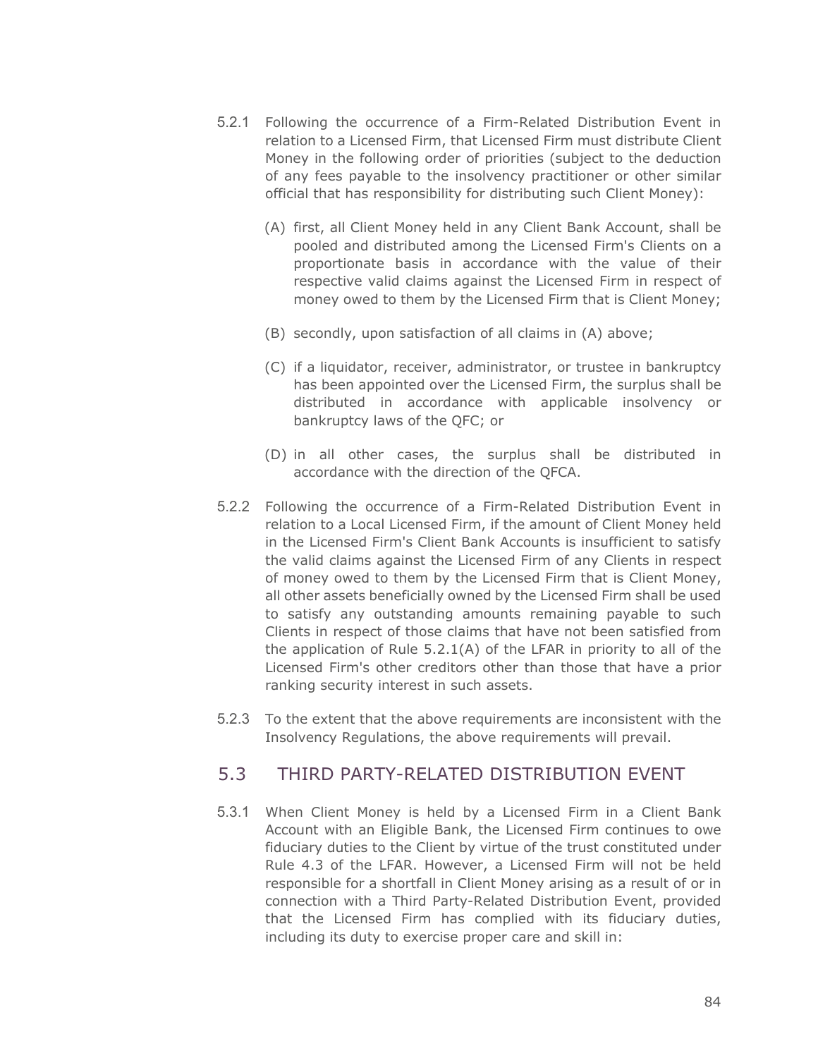5.2.1 Following the occurrence of a Firm-Related Distribution Event in relation to a Licensed Firm, that Licensed Firm must distribute Client Money in the following order of priorities (subject to the deduction of any fees payable to the insolvency practitioner or other similar official that has responsibility for distributing such Client Money):

(A) first, all Client Money held in any Client Bank Account, shall be pooled and distributed among the Licensed Firm's Clients on a proportionate basis in accordance with the value of their respective valid claims against the Licensed Firm in respect of money owed to them by the Licensed Firm that is Client Money;

(B) secondly, upon satisfaction of all claims in (A) above;

(C) if a liquidator, receiver, administrator, or trustee in bankruptcy has been appointed over the Licensed Firm, the surplus shall be distributed in accordance with applicable insolvency or bankruptcy laws of the QFC; or

(D) in all other cases, the surplus shall be distributed in accordance with the direction of the QFCA.

5.2.2 Following the occurrence of a Firm-Related Distribution Event in relation to a Local Licensed Firm, if the amount of Client Money held in the Licensed Firm's Client Bank Accounts is insufficient to satisfy the valid claims against the Licensed Firm of any Clients in respect of money owed to them by the Licensed Firm that is Client Money, all other assets beneficially owned by the Licensed Firm shall be used to satisfy any outstanding amounts remaining payable to such Clients in respect of those claims that have not been satisfied from the application of Rule 5.2.1(A) of the LFAR in priority to all of the Licensed Firm's other creditors other than those that have a prior ranking security interest in such assets.

5.2.3 To the extent that the above requirements are inconsistent with the Insolvency Regulations, the above requirements will prevail.

## 5.3 THIRD PARTY-RELATED DISTRIBUTION EVENT

5.3.1 When Client Money is held by a Licensed Firm in a Client Bank Account with an Eligible Bank, the Licensed Firm continues to owe fiduciary duties to the Client by virtue of the trust constituted under Rule 4.3 of the LFAR. However, a Licensed Firm will not be held responsible for a shortfall in Client Money arising as a result of or in connection with a Third Party-Related Distribution Event, provided that the Licensed Firm has complied with its fiduciary duties, including its duty to exercise proper care and skill in: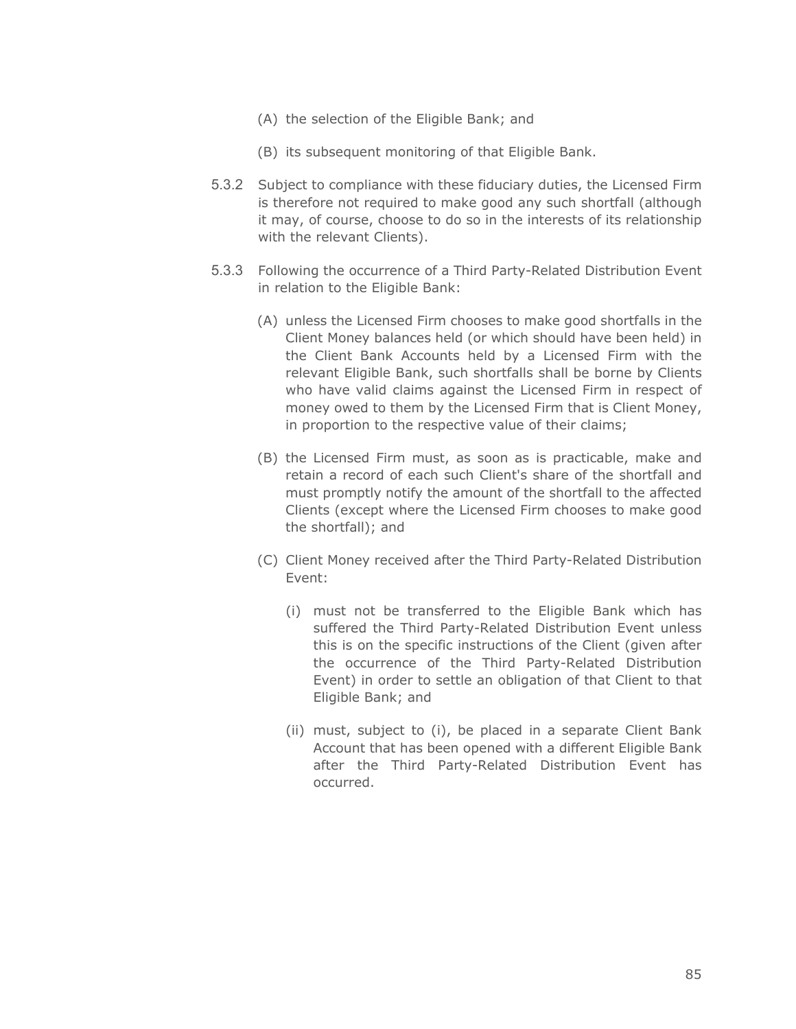(A) the selection of the Eligible Bank; and

(B) its subsequent monitoring of that Eligible Bank.

5.3.2 Subject to compliance with these fiduciary duties, the Licensed Firm is therefore not required to make good any such shortfall (although it may, of course, choose to do so in the interests of its relationship with the relevant Clients).

5.3.3 Following the occurrence of a Third Party-Related Distribution Event in relation to the Eligible Bank:

(A) unless the Licensed Firm chooses to make good shortfalls in the Client Money balances held (or which should have been held) in the Client Bank Accounts held by a Licensed Firm with the relevant Eligible Bank, such shortfalls shall be borne by Clients who have valid claims against the Licensed Firm in respect of money owed to them by the Licensed Firm that is Client Money, in proportion to the respective value of their claims;

(B) the Licensed Firm must, as soon as is practicable, make and retain a record of each such Client's share of the shortfall and must promptly notify the amount of the shortfall to the affected Clients (except where the Licensed Firm chooses to make good the shortfall); and

(C) Client Money received after the Third Party-Related Distribution Event:

(i) must not be transferred to the Eligible Bank which has suffered the Third Party-Related Distribution Event unless this is on the specific instructions of the Client (given after the occurrence of the Third Party-Related Distribution Event) in order to settle an obligation of that Client to that Eligible Bank; and

(ii) must, subject to (i), be placed in a separate Client Bank Account that has been opened with a different Eligible Bank after the Third Party-Related Distribution Event has occurred.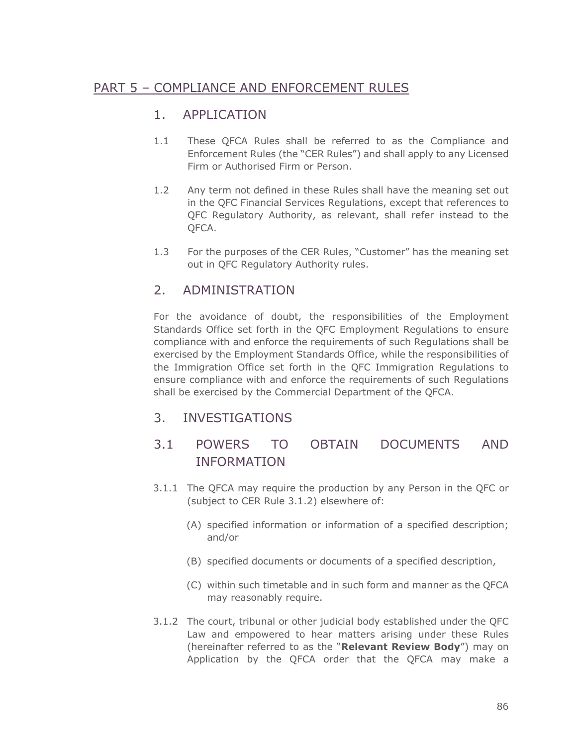# PART 5 – COMPLIANCE AND ENFORCEMENT RULES

## 1. APPLICATION

1.1 These QFCA Rules shall be referred to as the Compliance and Enforcement Rules (the "CER Rules") and shall apply to any Licensed Firm or Authorised Firm or Person.

1.2 Any term not defined in these Rules shall have the meaning set out in the QFC Financial Services Regulations, except that references to QFC Regulatory Authority, as relevant, shall refer instead to the QFCA.

1.3 For the purposes of the CER Rules, "Customer" has the meaning set out in QFC Regulatory Authority rules.

## 2. ADMINISTRATION

For the avoidance of doubt, the responsibilities of the Employment Standards Office set forth in the QFC Employment Regulations to ensure compliance with and enforce the requirements of such Regulations shall be exercised by the Employment Standards Office, while the responsibilities of the Immigration Office set forth in the QFC Immigration Regulations to ensure compliance with and enforce the requirements of such Regulations shall be exercised by the Commercial Department of the QFCA.

## 3. INVESTIGATIONS

### 3.1 POWERS TO OBTAIN DOCUMENTS AND INFORMATION

3.1.1 The QFCA may require the production by any Person in the QFC or (subject to CER Rule 3.1.2) elsewhere of:

(A) specified information or information of a specified description; and/or

(B) specified documents or documents of a specified description,

(C) within such timetable and in such form and manner as the QFCA may reasonably require.

3.1.2 The court, tribunal or other judicial body established under the QFC Law and empowered to hear matters arising under these Rules (hereinafter referred to as the "**Relevant Review Body**") may on Application by the QFCA order that the QFCA may make a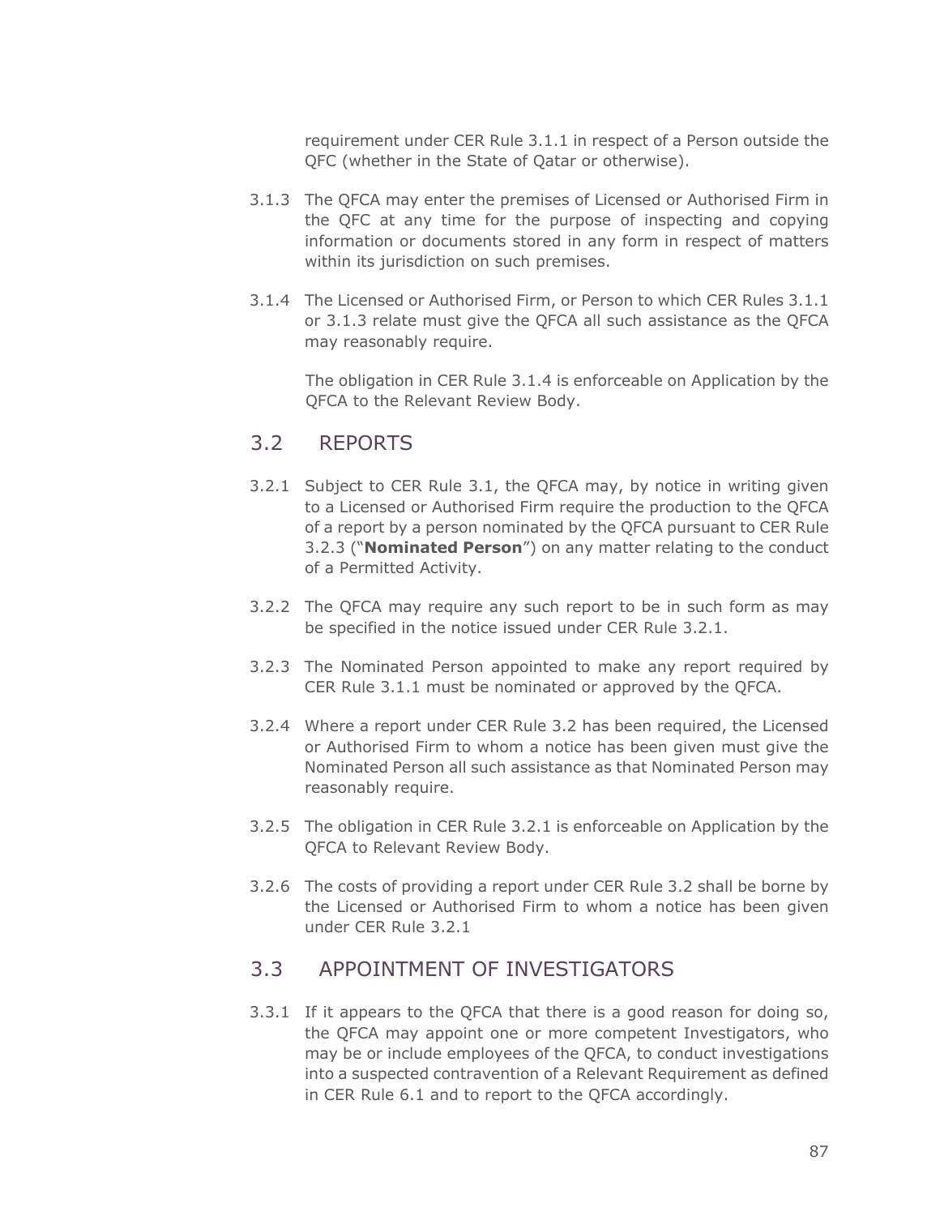requirement under CER Rule 3.1.1 in respect of a Person outside the QFC (whether in the State of Qatar or otherwise).

3.1.3 The QFCA may enter the premises of Licensed or Authorised Firm in the QFC at any time for the purpose of inspecting and copying information or documents stored in any form in respect of matters within its jurisdiction on such premises.

3.1.4 The Licensed or Authorised Firm, or Person to which CER Rules 3.1.1 or 3.1.3 relate must give the QFCA all such assistance as the QFCA may reasonably require.

The obligation in CER Rule 3.1.4 is enforceable on Application by the QFCA to the Relevant Review Body.

## 3.2 REPORTS

3.2.1 Subject to CER Rule 3.1, the QFCA may, by notice in writing given to a Licensed or Authorised Firm require the production to the QFCA of a report by a person nominated by the QFCA pursuant to CER Rule 3.2.3 ("**Nominated Person**") on any matter relating to the conduct of a Permitted Activity.

3.2.2 The QFCA may require any such report to be in such form as may be specified in the notice issued under CER Rule 3.2.1.

3.2.3 The Nominated Person appointed to make any report required by CER Rule 3.1.1 must be nominated or approved by the QFCA.

3.2.4 Where a report under CER Rule 3.2 has been required, the Licensed or Authorised Firm to whom a notice has been given must give the Nominated Person all such assistance as that Nominated Person may reasonably require.

3.2.5 The obligation in CER Rule 3.2.1 is enforceable on Application by the QFCA to Relevant Review Body.

3.2.6 The costs of providing a report under CER Rule 3.2 shall be borne by the Licensed or Authorised Firm to whom a notice has been given under CER Rule 3.2.1

## 3.3 APPOINTMENT OF INVESTIGATORS

3.3.1 If it appears to the QFCA that there is a good reason for doing so, the QFCA may appoint one or more competent Investigators, who may be or include employees of the QFCA, to conduct investigations into a suspected contravention of a Relevant Requirement as defined in CER Rule 6.1 and to report to the QFCA accordingly.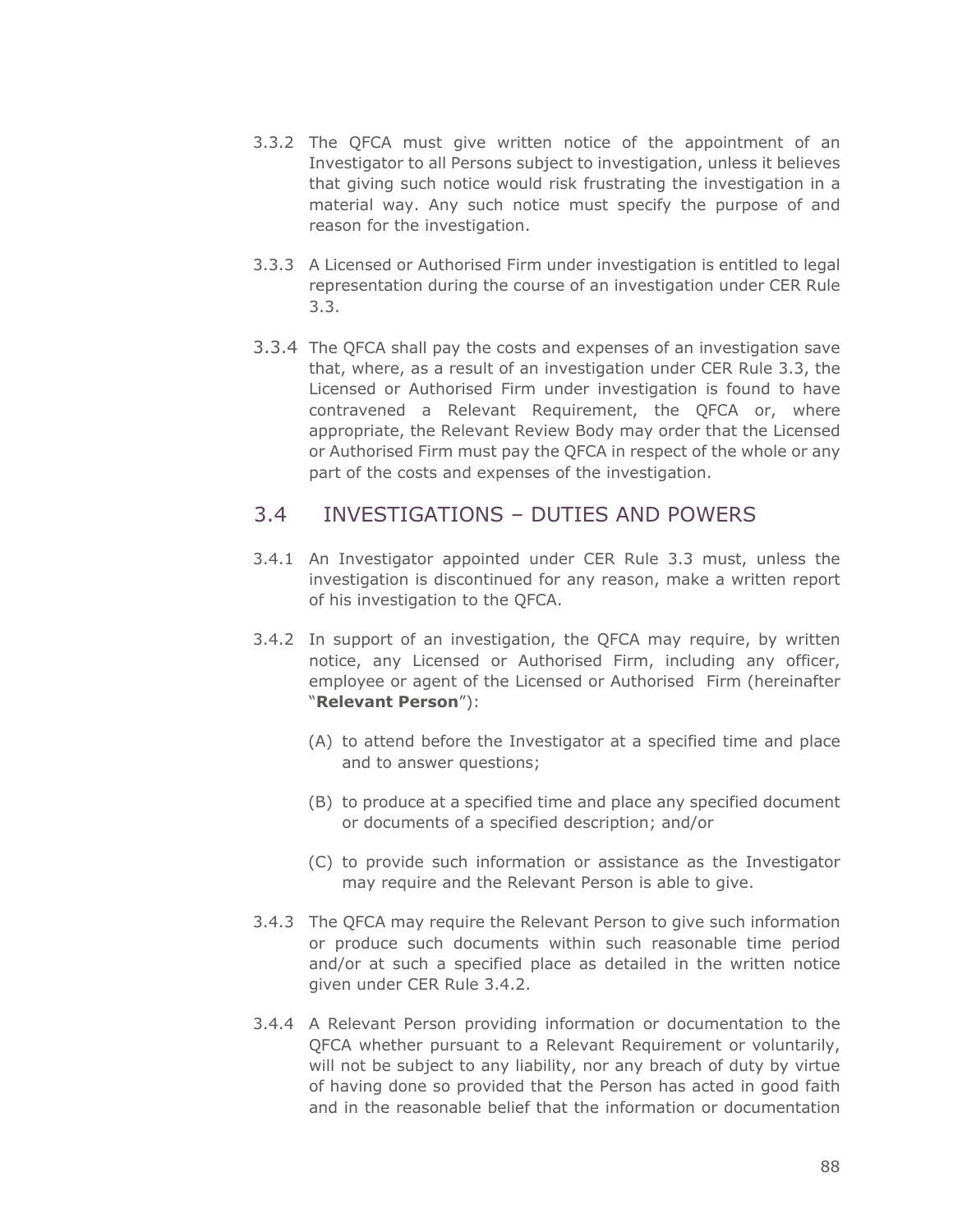3.3.2 The QFCA must give written notice of the appointment of an Investigator to all Persons subject to investigation, unless it believes that giving such notice would risk frustrating the investigation in a material way. Any such notice must specify the purpose of and reason for the investigation.

3.3.3 A Licensed or Authorised Firm under investigation is entitled to legal representation during the course of an investigation under CER Rule 3.3.

3.3.4 The QFCA shall pay the costs and expenses of an investigation save that, where, as a result of an investigation under CER Rule 3.3, the Licensed or Authorised Firm under investigation is found to have contravened a Relevant Requirement, the QFCA or, where appropriate, the Relevant Review Body may order that the Licensed or Authorised Firm must pay the QFCA in respect of the whole or any part of the costs and expenses of the investigation.

## 3.4 INVESTIGATIONS – DUTIES AND POWERS

3.4.1 An Investigator appointed under CER Rule 3.3 must, unless the investigation is discontinued for any reason, make a written report of his investigation to the QFCA.

3.4.2 In support of an investigation, the QFCA may require, by written notice, any Licensed or Authorised Firm, including any officer, employee or agent of the Licensed or Authorised Firm (hereinafter "**Relevant Person**"):

(A) to attend before the Investigator at a specified time and place and to answer questions;

(B) to produce at a specified time and place any specified document or documents of a specified description; and/or

(C) to provide such information or assistance as the Investigator may require and the Relevant Person is able to give.

3.4.3 The QFCA may require the Relevant Person to give such information or produce such documents within such reasonable time period and/or at such a specified place as detailed in the written notice given under CER Rule 3.4.2.

3.4.4 A Relevant Person providing information or documentation to the QFCA whether pursuant to a Relevant Requirement or voluntarily, will not be subject to any liability, nor any breach of duty by virtue of having done so provided that the Person has acted in good faith and in the reasonable belief that the information or documentation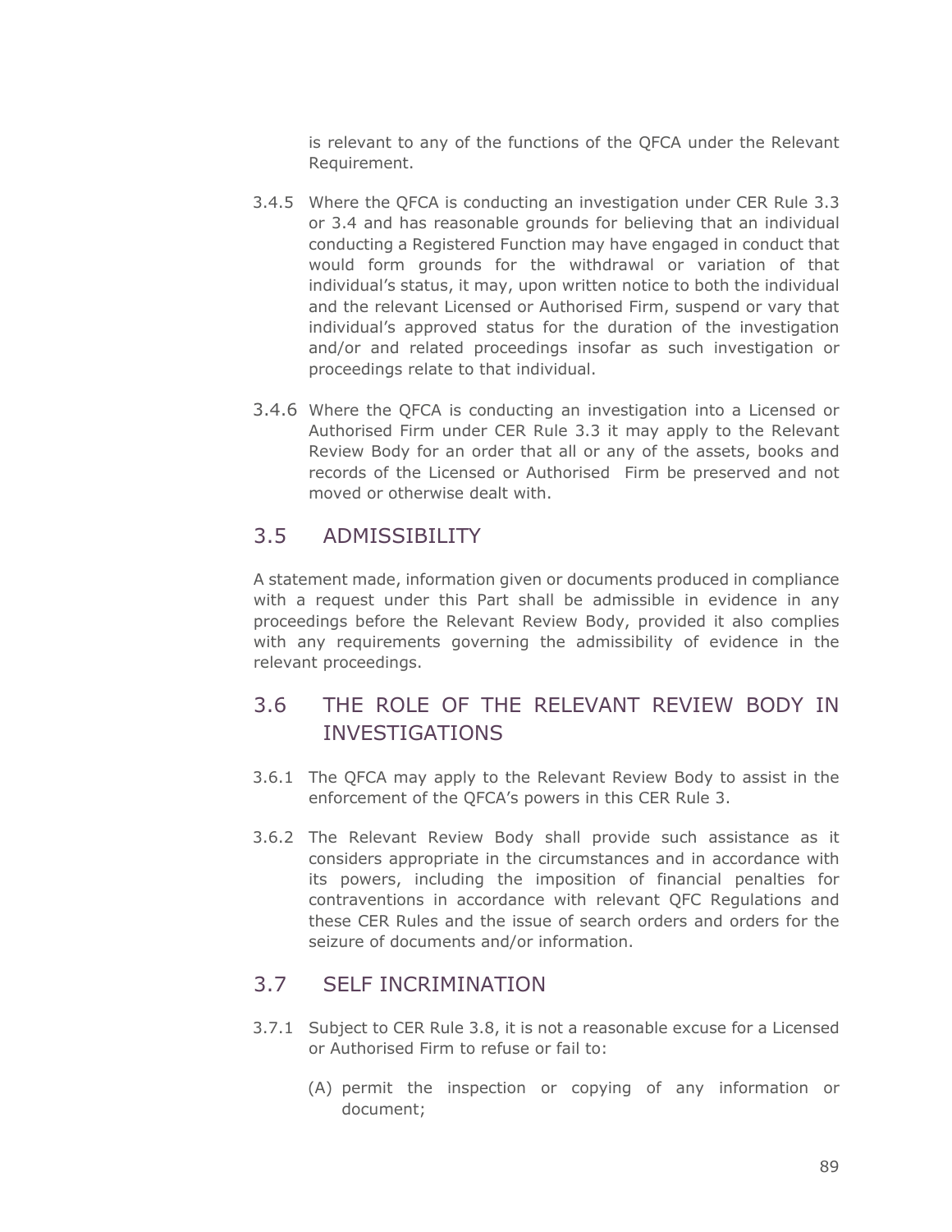is relevant to any of the functions of the QFCA under the Relevant Requirement.

3.4.5 Where the QFCA is conducting an investigation under CER Rule 3.3 or 3.4 and has reasonable grounds for believing that an individual conducting a Registered Function may have engaged in conduct that would form grounds for the withdrawal or variation of that individual's status, it may, upon written notice to both the individual and the relevant Licensed or Authorised Firm, suspend or vary that individual's approved status for the duration of the investigation and/or and related proceedings insofar as such investigation or proceedings relate to that individual.

3.4.6 Where the QFCA is conducting an investigation into a Licensed or Authorised Firm under CER Rule 3.3 it may apply to the Relevant Review Body for an order that all or any of the assets, books and records of the Licensed or Authorised Firm be preserved and not moved or otherwise dealt with.

## 3.5 ADMISSIBILITY

A statement made, information given or documents produced in compliance with a request under this Part shall be admissible in evidence in any proceedings before the Relevant Review Body, provided it also complies with any requirements governing the admissibility of evidence in the relevant proceedings.

## 3.6 THE ROLE OF THE RELEVANT REVIEW BODY IN INVESTIGATIONS

3.6.1 The QFCA may apply to the Relevant Review Body to assist in the enforcement of the QFCA's powers in this CER Rule 3.

3.6.2 The Relevant Review Body shall provide such assistance as it considers appropriate in the circumstances and in accordance with its powers, including the imposition of financial penalties for contraventions in accordance with relevant QFC Regulations and these CER Rules and the issue of search orders and orders for the seizure of documents and/or information.

## 3.7 SELF INCRIMINATION

3.7.1 Subject to CER Rule 3.8, it is not a reasonable excuse for a Licensed or Authorised Firm to refuse or fail to:

(A) permit the inspection or copying of any information or document;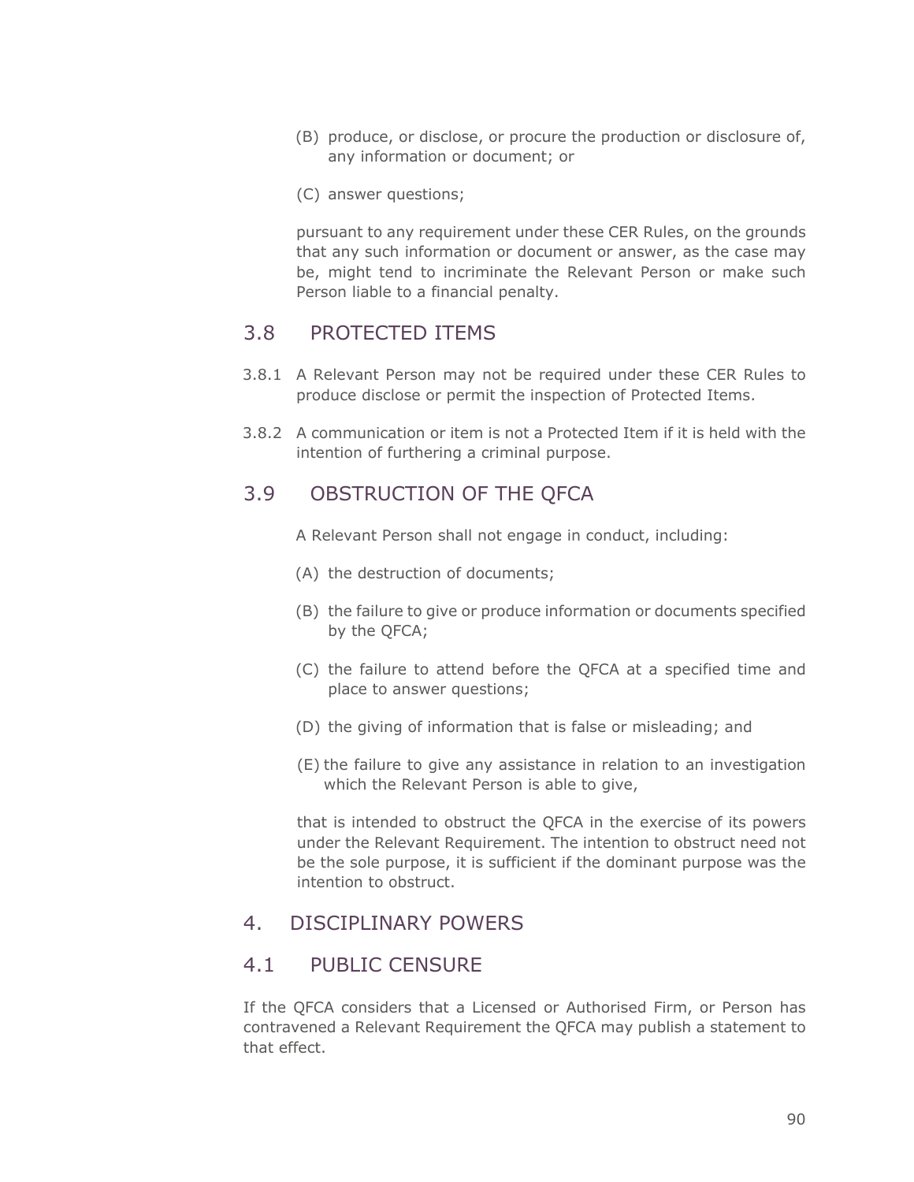(B) produce, or disclose, or procure the production or disclosure of, any information or document; or

(C) answer questions;

pursuant to any requirement under these CER Rules, on the grounds that any such information or document or answer, as the case may be, might tend to incriminate the Relevant Person or make such Person liable to a financial penalty.

## 3.8 PROTECTED ITEMS

3.8.1 A Relevant Person may not be required under these CER Rules to produce disclose or permit the inspection of Protected Items.

3.8.2 A communication or item is not a Protected Item if it is held with the intention of furthering a criminal purpose.

## 3.9 OBSTRUCTION OF THE QFCA

A Relevant Person shall not engage in conduct, including:

(A) the destruction of documents;

(B) the failure to give or produce information or documents specified by the QFCA;

(C) the failure to attend before the QFCA at a specified time and place to answer questions;

(D) the giving of information that is false or misleading; and

(E) the failure to give any assistance in relation to an investigation which the Relevant Person is able to give,

that is intended to obstruct the QFCA in the exercise of its powers under the Relevant Requirement. The intention to obstruct need not be the sole purpose, it is sufficient if the dominant purpose was the intention to obstruct.

# 4. DISCIPLINARY POWERS

## 4.1 PUBLIC CENSURE

If the QFCA considers that a Licensed or Authorised Firm, or Person has contravened a Relevant Requirement the QFCA may publish a statement to that effect.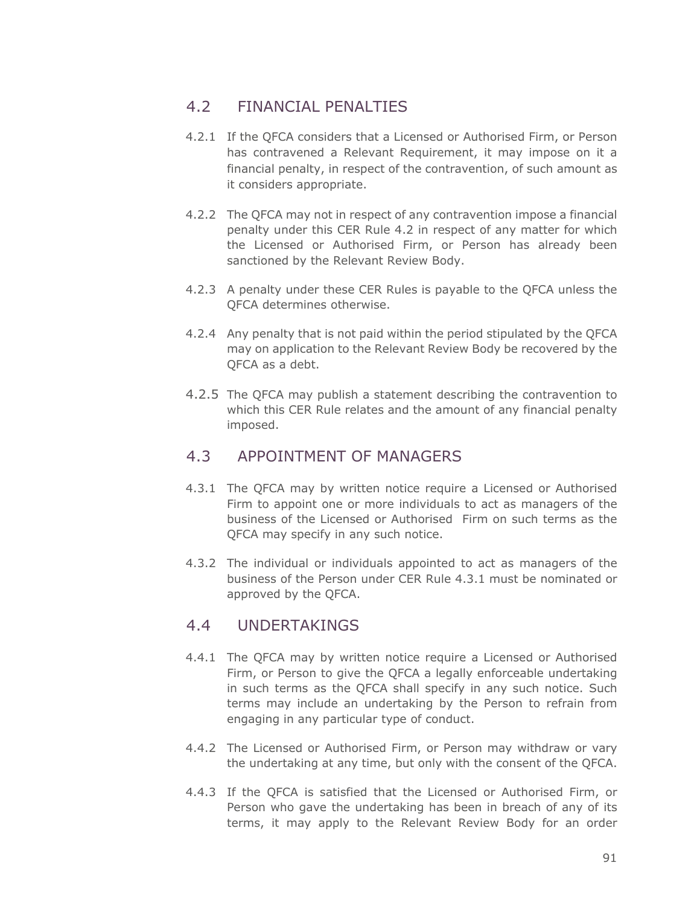## 4.2 FINANCIAL PENALTIES

4.2.1 If the QFCA considers that a Licensed or Authorised Firm, or Person has contravened a Relevant Requirement, it may impose on it a financial penalty, in respect of the contravention, of such amount as it considers appropriate.

4.2.2 The QFCA may not in respect of any contravention impose a financial penalty under this CER Rule 4.2 in respect of any matter for which the Licensed or Authorised Firm, or Person has already been sanctioned by the Relevant Review Body.

4.2.3 A penalty under these CER Rules is payable to the QFCA unless the QFCA determines otherwise.

4.2.4 Any penalty that is not paid within the period stipulated by the QFCA may on application to the Relevant Review Body be recovered by the QFCA as a debt.

4.2.5 The QFCA may publish a statement describing the contravention to which this CER Rule relates and the amount of any financial penalty imposed.

## 4.3 APPOINTMENT OF MANAGERS

4.3.1 The QFCA may by written notice require a Licensed or Authorised Firm to appoint one or more individuals to act as managers of the business of the Licensed or Authorised Firm on such terms as the QFCA may specify in any such notice.

4.3.2 The individual or individuals appointed to act as managers of the business of the Person under CER Rule 4.3.1 must be nominated or approved by the QFCA.

## 4.4 UNDERTAKINGS

4.4.1 The QFCA may by written notice require a Licensed or Authorised Firm, or Person to give the QFCA a legally enforceable undertaking in such terms as the QFCA shall specify in any such notice. Such terms may include an undertaking by the Person to refrain from engaging in any particular type of conduct.

4.4.2 The Licensed or Authorised Firm, or Person may withdraw or vary the undertaking at any time, but only with the consent of the QFCA.

4.4.3 If the QFCA is satisfied that the Licensed or Authorised Firm, or Person who gave the undertaking has been in breach of any of its terms, it may apply to the Relevant Review Body for an order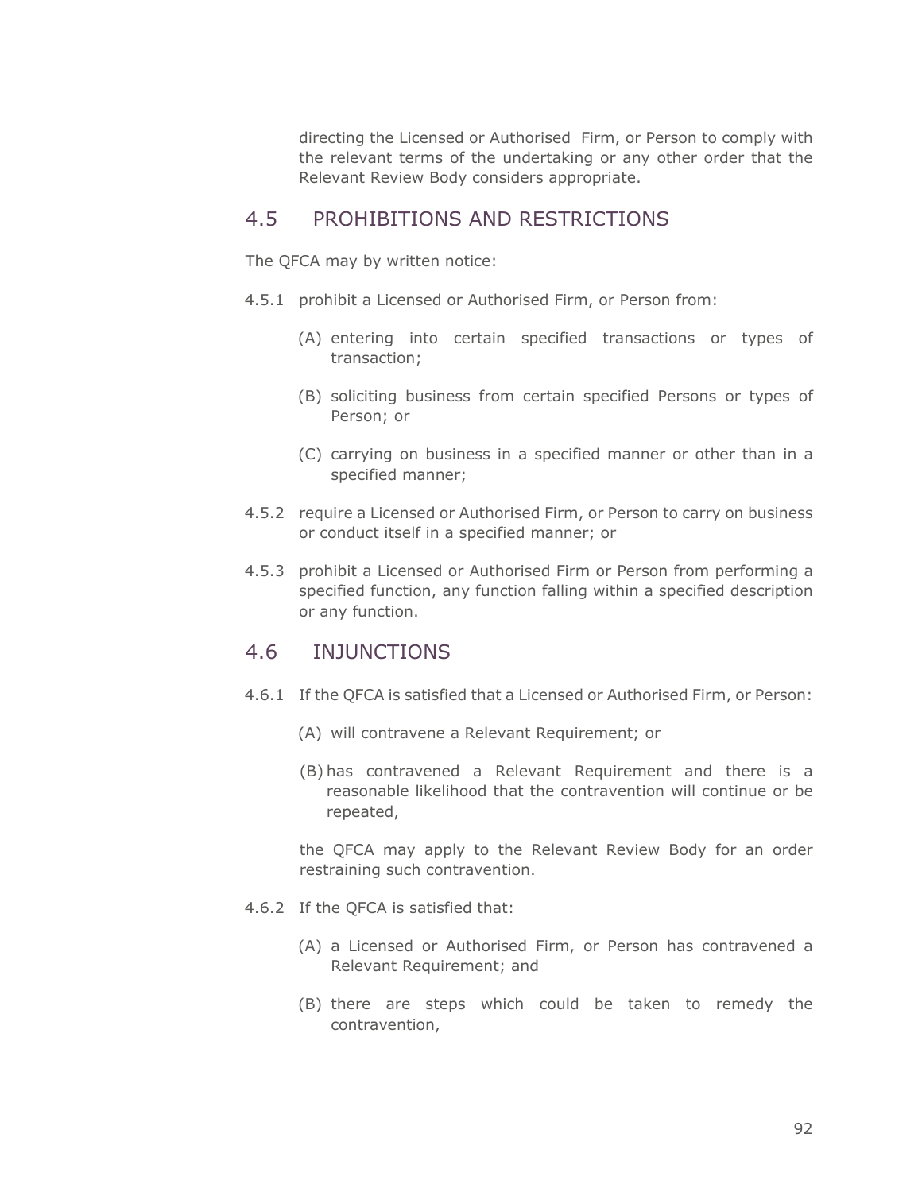directing the Licensed or Authorised Firm, or Person to comply with the relevant terms of the undertaking or any other order that the Relevant Review Body considers appropriate.

## 4.5 PROHIBITIONS AND RESTRICTIONS

The QFCA may by written notice:

4.5.1 prohibit a Licensed or Authorised Firm, or Person from:

(A) entering into certain specified transactions or types of transaction;

(B) soliciting business from certain specified Persons or types of Person; or

(C) carrying on business in a specified manner or other than in a specified manner;

4.5.2 require a Licensed or Authorised Firm, or Person to carry on business or conduct itself in a specified manner; or

4.5.3 prohibit a Licensed or Authorised Firm or Person from performing a specified function, any function falling within a specified description or any function.

## 4.6 INJUNCTIONS

4.6.1 If the QFCA is satisfied that a Licensed or Authorised Firm, or Person:

(A) will contravene a Relevant Requirement; or

(B) has contravened a Relevant Requirement and there is a reasonable likelihood that the contravention will continue or be repeated,

the QFCA may apply to the Relevant Review Body for an order restraining such contravention.

4.6.2 If the QFCA is satisfied that:

(A) a Licensed or Authorised Firm, or Person has contravened a Relevant Requirement; and

(B) there are steps which could be taken to remedy the contravention,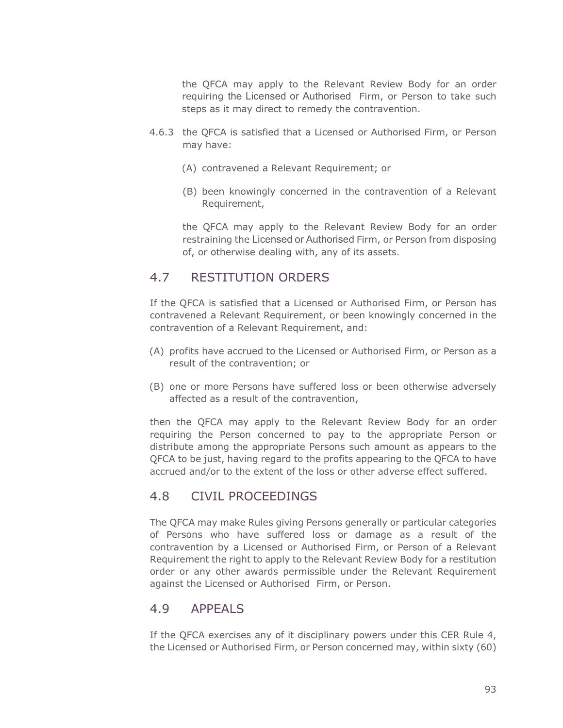the QFCA may apply to the Relevant Review Body for an order requiring the Licensed or Authorised Firm, or Person to take such steps as it may direct to remedy the contravention.

4.6.3 the QFCA is satisfied that a Licensed or Authorised Firm, or Person may have:

(A) contravened a Relevant Requirement; or

(B) been knowingly concerned in the contravention of a Relevant Requirement,

the QFCA may apply to the Relevant Review Body for an order restraining the Licensed or Authorised Firm, or Person from disposing of, or otherwise dealing with, any of its assets.

## 4.7 RESTITUTION ORDERS

If the QFCA is satisfied that a Licensed or Authorised Firm, or Person has contravened a Relevant Requirement, or been knowingly concerned in the contravention of a Relevant Requirement, and:

(A) profits have accrued to the Licensed or Authorised Firm, or Person as a result of the contravention; or

(B) one or more Persons have suffered loss or been otherwise adversely affected as a result of the contravention,

then the QFCA may apply to the Relevant Review Body for an order requiring the Person concerned to pay to the appropriate Person or distribute among the appropriate Persons such amount as appears to the QFCA to be just, having regard to the profits appearing to the QFCA to have accrued and/or to the extent of the loss or other adverse effect suffered.

## 4.8 CIVIL PROCEEDINGS

The QFCA may make Rules giving Persons generally or particular categories of Persons who have suffered loss or damage as a result of the contravention by a Licensed or Authorised Firm, or Person of a Relevant Requirement the right to apply to the Relevant Review Body for a restitution order or any other awards permissible under the Relevant Requirement against the Licensed or Authorised Firm, or Person.

## 4.9 APPEALS

If the QFCA exercises any of it disciplinary powers under this CER Rule 4, the Licensed or Authorised Firm, or Person concerned may, within sixty (60)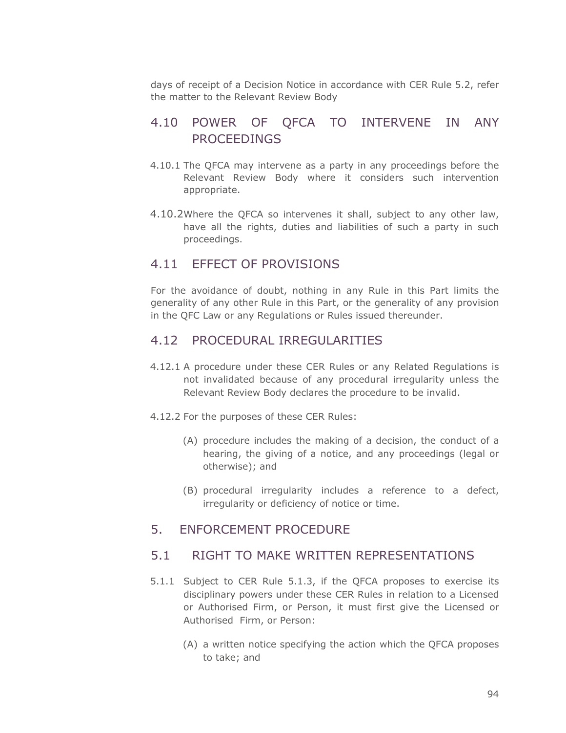days of receipt of a Decision Notice in accordance with CER Rule 5.2, refer the matter to the Relevant Review Body

## 4.10 POWER OF QFCA TO INTERVENE IN ANY PROCEEDINGS

4.10.1 The QFCA may intervene as a party in any proceedings before the Relevant Review Body where it considers such intervention appropriate.

4.10.2 Where the QFCA so intervenes it shall, subject to any other law, have all the rights, duties and liabilities of such a party in such proceedings.

## 4.11 EFFECT OF PROVISIONS

For the avoidance of doubt, nothing in any Rule in this Part limits the generality of any other Rule in this Part, or the generality of any provision in the QFC Law or any Regulations or Rules issued thereunder.

## 4.12 PROCEDURAL IRREGULARITIES

4.12.1 A procedure under these CER Rules or any Related Regulations is not invalidated because of any procedural irregularity unless the Relevant Review Body declares the procedure to be invalid.

4.12.2 For the purposes of these CER Rules:

(A) procedure includes the making of a decision, the conduct of a hearing, the giving of a notice, and any proceedings (legal or otherwise); and

(B) procedural irregularity includes a reference to a defect, irregularity or deficiency of notice or time.

# 5. ENFORCEMENT PROCEDURE

## 5.1 RIGHT TO MAKE WRITTEN REPRESENTATIONS

5.1.1 Subject to CER Rule 5.1.3, if the QFCA proposes to exercise its disciplinary powers under these CER Rules in relation to a Licensed or Authorised Firm, or Person, it must first give the Licensed or Authorised Firm, or Person:

(A) a written notice specifying the action which the QFCA proposes to take; and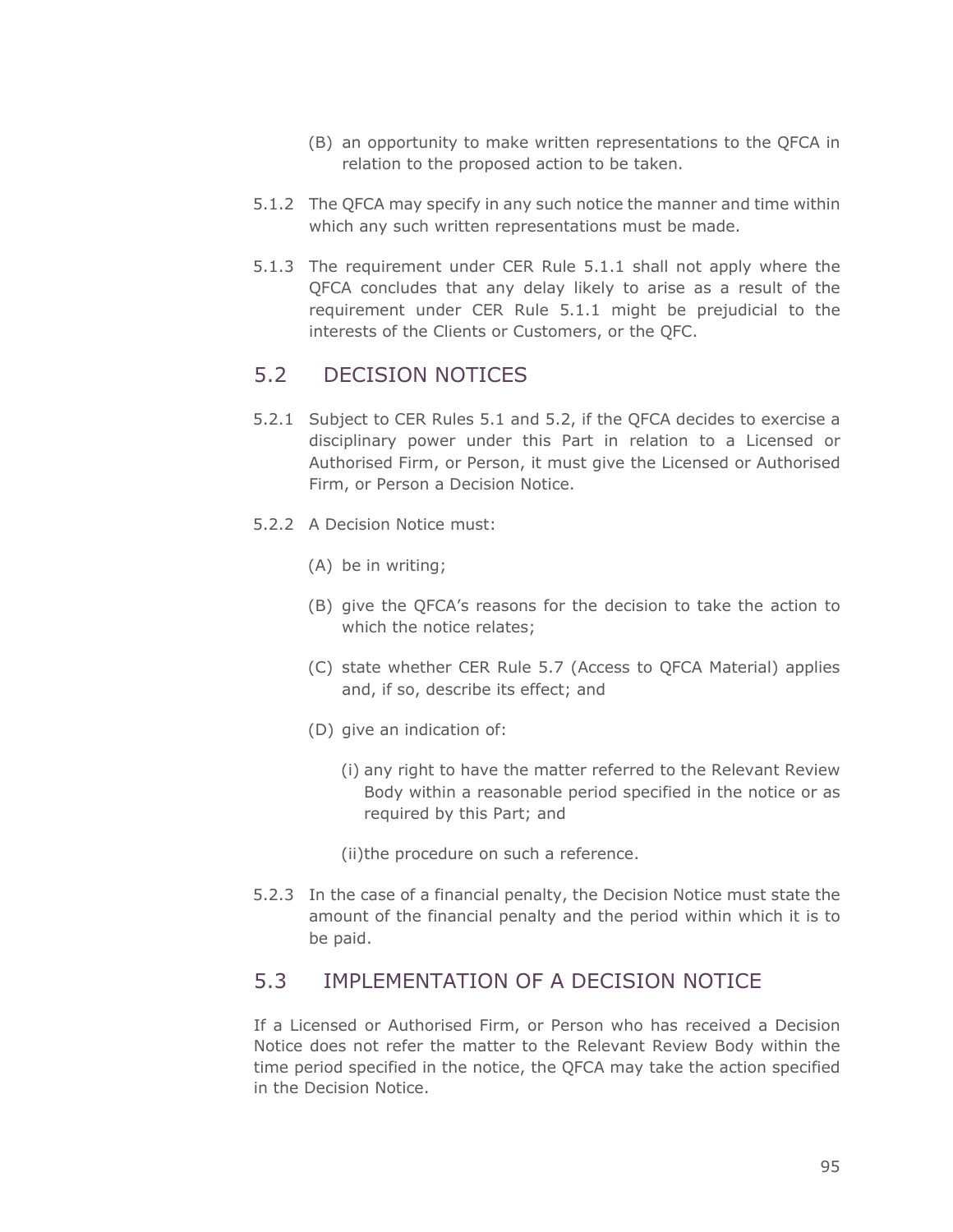(B) an opportunity to make written representations to the QFCA in relation to the proposed action to be taken.

5.1.2 The QFCA may specify in any such notice the manner and time within which any such written representations must be made.

5.1.3 The requirement under CER Rule 5.1.1 shall not apply where the QFCA concludes that any delay likely to arise as a result of the requirement under CER Rule 5.1.1 might be prejudicial to the interests of the Clients or Customers, or the QFC.

## 5.2 DECISION NOTICES

5.2.1 Subject to CER Rules 5.1 and 5.2, if the QFCA decides to exercise a disciplinary power under this Part in relation to a Licensed or Authorised Firm, or Person, it must give the Licensed or Authorised Firm, or Person a Decision Notice.

5.2.2 A Decision Notice must:

(A) be in writing;

(B) give the QFCA's reasons for the decision to take the action to which the notice relates;

(C) state whether CER Rule 5.7 (Access to QFCA Material) applies and, if so, describe its effect; and

(D) give an indication of:

(i) any right to have the matter referred to the Relevant Review Body within a reasonable period specified in the notice or as required by this Part; and

(ii)the procedure on such a reference.

5.2.3 In the case of a financial penalty, the Decision Notice must state the amount of the financial penalty and the period within which it is to be paid.

## 5.3 IMPLEMENTATION OF A DECISION NOTICE

If a Licensed or Authorised Firm, or Person who has received a Decision Notice does not refer the matter to the Relevant Review Body within the time period specified in the notice, the QFCA may take the action specified in the Decision Notice.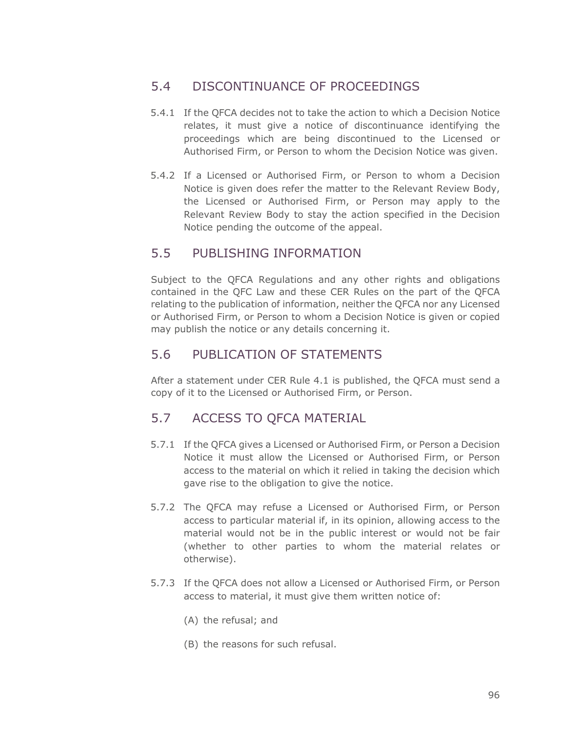## 5.4 DISCONTINUANCE OF PROCEEDINGS

5.4.1 If the QFCA decides not to take the action to which a Decision Notice relates, it must give a notice of discontinuance identifying the proceedings which are being discontinued to the Licensed or Authorised Firm, or Person to whom the Decision Notice was given.

5.4.2 If a Licensed or Authorised Firm, or Person to whom a Decision Notice is given does refer the matter to the Relevant Review Body, the Licensed or Authorised Firm, or Person may apply to the Relevant Review Body to stay the action specified in the Decision Notice pending the outcome of the appeal.

## 5.5 PUBLISHING INFORMATION

Subject to the QFCA Regulations and any other rights and obligations contained in the QFC Law and these CER Rules on the part of the QFCA relating to the publication of information, neither the QFCA nor any Licensed or Authorised Firm, or Person to whom a Decision Notice is given or copied may publish the notice or any details concerning it.

## 5.6 PUBLICATION OF STATEMENTS

After a statement under CER Rule 4.1 is published, the QFCA must send a copy of it to the Licensed or Authorised Firm, or Person.

## 5.7 ACCESS TO QFCA MATERIAL

5.7.1 If the QFCA gives a Licensed or Authorised Firm, or Person a Decision Notice it must allow the Licensed or Authorised Firm, or Person access to the material on which it relied in taking the decision which gave rise to the obligation to give the notice.

5.7.2 The QFCA may refuse a Licensed or Authorised Firm, or Person access to particular material if, in its opinion, allowing access to the material would not be in the public interest or would not be fair (whether to other parties to whom the material relates or otherwise).

5.7.3 If the QFCA does not allow a Licensed or Authorised Firm, or Person access to material, it must give them written notice of:

(A) the refusal; and

(B) the reasons for such refusal.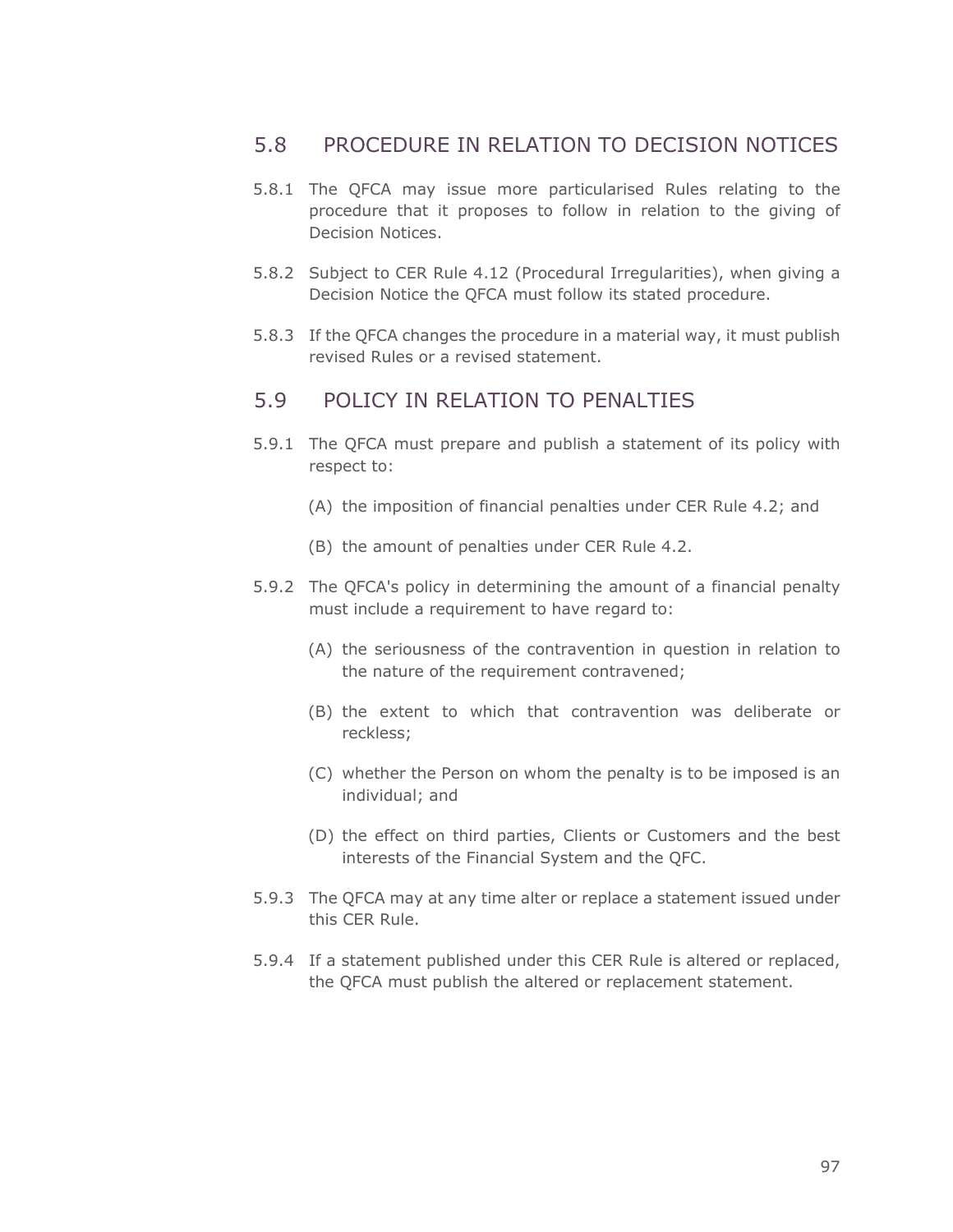## 5.8 PROCEDURE IN RELATION TO DECISION NOTICES

5.8.1 The QFCA may issue more particularised Rules relating to the procedure that it proposes to follow in relation to the giving of Decision Notices.

5.8.2 Subject to CER Rule 4.12 (Procedural Irregularities), when giving a Decision Notice the QFCA must follow its stated procedure.

5.8.3 If the QFCA changes the procedure in a material way, it must publish revised Rules or a revised statement.

## 5.9 POLICY IN RELATION TO PENALTIES

5.9.1 The QFCA must prepare and publish a statement of its policy with respect to:

(A) the imposition of financial penalties under CER Rule 4.2; and

(B) the amount of penalties under CER Rule 4.2.

5.9.2 The QFCA's policy in determining the amount of a financial penalty must include a requirement to have regard to:

(A) the seriousness of the contravention in question in relation to the nature of the requirement contravened;

(B) the extent to which that contravention was deliberate or reckless;

(C) whether the Person on whom the penalty is to be imposed is an individual; and

(D) the effect on third parties, Clients or Customers and the best interests of the Financial System and the QFC.

5.9.3 The QFCA may at any time alter or replace a statement issued under this CER Rule.

5.9.4 If a statement published under this CER Rule is altered or replaced, the QFCA must publish the altered or replacement statement.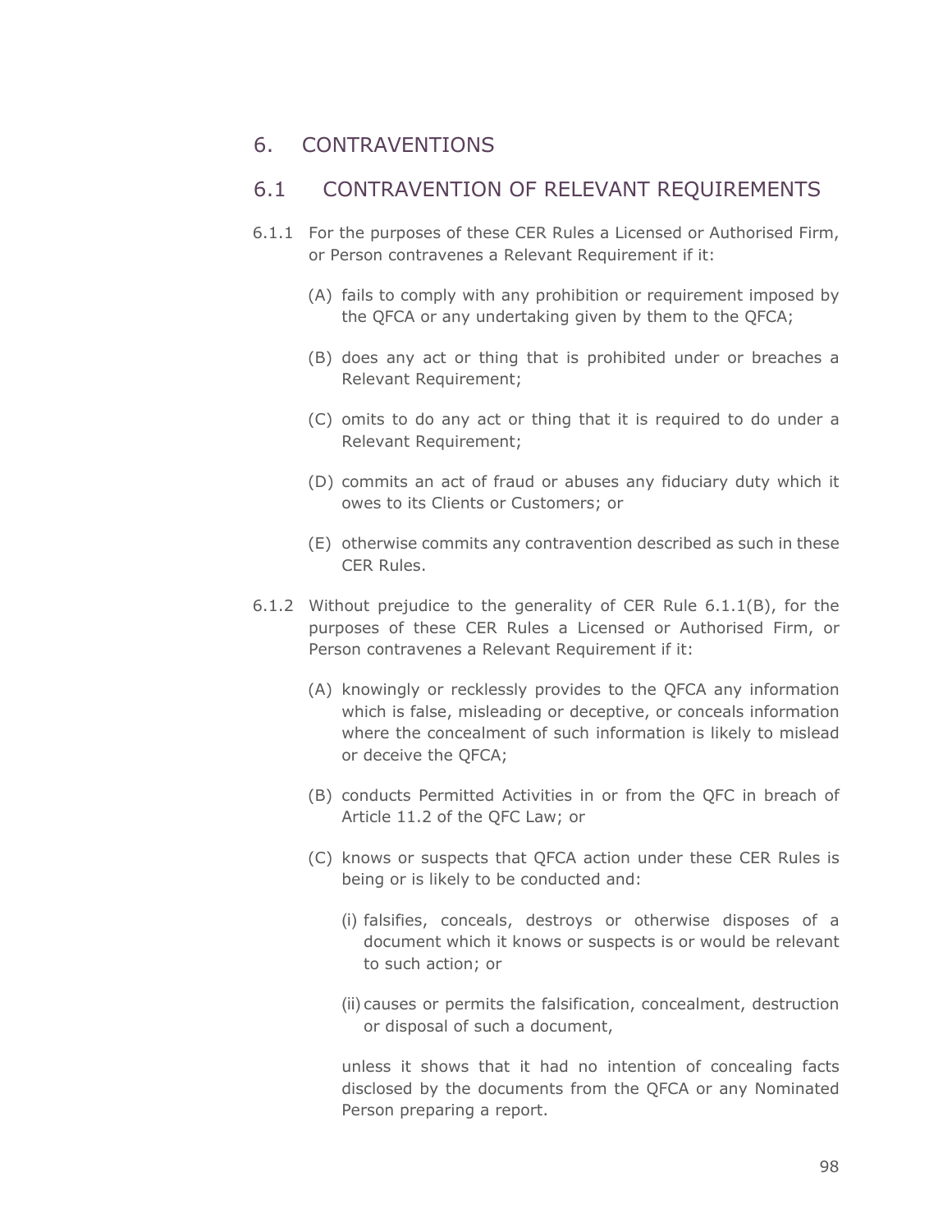# 6. CONTRAVENTIONS

## 6.1 CONTRAVENTION OF RELEVANT REQUIREMENTS

6.1.1 For the purposes of these CER Rules a Licensed or Authorised Firm, or Person contravenes a Relevant Requirement if it:

(A) fails to comply with any prohibition or requirement imposed by the QFCA or any undertaking given by them to the QFCA;

(B) does any act or thing that is prohibited under or breaches a Relevant Requirement;

(C) omits to do any act or thing that it is required to do under a Relevant Requirement;

(D) commits an act of fraud or abuses any fiduciary duty which it owes to its Clients or Customers; or

(E) otherwise commits any contravention described as such in these CER Rules.

6.1.2 Without prejudice to the generality of CER Rule 6.1.1(B), for the purposes of these CER Rules a Licensed or Authorised Firm, or Person contravenes a Relevant Requirement if it:

(A) knowingly or recklessly provides to the QFCA any information which is false, misleading or deceptive, or conceals information where the concealment of such information is likely to mislead or deceive the QFCA;

(B) conducts Permitted Activities in or from the QFC in breach of Article 11.2 of the QFC Law; or

(C) knows or suspects that QFCA action under these CER Rules is being or is likely to be conducted and:

(i) falsifies, conceals, destroys or otherwise disposes of a document which it knows or suspects is or would be relevant to such action; or

(ii) causes or permits the falsification, concealment, destruction or disposal of such a document,

unless it shows that it had no intention of concealing facts disclosed by the documents from the QFCA or any Nominated Person preparing a report.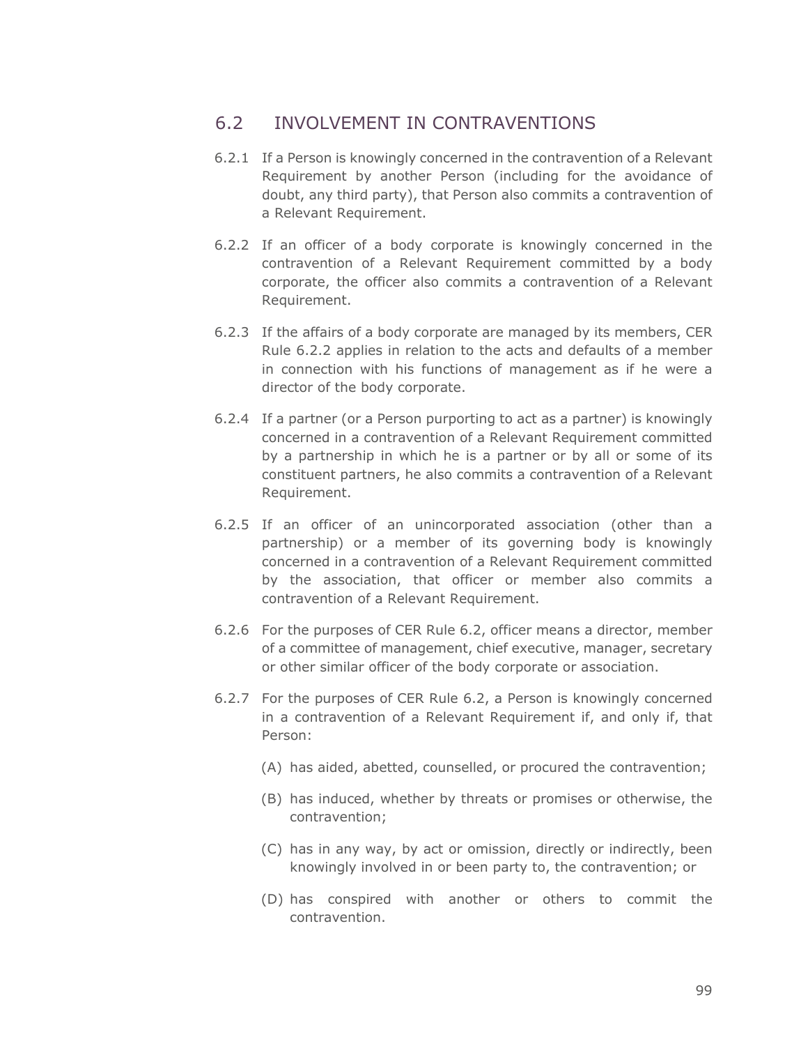## 6.2 INVOLVEMENT IN CONTRAVENTIONS

6.2.1 If a Person is knowingly concerned in the contravention of a Relevant Requirement by another Person (including for the avoidance of doubt, any third party), that Person also commits a contravention of a Relevant Requirement.

6.2.2 If an officer of a body corporate is knowingly concerned in the contravention of a Relevant Requirement committed by a body corporate, the officer also commits a contravention of a Relevant Requirement.

6.2.3 If the affairs of a body corporate are managed by its members, CER Rule 6.2.2 applies in relation to the acts and defaults of a member in connection with his functions of management as if he were a director of the body corporate.

6.2.4 If a partner (or a Person purporting to act as a partner) is knowingly concerned in a contravention of a Relevant Requirement committed by a partnership in which he is a partner or by all or some of its constituent partners, he also commits a contravention of a Relevant Requirement.

6.2.5 If an officer of an unincorporated association (other than a partnership) or a member of its governing body is knowingly concerned in a contravention of a Relevant Requirement committed by the association, that officer or member also commits a contravention of a Relevant Requirement.

6.2.6 For the purposes of CER Rule 6.2, officer means a director, member of a committee of management, chief executive, manager, secretary or other similar officer of the body corporate or association.

6.2.7 For the purposes of CER Rule 6.2, a Person is knowingly concerned in a contravention of a Relevant Requirement if, and only if, that Person:

(A) has aided, abetted, counselled, or procured the contravention;

(B) has induced, whether by threats or promises or otherwise, the contravention;

(C) has in any way, by act or omission, directly or indirectly, been knowingly involved in or been party to, the contravention; or

(D) has conspired with another or others to commit the contravention.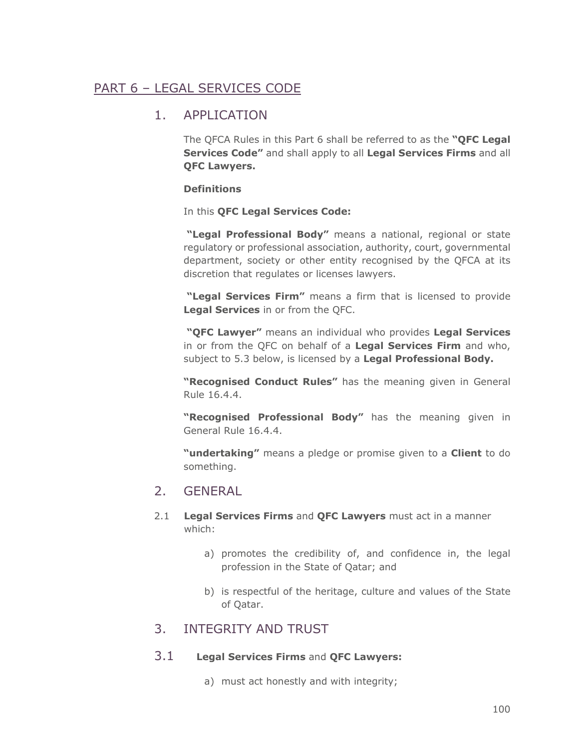## PART 6 – LEGAL SERVICES CODE

### 1. APPLICATION

The QFCA Rules in this Part 6 shall be referred to as the **"QFC Legal Services Code"** and shall apply to all **Legal Services Firms** and all **QFC Lawyers.**

**Definitions**

In this **QFC Legal Services Code:**

**"Legal Professional Body"** means a national, regional or state regulatory or professional association, authority, court, governmental department, society or other entity recognised by the QFCA at its discretion that regulates or licenses lawyers.

**"Legal Services Firm"** means a firm that is licensed to provide **Legal Services** in or from the QFC.

**"QFC Lawyer"** means an individual who provides **Legal Services** in or from the QFC on behalf of a **Legal Services Firm** and who, subject to 5.3 below, is licensed by a **Legal Professional Body.**

**"Recognised Conduct Rules"** has the meaning given in General Rule 16.4.4.

**"Recognised Professional Body"** has the meaning given in General Rule 16.4.4.

**"undertaking"** means a pledge or promise given to a **Client** to do something.

### 2. GENERAL

2.1 **Legal Services Firms** and **QFC Lawyers** must act in a manner which:

a) promotes the credibility of, and confidence in, the legal profession in the State of Qatar; and

b) is respectful of the heritage, culture and values of the State of Qatar.

### 3. INTEGRITY AND TRUST

### 3.1 **Legal Services Firms** and **QFC Lawyers:**

a) must act honestly and with integrity;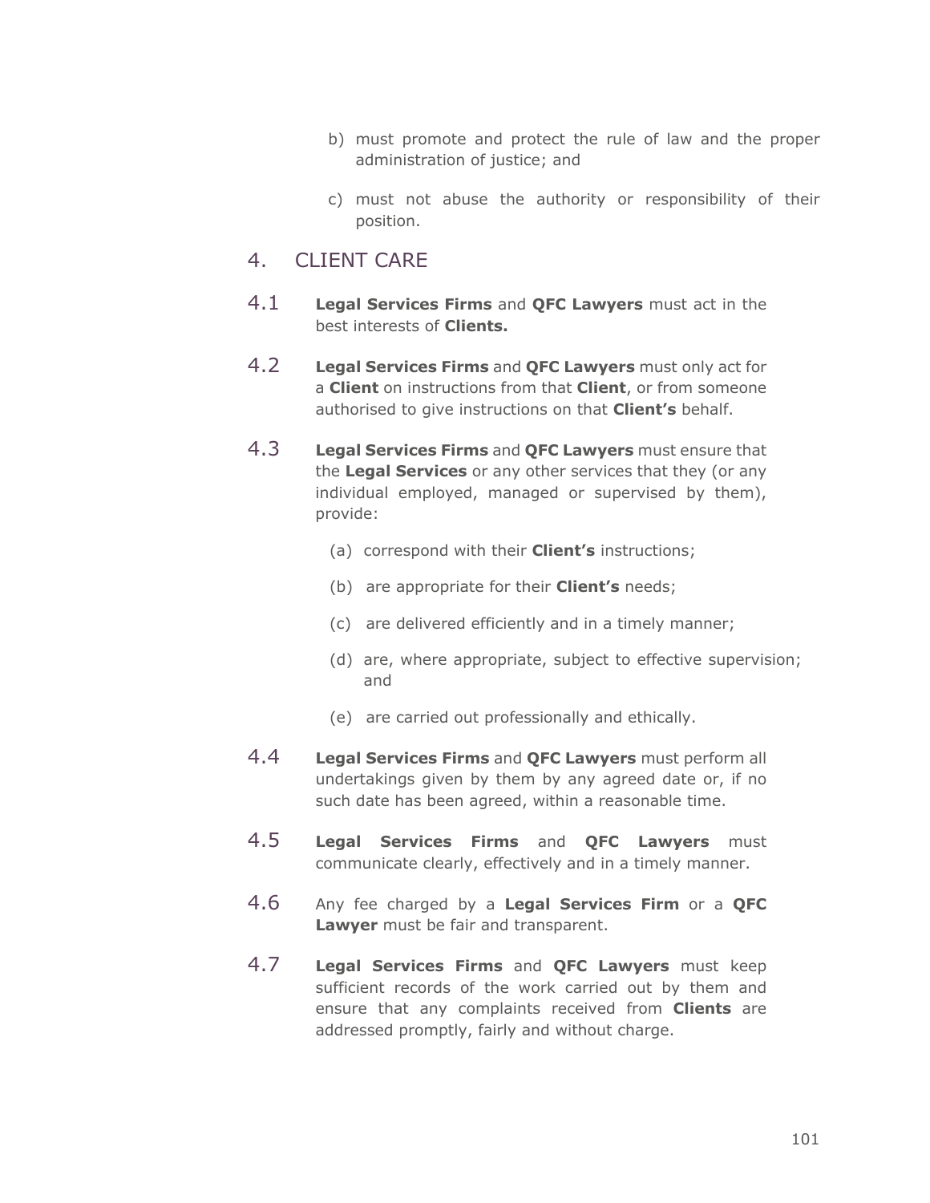b) must promote and protect the rule of law and the proper administration of justice; and

c) must not abuse the authority or responsibility of their position.

## 4. CLIENT CARE

4.1 **Legal Services Firms** and **QFC Lawyers** must act in the best interests of **Clients.**

4.2 **Legal Services Firms** and **QFC Lawyers** must only act for a **Client** on instructions from that **Client**, or from someone authorised to give instructions on that **Client's** behalf.

4.3 **Legal Services Firms** and **QFC Lawyers** must ensure that the **Legal Services** or any other services that they (or any individual employed, managed or supervised by them), provide:

(a) correspond with their **Client's** instructions;

(b) are appropriate for their **Client's** needs;

(c) are delivered efficiently and in a timely manner;

(d) are, where appropriate, subject to effective supervision; and

(e) are carried out professionally and ethically.

4.4 **Legal Services Firms** and **QFC Lawyers** must perform all undertakings given by them by any agreed date or, if no such date has been agreed, within a reasonable time.

4.5 **Legal Services Firms** and **QFC Lawyers** must communicate clearly, effectively and in a timely manner.

4.6 Any fee charged by a **Legal Services Firm** or a **QFC Lawyer** must be fair and transparent.

4.7 **Legal Services Firms** and **QFC Lawyers** must keep sufficient records of the work carried out by them and ensure that any complaints received from **Clients** are addressed promptly, fairly and without charge.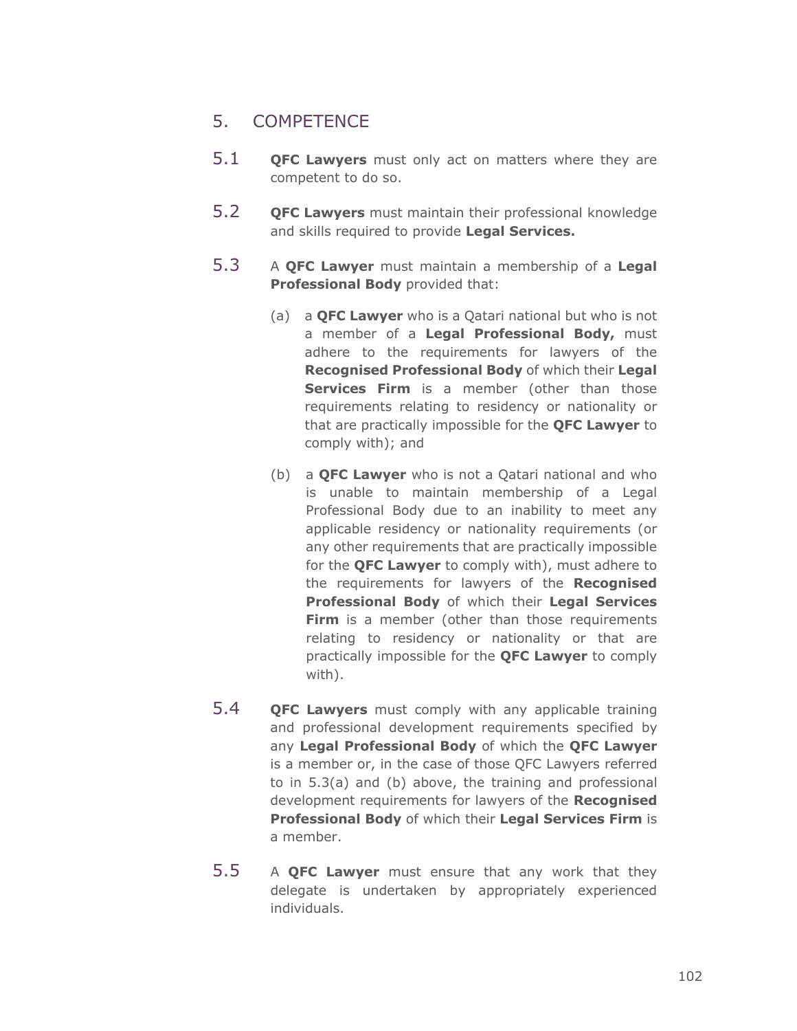## 5. COMPETENCE

5.1 **QFC Lawyers** must only act on matters where they are competent to do so.

5.2 **QFC Lawyers** must maintain their professional knowledge and skills required to provide **Legal Services.**

5.3 A **QFC Lawyer** must maintain a membership of a **Legal Professional Body** provided that:

(a) a **QFC Lawyer** who is a Qatari national but who is not a member of a **Legal Professional Body,** must adhere to the requirements for lawyers of the **Recognised Professional Body** of which their **Legal Services Firm** is a member (other than those requirements relating to residency or nationality or that are practically impossible for the **QFC Lawyer** to comply with); and

(b) a **QFC Lawyer** who is not a Qatari national and who is unable to maintain membership of a Legal Professional Body due to an inability to meet any applicable residency or nationality requirements (or any other requirements that are practically impossible for the **QFC Lawyer** to comply with), must adhere to the requirements for lawyers of the **Recognised Professional Body** of which their **Legal Services Firm** is a member (other than those requirements relating to residency or nationality or that are practically impossible for the **QFC Lawyer** to comply with).

5.4 **QFC Lawyers** must comply with any applicable training and professional development requirements specified by any **Legal Professional Body** of which the **QFC Lawyer** is a member or, in the case of those QFC Lawyers referred to in 5.3(a) and (b) above, the training and professional development requirements for lawyers of the **Recognised Professional Body** of which their **Legal Services Firm** is a member.

5.5 A **QFC Lawyer** must ensure that any work that they delegate is undertaken by appropriately experienced individuals.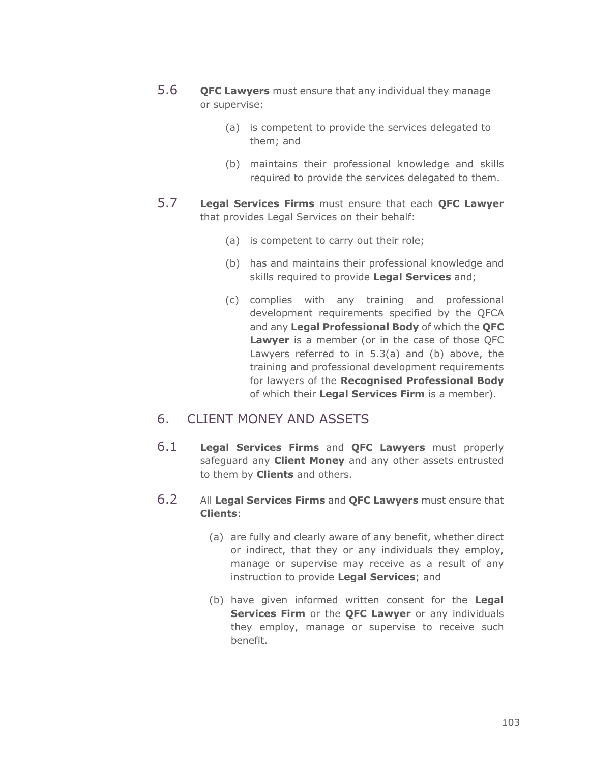5.6 **QFC Lawyers** must ensure that any individual they manage or supervise:

(a) is competent to provide the services delegated to them; and

(b) maintains their professional knowledge and skills required to provide the services delegated to them.

5.7 **Legal Services Firms** must ensure that each **QFC Lawyer** that provides Legal Services on their behalf:

(a) is competent to carry out their role;

(b) has and maintains their professional knowledge and skills required to provide **Legal Services** and;

(c) complies with any training and professional development requirements specified by the QFCA and any **Legal Professional Body** of which the **QFC Lawyer** is a member (or in the case of those QFC Lawyers referred to in 5.3(a) and (b) above, the training and professional development requirements for lawyers of the **Recognised Professional Body** of which their **Legal Services Firm** is a member).

## 6. CLIENT MONEY AND ASSETS

6.1 **Legal Services Firms** and **QFC Lawyers** must properly safeguard any **Client Money** and any other assets entrusted to them by **Clients** and others.

6.2 All **Legal Services Firms** and **QFC Lawyers** must ensure that **Clients**:

(a) are fully and clearly aware of any benefit, whether direct or indirect, that they or any individuals they employ, manage or supervise may receive as a result of any instruction to provide **Legal Services**; and

(b) have given informed written consent for the **Legal Services Firm** or the **QFC Lawyer** or any individuals they employ, manage or supervise to receive such benefit.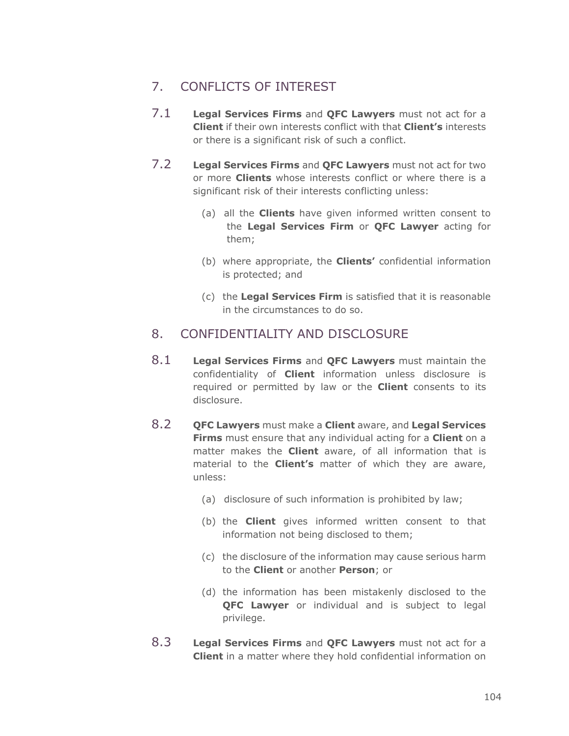## 7. CONFLICTS OF INTEREST

7.1 **Legal Services Firms** and **QFC Lawyers** must not act for a **Client** if their own interests conflict with that **Client's** interests or there is a significant risk of such a conflict.

7.2 **Legal Services Firms** and **QFC Lawyers** must not act for two or more **Clients** whose interests conflict or where there is a significant risk of their interests conflicting unless:

(a) all the **Clients** have given informed written consent to the **Legal Services Firm** or **QFC Lawyer** acting for them;

(b) where appropriate, the **Clients'** confidential information is protected; and

(c) the **Legal Services Firm** is satisfied that it is reasonable in the circumstances to do so.

## 8. CONFIDENTIALITY AND DISCLOSURE

8.1 **Legal Services Firms** and **QFC Lawyers** must maintain the confidentiality of **Client** information unless disclosure is required or permitted by law or the **Client** consents to its disclosure.

8.2 **QFC Lawyers** must make a **Client** aware, and **Legal Services Firms** must ensure that any individual acting for a **Client** on a matter makes the **Client** aware, of all information that is material to the **Client's** matter of which they are aware, unless:

(a) disclosure of such information is prohibited by law;

(b) the **Client** gives informed written consent to that information not being disclosed to them;

(c) the disclosure of the information may cause serious harm to the **Client** or another **Person**; or

(d) the information has been mistakenly disclosed to the **QFC Lawyer** or individual and is subject to legal privilege.

8.3 **Legal Services Firms** and **QFC Lawyers** must not act for a **Client** in a matter where they hold confidential information on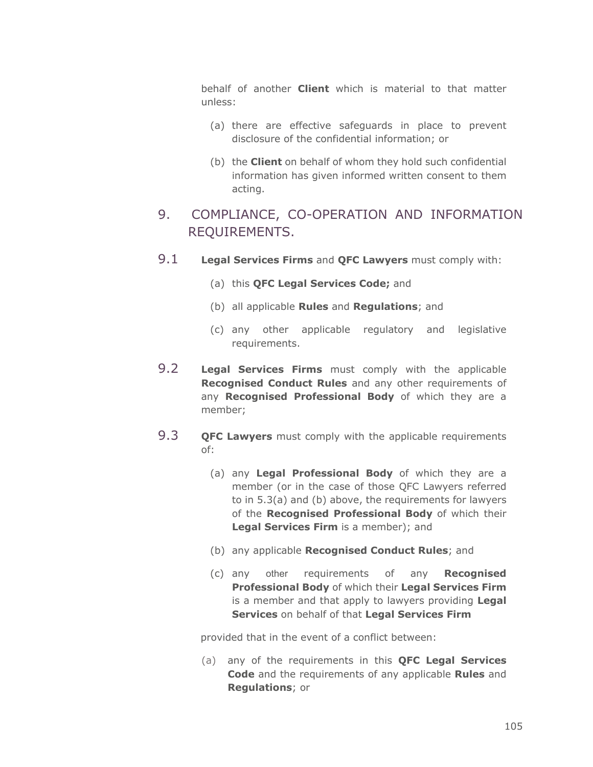behalf of another **Client** which is material to that matter unless:

(a) there are effective safeguards in place to prevent disclosure of the confidential information; or

(b) the **Client** on behalf of whom they hold such confidential information has given informed written consent to them acting.

## 9. COMPLIANCE, CO-OPERATION AND INFORMATION REQUIREMENTS.

9.1 **Legal Services Firms** and **QFC Lawyers** must comply with:

(a) this **QFC Legal Services Code;** and

(b) all applicable **Rules** and **Regulations**; and

(c) any other applicable regulatory and legislative requirements.

9.2 **Legal Services Firms** must comply with the applicable **Recognised Conduct Rules** and any other requirements of any **Recognised Professional Body** of which they are a member;

9.3 **QFC Lawyers** must comply with the applicable requirements of:

(a) any **Legal Professional Body** of which they are a member (or in the case of those QFC Lawyers referred to in 5.3(a) and (b) above, the requirements for lawyers of the **Recognised Professional Body** of which their **Legal Services Firm** is a member); and

(b) any applicable **Recognised Conduct Rules**; and

(c) any other requirements of any **Recognised Professional Body** of which their **Legal Services Firm** is a member and that apply to lawyers providing **Legal Services** on behalf of that **Legal Services Firm**

provided that in the event of a conflict between:

(a) any of the requirements in this **QFC Legal Services Code** and the requirements of any applicable **Rules** and **Regulations**; or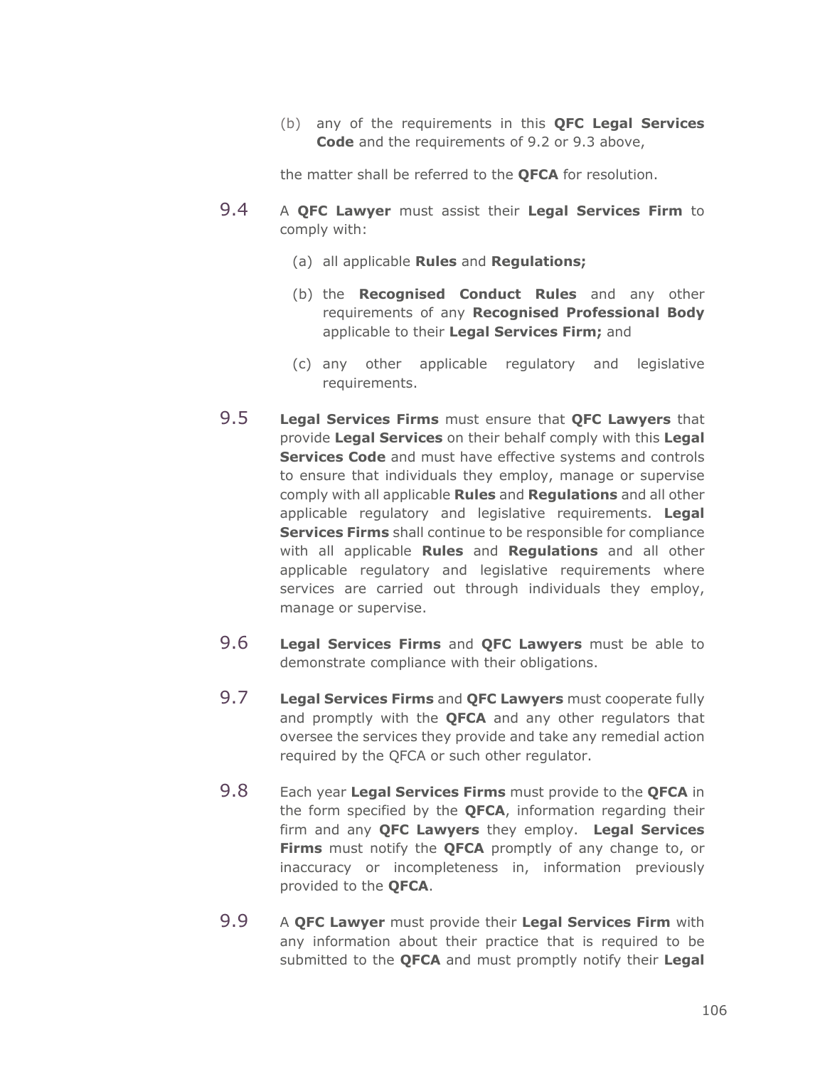(b) any of the requirements in this **QFC Legal Services Code** and the requirements of 9.2 or 9.3 above,

the matter shall be referred to the **QFCA** for resolution.

9.4 A **QFC Lawyer** must assist their **Legal Services Firm** to comply with:

(a) all applicable **Rules** and **Regulations;**

(b) the **Recognised Conduct Rules** and any other requirements of any **Recognised Professional Body** applicable to their **Legal Services Firm;** and

(c) any other applicable regulatory and legislative requirements.

9.5 **Legal Services Firms** must ensure that **QFC Lawyers** that provide **Legal Services** on their behalf comply with this **Legal Services Code** and must have effective systems and controls to ensure that individuals they employ, manage or supervise comply with all applicable **Rules** and **Regulations** and all other applicable regulatory and legislative requirements. **Legal Services Firms** shall continue to be responsible for compliance with all applicable **Rules** and **Regulations** and all other applicable regulatory and legislative requirements where services are carried out through individuals they employ, manage or supervise.

9.6 **Legal Services Firms** and **QFC Lawyers** must be able to demonstrate compliance with their obligations.

9.7 **Legal Services Firms** and **QFC Lawyers** must cooperate fully and promptly with the **QFCA** and any other regulators that oversee the services they provide and take any remedial action required by the QFCA or such other regulator.

9.8 Each year **Legal Services Firms** must provide to the **QFCA** in the form specified by the **QFCA**, information regarding their firm and any **QFC Lawyers** they employ. **Legal Services Firms** must notify the **QFCA** promptly of any change to, or inaccuracy or incompleteness in, information previously provided to the **QFCA**.

9.9 A **QFC Lawyer** must provide their **Legal Services Firm** with any information about their practice that is required to be submitted to the **QFCA** and must promptly notify their **Legal**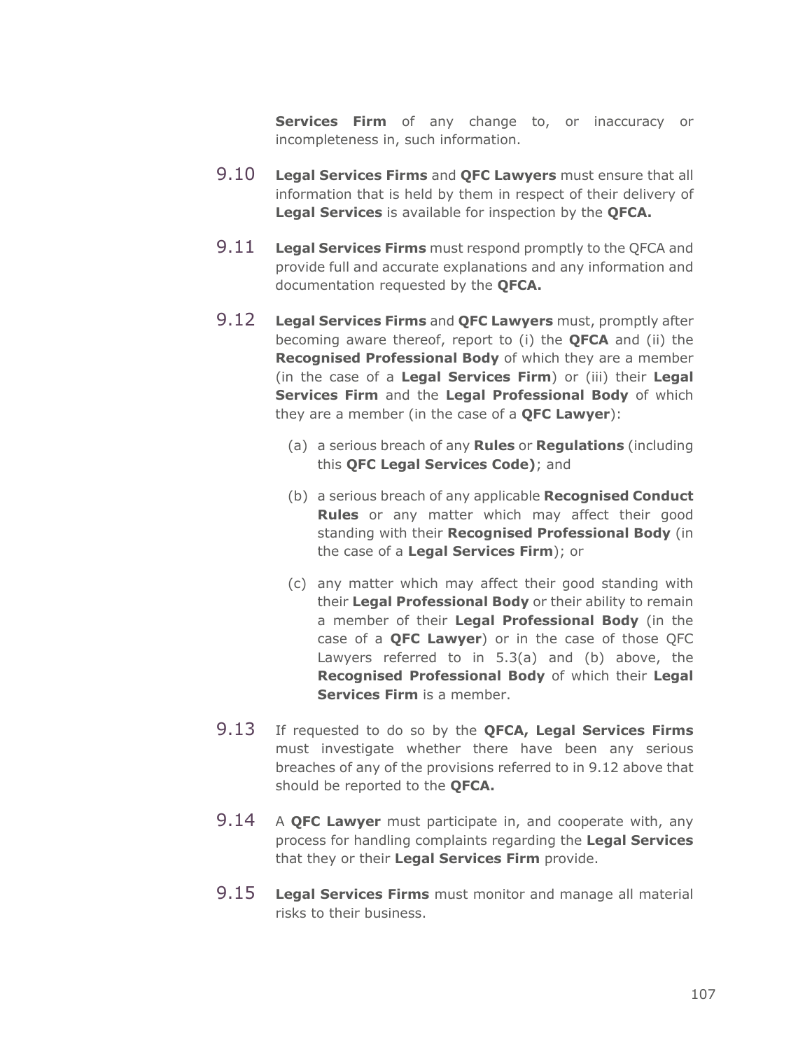**Services Firm** of any change to, or inaccuracy or incompleteness in, such information.

9.10 **Legal Services Firms** and **QFC Lawyers** must ensure that all information that is held by them in respect of their delivery of **Legal Services** is available for inspection by the **QFCA.**

9.11 **Legal Services Firms** must respond promptly to the QFCA and provide full and accurate explanations and any information and documentation requested by the **QFCA.**

9.12 **Legal Services Firms** and **QFC Lawyers** must, promptly after becoming aware thereof, report to (i) the **QFCA** and (ii) the **Recognised Professional Body** of which they are a member (in the case of a **Legal Services Firm**) or (iii) their **Legal Services Firm** and the **Legal Professional Body** of which they are a member (in the case of a **QFC Lawyer**):

(a) a serious breach of any **Rules** or **Regulations** (including this **QFC Legal Services Code)**; and

(b) a serious breach of any applicable **Recognised Conduct Rules** or any matter which may affect their good standing with their **Recognised Professional Body** (in the case of a **Legal Services Firm**); or

(c) any matter which may affect their good standing with their **Legal Professional Body** or their ability to remain a member of their **Legal Professional Body** (in the case of a **QFC Lawyer**) or in the case of those QFC Lawyers referred to in 5.3(a) and (b) above, the **Recognised Professional Body** of which their **Legal Services Firm** is a member.

9.13 If requested to do so by the **QFCA, Legal Services Firms** must investigate whether there have been any serious breaches of any of the provisions referred to in 9.12 above that should be reported to the **QFCA.**

9.14 A **QFC Lawyer** must participate in, and cooperate with, any process for handling complaints regarding the **Legal Services** that they or their **Legal Services Firm** provide.

9.15 **Legal Services Firms** must monitor and manage all material risks to their business.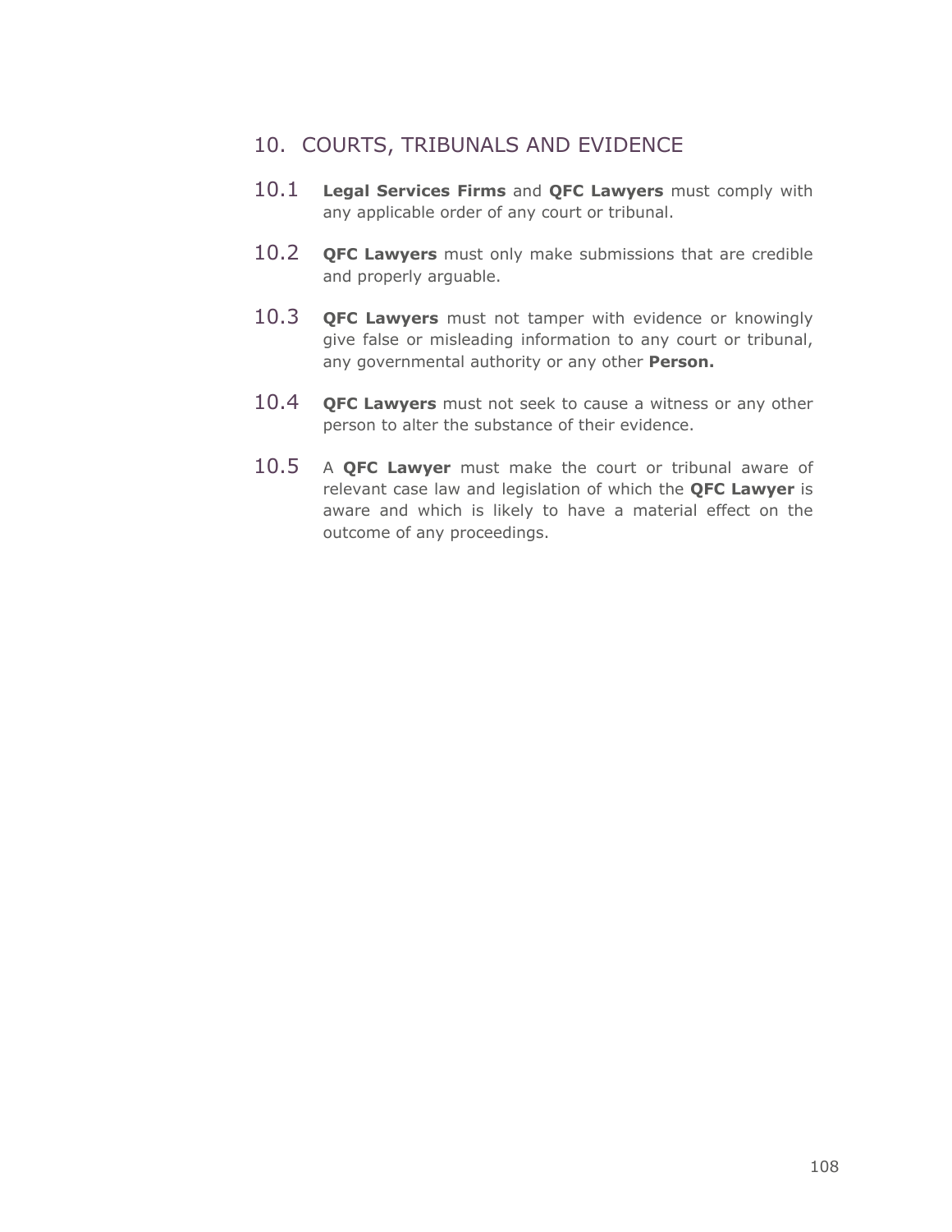## 10. COURTS, TRIBUNALS AND EVIDENCE

10.1 **Legal Services Firms** and **QFC Lawyers** must comply with any applicable order of any court or tribunal.

10.2 **QFC Lawyers** must only make submissions that are credible and properly arguable.

10.3 **QFC Lawyers** must not tamper with evidence or knowingly give false or misleading information to any court or tribunal, any governmental authority or any other **Person.**

10.4 **QFC Lawyers** must not seek to cause a witness or any other person to alter the substance of their evidence.

10.5 A **QFC Lawyer** must make the court or tribunal aware of relevant case law and legislation of which the **QFC Lawyer** is aware and which is likely to have a material effect on the outcome of any proceedings.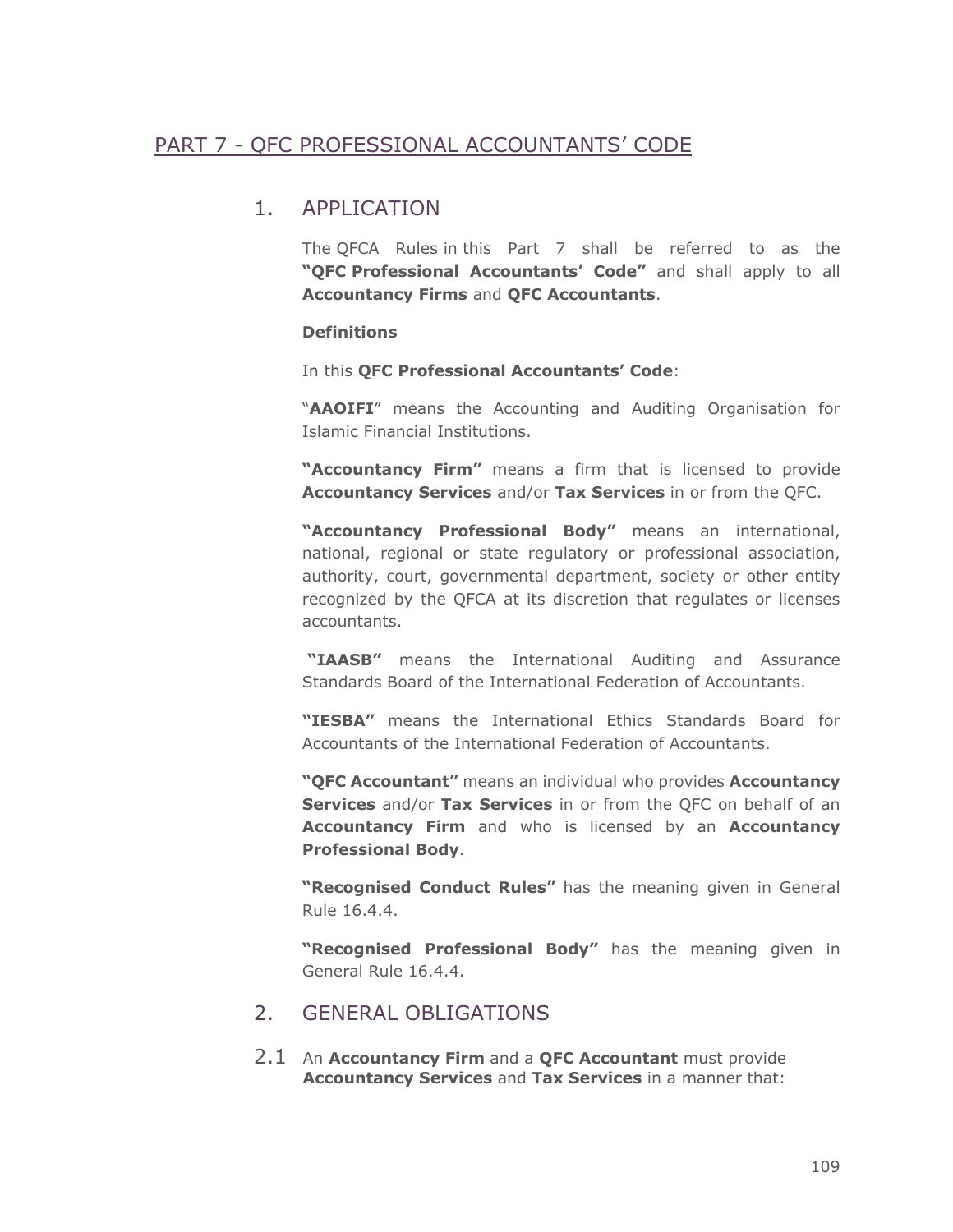## PART 7 - QFC PROFESSIONAL ACCOUNTANTS' CODE

### 1. APPLICATION

The QFCA Rules in this Part 7 shall be referred to as the **"QFC Professional Accountants' Code"** and shall apply to all **Accountancy Firms** and **QFC Accountants**.

**Definitions**

In this **QFC Professional Accountants' Code**:

"**AAOIFI**" means the Accounting and Auditing Organisation for Islamic Financial Institutions.

**"Accountancy Firm"** means a firm that is licensed to provide **Accountancy Services** and/or **Tax Services** in or from the QFC.

**"Accountancy Professional Body"** means an international, national, regional or state regulatory or professional association, authority, court, governmental department, society or other entity recognized by the QFCA at its discretion that regulates or licenses accountants.

**"IAASB"** means the International Auditing and Assurance Standards Board of the International Federation of Accountants.

**"IESBA"** means the International Ethics Standards Board for Accountants of the International Federation of Accountants.

**"QFC Accountant"** means an individual who provides **Accountancy Services** and/or **Tax Services** in or from the QFC on behalf of an **Accountancy Firm** and who is licensed by an **Accountancy Professional Body**.

**"Recognised Conduct Rules"** has the meaning given in General Rule 16.4.4.

**"Recognised Professional Body"** has the meaning given in General Rule 16.4.4.

### 2. GENERAL OBLIGATIONS

2.1 An **Accountancy Firm** and a **QFC Accountant** must provide **Accountancy Services** and **Tax Services** in a manner that: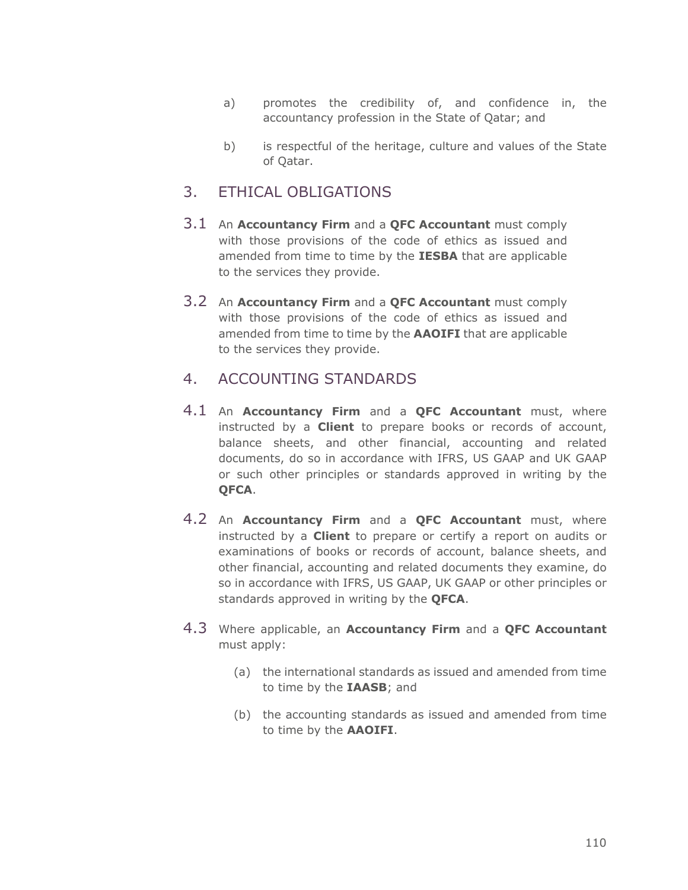a) promotes the credibility of, and confidence in, the accountancy profession in the State of Qatar; and

b) is respectful of the heritage, culture and values of the State of Qatar.

## 3. ETHICAL OBLIGATIONS

3.1 An **Accountancy Firm** and a **QFC Accountant** must comply with those provisions of the code of ethics as issued and amended from time to time by the **IESBA** that are applicable to the services they provide.

3.2 An **Accountancy Firm** and a **QFC Accountant** must comply with those provisions of the code of ethics as issued and amended from time to time by the **AAOIFI** that are applicable to the services they provide.

## 4. ACCOUNTING STANDARDS

4.1 An **Accountancy Firm** and a **QFC Accountant** must, where instructed by a **Client** to prepare books or records of account, balance sheets, and other financial, accounting and related documents, do so in accordance with IFRS, US GAAP and UK GAAP or such other principles or standards approved in writing by the **QFCA**.

4.2 An **Accountancy Firm** and a **QFC Accountant** must, where instructed by a **Client** to prepare or certify a report on audits or examinations of books or records of account, balance sheets, and other financial, accounting and related documents they examine, do so in accordance with IFRS, US GAAP, UK GAAP or other principles or standards approved in writing by the **QFCA**.

4.3 Where applicable, an **Accountancy Firm** and a **QFC Accountant** must apply:

(a) the international standards as issued and amended from time to time by the **IAASB**; and

(b) the accounting standards as issued and amended from time to time by the **AAOIFI**.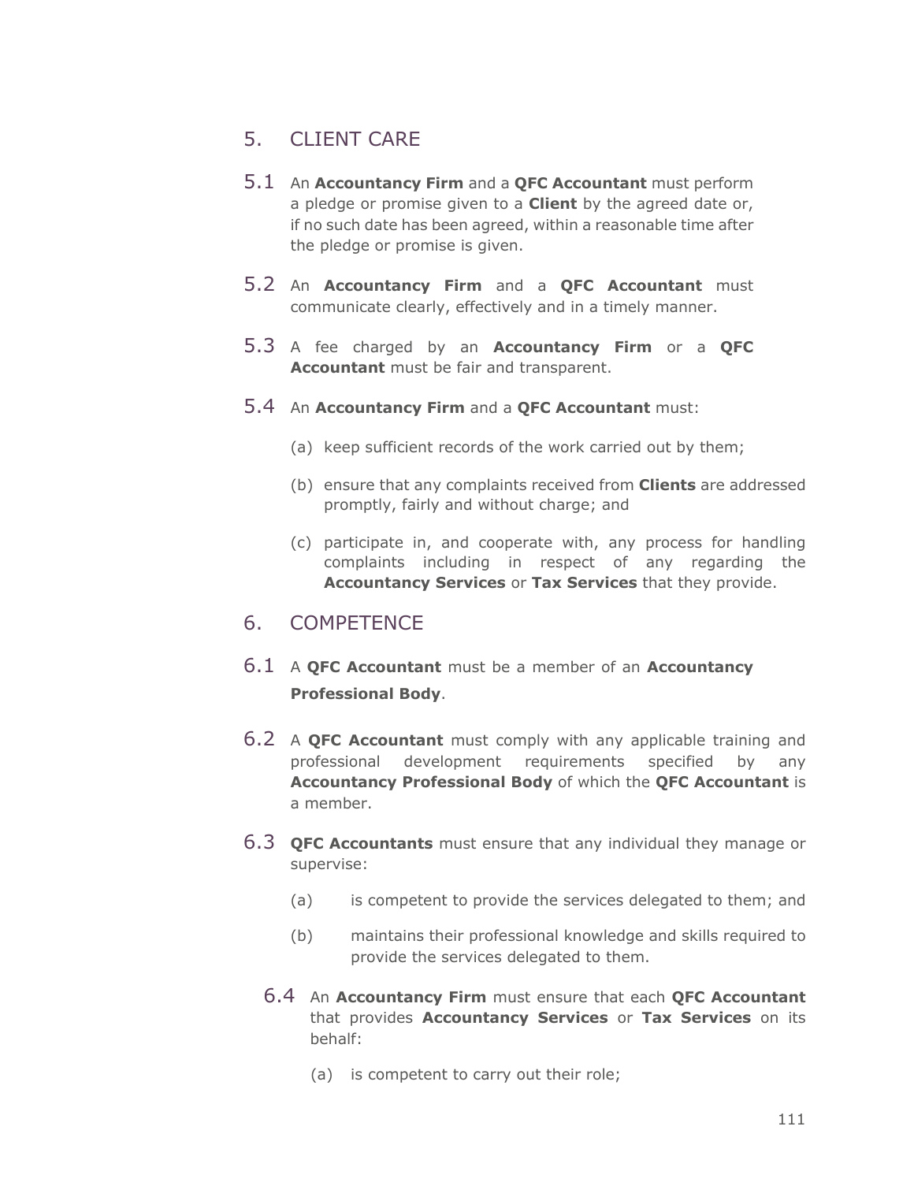## 5. CLIENT CARE

5.1 An **Accountancy Firm** and a **QFC Accountant** must perform a pledge or promise given to a **Client** by the agreed date or, if no such date has been agreed, within a reasonable time after the pledge or promise is given.

5.2 An **Accountancy Firm** and a **QFC Accountant** must communicate clearly, effectively and in a timely manner.

5.3 A fee charged by an **Accountancy Firm** or a **QFC Accountant** must be fair and transparent.

5.4 An **Accountancy Firm** and a **QFC Accountant** must:

(a) keep sufficient records of the work carried out by them;

(b) ensure that any complaints received from **Clients** are addressed promptly, fairly and without charge; and

(c) participate in, and cooperate with, any process for handling complaints including in respect of any regarding the **Accountancy Services** or **Tax Services** that they provide.

## 6. COMPETENCE

6.1 A **QFC Accountant** must be a member of an **Accountancy Professional Body**.

6.2 A **QFC Accountant** must comply with any applicable training and professional development requirements specified by any **Accountancy Professional Body** of which the **QFC Accountant** is a member.

6.3 **QFC Accountants** must ensure that any individual they manage or supervise:

(a) is competent to provide the services delegated to them; and

(b) maintains their professional knowledge and skills required to provide the services delegated to them.

6.4 An **Accountancy Firm** must ensure that each **QFC Accountant** that provides **Accountancy Services** or **Tax Services** on its behalf:

(a) is competent to carry out their role;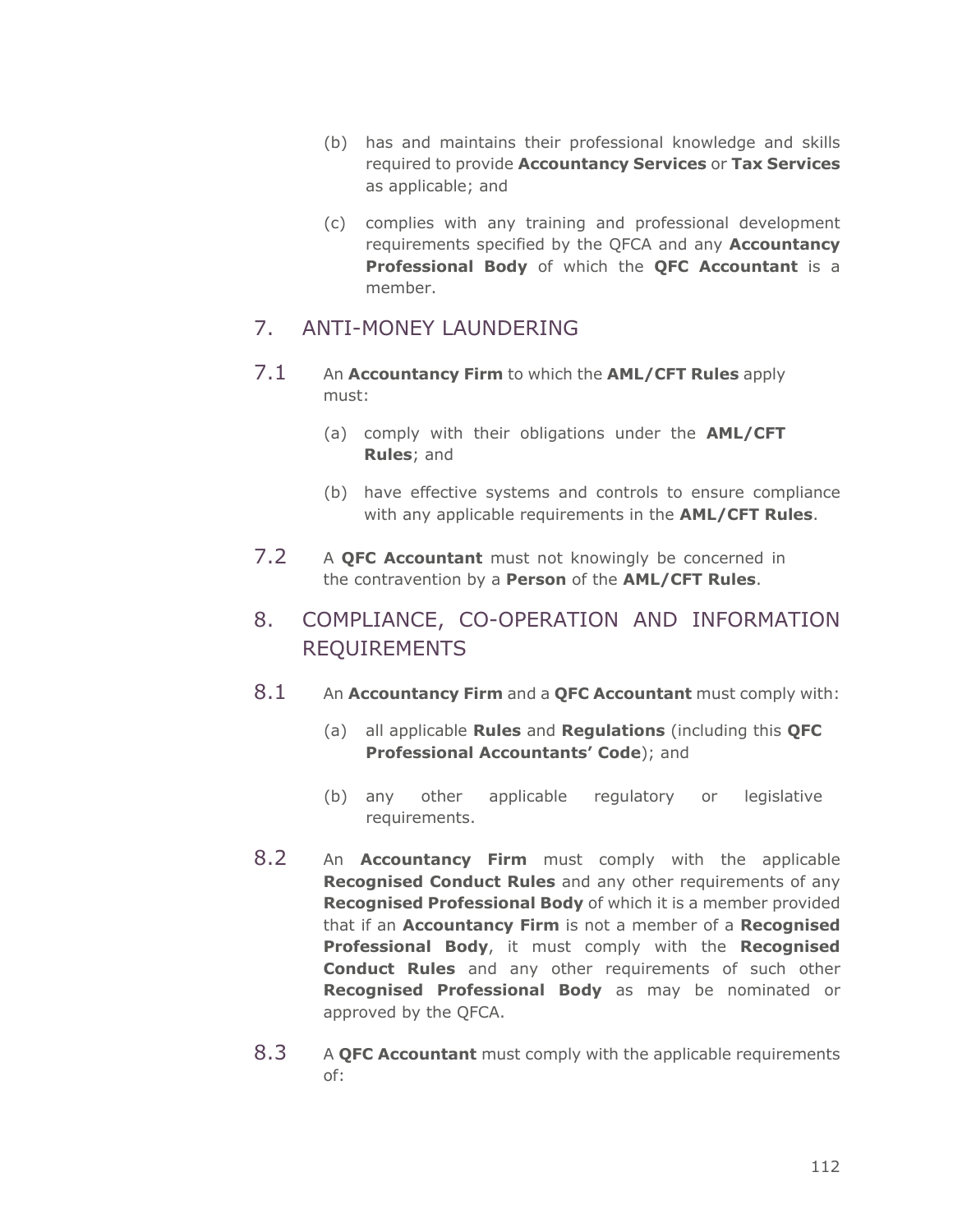(b) has and maintains their professional knowledge and skills required to provide **Accountancy Services** or **Tax Services** as applicable; and

(c) complies with any training and professional development requirements specified by the QFCA and any **Accountancy Professional Body** of which the **QFC Accountant** is a member.

## 7. ANTI-MONEY LAUNDERING

7.1 An **Accountancy Firm** to which the **AML/CFT Rules** apply must:

(a) comply with their obligations under the **AML/CFT Rules**; and

(b) have effective systems and controls to ensure compliance with any applicable requirements in the **AML/CFT Rules**.

7.2 A **QFC Accountant** must not knowingly be concerned in the contravention by a **Person** of the **AML/CFT Rules**.

## 8. COMPLIANCE, CO-OPERATION AND INFORMATION REQUIREMENTS

8.1 An **Accountancy Firm** and a **QFC Accountant** must comply with:

(a) all applicable **Rules** and **Regulations** (including this **QFC Professional Accountants' Code**); and

(b) any other applicable regulatory or legislative requirements.

8.2 An **Accountancy Firm** must comply with the applicable **Recognised Conduct Rules** and any other requirements of any **Recognised Professional Body** of which it is a member provided that if an **Accountancy Firm** is not a member of a **Recognised Professional Body**, it must comply with the **Recognised Conduct Rules** and any other requirements of such other **Recognised Professional Body** as may be nominated or approved by the QFCA.

8.3 A **QFC Accountant** must comply with the applicable requirements of: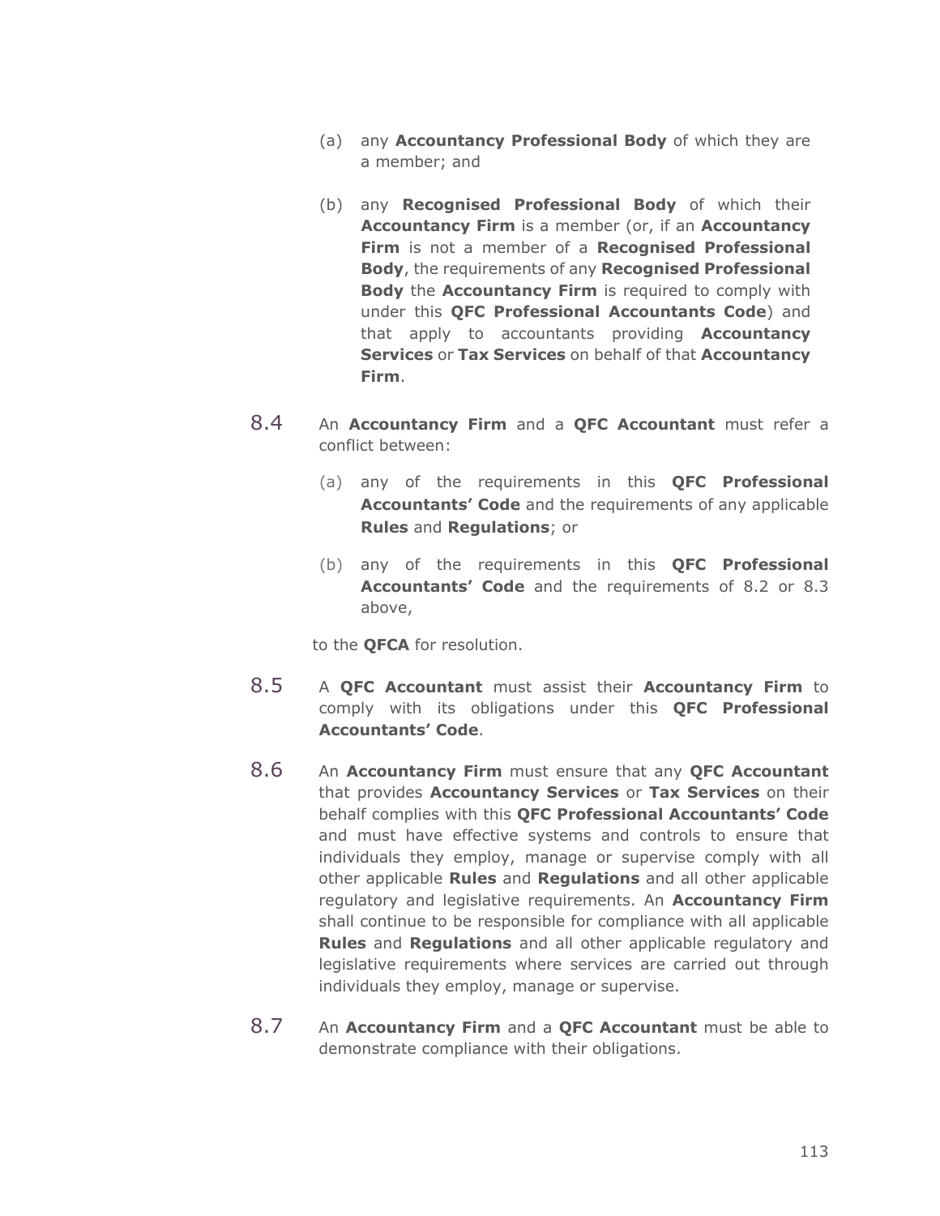(a) any **Accountancy Professional Body** of which they are a member; and

(b) any **Recognised Professional Body** of which their **Accountancy Firm** is a member (or, if an **Accountancy Firm** is not a member of a **Recognised Professional Body**, the requirements of any **Recognised Professional Body** the **Accountancy Firm** is required to comply with under this **QFC Professional Accountants Code**) and that apply to accountants providing **Accountancy Services** or **Tax Services** on behalf of that **Accountancy Firm**.

8.4 An **Accountancy Firm** and a **QFC Accountant** must refer a conflict between:

(a) any of the requirements in this **QFC Professional Accountants' Code** and the requirements of any applicable **Rules** and **Regulations**; or

(b) any of the requirements in this **QFC Professional Accountants' Code** and the requirements of 8.2 or 8.3 above,

to the **QFCA** for resolution.

8.5 A **QFC Accountant** must assist their **Accountancy Firm** to comply with its obligations under this **QFC Professional Accountants' Code**.

8.6 An **Accountancy Firm** must ensure that any **QFC Accountant** that provides **Accountancy Services** or **Tax Services** on their behalf complies with this **QFC Professional Accountants' Code** and must have effective systems and controls to ensure that individuals they employ, manage or supervise comply with all other applicable **Rules** and **Regulations** and all other applicable regulatory and legislative requirements. An **Accountancy Firm** shall continue to be responsible for compliance with all applicable **Rules** and **Regulations** and all other applicable regulatory and legislative requirements where services are carried out through individuals they employ, manage or supervise.

8.7 An **Accountancy Firm** and a **QFC Accountant** must be able to demonstrate compliance with their obligations.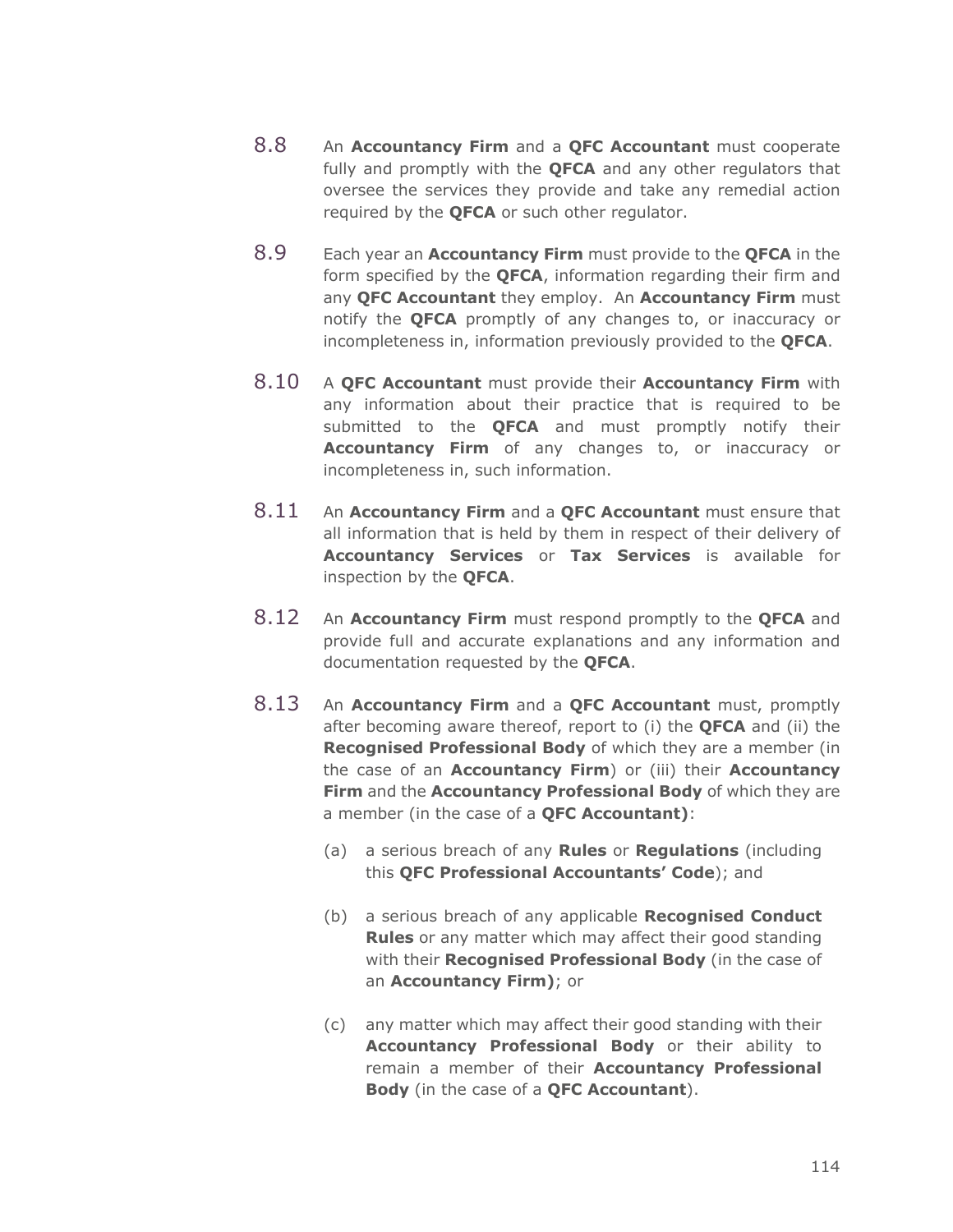8.8 An **Accountancy Firm** and a **QFC Accountant** must cooperate fully and promptly with the **QFCA** and any other regulators that oversee the services they provide and take any remedial action required by the **QFCA** or such other regulator.

8.9 Each year an **Accountancy Firm** must provide to the **QFCA** in the form specified by the **QFCA**, information regarding their firm and any **QFC Accountant** they employ. An **Accountancy Firm** must notify the **QFCA** promptly of any changes to, or inaccuracy or incompleteness in, information previously provided to the **QFCA**.

8.10 A **QFC Accountant** must provide their **Accountancy Firm** with any information about their practice that is required to be submitted to the **QFCA** and must promptly notify their **Accountancy Firm** of any changes to, or inaccuracy or incompleteness in, such information.

8.11 An **Accountancy Firm** and a **QFC Accountant** must ensure that all information that is held by them in respect of their delivery of **Accountancy Services** or **Tax Services** is available for inspection by the **QFCA**.

8.12 An **Accountancy Firm** must respond promptly to the **QFCA** and provide full and accurate explanations and any information and documentation requested by the **QFCA**.

8.13 An **Accountancy Firm** and a **QFC Accountant** must, promptly after becoming aware thereof, report to (i) the **QFCA** and (ii) the **Recognised Professional Body** of which they are a member (in the case of an **Accountancy Firm**) or (iii) their **Accountancy Firm** and the **Accountancy Professional Body** of which they are a member (in the case of a **QFC Accountant)**:

(a) a serious breach of any **Rules** or **Regulations** (including this **QFC Professional Accountants' Code**); and

(b) a serious breach of any applicable **Recognised Conduct Rules** or any matter which may affect their good standing with their **Recognised Professional Body** (in the case of an **Accountancy Firm)**; or

(c) any matter which may affect their good standing with their **Accountancy Professional Body** or their ability to remain a member of their **Accountancy Professional Body** (in the case of a **QFC Accountant**).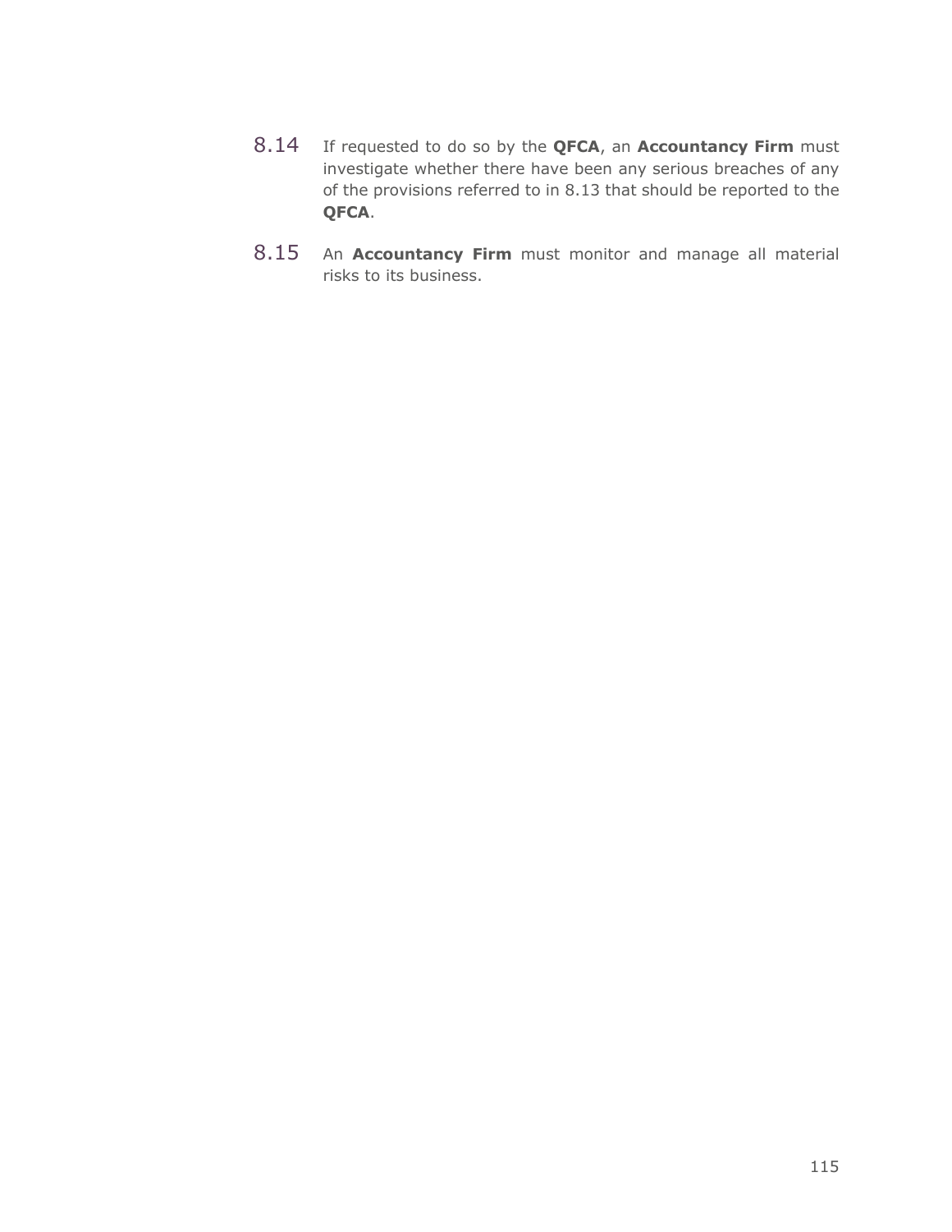8.14 If requested to do so by the **QFCA**, an **Accountancy Firm** must investigate whether there have been any serious breaches of any of the provisions referred to in 8.13 that should be reported to the **QFCA**.

8.15 An **Accountancy Firm** must monitor and manage all material risks to its business.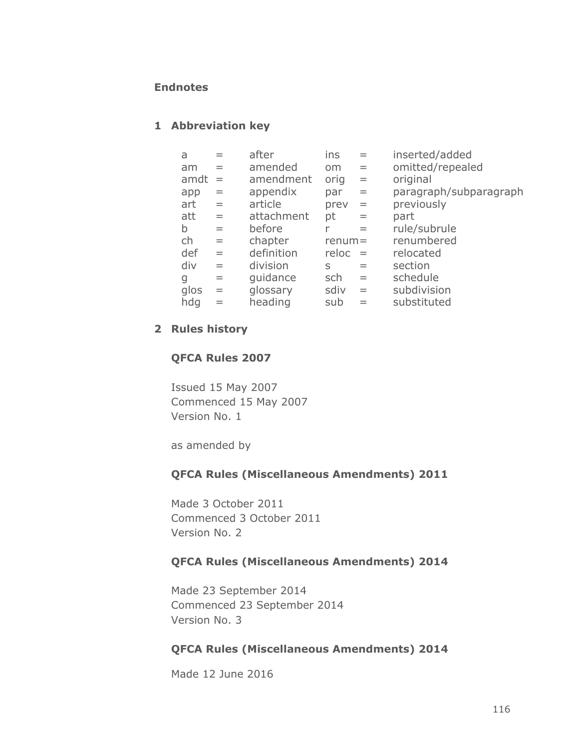## Endnotes

### 1 Abbreviation key

| | | | | | |
|---|---|---|---|---|---|
| a | = | after | ins | = | inserted/added |
| am | = | amended | om | = | omitted/repealed |
| amdt | = | amendment | orig | = | original |
| app | = | appendix | par | = | paragraph/subparagraph |
| art | = | article | prev | = | previously |
| att | = | attachment | pt | = | part |
| b | = | before | r | = | rule/subrule |
| ch | = | chapter | renum | = | renumbered |
| def | = | definition | reloc | = | relocated |
| div | = | division | s | = | section |
| g | = | guidance | sch | = | schedule |
| glos | = | glossary | sdiv | = | subdivision |
| hdg | = | heading | sub | = | substituted |

### 2 Rules history

**QFCA Rules 2007**

Issued 15 May 2007
Commenced 15 May 2007
Version No. 1

as amended by

**QFCA Rules (Miscellaneous Amendments) 2011**

Made 3 October 2011
Commenced 3 October 2011
Version No. 2

**QFCA Rules (Miscellaneous Amendments) 2014**

Made 23 September 2014
Commenced 23 September 2014
Version No. 3

**QFCA Rules (Miscellaneous Amendments) 2014**

Made 12 June 2016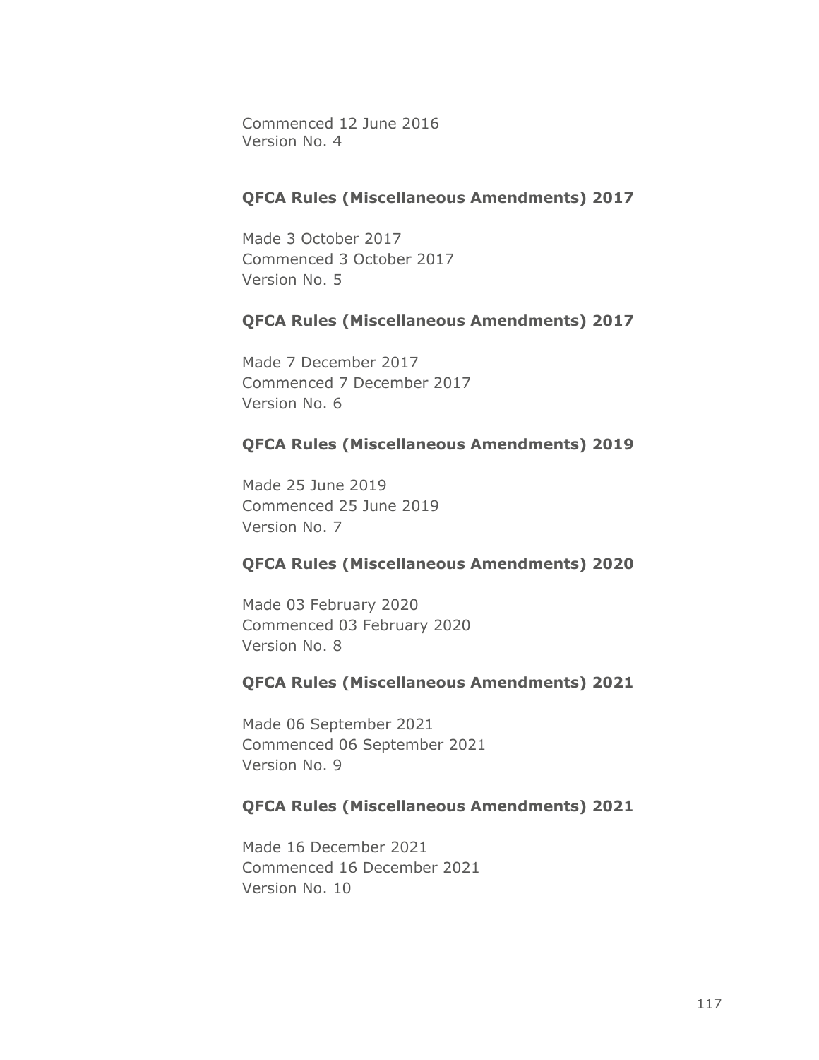Commenced 12 June 2016
Version No. 4

**QFCA Rules (Miscellaneous Amendments) 2017**

Made 3 October 2017
Commenced 3 October 2017
Version No. 5

**QFCA Rules (Miscellaneous Amendments) 2017**

Made 7 December 2017
Commenced 7 December 2017
Version No. 6

**QFCA Rules (Miscellaneous Amendments) 2019**

Made 25 June 2019
Commenced 25 June 2019
Version No. 7

**QFCA Rules (Miscellaneous Amendments) 2020**

Made 03 February 2020
Commenced 03 February 2020
Version No. 8

**QFCA Rules (Miscellaneous Amendments) 2021**

Made 06 September 2021
Commenced 06 September 2021
Version No. 9

**QFCA Rules (Miscellaneous Amendments) 2021**

Made 16 December 2021
Commenced 16 December 2021
Version No. 10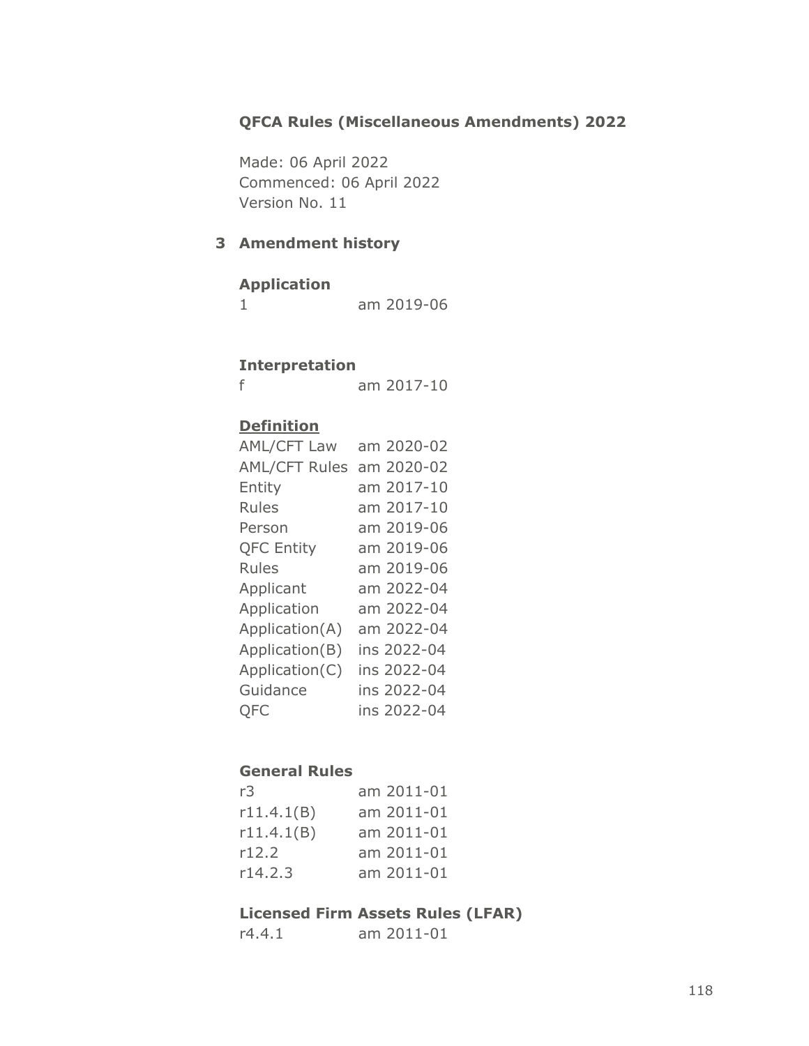**QFCA Rules (Miscellaneous Amendments) 2022**

Made: 06 April 2022
Commenced: 06 April 2022
Version No. 11

## 3 Amendment history

**Application**

| | |
|---|---|
| 1 | am 2019-06 |

**Interpretation**

| | |
|---|---|
| f | am 2017-10 |

**<u>Definition</u>**

| | |
|---|---|
| AML/CFT Law | am 2020-02 |
| AML/CFT Rules | am 2020-02 |
| Entity | am 2017-10 |
| Rules | am 2017-10 |
| Person | am 2019-06 |
| QFC Entity | am 2019-06 |
| Rules | am 2019-06 |
| Applicant | am 2022-04 |
| Application | am 2022-04 |
| Application(A) | am 2022-04 |
| Application(B) | ins 2022-04 |
| Application(C) | ins 2022-04 |
| Guidance | ins 2022-04 |
| QFC | ins 2022-04 |

**General Rules**

| | |
|---|---|
| r3 | am 2011-01 |
| r11.4.1(B) | am 2011-01 |
| r11.4.1(B) | am 2011-01 |
| r12.2 | am 2011-01 |
| r14.2.3 | am 2011-01 |

**Licensed Firm Assets Rules (LFAR)**

| | |
|---|---|
| r4.4.1 | am 2011-01 |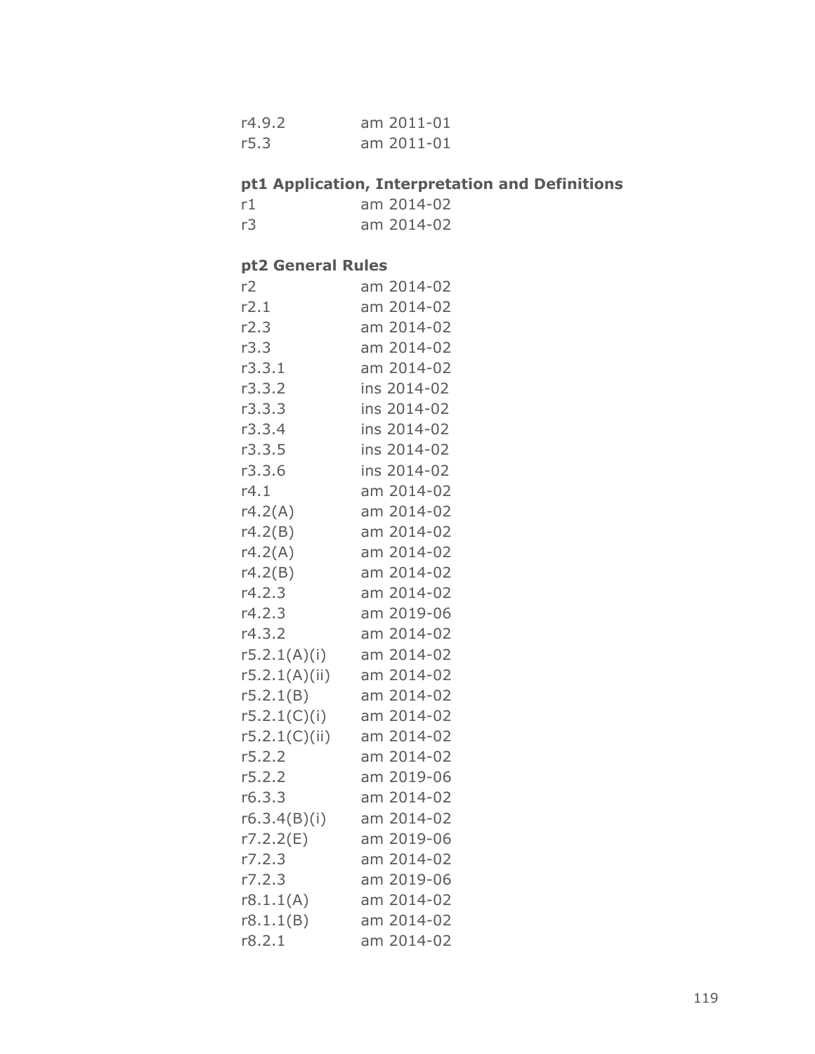| | |
|---|---|
| r4.9.2 | am 2011-01 |
| r5.3 | am 2011-01 |

**pt1 Application, Interpretation and Definitions**

| | |
|---|---|
| r1 | am 2014-02 |
| r3 | am 2014-02 |

**pt2 General Rules**

| | |
|---|---|
| r2 | am 2014-02 |
| r2.1 | am 2014-02 |
| r2.3 | am 2014-02 |
| r3.3 | am 2014-02 |
| r3.3.1 | am 2014-02 |
| r3.3.2 | ins 2014-02 |
| r3.3.3 | ins 2014-02 |
| r3.3.4 | ins 2014-02 |
| r3.3.5 | ins 2014-02 |
| r3.3.6 | ins 2014-02 |
| r4.1 | am 2014-02 |
| r4.2(A) | am 2014-02 |
| r4.2(B) | am 2014-02 |
| r4.2(A) | am 2014-02 |
| r4.2(B) | am 2014-02 |
| r4.2.3 | am 2014-02 |
| r4.2.3 | am 2019-06 |
| r4.3.2 | am 2014-02 |
| r5.2.1(A)(i) | am 2014-02 |
| r5.2.1(A)(ii) | am 2014-02 |
| r5.2.1(B) | am 2014-02 |
| r5.2.1(C)(i) | am 2014-02 |
| r5.2.1(C)(ii) | am 2014-02 |
| r5.2.2 | am 2014-02 |
| r5.2.2 | am 2019-06 |
| r6.3.3 | am 2014-02 |
| r6.3.4(B)(i) | am 2014-02 |
| r7.2.2(E) | am 2019-06 |
| r7.2.3 | am 2014-02 |
| r7.2.3 | am 2019-06 |
| r8.1.1(A) | am 2014-02 |
| r8.1.1(B) | am 2014-02 |
| r8.2.1 | am 2014-02 |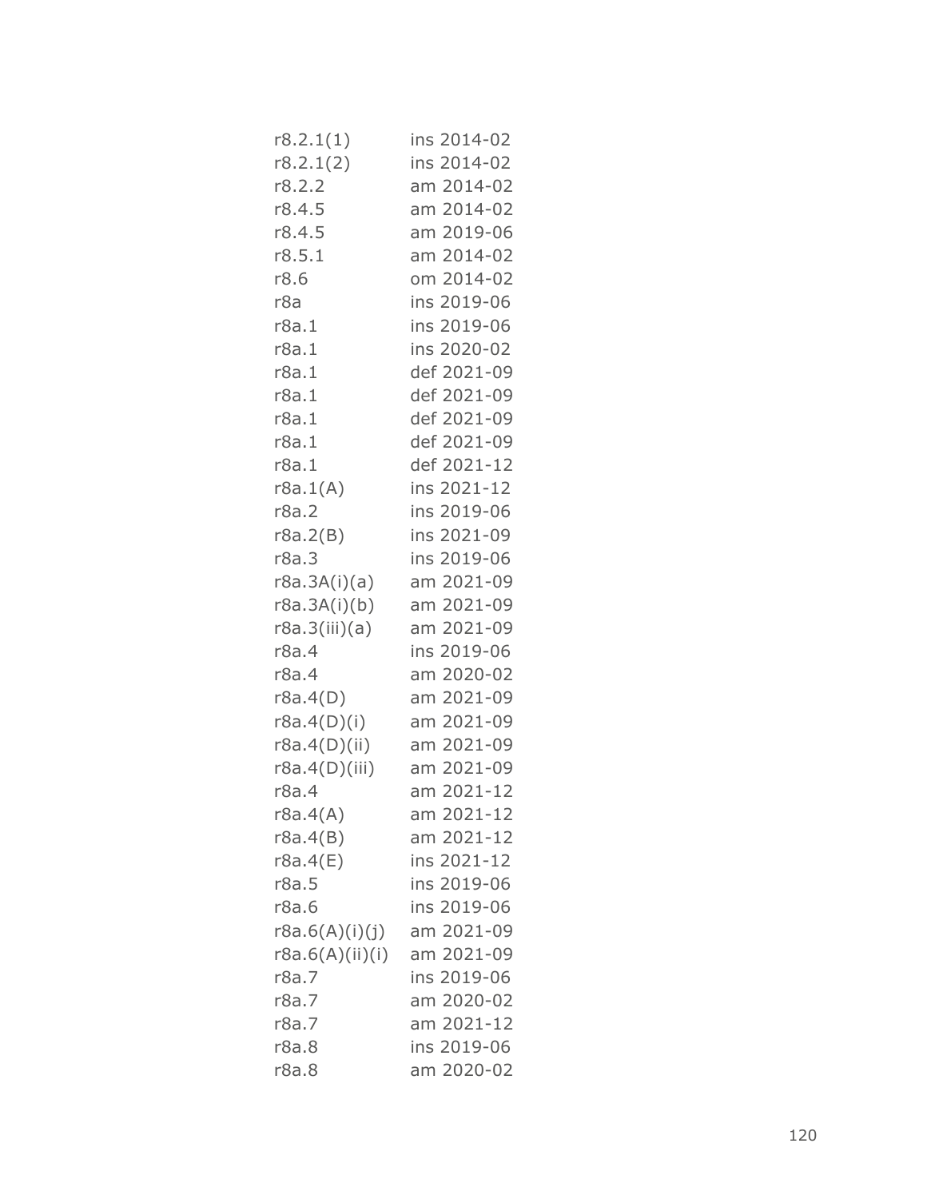| | |
|---|---|
| r8.2.1(1) | ins 2014-02 |
| r8.2.1(2) | ins 2014-02 |
| r8.2.2 | am 2014-02 |
| r8.4.5 | am 2014-02 |
| r8.4.5 | am 2019-06 |
| r8.5.1 | am 2014-02 |
| r8.6 | om 2014-02 |
| r8a | ins 2019-06 |
| r8a.1 | ins 2019-06 |
| r8a.1 | ins 2020-02 |
| r8a.1 | def 2021-09 |
| r8a.1 | def 2021-09 |
| r8a.1 | def 2021-09 |
| r8a.1 | def 2021-09 |
| r8a.1 | def 2021-12 |
| r8a.1(A) | ins 2021-12 |
| r8a.2 | ins 2019-06 |
| r8a.2(B) | ins 2021-09 |
| r8a.3 | ins 2019-06 |
| r8a.3A(i)(a) | am 2021-09 |
| r8a.3A(i)(b) | am 2021-09 |
| r8a.3(iii)(a) | am 2021-09 |
| r8a.4 | ins 2019-06 |
| r8a.4 | am 2020-02 |
| r8a.4(D) | am 2021-09 |
| r8a.4(D)(i) | am 2021-09 |
| r8a.4(D)(ii) | am 2021-09 |
| r8a.4(D)(iii) | am 2021-09 |
| r8a.4 | am 2021-12 |
| r8a.4(A) | am 2021-12 |
| r8a.4(B) | am 2021-12 |
| r8a.4(E) | ins 2021-12 |
| r8a.5 | ins 2019-06 |
| r8a.6 | ins 2019-06 |
| r8a.6(A)(i)(j) | am 2021-09 |
| r8a.6(A)(ii)(i) | am 2021-09 |
| r8a.7 | ins 2019-06 |
| r8a.7 | am 2020-02 |
| r8a.7 | am 2021-12 |
| r8a.8 | ins 2019-06 |
| r8a.8 | am 2020-02 |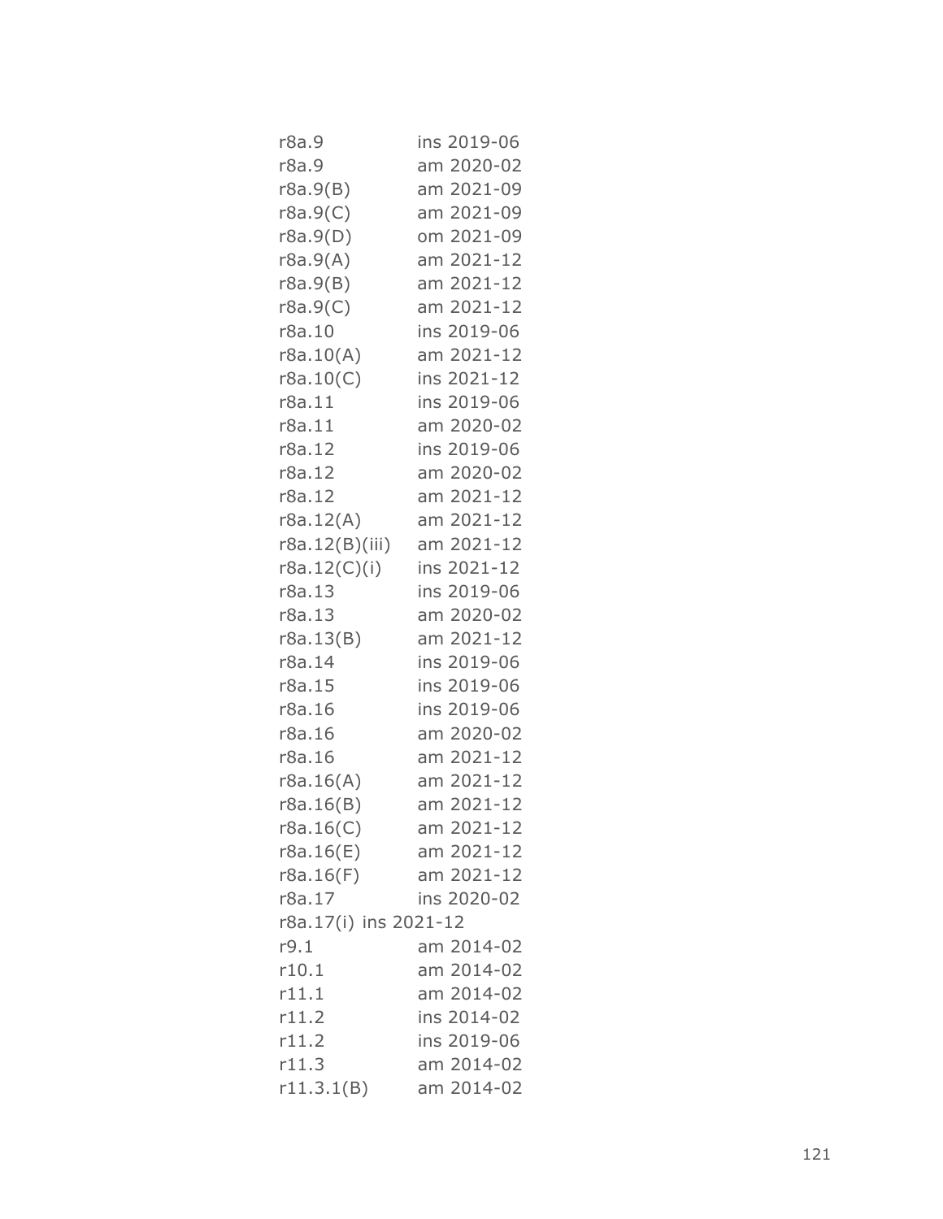| | |
|---|---|
| r8a.9 | ins 2019-06 |
| r8a.9 | am 2020-02 |
| r8a.9(B) | am 2021-09 |
| r8a.9(C) | am 2021-09 |
| r8a.9(D) | om 2021-09 |
| r8a.9(A) | am 2021-12 |
| r8a.9(B) | am 2021-12 |
| r8a.9(C) | am 2021-12 |
| r8a.10 | ins 2019-06 |
| r8a.10(A) | am 2021-12 |
| r8a.10(C) | ins 2021-12 |
| r8a.11 | ins 2019-06 |
| r8a.11 | am 2020-02 |
| r8a.12 | ins 2019-06 |
| r8a.12 | am 2020-02 |
| r8a.12 | am 2021-12 |
| r8a.12(A) | am 2021-12 |
| r8a.12(B)(iii) | am 2021-12 |
| r8a.12(C)(i) | ins 2021-12 |
| r8a.13 | ins 2019-06 |
| r8a.13 | am 2020-02 |
| r8a.13(B) | am 2021-12 |
| r8a.14 | ins 2019-06 |
| r8a.15 | ins 2019-06 |
| r8a.16 | ins 2019-06 |
| r8a.16 | am 2020-02 |
| r8a.16 | am 2021-12 |
| r8a.16(A) | am 2021-12 |
| r8a.16(B) | am 2021-12 |
| r8a.16(C) | am 2021-12 |
| r8a.16(E) | am 2021-12 |
| r8a.16(F) | am 2021-12 |
| r8a.17 | ins 2020-02 |
| r8a.17(i) ins 2021-12 | |
| r9.1 | am 2014-02 |
| r10.1 | am 2014-02 |
| r11.1 | am 2014-02 |
| r11.2 | ins 2014-02 |
| r11.2 | ins 2019-06 |
| r11.3 | am 2014-02 |
| r11.3.1(B) | am 2014-02 |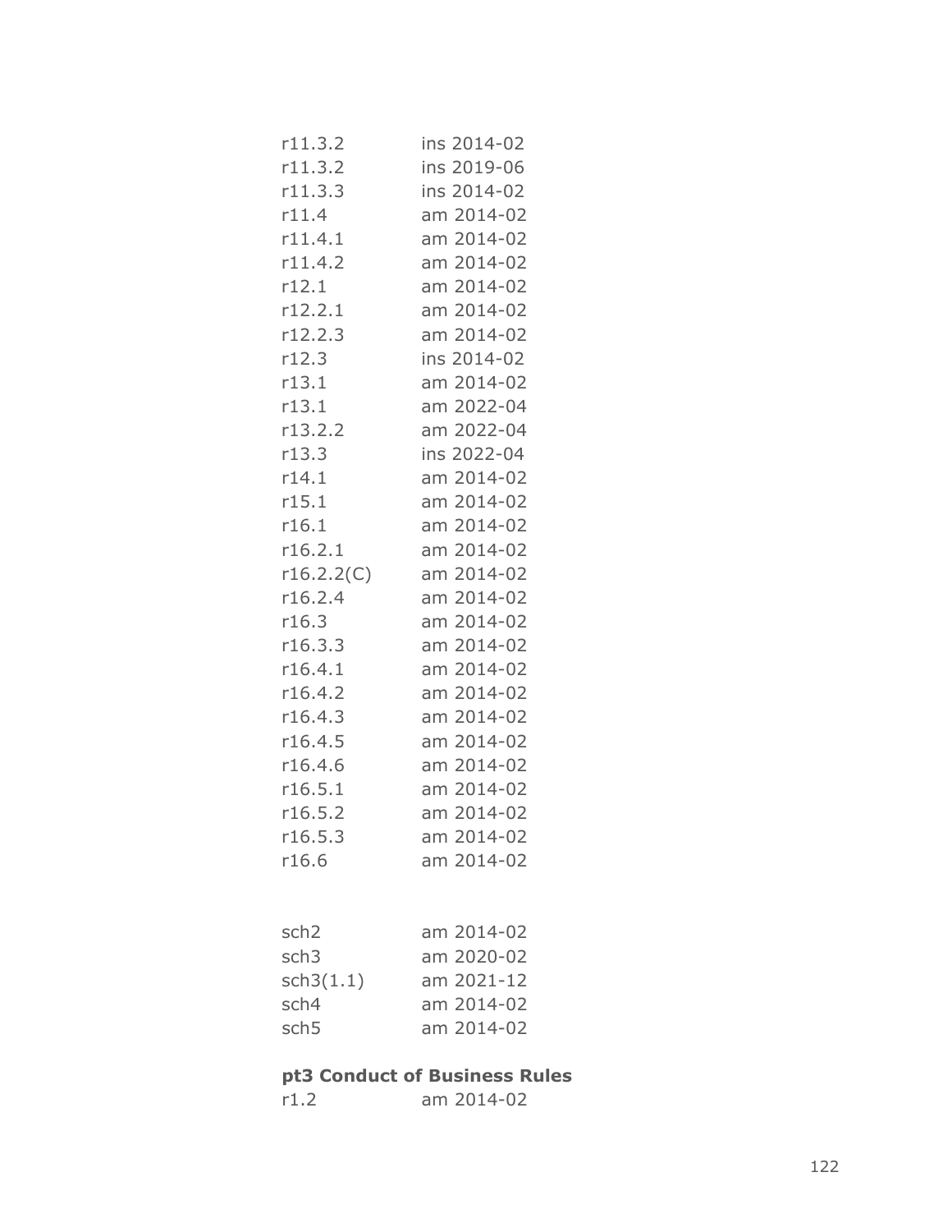| | |
|---|---|
| r11.3.2 | ins 2014-02 |
| r11.3.2 | ins 2019-06 |
| r11.3.3 | ins 2014-02 |
| r11.4 | am 2014-02 |
| r11.4.1 | am 2014-02 |
| r11.4.2 | am 2014-02 |
| r12.1 | am 2014-02 |
| r12.2.1 | am 2014-02 |
| r12.2.3 | am 2014-02 |
| r12.3 | ins 2014-02 |
| r13.1 | am 2014-02 |
| r13.1 | am 2022-04 |
| r13.2.2 | am 2022-04 |
| r13.3 | ins 2022-04 |
| r14.1 | am 2014-02 |
| r15.1 | am 2014-02 |
| r16.1 | am 2014-02 |
| r16.2.1 | am 2014-02 |
| r16.2.2(C) | am 2014-02 |
| r16.2.4 | am 2014-02 |
| r16.3 | am 2014-02 |
| r16.3.3 | am 2014-02 |
| r16.4.1 | am 2014-02 |
| r16.4.2 | am 2014-02 |
| r16.4.3 | am 2014-02 |
| r16.4.5 | am 2014-02 |
| r16.4.6 | am 2014-02 |
| r16.5.1 | am 2014-02 |
| r16.5.2 | am 2014-02 |
| r16.5.3 | am 2014-02 |
| r16.6 | am 2014-02 |

| | |
|---|---|
| sch2 | am 2014-02 |
| sch3 | am 2020-02 |
| sch3(1.1) | am 2021-12 |
| sch4 | am 2014-02 |
| sch5 | am 2014-02 |

**pt3 Conduct of Business Rules**

| | |
|---|---|
| r1.2 | am 2014-02 |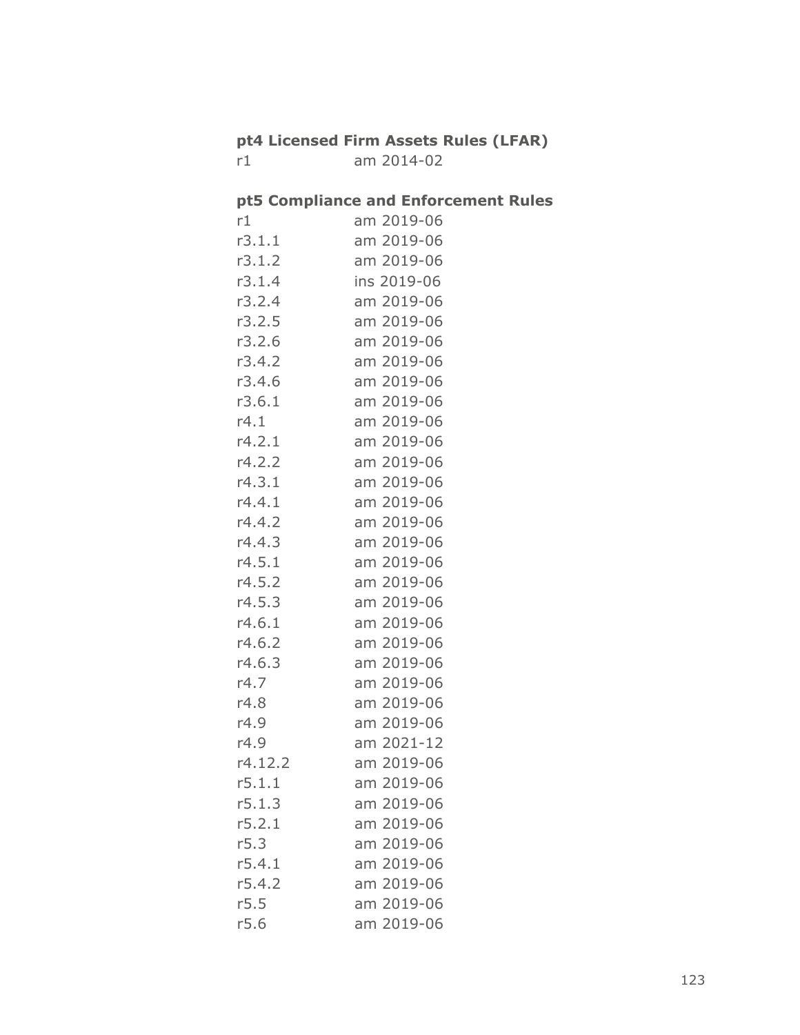**pt4 Licensed Firm Assets Rules (LFAR)**

| | |
|---|---|
| r1 | am 2014-02 |

**pt5 Compliance and Enforcement Rules**

| | |
|---|---|
| r1 | am 2019-06 |
| r3.1.1 | am 2019-06 |
| r3.1.2 | am 2019-06 |
| r3.1.4 | ins 2019-06 |
| r3.2.4 | am 2019-06 |
| r3.2.5 | am 2019-06 |
| r3.2.6 | am 2019-06 |
| r3.4.2 | am 2019-06 |
| r3.4.6 | am 2019-06 |
| r3.6.1 | am 2019-06 |
| r4.1 | am 2019-06 |
| r4.2.1 | am 2019-06 |
| r4.2.2 | am 2019-06 |
| r4.3.1 | am 2019-06 |
| r4.4.1 | am 2019-06 |
| r4.4.2 | am 2019-06 |
| r4.4.3 | am 2019-06 |
| r4.5.1 | am 2019-06 |
| r4.5.2 | am 2019-06 |
| r4.5.3 | am 2019-06 |
| r4.6.1 | am 2019-06 |
| r4.6.2 | am 2019-06 |
| r4.6.3 | am 2019-06 |
| r4.7 | am 2019-06 |
| r4.8 | am 2019-06 |
| r4.9 | am 2019-06 |
| r4.9 | am 2021-12 |
| r4.12.2 | am 2019-06 |
| r5.1.1 | am 2019-06 |
| r5.1.3 | am 2019-06 |
| r5.2.1 | am 2019-06 |
| r5.3 | am 2019-06 |
| r5.4.1 | am 2019-06 |
| r5.4.2 | am 2019-06 |
| r5.5 | am 2019-06 |
| r5.6 | am 2019-06 |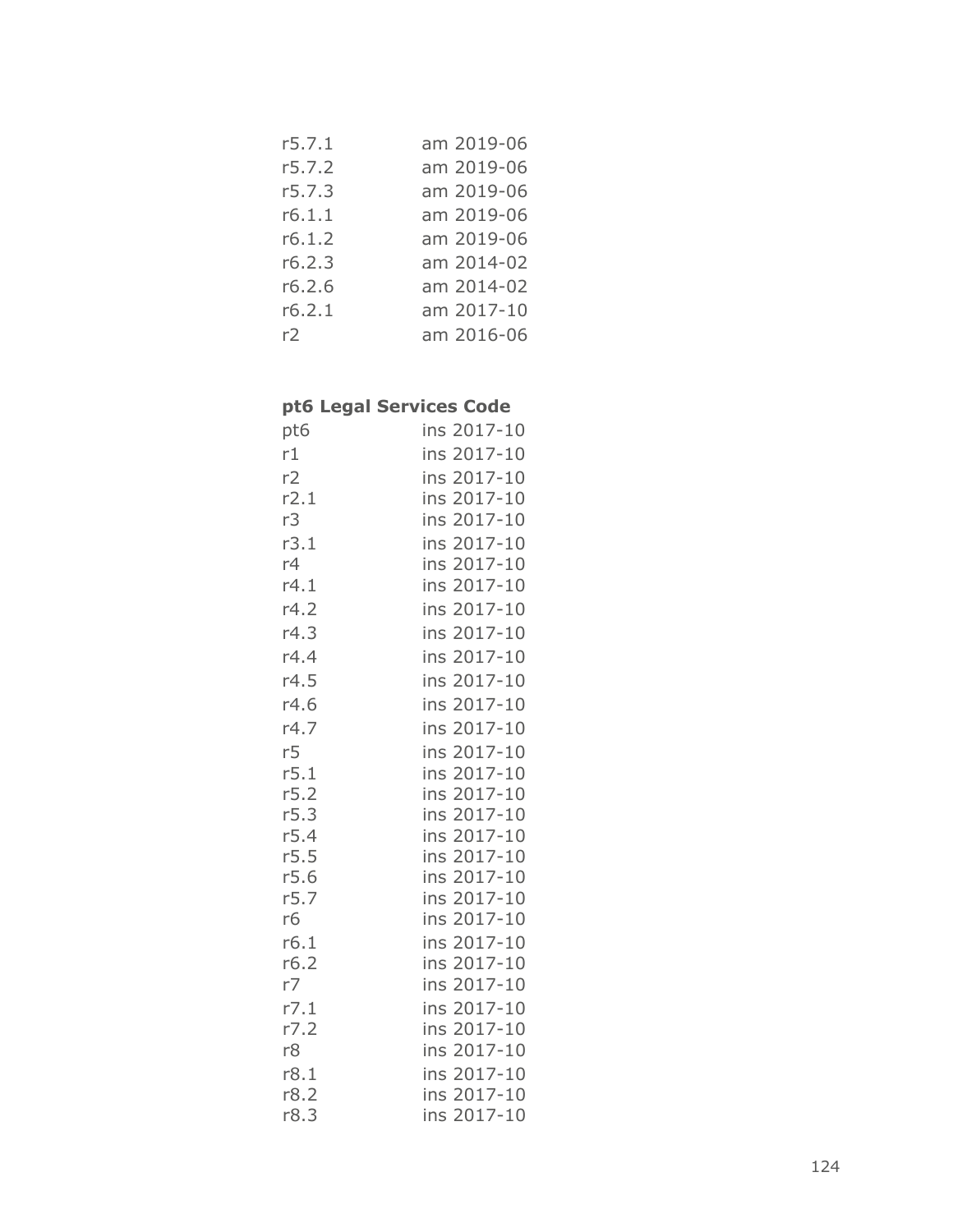| | |
|---|---|
| r5.7.1 | am 2019-06 |
| r5.7.2 | am 2019-06 |
| r5.7.3 | am 2019-06 |
| r6.1.1 | am 2019-06 |
| r6.1.2 | am 2019-06 |
| r6.2.3 | am 2014-02 |
| r6.2.6 | am 2014-02 |
| r6.2.1 | am 2017-10 |
| r2 | am 2016-06 |

**pt6 Legal Services Code**

| | |
|---|---|
| pt6 | ins 2017-10 |
| r1 | ins 2017-10 |
| r2 | ins 2017-10 |
| r2.1 | ins 2017-10 |
| r3 | ins 2017-10 |
| r3.1 | ins 2017-10 |
| r4 | ins 2017-10 |
| r4.1 | ins 2017-10 |
| r4.2 | ins 2017-10 |
| r4.3 | ins 2017-10 |
| r4.4 | ins 2017-10 |
| r4.5 | ins 2017-10 |
| r4.6 | ins 2017-10 |
| r4.7 | ins 2017-10 |
| r5 | ins 2017-10 |
| r5.1 | ins 2017-10 |
| r5.2 | ins 2017-10 |
| r5.3 | ins 2017-10 |
| r5.4 | ins 2017-10 |
| r5.5 | ins 2017-10 |
| r5.6 | ins 2017-10 |
| r5.7 | ins 2017-10 |
| r6 | ins 2017-10 |
| r6.1 | ins 2017-10 |
| r6.2 | ins 2017-10 |
| r7 | ins 2017-10 |
| r7.1 | ins 2017-10 |
| r7.2 | ins 2017-10 |
| r8 | ins 2017-10 |
| r8.1 | ins 2017-10 |
| r8.2 | ins 2017-10 |
| r8.3 | ins 2017-10 |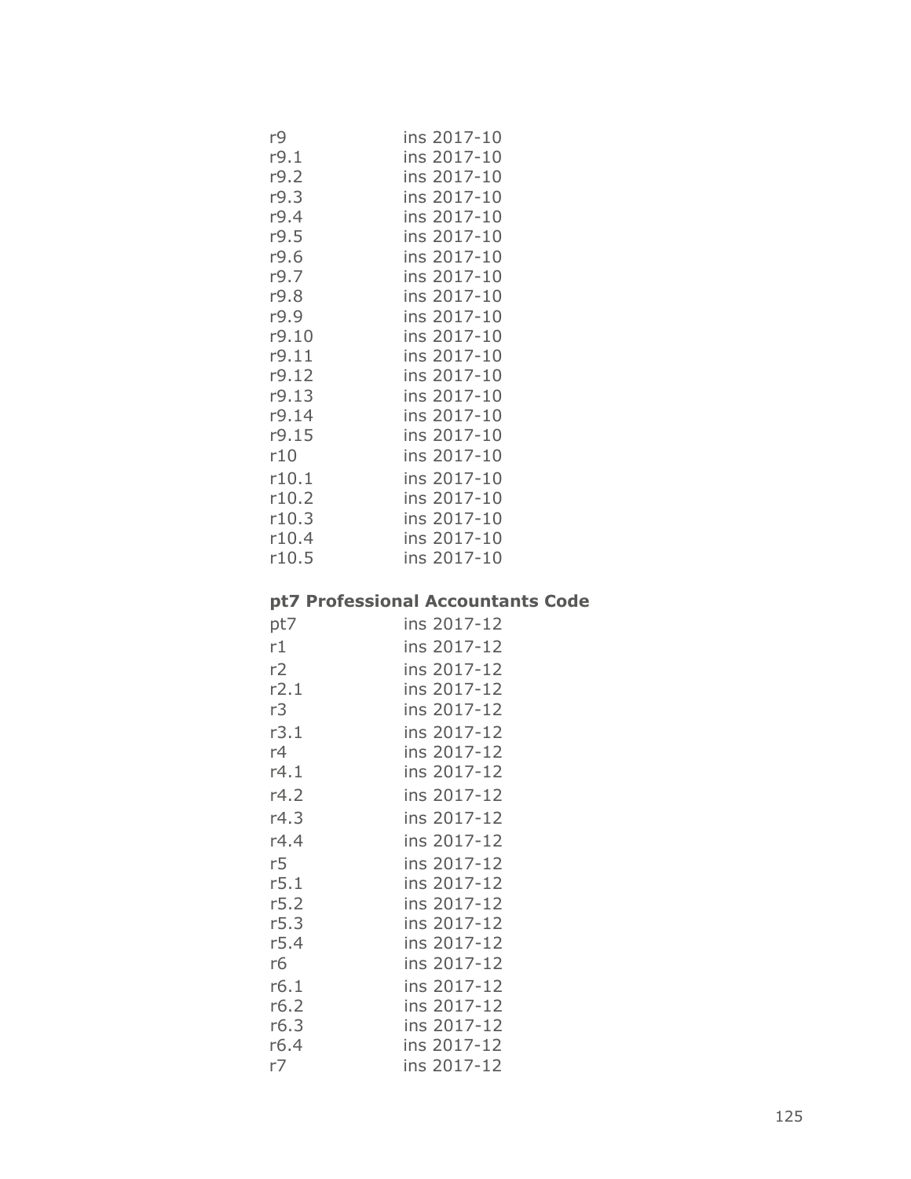| | |
|---|---|
| r9 | ins 2017-10 |
| r9.1 | ins 2017-10 |
| r9.2 | ins 2017-10 |
| r9.3 | ins 2017-10 |
| r9.4 | ins 2017-10 |
| r9.5 | ins 2017-10 |
| r9.6 | ins 2017-10 |
| r9.7 | ins 2017-10 |
| r9.8 | ins 2017-10 |
| r9.9 | ins 2017-10 |
| r9.10 | ins 2017-10 |
| r9.11 | ins 2017-10 |
| r9.12 | ins 2017-10 |
| r9.13 | ins 2017-10 |
| r9.14 | ins 2017-10 |
| r9.15 | ins 2017-10 |
| r10 | ins 2017-10 |
| r10.1 | ins 2017-10 |
| r10.2 | ins 2017-10 |
| r10.3 | ins 2017-10 |
| r10.4 | ins 2017-10 |
| r10.5 | ins 2017-10 |

**pt7 Professional Accountants Code**

| | |
|---|---|
| pt7 | ins 2017-12 |
| r1 | ins 2017-12 |
| r2 | ins 2017-12 |
| r2.1 | ins 2017-12 |
| r3 | ins 2017-12 |
| r3.1 | ins 2017-12 |
| r4 | ins 2017-12 |
| r4.1 | ins 2017-12 |
| r4.2 | ins 2017-12 |
| r4.3 | ins 2017-12 |
| r4.4 | ins 2017-12 |
| r5 | ins 2017-12 |
| r5.1 | ins 2017-12 |
| r5.2 | ins 2017-12 |
| r5.3 | ins 2017-12 |
| r5.4 | ins 2017-12 |
| r6 | ins 2017-12 |
| r6.1 | ins 2017-12 |
| r6.2 | ins 2017-12 |
| r6.3 | ins 2017-12 |
| r6.4 | ins 2017-12 |
| r7 | ins 2017-12 |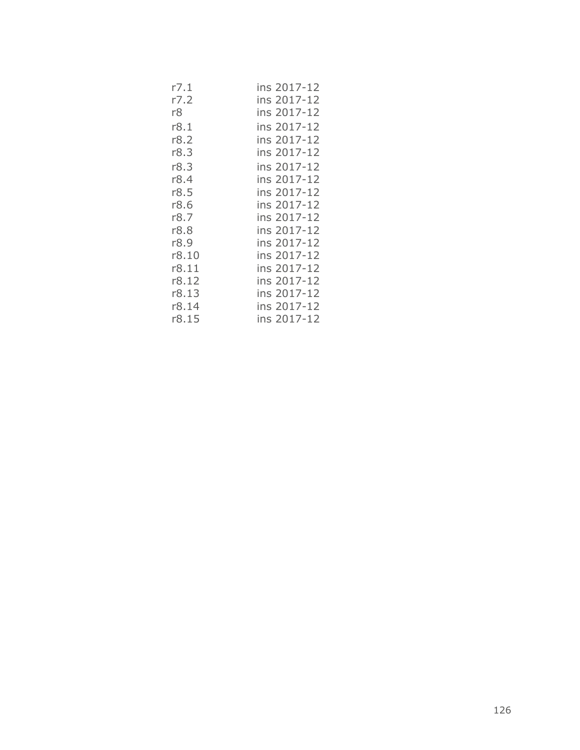| | |
|---|---|
| r7.1 | ins 2017-12 |
| r7.2 | ins 2017-12 |
| r8 | ins 2017-12 |
| r8.1 | ins 2017-12 |
| r8.2 | ins 2017-12 |
| r8.3 | ins 2017-12 |
| r8.3 | ins 2017-12 |
| r8.4 | ins 2017-12 |
| r8.5 | ins 2017-12 |
| r8.6 | ins 2017-12 |
| r8.7 | ins 2017-12 |
| r8.8 | ins 2017-12 |
| r8.9 | ins 2017-12 |
| r8.10 | ins 2017-12 |
| r8.11 | ins 2017-12 |
| r8.12 | ins 2017-12 |
| r8.13 | ins 2017-12 |
| r8.14 | ins 2017-12 |
| r8.15 | ins 2017-12 |